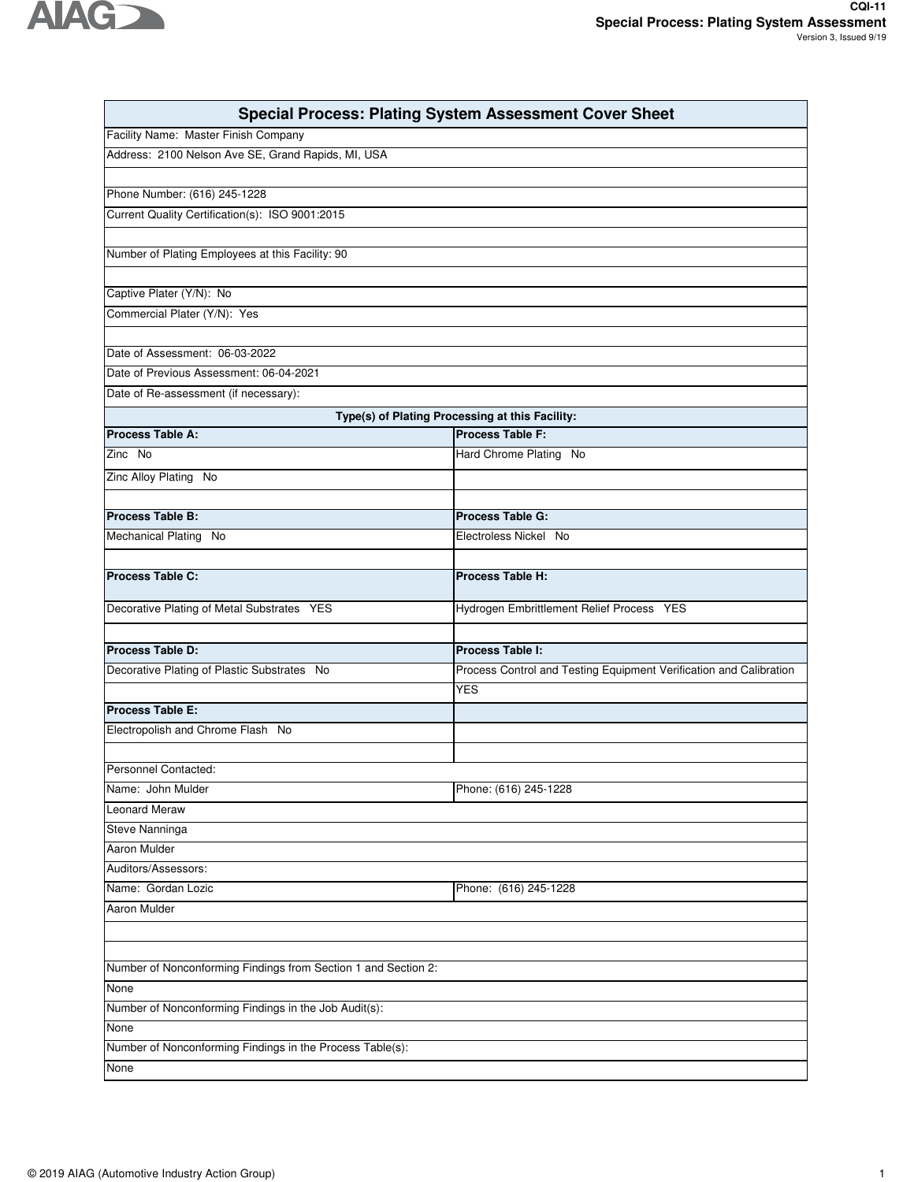# Special Process: Plating System Assessment Cover Sheet

Facility Name: Master Finish Company

Address: 2100 Nelson Ave SE, Grand Rapids, MI, USA

Phone Number: (616) 245-1228

Current Quality Certification(s): ISO 9001:2015

Number of Plating Employees at this Facility: 90

Captive Plater (Y/N): No

Commercial Plater (Y/N): Yes

Date of Assessment: 06-03-2022

Date of Previous Assessment: 06-04-2021

Date of Re-assessment (if necessary):

## Type(s) of Plating Processing at this Facility:

| Process Table A: | Process Table F: |
|---|---|
| Zinc No | Hard Chrome Plating No |
| Zinc Alloy Plating No | |
| | |
| **Process Table B:** | **Process Table G:** |
| Mechanical Plating No | Electroless Nickel No |
| | |
| **Process Table C:** | **Process Table H:** |
| Decorative Plating of Metal Substrates YES | Hydrogen Embrittlement Relief Process YES |
| | |
| **Process Table D:** | **Process Table I:** |
| Decorative Plating of Plastic Substrates No | Process Control and Testing Equipment Verification and Calibration |
| | YES |
| **Process Table E:** | |
| Electropolish and Chrome Flash No | |

Personnel Contacted:

| Name: John Mulder | Phone: (616) 245-1228 |
|---|---|

Leonard Meraw

Steve Nanninga

Aaron Mulder

Auditors/Assessors:

| Name: Gordan Lozic | Phone: (616) 245-1228 |
|---|---|

Aaron Mulder

Number of Nonconforming Findings from Section 1 and Section 2:

None

Number of Nonconforming Findings in the Job Audit(s):

None

Number of Nonconforming Findings in the Process Table(s):

None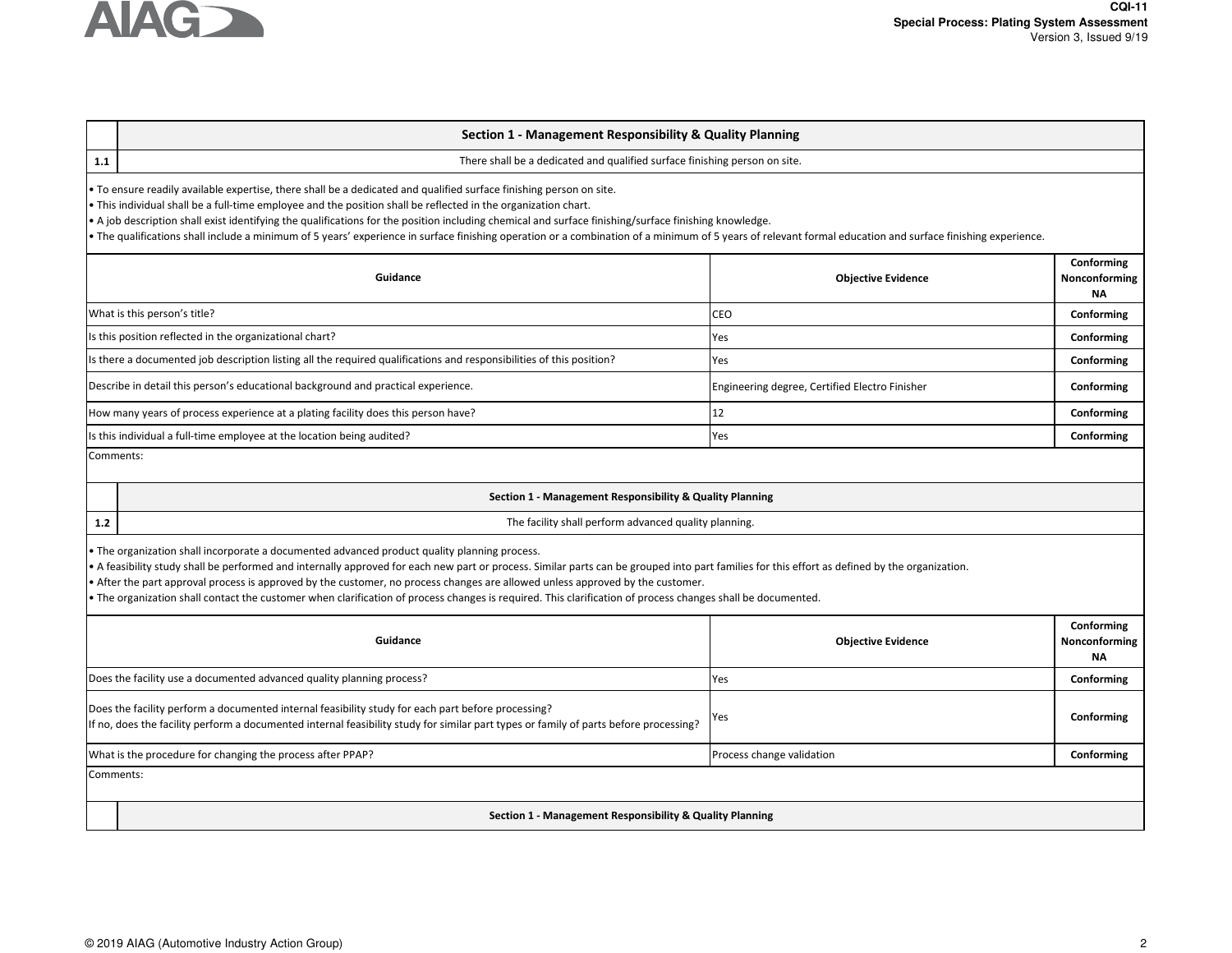## Section 1 - Management Responsibility & Quality Planning

**1.1** There shall be a dedicated and qualified surface finishing person on site.

- To ensure readily available expertise, there shall be a dedicated and qualified surface finishing person on site.
- This individual shall be a full-time employee and the position shall be reflected in the organization chart.
- A job description shall exist identifying the qualifications for the position including chemical and surface finishing/surface finishing knowledge.
- The qualifications shall include a minimum of 5 years' experience in surface finishing operation or a combination of a minimum of 5 years of relevant formal education and surface finishing experience.

| Guidance | Objective Evidence | Conforming Nonconforming NA |
|---|---|---|
| What is this person's title? | CEO | **Conforming** |
| Is this position reflected in the organizational chart? | Yes | **Conforming** |
| Is there a documented job description listing all the required qualifications and responsibilities of this position? | Yes | **Conforming** |
| Describe in detail this person's educational background and practical experience. | Engineering degree, Certified Electro Finisher | **Conforming** |
| How many years of process experience at a plating facility does this person have? | 12 | **Conforming** |
| Is this individual a full-time employee at the location being audited? | Yes | **Conforming** |

Comments:

## Section 1 - Management Responsibility & Quality Planning

**1.2** The facility shall perform advanced quality planning.

- The organization shall incorporate a documented advanced product quality planning process.
- A feasibility study shall be performed and internally approved for each new part or process. Similar parts can be grouped into part families for this effort as defined by the organization.
- After the part approval process is approved by the customer, no process changes are allowed unless approved by the customer.
- The organization shall contact the customer when clarification of process changes is required. This clarification of process changes shall be documented.

| Guidance | Objective Evidence | Conforming Nonconforming NA |
|---|---|---|
| Does the facility use a documented advanced quality planning process? | Yes | **Conforming** |
| Does the facility perform a documented internal feasibility study for each part before processing?<br>If no, does the facility perform a documented internal feasibility study for similar part types or family of parts before processing? | Yes | **Conforming** |
| What is the procedure for changing the process after PPAP? | Process change validation | **Conforming** |

Comments:

## Section 1 - Management Responsibility & Quality Planning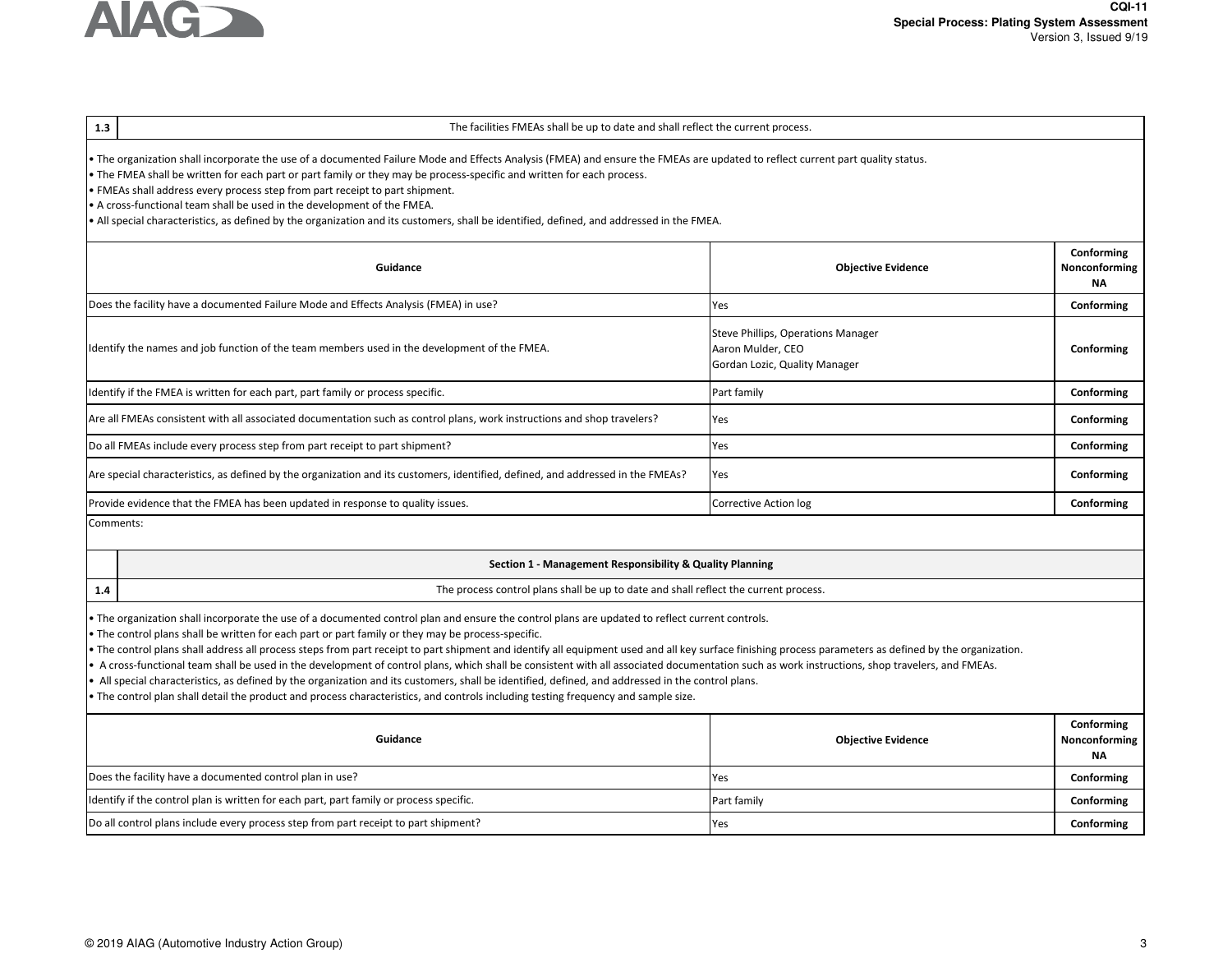| 1.3 | The facilities FMEAs shall be up to date and shall reflect the current process. |
|---|---|

- The organization shall incorporate the use of a documented Failure Mode and Effects Analysis (FMEA) and ensure the FMEAs are updated to reflect current part quality status.
- The FMEA shall be written for each part or part family or they may be process-specific and written for each process.
- FMEAs shall address every process step from part receipt to part shipment.
- A cross-functional team shall be used in the development of the FMEA.
- All special characteristics, as defined by the organization and its customers, shall be identified, defined, and addressed in the FMEA.

| Guidance | Objective Evidence | Conforming Nonconforming NA |
|---|---|---|
| Does the facility have a documented Failure Mode and Effects Analysis (FMEA) in use? | Yes | **Conforming** |
| Identify the names and job function of the team members used in the development of the FMEA. | Steve Phillips, Operations Manager<br>Aaron Mulder, CEO<br>Gordan Lozic, Quality Manager | **Conforming** |
| Identify if the FMEA is written for each part, part family or process specific. | Part family | **Conforming** |
| Are all FMEAs consistent with all associated documentation such as control plans, work instructions and shop travelers? | Yes | **Conforming** |
| Do all FMEAs include every process step from part receipt to part shipment? | Yes | **Conforming** |
| Are special characteristics, as defined by the organization and its customers, identified, defined, and addressed in the FMEAs? | Yes | **Conforming** |
| Provide evidence that the FMEA has been updated in response to quality issues. | Corrective Action log | **Conforming** |

Comments:

**Section 1 - Management Responsibility & Quality Planning**

| 1.4 | The process control plans shall be up to date and shall reflect the current process. |
|---|---|

- The organization shall incorporate the use of a documented control plan and ensure the control plans are updated to reflect current controls.
- The control plans shall be written for each part or part family or they may be process-specific.
- The control plans shall address all process steps from part receipt to part shipment and identify all equipment used and all key surface finishing process parameters as defined by the organization.
- A cross-functional team shall be used in the development of control plans, which shall be consistent with all associated documentation such as work instructions, shop travelers, and FMEAs.
- All special characteristics, as defined by the organization and its customers, shall be identified, defined, and addressed in the control plans.
- The control plan shall detail the product and process characteristics, and controls including testing frequency and sample size.

| Guidance | Objective Evidence | Conforming Nonconforming NA |
|---|---|---|
| Does the facility have a documented control plan in use? | Yes | **Conforming** |
| Identify if the control plan is written for each part, part family or process specific. | Part family | **Conforming** |
| Do all control plans include every process step from part receipt to part shipment? | Yes | **Conforming** |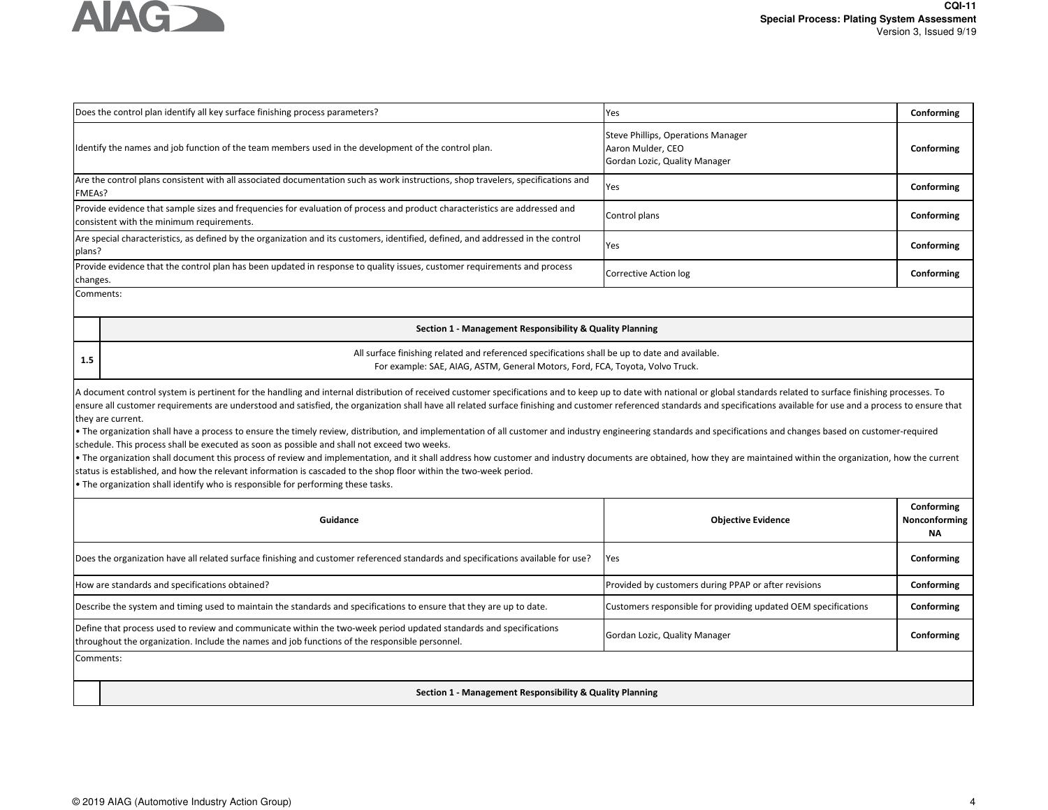| | | |
|---|---|---|
| Does the control plan identify all key surface finishing process parameters? | Yes | **Conforming** |
| Identify the names and job function of the team members used in the development of the control plan. | Steve Phillips, Operations Manager<br>Aaron Mulder, CEO<br>Gordan Lozic, Quality Manager | **Conforming** |
| Are the control plans consistent with all associated documentation such as work instructions, shop travelers, specifications and FMEAs? | Yes | **Conforming** |
| Provide evidence that sample sizes and frequencies for evaluation of process and product characteristics are addressed and consistent with the minimum requirements. | Control plans | **Conforming** |
| Are special characteristics, as defined by the organization and its customers, identified, defined, and addressed in the control plans? | Yes | **Conforming** |
| Provide evidence that the control plan has been updated in response to quality issues, customer requirements and process changes. | Corrective Action log | **Conforming** |
| Comments: | | |

**Section 1 - Management Responsibility & Quality Planning**

**1.5** All surface finishing related and referenced specifications shall be up to date and available.
For example: SAE, AIAG, ASTM, General Motors, Ford, FCA, Toyota, Volvo Truck.

A document control system is pertinent for the handling and internal distribution of received customer specifications and to keep up to date with national or global standards related to surface finishing processes. To ensure all customer requirements are understood and satisfied, the organization shall have all related surface finishing and customer referenced standards and specifications available for use and a process to ensure that they are current.

- The organization shall have a process to ensure the timely review, distribution, and implementation of all customer and industry engineering standards and specifications and changes based on customer-required schedule. This process shall be executed as soon as possible and shall not exceed two weeks.
- The organization shall document this process of review and implementation, and it shall address how customer and industry documents are obtained, how they are maintained within the organization, how the current status is established, and how the relevant information is cascaded to the shop floor within the two-week period.
- The organization shall identify who is responsible for performing these tasks.

| Guidance | Objective Evidence | Conforming<br>Nonconforming<br>NA |
|---|---|---|
| Does the organization have all related surface finishing and customer referenced standards and specifications available for use? | Yes | **Conforming** |
| How are standards and specifications obtained? | Provided by customers during PPAP or after revisions | **Conforming** |
| Describe the system and timing used to maintain the standards and specifications to ensure that they are up to date. | Customers responsible for providing updated OEM specifications | **Conforming** |
| Define that process used to review and communicate within the two-week period updated standards and specifications throughout the organization. Include the names and job functions of the responsible personnel. | Gordan Lozic, Quality Manager | **Conforming** |
| Comments: | | |

**Section 1 - Management Responsibility & Quality Planning**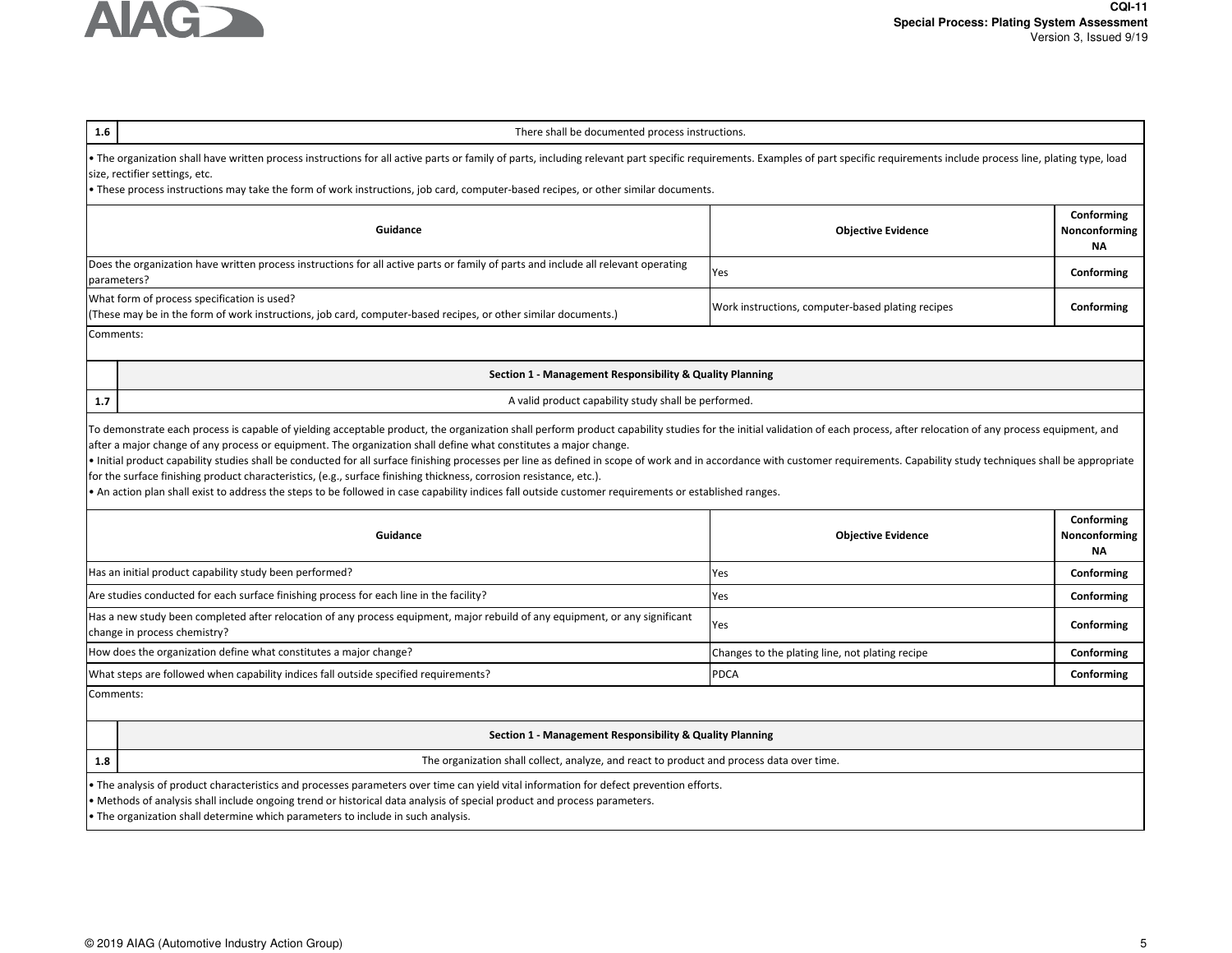| 1.6 | There shall be documented process instructions. |
|---|---|

• The organization shall have written process instructions for all active parts or family of parts, including relevant part specific requirements. Examples of part specific requirements include process line, plating type, load size, rectifier settings, etc.
• These process instructions may take the form of work instructions, job card, computer-based recipes, or other similar documents.

| Guidance | Objective Evidence | Conforming Nonconforming NA |
|---|---|---|
| Does the organization have written process instructions for all active parts or family of parts and include all relevant operating parameters? | Yes | **Conforming** |
| What form of process specification is used? (These may be in the form of work instructions, job card, computer-based recipes, or other similar documents.) | Work instructions, computer-based plating recipes | **Conforming** |

Comments:

## Section 1 - Management Responsibility & Quality Planning

| 1.7 | A valid product capability study shall be performed. |
|---|---|

To demonstrate each process is capable of yielding acceptable product, the organization shall perform product capability studies for the initial validation of each process, after relocation of any process equipment, and after a major change of any process or equipment. The organization shall define what constitutes a major change.
• Initial product capability studies shall be conducted for all surface finishing processes per line as defined in scope of work and in accordance with customer requirements. Capability study techniques shall be appropriate for the surface finishing product characteristics, (e.g., surface finishing thickness, corrosion resistance, etc.).
• An action plan shall exist to address the steps to be followed in case capability indices fall outside customer requirements or established ranges.

| Guidance | Objective Evidence | Conforming Nonconforming NA |
|---|---|---|
| Has an initial product capability study been performed? | Yes | **Conforming** |
| Are studies conducted for each surface finishing process for each line in the facility? | Yes | **Conforming** |
| Has a new study been completed after relocation of any process equipment, major rebuild of any equipment, or any significant change in process chemistry? | Yes | **Conforming** |
| How does the organization define what constitutes a major change? | Changes to the plating line, not plating recipe | **Conforming** |
| What steps are followed when capability indices fall outside specified requirements? | PDCA | **Conforming** |

Comments:

## Section 1 - Management Responsibility & Quality Planning

| 1.8 | The organization shall collect, analyze, and react to product and process data over time. |
|---|---|

• The analysis of product characteristics and processes parameters over time can yield vital information for defect prevention efforts.
• Methods of analysis shall include ongoing trend or historical data analysis of special product and process parameters.
• The organization shall determine which parameters to include in such analysis.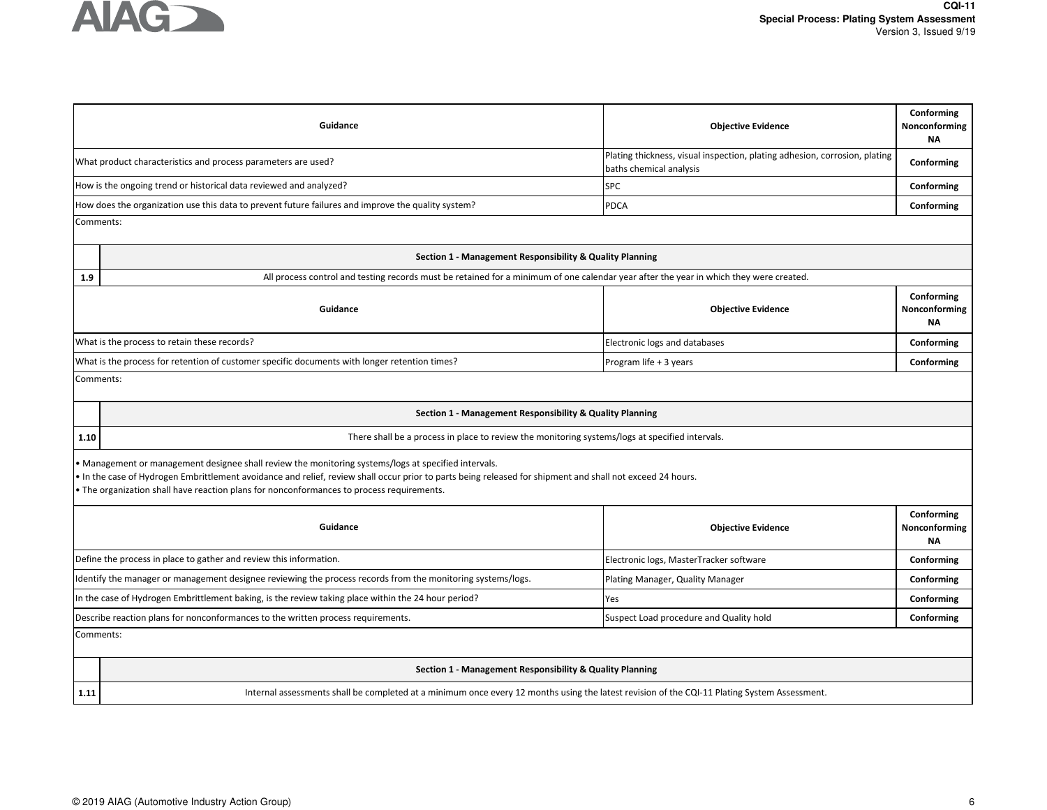| Guidance | Objective Evidence | Conforming Nonconforming NA |
| --- | --- | --- |
| What product characteristics and process parameters are used? | Plating thickness, visual inspection, plating adhesion, corrosion, plating baths chemical analysis | **Conforming** |
| How is the ongoing trend or historical data reviewed and analyzed? | SPC | **Conforming** |
| How does the organization use this data to prevent future failures and improve the quality system? | PDCA | **Conforming** |

Comments:

| | Section 1 - Management Responsibility & Quality Planning |
| --- | --- |
| **1.9** | All process control and testing records must be retained for a minimum of one calendar year after the year in which they were created. |

| Guidance | Objective Evidence | Conforming Nonconforming NA |
| --- | --- | --- |
| What is the process to retain these records? | Electronic logs and databases | **Conforming** |
| What is the process for retention of customer specific documents with longer retention times? | Program life + 3 years | **Conforming** |

Comments:

| | Section 1 - Management Responsibility & Quality Planning |
| --- | --- |
| **1.10** | There shall be a process in place to review the monitoring systems/logs at specified intervals. |

- Management or management designee shall review the monitoring systems/logs at specified intervals.
- In the case of Hydrogen Embrittlement avoidance and relief, review shall occur prior to parts being released for shipment and shall not exceed 24 hours.
- The organization shall have reaction plans for nonconformances to process requirements.

| Guidance | Objective Evidence | Conforming Nonconforming NA |
| --- | --- | --- |
| Define the process in place to gather and review this information. | Electronic logs, MasterTracker software | **Conforming** |
| Identify the manager or management designee reviewing the process records from the monitoring systems/logs. | Plating Manager, Quality Manager | **Conforming** |
| In the case of Hydrogen Embrittlement baking, is the review taking place within the 24 hour period? | Yes | **Conforming** |
| Describe reaction plans for nonconformances to the written process requirements. | Suspect Load procedure and Quality hold | **Conforming** |

Comments:

| | Section 1 - Management Responsibility & Quality Planning |
| --- | --- |
| **1.11** | Internal assessments shall be completed at a minimum once every 12 months using the latest revision of the CQI-11 Plating System Assessment. |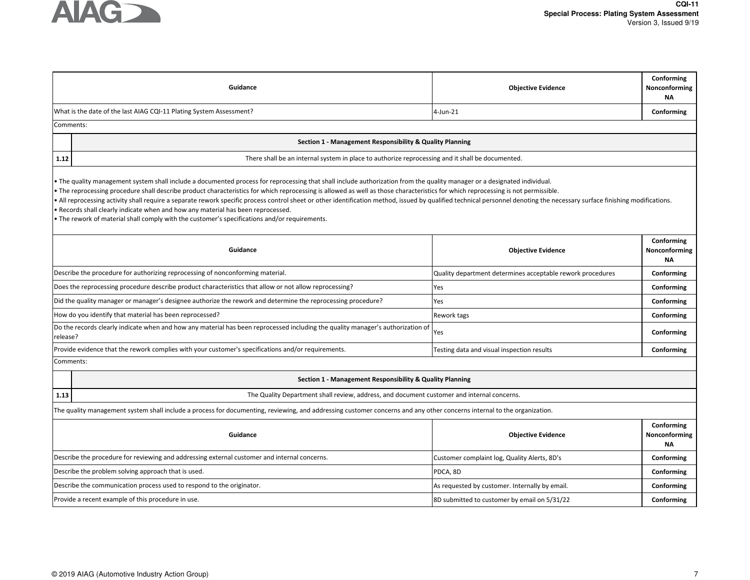| Guidance | Objective Evidence | Conforming Nonconforming NA |
|---|---|---|
| What is the date of the last AIAG CQI-11 Plating System Assessment? | 4-Jun-21 | **Conforming** |

Comments:

**Section 1 - Management Responsibility & Quality Planning**

**1.12** There shall be an internal system in place to authorize reprocessing and it shall be documented.

- The quality management system shall include a documented process for reprocessing that shall include authorization from the quality manager or a designated individual.
- The reprocessing procedure shall describe product characteristics for which reprocessing is allowed as well as those characteristics for which reprocessing is not permissible.
- All reprocessing activity shall require a separate rework specific process control sheet or other identification method, issued by qualified technical personnel denoting the necessary surface finishing modifications.
- Records shall clearly indicate when and how any material has been reprocessed.
- The rework of material shall comply with the customer's specifications and/or requirements.

| Guidance | Objective Evidence | Conforming Nonconforming NA |
|---|---|---|
| Describe the procedure for authorizing reprocessing of nonconforming material. | Quality department determines acceptable rework procedures | **Conforming** |
| Does the reprocessing procedure describe product characteristics that allow or not allow reprocessing? | Yes | **Conforming** |
| Did the quality manager or manager's designee authorize the rework and determine the reprocessing procedure? | Yes | **Conforming** |
| How do you identify that material has been reprocessed? | Rework tags | **Conforming** |
| Do the records clearly indicate when and how any material has been reprocessed including the quality manager's authorization of release? | Yes | **Conforming** |
| Provide evidence that the rework complies with your customer's specifications and/or requirements. | Testing data and visual inspection results | **Conforming** |

Comments:

**Section 1 - Management Responsibility & Quality Planning**

**1.13** The Quality Department shall review, address, and document customer and internal concerns.

The quality management system shall include a process for documenting, reviewing, and addressing customer concerns and any other concerns internal to the organization.

| Guidance | Objective Evidence | Conforming Nonconforming NA |
|---|---|---|
| Describe the procedure for reviewing and addressing external customer and internal concerns. | Customer complaint log, Quality Alerts, 8D's | **Conforming** |
| Describe the problem solving approach that is used. | PDCA, 8D | **Conforming** |
| Describe the communication process used to respond to the originator. | As requested by customer. Internally by email. | **Conforming** |
| Provide a recent example of this procedure in use. | 8D submitted to customer by email on 5/31/22 | **Conforming** |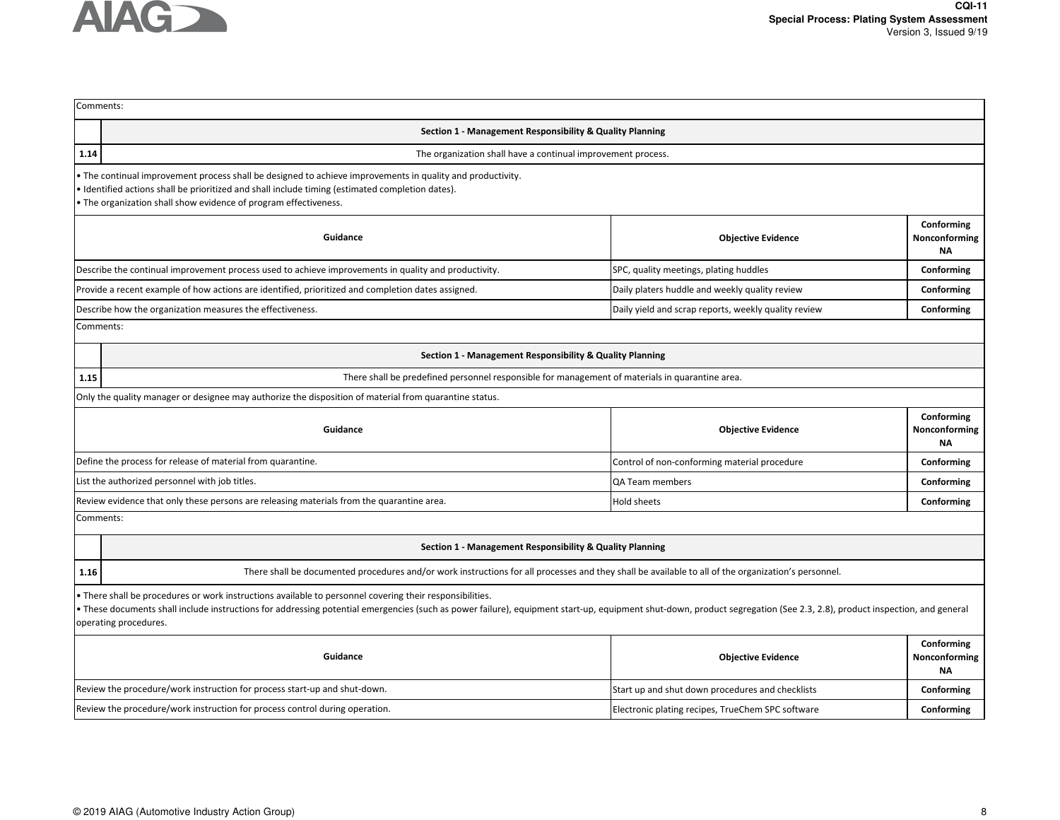Comments:

| | Section 1 - Management Responsibility & Quality Planning |
|---|---|
| **1.14** | The organization shall have a continual improvement process. |

- The continual improvement process shall be designed to achieve improvements in quality and productivity.
- Identified actions shall be prioritized and shall include timing (estimated completion dates).
- The organization shall show evidence of program effectiveness.

| Guidance | Objective Evidence | Conforming Nonconforming NA |
|---|---|---|
| Describe the continual improvement process used to achieve improvements in quality and productivity. | SPC, quality meetings, plating huddles | **Conforming** |
| Provide a recent example of how actions are identified, prioritized and completion dates assigned. | Daily platers huddle and weekly quality review | **Conforming** |
| Describe how the organization measures the effectiveness. | Daily yield and scrap reports, weekly quality review | **Conforming** |

Comments:

| | Section 1 - Management Responsibility & Quality Planning |
|---|---|
| **1.15** | There shall be predefined personnel responsible for management of materials in quarantine area. |

Only the quality manager or designee may authorize the disposition of material from quarantine status.

| Guidance | Objective Evidence | Conforming Nonconforming NA |
|---|---|---|
| Define the process for release of material from quarantine. | Control of non-conforming material procedure | **Conforming** |
| List the authorized personnel with job titles. | QA Team members | **Conforming** |
| Review evidence that only these persons are releasing materials from the quarantine area. | Hold sheets | **Conforming** |

Comments:

| | Section 1 - Management Responsibility & Quality Planning |
|---|---|
| **1.16** | There shall be documented procedures and/or work instructions for all processes and they shall be available to all of the organization's personnel. |

- There shall be procedures or work instructions available to personnel covering their responsibilities.
- These documents shall include instructions for addressing potential emergencies (such as power failure), equipment start-up, equipment shut-down, product segregation (See 2.3, 2.8), product inspection, and general operating procedures.

| Guidance | Objective Evidence | Conforming Nonconforming NA |
|---|---|---|
| Review the procedure/work instruction for process start-up and shut-down. | Start up and shut down procedures and checklists | **Conforming** |
| Review the procedure/work instruction for process control during operation. | Electronic plating recipes, TrueChem SPC software | **Conforming** |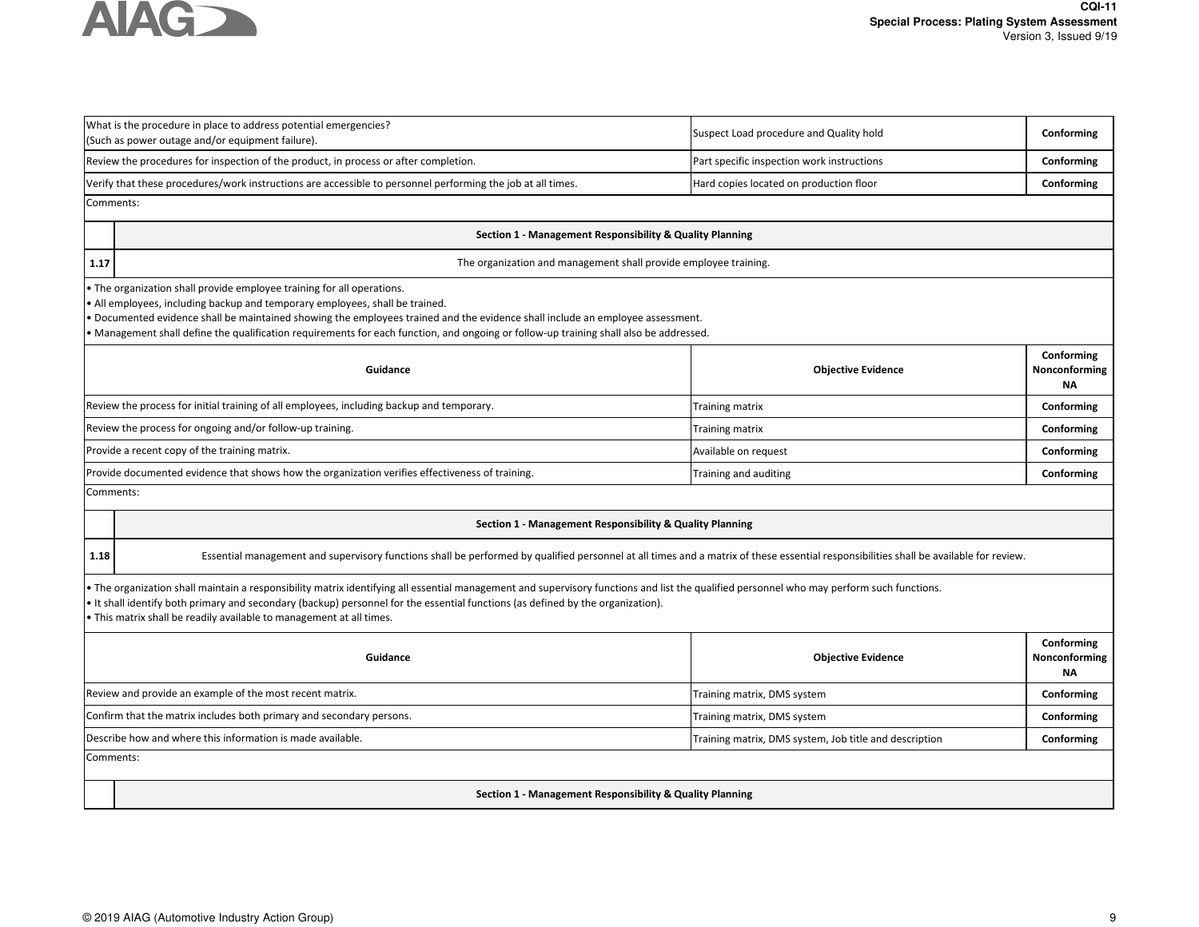| | | |
|---|---|---|
| What is the procedure in place to address potential emergencies?<br>(Such as power outage and/or equipment failure). | Suspect Load procedure and Quality hold | **Conforming** |
| Review the procedures for inspection of the product, in process or after completion. | Part specific inspection work instructions | **Conforming** |
| Verify that these procedures/work instructions are accessible to personnel performing the job at all times. | Hard copies located on production floor | **Conforming** |

Comments:

| | **Section 1 - Management Responsibility & Quality Planning** |
|---|---|
| **1.17** | The organization and management shall provide employee training. |

- The organization shall provide employee training for all operations.
- All employees, including backup and temporary employees, shall be trained.
- Documented evidence shall be maintained showing the employees trained and the evidence shall include an employee assessment.
- Management shall define the qualification requirements for each function, and ongoing or follow-up training shall also be addressed.

| **Guidance** | **Objective Evidence** | **Conforming Nonconforming NA** |
|---|---|---|
| Review the process for initial training of all employees, including backup and temporary. | Training matrix | **Conforming** |
| Review the process for ongoing and/or follow-up training. | Training matrix | **Conforming** |
| Provide a recent copy of the training matrix. | Available on request | **Conforming** |
| Provide documented evidence that shows how the organization verifies effectiveness of training. | Training and auditing | **Conforming** |

Comments:

| | **Section 1 - Management Responsibility & Quality Planning** |
|---|---|
| **1.18** | Essential management and supervisory functions shall be performed by qualified personnel at all times and a matrix of these essential responsibilities shall be available for review. |

- The organization shall maintain a responsibility matrix identifying all essential management and supervisory functions and list the qualified personnel who may perform such functions.
- It shall identify both primary and secondary (backup) personnel for the essential functions (as defined by the organization).
- This matrix shall be readily available to management at all times.

| **Guidance** | **Objective Evidence** | **Conforming Nonconforming NA** |
|---|---|---|
| Review and provide an example of the most recent matrix. | Training matrix, DMS system | **Conforming** |
| Confirm that the matrix includes both primary and secondary persons. | Training matrix, DMS system | **Conforming** |
| Describe how and where this information is made available. | Training matrix, DMS system, Job title and description | **Conforming** |

Comments:

| | **Section 1 - Management Responsibility & Quality Planning** |
|---|---|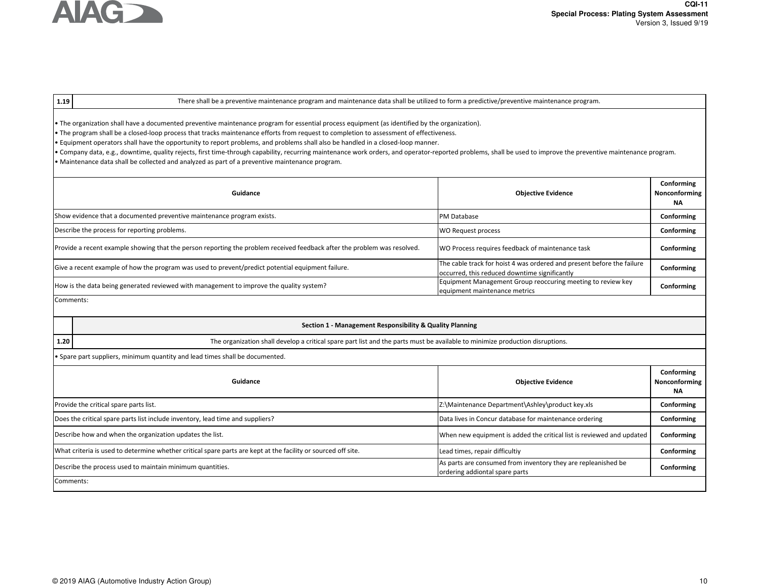| 1.19 | There shall be a preventive maintenance program and maintenance data shall be utilized to form a predictive/preventive maintenance program. |
|---|---|

• The organization shall have a documented preventive maintenance program for essential process equipment (as identified by the organization).
• The program shall be a closed-loop process that tracks maintenance efforts from request to completion to assessment of effectiveness.
• Equipment operators shall have the opportunity to report problems, and problems shall also be handled in a closed-loop manner.
• Company data, e.g., downtime, quality rejects, first time-through capability, recurring maintenance work orders, and operator-reported problems, shall be used to improve the preventive maintenance program.
• Maintenance data shall be collected and analyzed as part of a preventive maintenance program.

| Guidance | Objective Evidence | Conforming Nonconforming NA |
|---|---|---|
| Show evidence that a documented preventive maintenance program exists. | PM Database | **Conforming** |
| Describe the process for reporting problems. | WO Request process | **Conforming** |
| Provide a recent example showing that the person reporting the problem received feedback after the problem was resolved. | WO Process requires feedback of maintenance task | **Conforming** |
| Give a recent example of how the program was used to prevent/predict potential equipment failure. | The cable track for hoist 4 was ordered and present before the failure occurred, this reduced downtime significantly | **Conforming** |
| How is the data being generated reviewed with management to improve the quality system? | Equipment Management Group reoccuring meeting to review key equipment maintenance metrics | **Conforming** |

Comments:

**Section 1 - Management Responsibility & Quality Planning**

| 1.20 | The organization shall develop a critical spare part list and the parts must be available to minimize production disruptions. |
|---|---|

• Spare part suppliers, minimum quantity and lead times shall be documented.

| Guidance | Objective Evidence | Conforming Nonconforming NA |
|---|---|---|
| Provide the critical spare parts list. | Z:\Maintenance Department\Ashley\product key.xls | **Conforming** |
| Does the critical spare parts list include inventory, lead time and suppliers? | Data lives in Concur database for maintenance ordering | **Conforming** |
| Describe how and when the organization updates the list. | When new equipment is added the critical list is reviewed and updated | **Conforming** |
| What criteria is used to determine whether critical spare parts are kept at the facility or sourced off site. | Lead times, repair difficultiy | **Conforming** |
| Describe the process used to maintain minimum quantities. | As parts are consumed from inventory they are repleanished be ordering addiontal spare parts | **Conforming** |

Comments: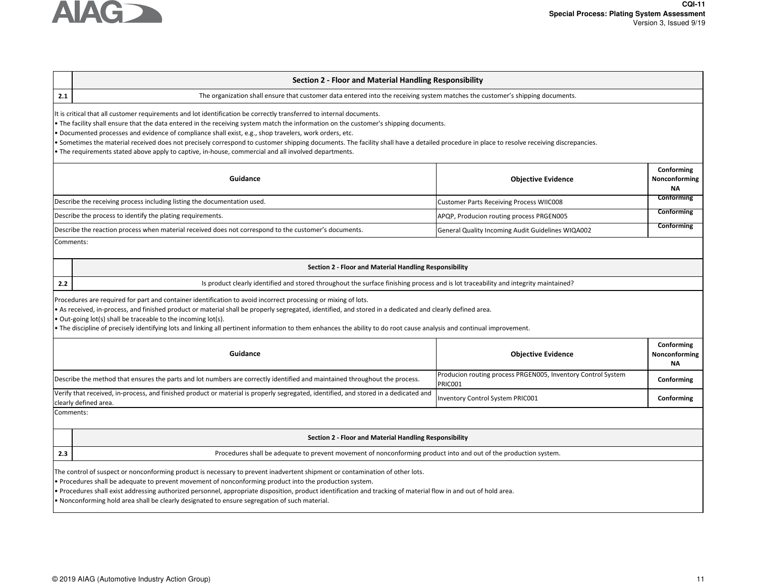## Section 2 - Floor and Material Handling Responsibility

**2.1** The organization shall ensure that customer data entered into the receiving system matches the customer's shipping documents.

It is critical that all customer requirements and lot identification be correctly transferred to internal documents.
- The facility shall ensure that the data entered in the receiving system match the information on the customer's shipping documents.
- Documented processes and evidence of compliance shall exist, e.g., shop travelers, work orders, etc.
- Sometimes the material received does not precisely correspond to customer shipping documents. The facility shall have a detailed procedure in place to resolve receiving discrepancies.
- The requirements stated above apply to captive, in-house, commercial and all involved departments.

| Guidance | Objective Evidence | Conforming Nonconforming NA |
|---|---|---|
| Describe the receiving process including listing the documentation used. | Customer Parts Receiving Process WIIC008 | Conforming |
| Describe the process to identify the plating requirements. | APQP, Producion routing process PRGEN005 | Conforming |
| Describe the reaction process when material received does not correspond to the customer's documents. | General Quality Incoming Audit Guidelines WIQA002 | Conforming |

Comments:

## Section 2 - Floor and Material Handling Responsibility

**2.2** Is product clearly identified and stored throughout the surface finishing process and is lot traceability and integrity maintained?

Procedures are required for part and container identification to avoid incorrect processing or mixing of lots.
- As received, in-process, and finished product or material shall be properly segregated, identified, and stored in a dedicated and clearly defined area.
- Out-going lot(s) shall be traceable to the incoming lot(s).
- The discipline of precisely identifying lots and linking all pertinent information to them enhances the ability to do root cause analysis and continual improvement.

| Guidance | Objective Evidence | Conforming Nonconforming NA |
|---|---|---|
| Describe the method that ensures the parts and lot numbers are correctly identified and maintained throughout the process. | Producion routing process PRGEN005, Inventory Control System PRIC001 | Conforming |
| Verify that received, in-process, and finished product or material is properly segregated, identified, and stored in a dedicated and clearly defined area. | Inventory Control System PRIC001 | Conforming |

Comments:

## Section 2 - Floor and Material Handling Responsibility

**2.3** Procedures shall be adequate to prevent movement of nonconforming product into and out of the production system.

The control of suspect or nonconforming product is necessary to prevent inadvertent shipment or contamination of other lots.
- Procedures shall be adequate to prevent movement of nonconforming product into the production system.
- Procedures shall exist addressing authorized personnel, appropriate disposition, product identification and tracking of material flow in and out of hold area.
- Nonconforming hold area shall be clearly designated to ensure segregation of such material.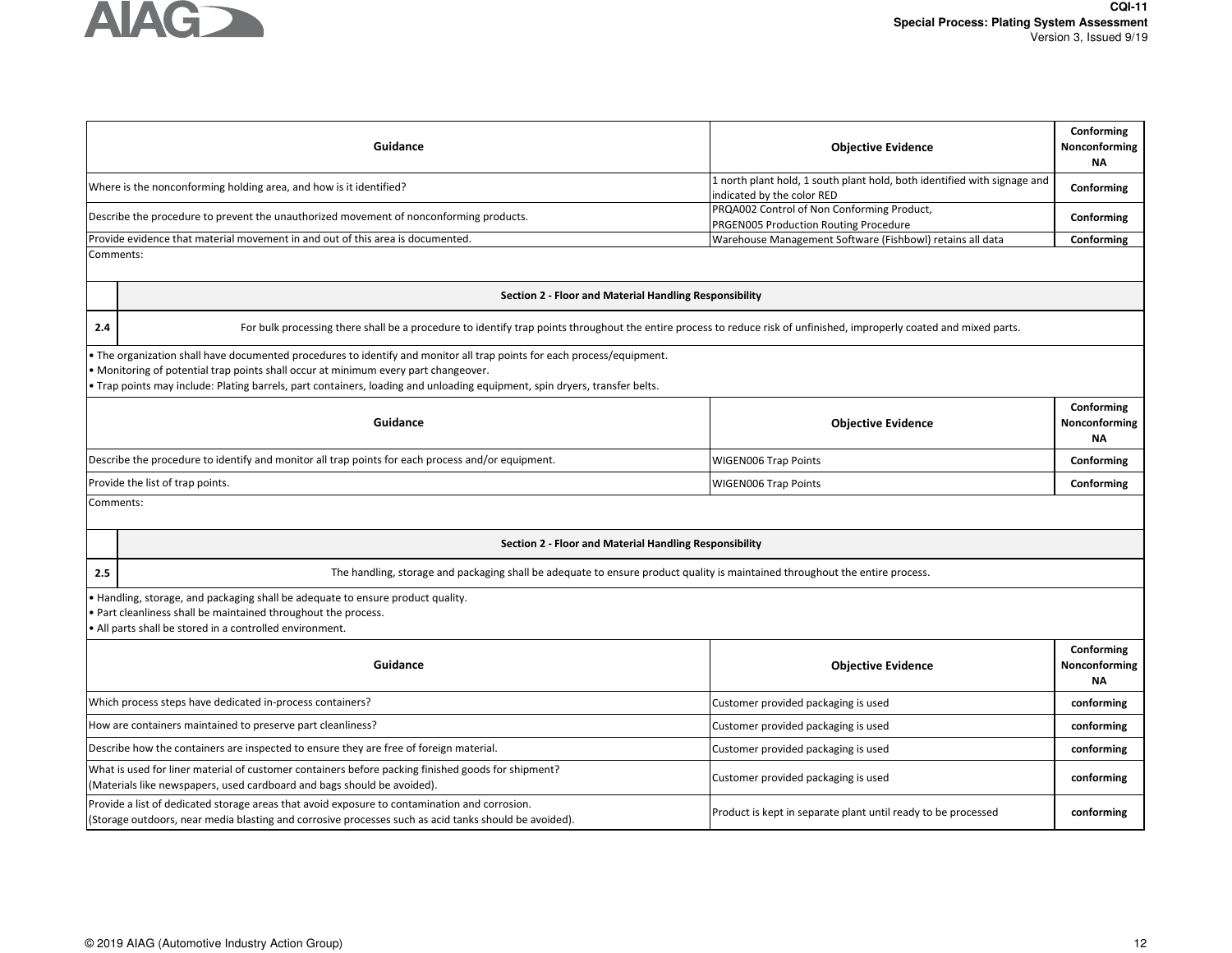| Guidance | Objective Evidence | Conforming Nonconforming NA |
|---|---|---|
| Where is the nonconforming holding area, and how is it identified? | 1 north plant hold, 1 south plant hold, both identified with signage and indicated by the color RED | **Conforming** |
| Describe the procedure to prevent the unauthorized movement of nonconforming products. | PRQA002 Control of Non Conforming Product, PRGEN005 Production Routing Procedure | **Conforming** |
| Provide evidence that material movement in and out of this area is documented. | Warehouse Management Software (Fishbowl) retains all data | **Conforming** |

Comments:

**Section 2 - Floor and Material Handling Responsibility**

**2.4** For bulk processing there shall be a procedure to identify trap points throughout the entire process to reduce risk of unfinished, improperly coated and mixed parts.

- The organization shall have documented procedures to identify and monitor all trap points for each process/equipment.
- Monitoring of potential trap points shall occur at minimum every part changeover.
- Trap points may include: Plating barrels, part containers, loading and unloading equipment, spin dryers, transfer belts.

| Guidance | Objective Evidence | Conforming Nonconforming NA |
|---|---|---|
| Describe the procedure to identify and monitor all trap points for each process and/or equipment. | WIGEN006 Trap Points | **Conforming** |
| Provide the list of trap points. | WIGEN006 Trap Points | **Conforming** |

Comments:

**Section 2 - Floor and Material Handling Responsibility**

**2.5** The handling, storage and packaging shall be adequate to ensure product quality is maintained throughout the entire process.

- Handling, storage, and packaging shall be adequate to ensure product quality.
- Part cleanliness shall be maintained throughout the process.
- All parts shall be stored in a controlled environment.

| Guidance | Objective Evidence | Conforming Nonconforming NA |
|---|---|---|
| Which process steps have dedicated in-process containers? | Customer provided packaging is used | **conforming** |
| How are containers maintained to preserve part cleanliness? | Customer provided packaging is used | **conforming** |
| Describe how the containers are inspected to ensure they are free of foreign material. | Customer provided packaging is used | **conforming** |
| What is used for liner material of customer containers before packing finished goods for shipment? (Materials like newspapers, used cardboard and bags should be avoided). | Customer provided packaging is used | **conforming** |
| Provide a list of dedicated storage areas that avoid exposure to contamination and corrosion. (Storage outdoors, near media blasting and corrosive processes such as acid tanks should be avoided). | Product is kept in separate plant until ready to be processed | **conforming** |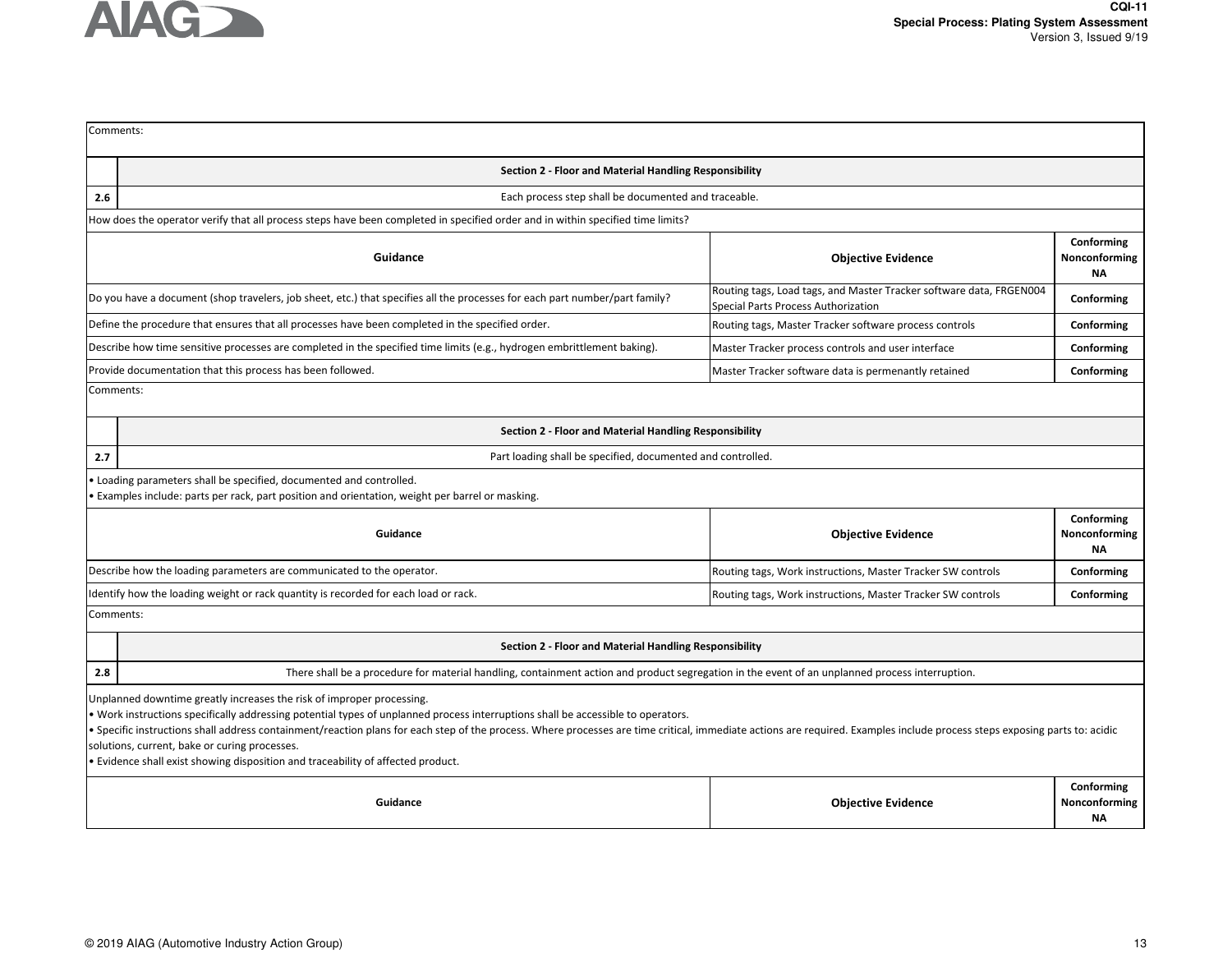Comments:

### Section 2 - Floor and Material Handling Responsibility

**2.6** Each process step shall be documented and traceable.

How does the operator verify that all process steps have been completed in specified order and in within specified time limits?

| Guidance | Objective Evidence | Conforming Nonconforming NA |
|---|---|---|
| Do you have a document (shop travelers, job sheet, etc.) that specifies all the processes for each part number/part family? | Routing tags, Load tags, and Master Tracker software data, FRGEN004 Special Parts Process Authorization | **Conforming** |
| Define the procedure that ensures that all processes have been completed in the specified order. | Routing tags, Master Tracker software process controls | **Conforming** |
| Describe how time sensitive processes are completed in the specified time limits (e.g., hydrogen embrittlement baking). | Master Tracker process controls and user interface | **Conforming** |
| Provide documentation that this process has been followed. | Master Tracker software data is permenantly retained | **Conforming** |

Comments:

### Section 2 - Floor and Material Handling Responsibility

**2.7** Part loading shall be specified, documented and controlled.

- Loading parameters shall be specified, documented and controlled.
- Examples include: parts per rack, part position and orientation, weight per barrel or masking.

| Guidance | Objective Evidence | Conforming Nonconforming NA |
|---|---|---|
| Describe how the loading parameters are communicated to the operator. | Routing tags, Work instructions, Master Tracker SW controls | **Conforming** |
| Identify how the loading weight or rack quantity is recorded for each load or rack. | Routing tags, Work instructions, Master Tracker SW controls | **Conforming** |

Comments:

### Section 2 - Floor and Material Handling Responsibility

**2.8** There shall be a procedure for material handling, containment action and product segregation in the event of an unplanned process interruption.

Unplanned downtime greatly increases the risk of improper processing.

- Work instructions specifically addressing potential types of unplanned process interruptions shall be accessible to operators.
- Specific instructions shall address containment/reaction plans for each step of the process. Where processes are time critical, immediate actions are required. Examples include process steps exposing parts to: acidic solutions, current, bake or curing processes.
- Evidence shall exist showing disposition and traceability of affected product.

| Guidance | Objective Evidence | Conforming Nonconforming NA |
|---|---|---|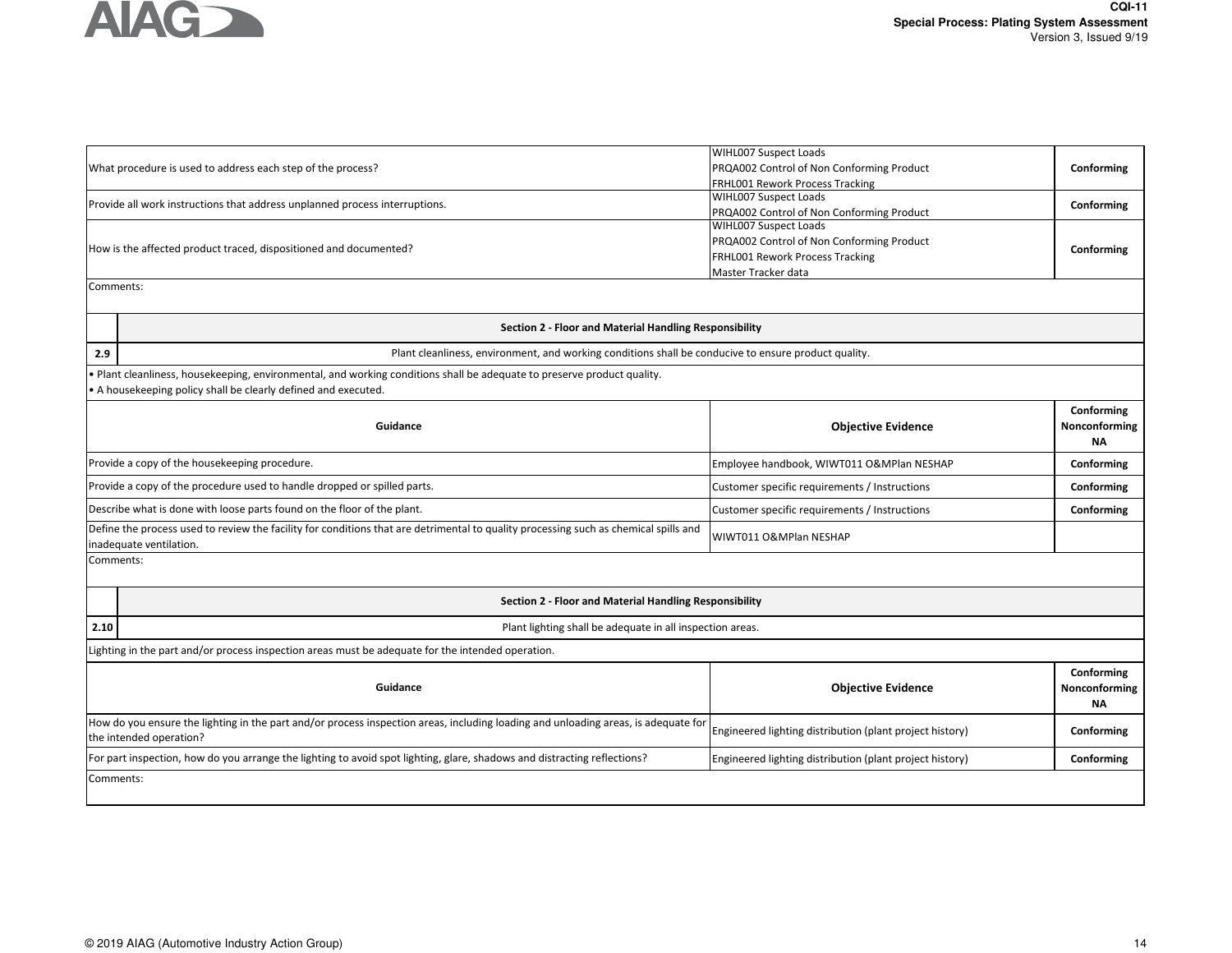| | | |
|---|---|---|
| What procedure is used to address each step of the process? | WIHL007 Suspect Loads<br>PRQA002 Control of Non Conforming Product<br>FRHL001 Rework Process Tracking | **Conforming** |
| Provide all work instructions that address unplanned process interruptions. | WIHL007 Suspect Loads<br>PRQA002 Control of Non Conforming Product | **Conforming** |
| How is the affected product traced, dispositioned and documented? | WIHL007 Suspect Loads<br>PRQA002 Control of Non Conforming Product<br>FRHL001 Rework Process Tracking<br>Master Tracker data | **Conforming** |

Comments:

| | **Section 2 - Floor and Material Handling Responsibility** |
|---|---|
| **2.9** | Plant cleanliness, environment, and working conditions shall be conducive to ensure product quality. |

- Plant cleanliness, housekeeping, environmental, and working conditions shall be adequate to preserve product quality.
- A housekeeping policy shall be clearly defined and executed.

| **Guidance** | **Objective Evidence** | **Conforming Nonconforming NA** |
|---|---|---|
| Provide a copy of the housekeeping procedure. | Employee handbook, WIWT011 O&MPlan NESHAP | **Conforming** |
| Provide a copy of the procedure used to handle dropped or spilled parts. | Customer specific requirements / Instructions | **Conforming** |
| Describe what is done with loose parts found on the floor of the plant. | Customer specific requirements / Instructions | **Conforming** |
| Define the process used to review the facility for conditions that are detrimental to quality processing such as chemical spills and inadequate ventilation. | WIWT011 O&MPlan NESHAP | |

Comments:

| | **Section 2 - Floor and Material Handling Responsibility** |
|---|---|
| **2.10** | Plant lighting shall be adequate in all inspection areas. |

Lighting in the part and/or process inspection areas must be adequate for the intended operation.

| **Guidance** | **Objective Evidence** | **Conforming Nonconforming NA** |
|---|---|---|
| How do you ensure the lighting in the part and/or process inspection areas, including loading and unloading areas, is adequate for the intended operation? | Engineered lighting distribution (plant project history) | **Conforming** |
| For part inspection, how do you arrange the lighting to avoid spot lighting, glare, shadows and distracting reflections? | Engineered lighting distribution (plant project history) | **Conforming** |

Comments: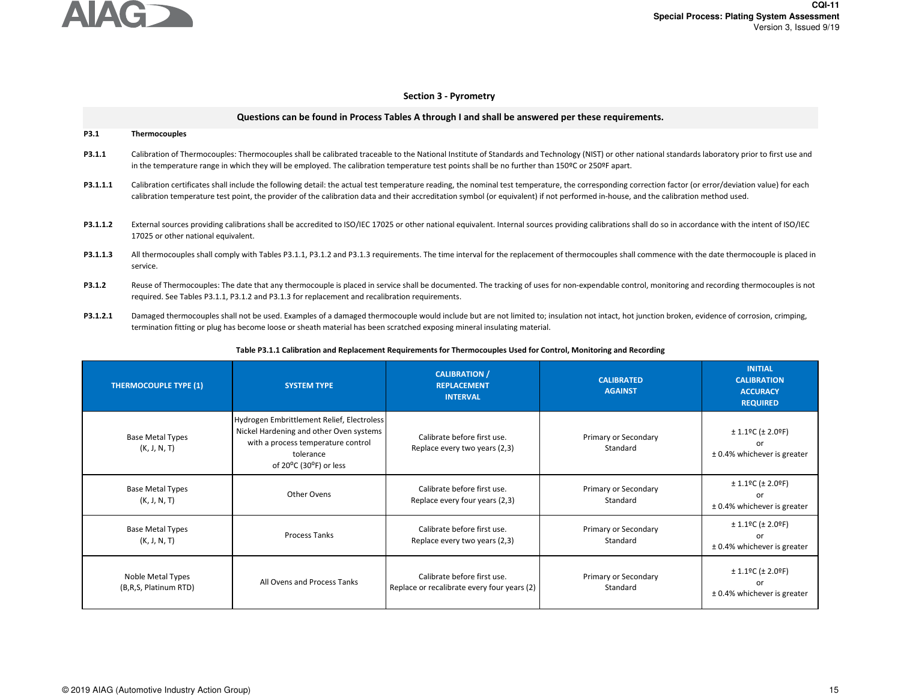## Section 3 - Pyrometry

**Questions can be found in Process Tables A through I and shall be answered per these requirements.**

**P3.1 Thermocouples**

**P3.1.1** Calibration of Thermocouples: Thermocouples shall be calibrated traceable to the National Institute of Standards and Technology (NIST) or other national standards laboratory prior to first use and in the temperature range in which they will be employed. The calibration temperature test points shall be no further than 150ºC or 250ºF apart.

**P3.1.1.1** Calibration certificates shall include the following detail: the actual test temperature reading, the nominal test temperature, the corresponding correction factor (or error/deviation value) for each calibration temperature test point, the provider of the calibration data and their accreditation symbol (or equivalent) if not performed in-house, and the calibration method used.

**P3.1.1.2** External sources providing calibrations shall be accredited to ISO/IEC 17025 or other national equivalent. Internal sources providing calibrations shall do so in accordance with the intent of ISO/IEC 17025 or other national equivalent.

**P3.1.1.3** All thermocouples shall comply with Tables P3.1.1, P3.1.2 and P3.1.3 requirements. The time interval for the replacement of thermocouples shall commence with the date thermocouple is placed in service.

**P3.1.2** Reuse of Thermocouples: The date that any thermocouple is placed in service shall be documented. The tracking of uses for non-expendable control, monitoring and recording thermocouples is not required. See Tables P3.1.1, P3.1.2 and P3.1.3 for replacement and recalibration requirements.

**P3.1.2.1** Damaged thermocouples shall not be used. Examples of a damaged thermocouple would include but are not limited to; insulation not intact, hot junction broken, evidence of corrosion, crimping, termination fitting or plug has become loose or sheath material has been scratched exposing mineral insulating material.

**Table P3.1.1 Calibration and Replacement Requirements for Thermocouples Used for Control, Monitoring and Recording**

| THERMOCOUPLE TYPE (1) | SYSTEM TYPE | CALIBRATION / REPLACEMENT INTERVAL | CALIBRATED AGAINST | INITIAL CALIBRATION ACCURACY REQUIRED |
|---|---|---|---|---|
| Base Metal Types (K, J, N, T) | Hydrogen Embrittlement Relief, Electroless Nickel Hardening and other Oven systems with a process temperature control tolerance of 20⁰C (30⁰F) or less | Calibrate before first use. Replace every two years (2,3) | Primary or Secondary Standard | ± 1.1ºC (± 2.0ºF) or ± 0.4% whichever is greater |
| Base Metal Types (K, J, N, T) | Other Ovens | Calibrate before first use. Replace every four years (2,3) | Primary or Secondary Standard | ± 1.1ºC (± 2.0ºF) or ± 0.4% whichever is greater |
| Base Metal Types (K, J, N, T) | Process Tanks | Calibrate before first use. Replace every two years (2,3) | Primary or Secondary Standard | ± 1.1ºC (± 2.0ºF) or ± 0.4% whichever is greater |
| Noble Metal Types (B,R,S, Platinum RTD) | All Ovens and Process Tanks | Calibrate before first use. Replace or recalibrate every four years (2) | Primary or Secondary Standard | ± 1.1ºC (± 2.0ºF) or ± 0.4% whichever is greater |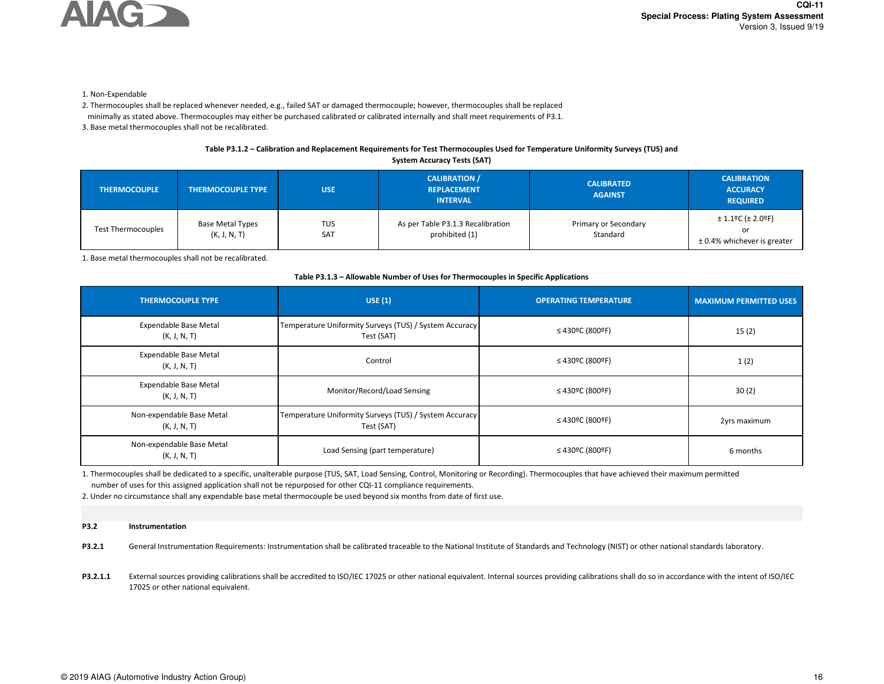1. Non-Expendable
2. Thermocouples shall be replaced whenever needed, e.g., failed SAT or damaged thermocouple; however, thermocouples shall be replaced minimally as stated above. Thermocouples may either be purchased calibrated or calibrated internally and shall meet requirements of P3.1.
3. Base metal thermocouples shall not be recalibrated.

**Table P3.1.2 – Calibration and Replacement Requirements for Test Thermocouples Used for Temperature Uniformity Surveys (TUS) and System Accuracy Tests (SAT)**

| THERMOCOUPLE | THERMOCOUPLE TYPE | USE | CALIBRATION / REPLACEMENT INTERVAL | CALIBRATED AGAINST | CALIBRATION ACCURACY REQUIRED |
|---|---|---|---|---|---|
| Test Thermocouples | Base Metal Types (K, J, N, T) | TUS SAT | As per Table P3.1.3 Recalibration prohibited (1) | Primary or Secondary Standard | ± 1.1ºC (± 2.0ºF) or ± 0.4% whichever is greater |

1. Base metal thermocouples shall not be recalibrated.

**Table P3.1.3 – Allowable Number of Uses for Thermocouples in Specific Applications**

| THERMOCOUPLE TYPE | USE (1) | OPERATING TEMPERATURE | MAXIMUM PERMITTED USES |
|---|---|---|---|
| Expendable Base Metal (K, J, N, T) | Temperature Uniformity Surveys (TUS) / System Accuracy Test (SAT) | ≤ 430ºC (800ºF) | 15 (2) |
| Expendable Base Metal (K, J, N, T) | Control | ≤ 430ºC (800ºF) | 1 (2) |
| Expendable Base Metal (K, J, N, T) | Monitor/Record/Load Sensing | ≤ 430ºC (800ºF) | 30 (2) |
| Non-expendable Base Metal (K, J, N, T) | Temperature Uniformity Surveys (TUS) / System Accuracy Test (SAT) | ≤ 430ºC (800ºF) | 2yrs maximum |
| Non-expendable Base Metal (K, J, N, T) | Load Sensing (part temperature) | ≤ 430ºC (800ºF) | 6 months |

1. Thermocouples shall be dedicated to a specific, unalterable purpose (TUS, SAT, Load Sensing, Control, Monitoring or Recording). Thermocouples that have achieved their maximum permitted number of uses for this assigned application shall not be repurposed for other CQI-11 compliance requirements.
2. Under no circumstance shall any expendable base metal thermocouple be used beyond six months from date of first use.

**P3.2 Instrumentation**

**P3.2.1** General Instrumentation Requirements: Instrumentation shall be calibrated traceable to the National Institute of Standards and Technology (NIST) or other national standards laboratory.

**P3.2.1.1** External sources providing calibrations shall be accredited to ISO/IEC 17025 or other national equivalent. Internal sources providing calibrations shall do so in accordance with the intent of ISO/IEC 17025 or other national equivalent.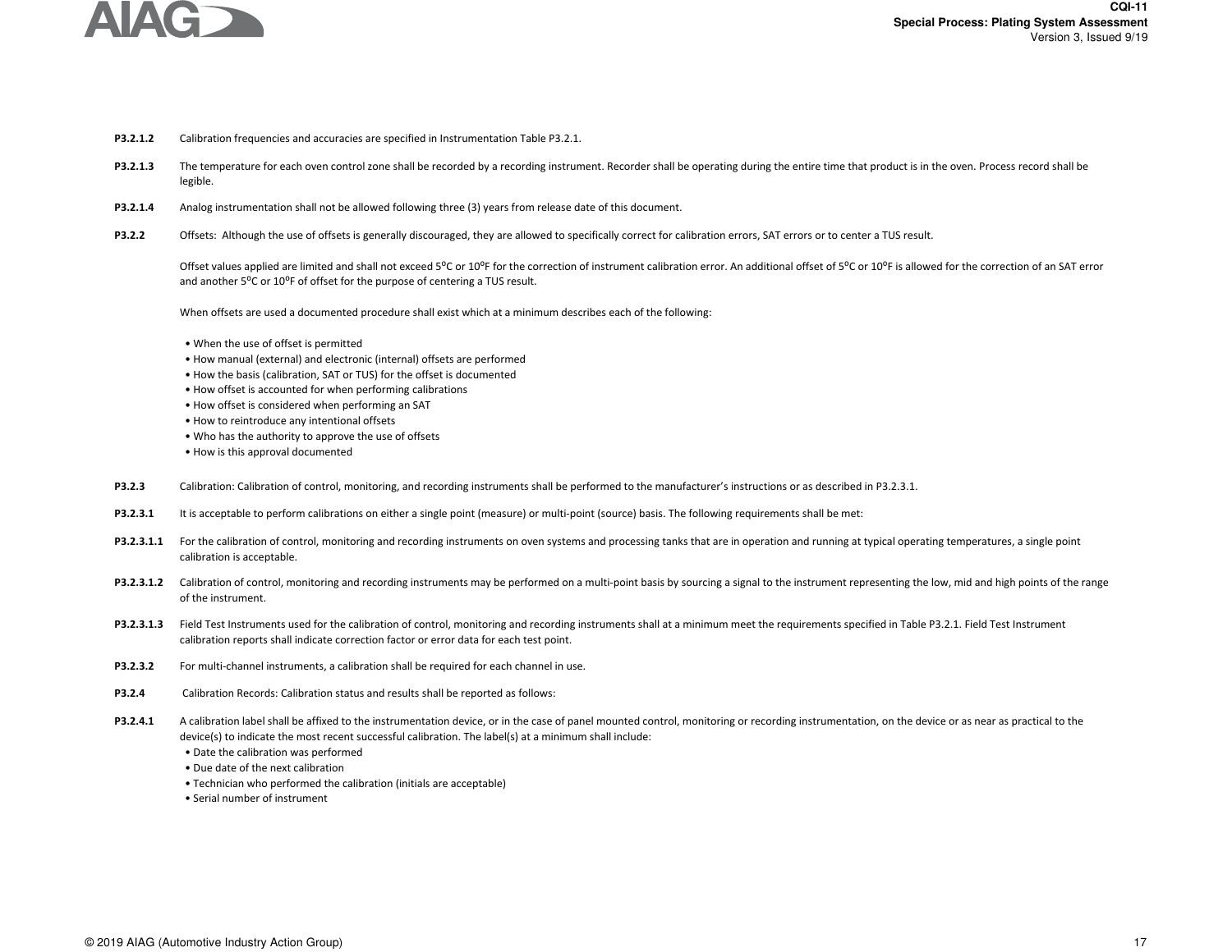**P3.2.1.2** Calibration frequencies and accuracies are specified in Instrumentation Table P3.2.1.

**P3.2.1.3** The temperature for each oven control zone shall be recorded by a recording instrument. Recorder shall be operating during the entire time that product is in the oven. Process record shall be legible.

**P3.2.1.4** Analog instrumentation shall not be allowed following three (3) years from release date of this document.

**P3.2.2** Offsets: Although the use of offsets is generally discouraged, they are allowed to specifically correct for calibration errors, SAT errors or to center a TUS result.

Offset values applied are limited and shall not exceed 5ºC or 10ºF for the correction of instrument calibration error. An additional offset of 5ºC or 10ºF is allowed for the correction of an SAT error and another 5ºC or 10ºF of offset for the purpose of centering a TUS result.

When offsets are used a documented procedure shall exist which at a minimum describes each of the following:

- When the use of offset is permitted
- How manual (external) and electronic (internal) offsets are performed
- How the basis (calibration, SAT or TUS) for the offset is documented
- How offset is accounted for when performing calibrations
- How offset is considered when performing an SAT
- How to reintroduce any intentional offsets
- Who has the authority to approve the use of offsets
- How is this approval documented

**P3.2.3** Calibration: Calibration of control, monitoring, and recording instruments shall be performed to the manufacturer's instructions or as described in P3.2.3.1.

**P3.2.3.1** It is acceptable to perform calibrations on either a single point (measure) or multi-point (source) basis. The following requirements shall be met:

**P3.2.3.1.1** For the calibration of control, monitoring and recording instruments on oven systems and processing tanks that are in operation and running at typical operating temperatures, a single point calibration is acceptable.

**P3.2.3.1.2** Calibration of control, monitoring and recording instruments may be performed on a multi-point basis by sourcing a signal to the instrument representing the low, mid and high points of the range of the instrument.

**P3.2.3.1.3** Field Test Instruments used for the calibration of control, monitoring and recording instruments shall at a minimum meet the requirements specified in Table P3.2.1. Field Test Instrument calibration reports shall indicate correction factor or error data for each test point.

**P3.2.3.2** For multi-channel instruments, a calibration shall be required for each channel in use.

**P3.2.4** Calibration Records: Calibration status and results shall be reported as follows:

**P3.2.4.1** A calibration label shall be affixed to the instrumentation device, or in the case of panel mounted control, monitoring or recording instrumentation, on the device or as near as practical to the device(s) to indicate the most recent successful calibration. The label(s) at a minimum shall include:

- Date the calibration was performed
- Due date of the next calibration
- Technician who performed the calibration (initials are acceptable)
- Serial number of instrument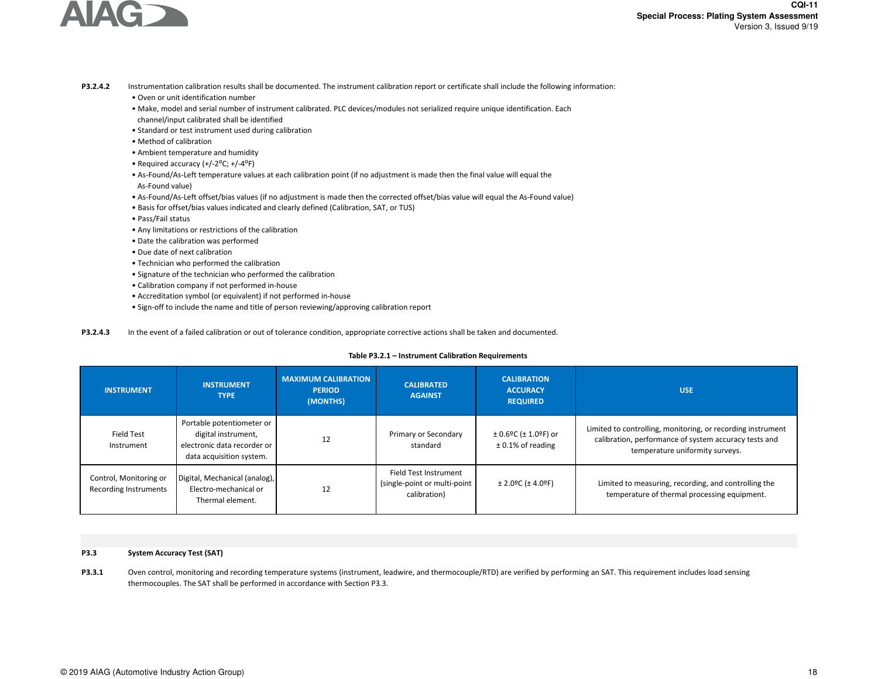**P3.2.4.2** Instrumentation calibration results shall be documented. The instrument calibration report or certificate shall include the following information:

- Oven or unit identification number
- Make, model and serial number of instrument calibrated. PLC devices/modules not serialized require unique identification. Each channel/input calibrated shall be identified
- Standard or test instrument used during calibration
- Method of calibration
- Ambient temperature and humidity
- Required accuracy (+/-2°C; +/-4°F)
- As-Found/As-Left temperature values at each calibration point (if no adjustment is made then the final value will equal the As-Found value)
- As-Found/As-Left offset/bias values (if no adjustment is made then the corrected offset/bias value will equal the As-Found value)
- Basis for offset/bias values indicated and clearly defined (Calibration, SAT, or TUS)
- Pass/Fail status
- Any limitations or restrictions of the calibration
- Date the calibration was performed
- Due date of next calibration
- Technician who performed the calibration
- Signature of the technician who performed the calibration
- Calibration company if not performed in-house
- Accreditation symbol (or equivalent) if not performed in-house
- Sign-off to include the name and title of person reviewing/approving calibration report

**P3.2.4.3** In the event of a failed calibration or out of tolerance condition, appropriate corrective actions shall be taken and documented.

**Table P3.2.1 – Instrument Calibration Requirements**

| INSTRUMENT | INSTRUMENT TYPE | MAXIMUM CALIBRATION PERIOD (MONTHS) | CALIBRATED AGAINST | CALIBRATION ACCURACY REQUIRED | USE |
|---|---|---|---|---|---|
| Field Test Instrument | Portable potentiometer or digital instrument, electronic data recorder or data acquisition system. | 12 | Primary or Secondary standard | ± 0.6ºC (± 1.0ºF) or ± 0.1% of reading | Limited to controlling, monitoring, or recording instrument calibration, performance of system accuracy tests and temperature uniformity surveys. |
| Control, Monitoring or Recording Instruments | Digital, Mechanical (analog), Electro-mechanical or Thermal element. | 12 | Field Test Instrument (single-point or multi-point calibration) | ± 2.0ºC (± 4.0ºF) | Limited to measuring, recording, and controlling the temperature of thermal processing equipment. |

## P3.3 System Accuracy Test (SAT)

**P3.3.1** Oven control, monitoring and recording temperature systems (instrument, leadwire, and thermocouple/RTD) are verified by performing an SAT. This requirement includes load sensing thermocouples. The SAT shall be performed in accordance with Section P3.3.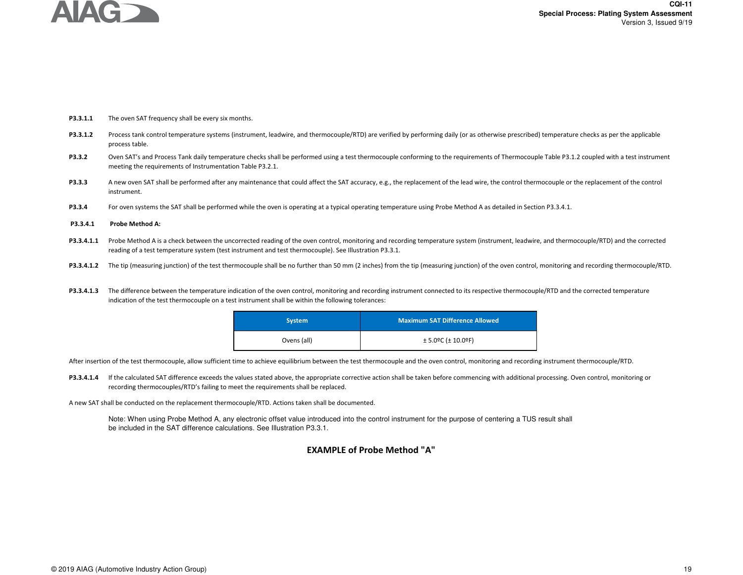**P3.3.1.1** The oven SAT frequency shall be every six months.

**P3.3.1.2** Process tank control temperature systems (instrument, leadwire, and thermocouple/RTD) are verified by performing daily (or as otherwise prescribed) temperature checks as per the applicable process table.

**P3.3.2** Oven SAT's and Process Tank daily temperature checks shall be performed using a test thermocouple conforming to the requirements of Thermocouple Table P3.1.2 coupled with a test instrument meeting the requirements of Instrumentation Table P3.2.1.

**P3.3.3** A new oven SAT shall be performed after any maintenance that could affect the SAT accuracy, e.g., the replacement of the lead wire, the control thermocouple or the replacement of the control instrument.

**P3.3.4** For oven systems the SAT shall be performed while the oven is operating at a typical operating temperature using Probe Method A as detailed in Section P3.3.4.1.

**P3.3.4.1 Probe Method A:**

**P3.3.4.1.1** Probe Method A is a check between the uncorrected reading of the oven control, monitoring and recording temperature system (instrument, leadwire, and thermocouple/RTD) and the corrected reading of a test temperature system (test instrument and test thermocouple). See Illustration P3.3.1.

**P3.3.4.1.2** The tip (measuring junction) of the test thermocouple shall be no further than 50 mm (2 inches) from the tip (measuring junction) of the oven control, monitoring and recording thermocouple/RTD.

**P3.3.4.1.3** The difference between the temperature indication of the oven control, monitoring and recording instrument connected to its respective thermocouple/RTD and the corrected temperature indication of the test thermocouple on a test instrument shall be within the following tolerances:

| System | Maximum SAT Difference Allowed |
|---|---|
| Ovens (all) | ± 5.0ºC (± 10.0ºF) |

After insertion of the test thermocouple, allow sufficient time to achieve equilibrium between the test thermocouple and the oven control, monitoring and recording instrument thermocouple/RTD.

**P3.3.4.1.4** If the calculated SAT difference exceeds the values stated above, the appropriate corrective action shall be taken before commencing with additional processing. Oven control, monitoring or recording thermocouples/RTD's failing to meet the requirements shall be replaced.

A new SAT shall be conducted on the replacement thermocouple/RTD. Actions taken shall be documented.

Note: When using Probe Method A, any electronic offset value introduced into the control instrument for the purpose of centering a TUS result shall be included in the SAT difference calculations. See Illustration P3.3.1.

**EXAMPLE of Probe Method "A"**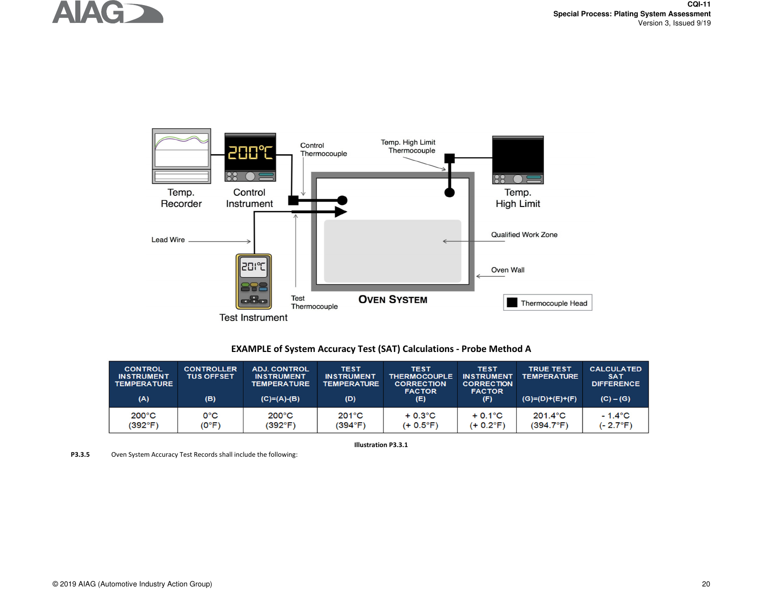Temp. Recorder

Control Instrument

Control Thermocouple

Temp. High Limit Thermocouple

Temp. High Limit

Lead Wire

Qualified Work Zone

Oven Wall

Test Instrument

Test Thermocouple

OVEN SYSTEM

Thermocouple Head

**EXAMPLE of System Accuracy Test (SAT) Calculations - Probe Method A**

| CONTROL INSTRUMENT TEMPERATURE (A) | CONTROLLER TUS OFFSET (B) | ADJ. CONTROL INSTRUMENT TEMPERATURE (C)=(A)-(B) | TEST INSTRUMENT TEMPERATURE (D) | TEST THERMOCOUPLE CORRECTION FACTOR (E) | TEST INSTRUMENT CORRECTION FACTOR (F) | TRUE TEST TEMPERATURE (G)=(D)+(E)+(F) | CALCULATED SAT DIFFERENCE (C) – (G) |
|---|---|---|---|---|---|---|---|
| 200°C (392°F) | 0°C (0°F) | 200°C (392°F) | 201°C (394°F) | + 0.3°C (+ 0.5°F) | + 0.1°C (+ 0.2°F) | 201.4°C (394.7°F) | - 1.4°C (- 2.7°F) |

**Illustration P3.3.1**

**P3.3.5** Oven System Accuracy Test Records shall include the following: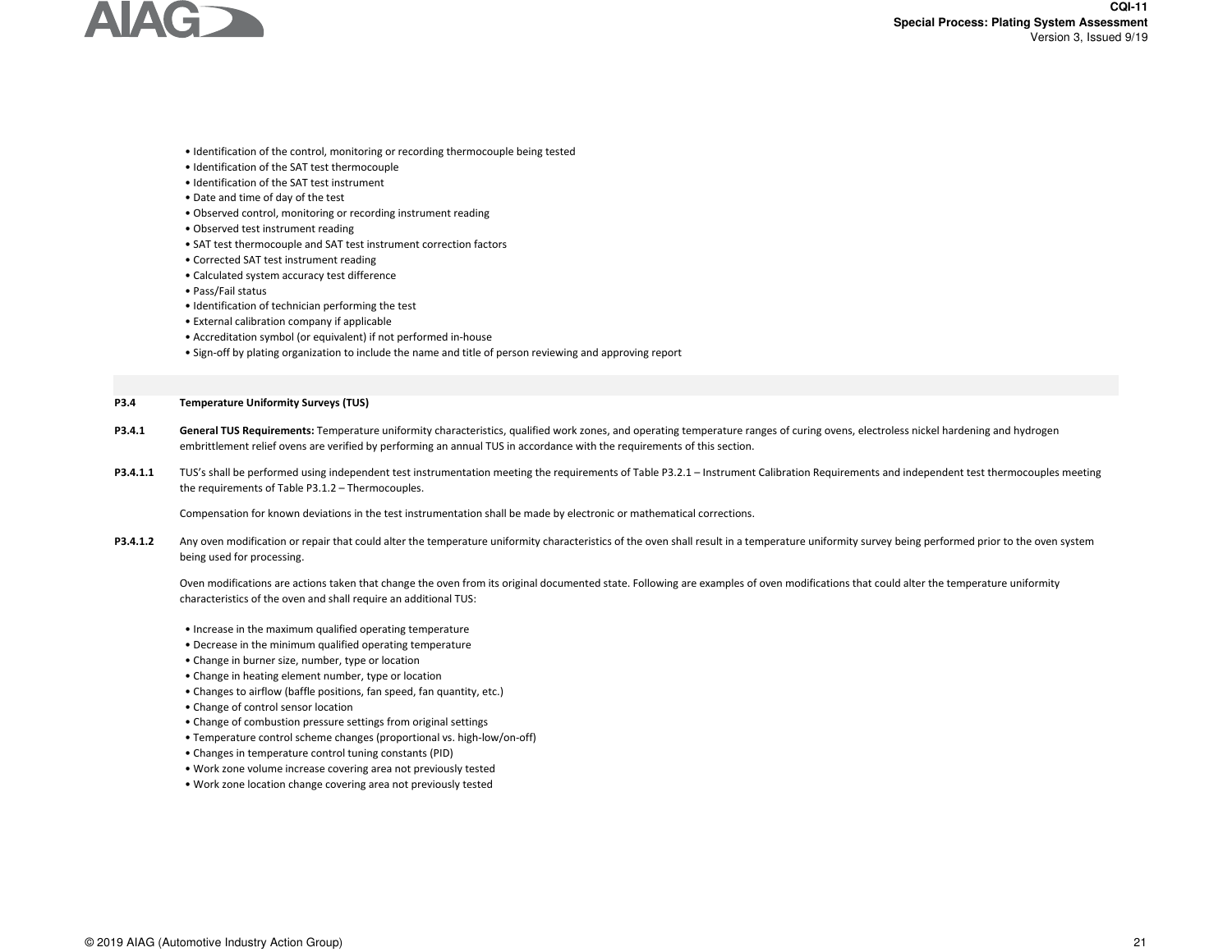- Identification of the control, monitoring or recording thermocouple being tested
- Identification of the SAT test thermocouple
- Identification of the SAT test instrument
- Date and time of day of the test
- Observed control, monitoring or recording instrument reading
- Observed test instrument reading
- SAT test thermocouple and SAT test instrument correction factors
- Corrected SAT test instrument reading
- Calculated system accuracy test difference
- Pass/Fail status
- Identification of technician performing the test
- External calibration company if applicable
- Accreditation symbol (or equivalent) if not performed in-house
- Sign-off by plating organization to include the name and title of person reviewing and approving report

**P3.4 Temperature Uniformity Surveys (TUS)**

**P3.4.1** **General TUS Requirements:** Temperature uniformity characteristics, qualified work zones, and operating temperature ranges of curing ovens, electroless nickel hardening and hydrogen embrittlement relief ovens are verified by performing an annual TUS in accordance with the requirements of this section.

**P3.4.1.1** TUS's shall be performed using independent test instrumentation meeting the requirements of Table P3.2.1 – Instrument Calibration Requirements and independent test thermocouples meeting the requirements of Table P3.1.2 – Thermocouples.

Compensation for known deviations in the test instrumentation shall be made by electronic or mathematical corrections.

**P3.4.1.2** Any oven modification or repair that could alter the temperature uniformity characteristics of the oven shall result in a temperature uniformity survey being performed prior to the oven system being used for processing.

Oven modifications are actions taken that change the oven from its original documented state. Following are examples of oven modifications that could alter the temperature uniformity characteristics of the oven and shall require an additional TUS:

- Increase in the maximum qualified operating temperature
- Decrease in the minimum qualified operating temperature
- Change in burner size, number, type or location
- Change in heating element number, type or location
- Changes to airflow (baffle positions, fan speed, fan quantity, etc.)
- Change of control sensor location
- Change of combustion pressure settings from original settings
- Temperature control scheme changes (proportional vs. high-low/on-off)
- Changes in temperature control tuning constants (PID)
- Work zone volume increase covering area not previously tested
- Work zone location change covering area not previously tested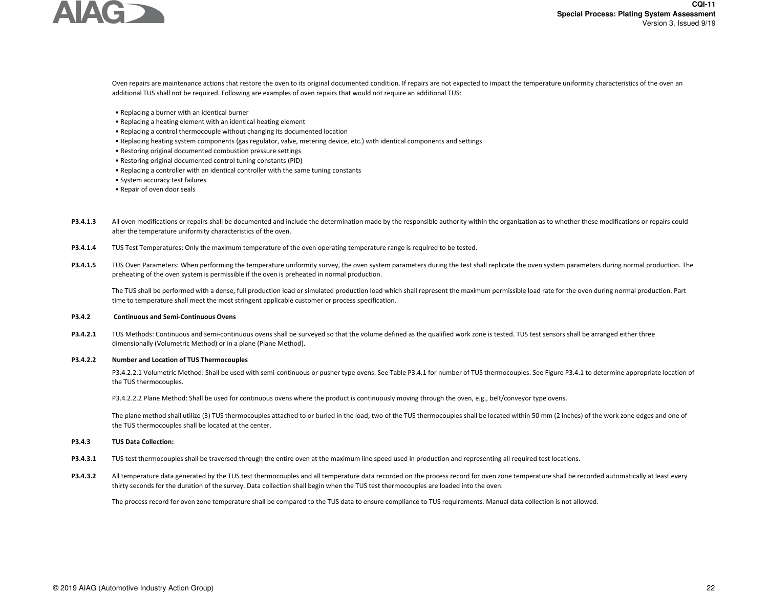Oven repairs are maintenance actions that restore the oven to its original documented condition. If repairs are not expected to impact the temperature uniformity characteristics of the oven an additional TUS shall not be required. Following are examples of oven repairs that would not require an additional TUS:

- Replacing a burner with an identical burner
- Replacing a heating element with an identical heating element
- Replacing a control thermocouple without changing its documented location
- Replacing heating system components (gas regulator, valve, metering device, etc.) with identical components and settings
- Restoring original documented combustion pressure settings
- Restoring original documented control tuning constants (PID)
- Replacing a controller with an identical controller with the same tuning constants
- System accuracy test failures
- Repair of oven door seals

**P3.4.1.3** All oven modifications or repairs shall be documented and include the determination made by the responsible authority within the organization as to whether these modifications or repairs could alter the temperature uniformity characteristics of the oven.

**P3.4.1.4** TUS Test Temperatures: Only the maximum temperature of the oven operating temperature range is required to be tested.

**P3.4.1.5** TUS Oven Parameters: When performing the temperature uniformity survey, the oven system parameters during the test shall replicate the oven system parameters during normal production. The preheating of the oven system is permissible if the oven is preheated in normal production.

The TUS shall be performed with a dense, full production load or simulated production load which shall represent the maximum permissible load rate for the oven during normal production. Part time to temperature shall meet the most stringent applicable customer or process specification.

**P3.4.2 Continuous and Semi-Continuous Ovens**

**P3.4.2.1** TUS Methods: Continuous and semi-continuous ovens shall be surveyed so that the volume defined as the qualified work zone is tested. TUS test sensors shall be arranged either three dimensionally (Volumetric Method) or in a plane (Plane Method).

**P3.4.2.2 Number and Location of TUS Thermocouples**

P3.4.2.2.1 Volumetric Method: Shall be used with semi-continuous or pusher type ovens. See Table P3.4.1 for number of TUS thermocouples. See Figure P3.4.1 to determine appropriate location of the TUS thermocouples.

P3.4.2.2.2 Plane Method: Shall be used for continuous ovens where the product is continuously moving through the oven, e.g., belt/conveyor type ovens.

The plane method shall utilize (3) TUS thermocouples attached to or buried in the load; two of the TUS thermocouples shall be located within 50 mm (2 inches) of the work zone edges and one of the TUS thermocouples shall be located at the center.

**P3.4.3 TUS Data Collection:**

**P3.4.3.1** TUS test thermocouples shall be traversed through the entire oven at the maximum line speed used in production and representing all required test locations.

**P3.4.3.2** All temperature data generated by the TUS test thermocouples and all temperature data recorded on the process record for oven zone temperature shall be recorded automatically at least every thirty seconds for the duration of the survey. Data collection shall begin when the TUS test thermocouples are loaded into the oven.

The process record for oven zone temperature shall be compared to the TUS data to ensure compliance to TUS requirements. Manual data collection is not allowed.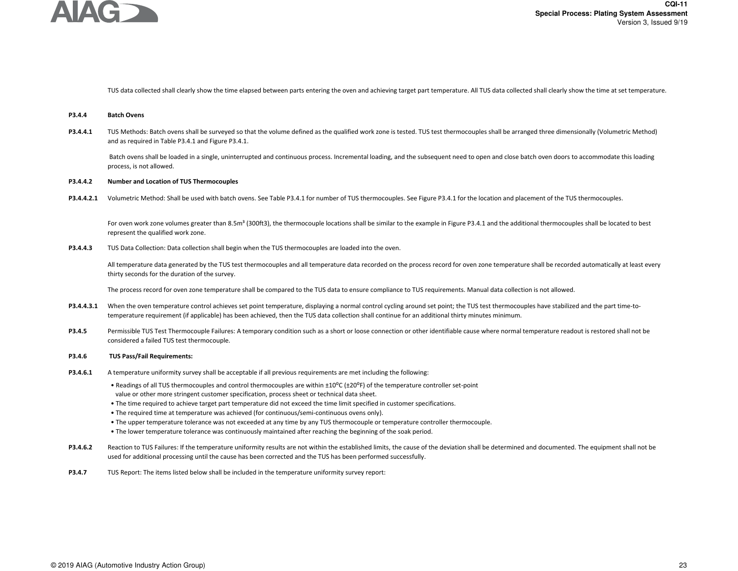TUS data collected shall clearly show the time elapsed between parts entering the oven and achieving target part temperature. All TUS data collected shall clearly show the time at set temperature.

**P3.4.4 Batch Ovens**

**P3.4.4.1** TUS Methods: Batch ovens shall be surveyed so that the volume defined as the qualified work zone is tested. TUS test thermocouples shall be arranged three dimensionally (Volumetric Method) and as required in Table P3.4.1 and Figure P3.4.1.

Batch ovens shall be loaded in a single, uninterrupted and continuous process. Incremental loading, and the subsequent need to open and close batch oven doors to accommodate this loading process, is not allowed.

**P3.4.4.2 Number and Location of TUS Thermocouples**

**P3.4.4.2.1** Volumetric Method: Shall be used with batch ovens. See Table P3.4.1 for number of TUS thermocouples. See Figure P3.4.1 for the location and placement of the TUS thermocouples.

For oven work zone volumes greater than 8.5m³ (300ft3), the thermocouple locations shall be similar to the example in Figure P3.4.1 and the additional thermocouples shall be located to best represent the qualified work zone.

**P3.4.4.3** TUS Data Collection: Data collection shall begin when the TUS thermocouples are loaded into the oven.

All temperature data generated by the TUS test thermocouples and all temperature data recorded on the process record for oven zone temperature shall be recorded automatically at least every thirty seconds for the duration of the survey.

The process record for oven zone temperature shall be compared to the TUS data to ensure compliance to TUS requirements. Manual data collection is not allowed.

**P3.4.4.3.1** When the oven temperature control achieves set point temperature, displaying a normal control cycling around set point; the TUS test thermocouples have stabilized and the part time-to-temperature requirement (if applicable) has been achieved, then the TUS data collection shall continue for an additional thirty minutes minimum.

**P3.4.5** Permissible TUS Test Thermocouple Failures: A temporary condition such as a short or loose connection or other identifiable cause where normal temperature readout is restored shall not be considered a failed TUS test thermocouple.

**P3.4.6 TUS Pass/Fail Requirements:**

**P3.4.6.1** A temperature uniformity survey shall be acceptable if all previous requirements are met including the following:

- Readings of all TUS thermocouples and control thermocouples are within ±10⁰C (±20⁰F) of the temperature controller set-point value or other more stringent customer specification, process sheet or technical data sheet.
- The time required to achieve target part temperature did not exceed the time limit specified in customer specifications.
- The required time at temperature was achieved (for continuous/semi-continuous ovens only).
- The upper temperature tolerance was not exceeded at any time by any TUS thermocouple or temperature controller thermocouple.
- The lower temperature tolerance was continuously maintained after reaching the beginning of the soak period.

**P3.4.6.2** Reaction to TUS Failures: If the temperature uniformity results are not within the established limits, the cause of the deviation shall be determined and documented. The equipment shall not be used for additional processing until the cause has been corrected and the TUS has been performed successfully.

**P3.4.7** TUS Report: The items listed below shall be included in the temperature uniformity survey report: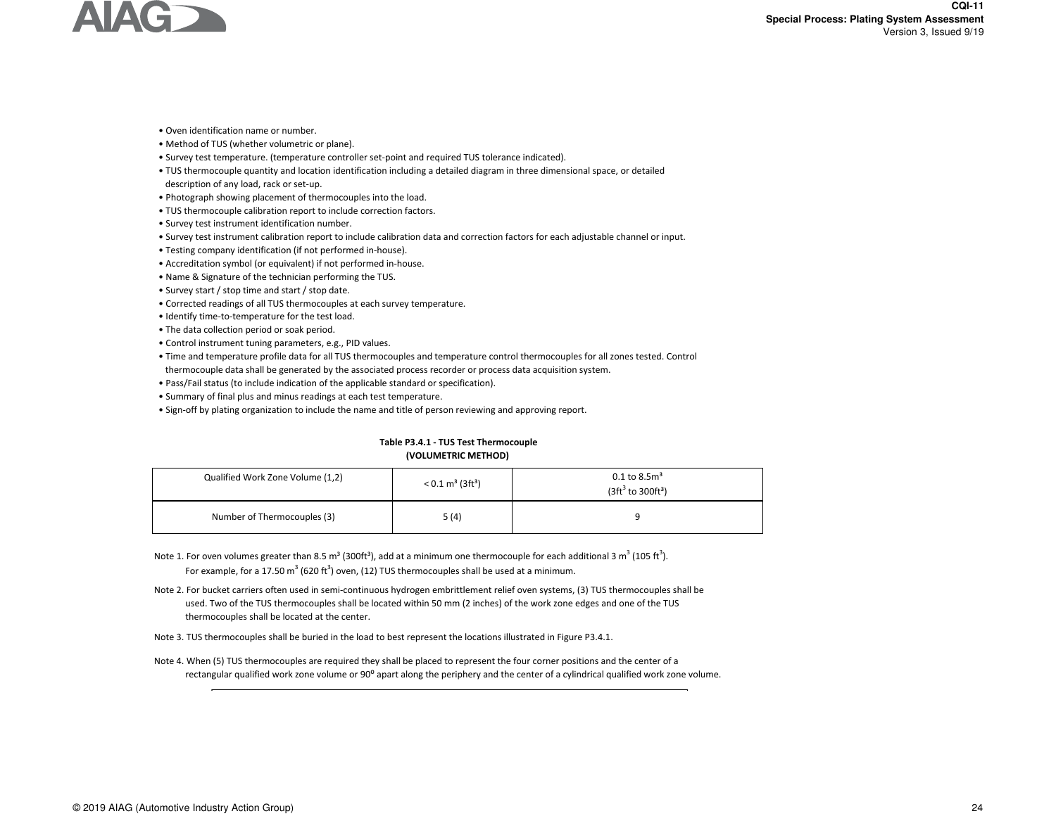- Oven identification name or number.
- Method of TUS (whether volumetric or plane).
- Survey test temperature. (temperature controller set-point and required TUS tolerance indicated).
- TUS thermocouple quantity and location identification including a detailed diagram in three dimensional space, or detailed description of any load, rack or set-up.
- Photograph showing placement of thermocouples into the load.
- TUS thermocouple calibration report to include correction factors.
- Survey test instrument identification number.
- Survey test instrument calibration report to include calibration data and correction factors for each adjustable channel or input.
- Testing company identification (if not performed in-house).
- Accreditation symbol (or equivalent) if not performed in-house.
- Name & Signature of the technician performing the TUS.
- Survey start / stop time and start / stop date.
- Corrected readings of all TUS thermocouples at each survey temperature.
- Identify time-to-temperature for the test load.
- The data collection period or soak period.
- Control instrument tuning parameters, e.g., PID values.
- Time and temperature profile data for all TUS thermocouples and temperature control thermocouples for all zones tested. Control thermocouple data shall be generated by the associated process recorder or process data acquisition system.
- Pass/Fail status (to include indication of the applicable standard or specification).
- Summary of final plus and minus readings at each test temperature.
- Sign-off by plating organization to include the name and title of person reviewing and approving report.

**Table P3.4.1 - TUS Test Thermocouple**
**(VOLUMETRIC METHOD)**

| Qualified Work Zone Volume (1,2) | < 0.1 m³ (3ft³) | 0.1 to 8.5m³ (3ft³ to 300ft³) |
|---|---|---|
| Number of Thermocouples (3) | 5 (4) | 9 |

Note 1. For oven volumes greater than 8.5 m³ (300ft³), add at a minimum one thermocouple for each additional 3 m³ (105 ft³). For example, for a 17.50 m³ (620 ft³) oven, (12) TUS thermocouples shall be used at a minimum.

Note 2. For bucket carriers often used in semi-continuous hydrogen embrittlement relief oven systems, (3) TUS thermocouples shall be used. Two of the TUS thermocouples shall be located within 50 mm (2 inches) of the work zone edges and one of the TUS thermocouples shall be located at the center.

Note 3. TUS thermocouples shall be buried in the load to best represent the locations illustrated in Figure P3.4.1.

Note 4. When (5) TUS thermocouples are required they shall be placed to represent the four corner positions and the center of a rectangular qualified work zone volume or 90° apart along the periphery and the center of a cylindrical qualified work zone volume.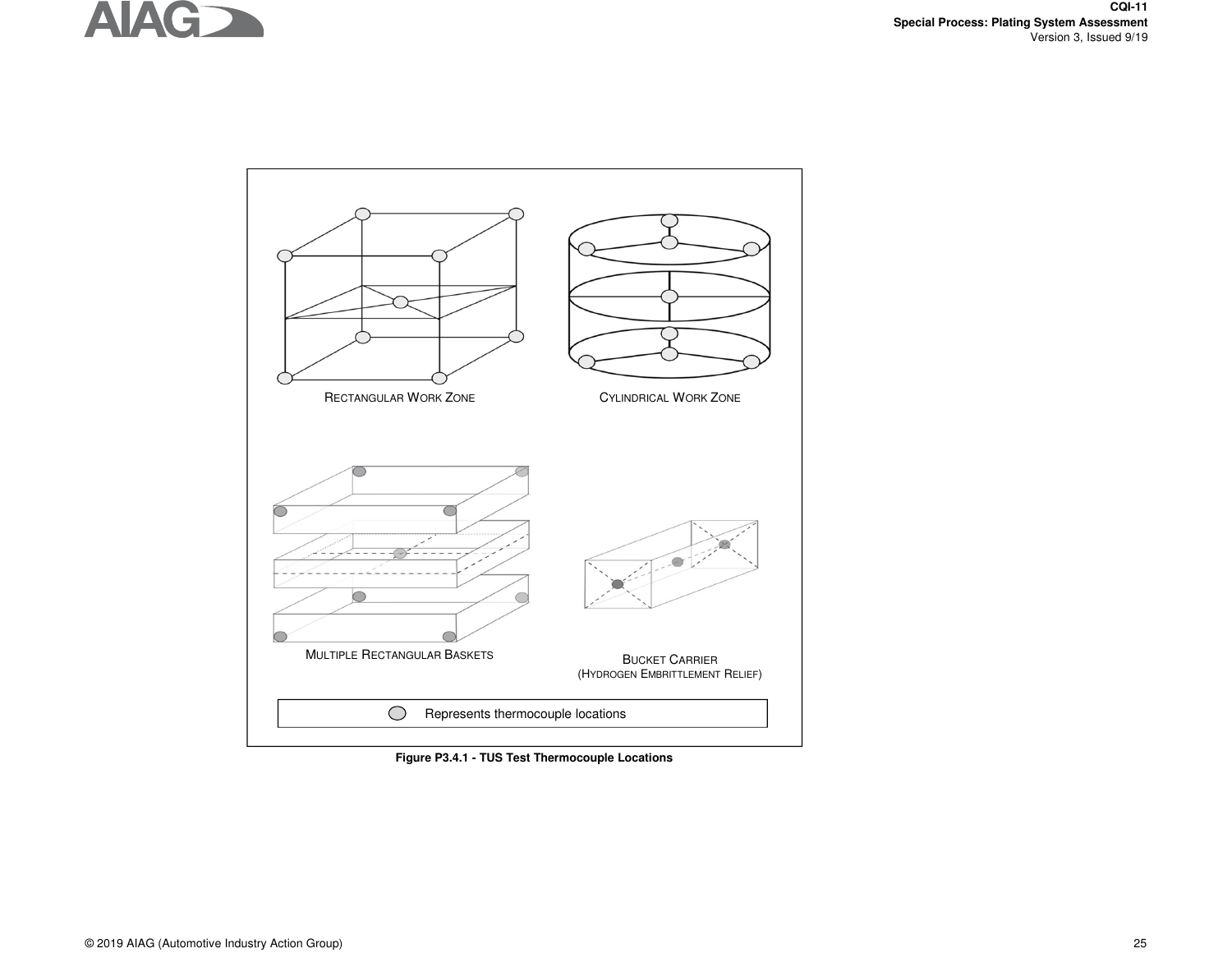RECTANGULAR WORK ZONE

CYLINDRICAL WORK ZONE

MULTIPLE RECTANGULAR BASKETS

BUCKET CARRIER
(HYDROGEN EMBRITTLEMENT RELIEF)

Represents thermocouple locations

**Figure P3.4.1 - TUS Test Thermocouple Locations**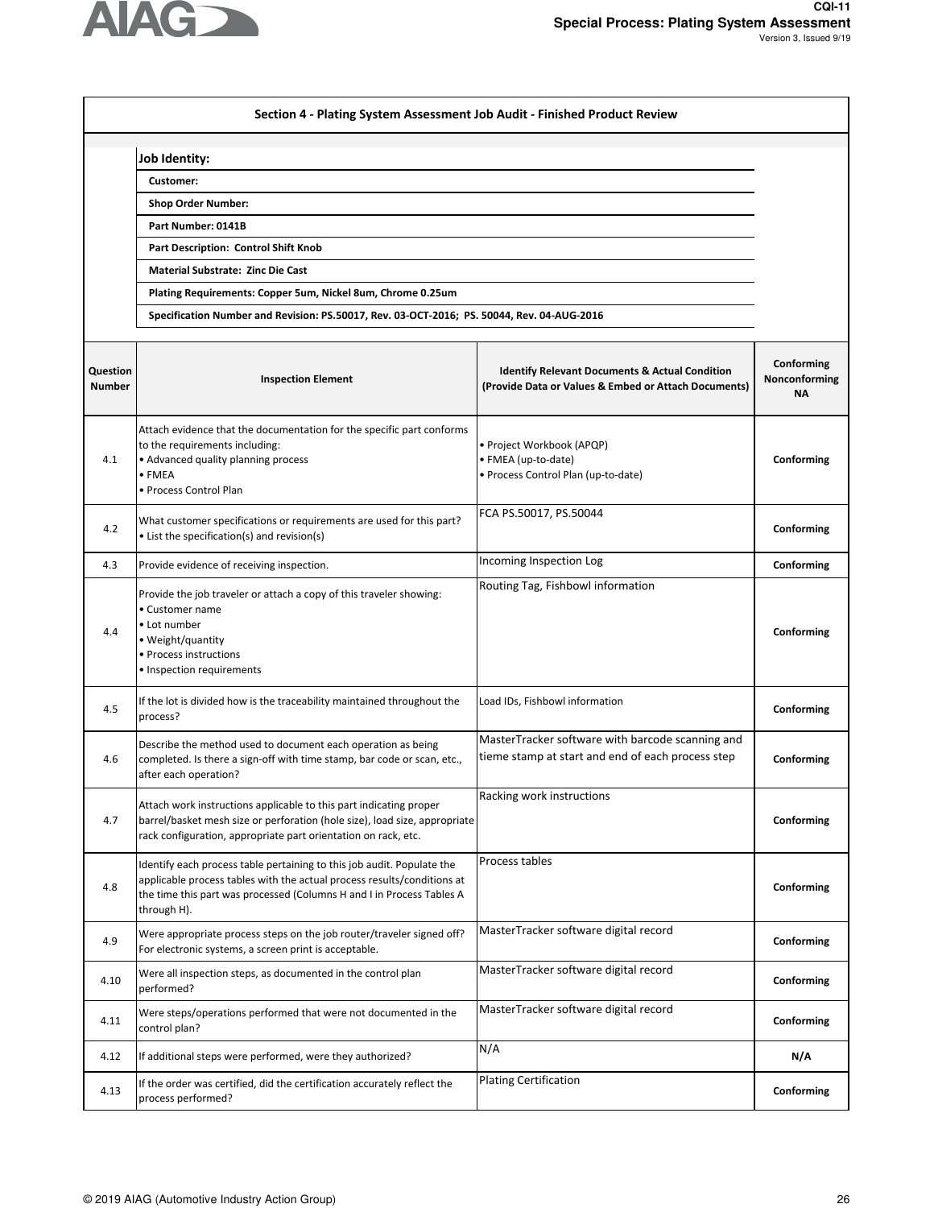## Section 4 - Plating System Assessment Job Audit - Finished Product Review

**Job Identity:**

- **Customer:**
- **Shop Order Number:**
- **Part Number: 0141B**
- **Part Description: Control Shift Knob**
- **Material Substrate: Zinc Die Cast**
- **Plating Requirements: Copper 5um, Nickel 8um, Chrome 0.25um**
- **Specification Number and Revision: PS.50017, Rev. 03-OCT-2016; PS. 50044, Rev. 04-AUG-2016**

| Question Number | Inspection Element | Identify Relevant Documents & Actual Condition (Provide Data or Values & Embed or Attach Documents) | Conforming Nonconforming NA |
|---|---|---|---|
| 4.1 | Attach evidence that the documentation for the specific part conforms to the requirements including:<br>• Advanced quality planning process<br>• FMEA<br>• Process Control Plan | • Project Workbook (APQP)<br>• FMEA (up-to-date)<br>• Process Control Plan (up-to-date) | **Conforming** |
| 4.2 | What customer specifications or requirements are used for this part?<br>• List the specification(s) and revision(s) | FCA PS.50017, PS.50044 | **Conforming** |
| 4.3 | Provide evidence of receiving inspection. | Incoming Inspection Log | **Conforming** |
| 4.4 | Provide the job traveler or attach a copy of this traveler showing:<br>• Customer name<br>• Lot number<br>• Weight/quantity<br>• Process instructions<br>• Inspection requirements | Routing Tag, Fishbowl information | **Conforming** |
| 4.5 | If the lot is divided how is the traceability maintained throughout the process? | Load IDs, Fishbowl information | **Conforming** |
| 4.6 | Describe the method used to document each operation as being completed. Is there a sign-off with time stamp, bar code or scan, etc., after each operation? | MasterTracker software with barcode scanning and tieme stamp at start and end of each process step | **Conforming** |
| 4.7 | Attach work instructions applicable to this part indicating proper barrel/basket mesh size or perforation (hole size), load size, appropriate rack configuration, appropriate part orientation on rack, etc. | Racking work instructions | **Conforming** |
| 4.8 | Identify each process table pertaining to this job audit. Populate the applicable process tables with the actual process results/conditions at the time this part was processed (Columns H and I in Process Tables A through H). | Process tables | **Conforming** |
| 4.9 | Were appropriate process steps on the job router/traveler signed off? For electronic systems, a screen print is acceptable. | MasterTracker software digital record | **Conforming** |
| 4.10 | Were all inspection steps, as documented in the control plan performed? | MasterTracker software digital record | **Conforming** |
| 4.11 | Were steps/operations performed that were not documented in the control plan? | MasterTracker software digital record | **Conforming** |
| 4.12 | If additional steps were performed, were they authorized? | N/A | **N/A** |
| 4.13 | If the order was certified, did the certification accurately reflect the process performed? | Plating Certification | **Conforming** |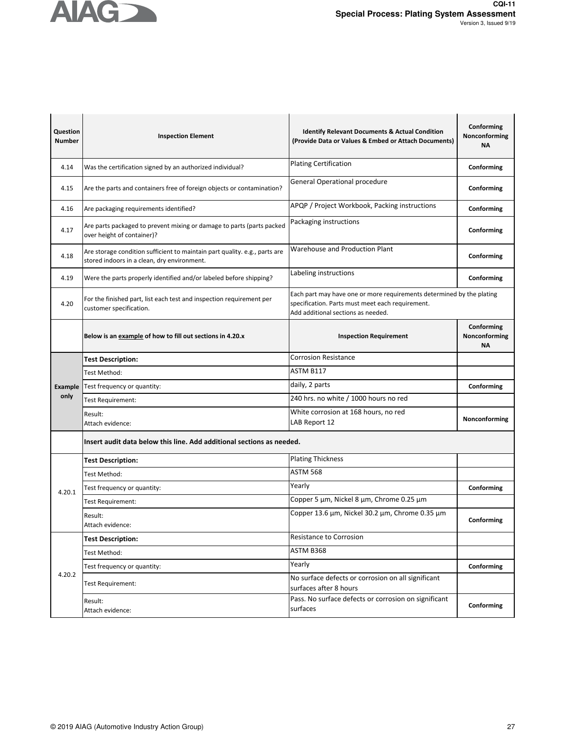| Question Number | Inspection Element | Identify Relevant Documents & Actual Condition (Provide Data or Values & Embed or Attach Documents) | Conforming Nonconforming NA |
|---|---|---|---|
| 4.14 | Was the certification signed by an authorized individual? | Plating Certification | **Conforming** |
| 4.15 | Are the parts and containers free of foreign objects or contamination? | General Operational procedure | **Conforming** |
| 4.16 | Are packaging requirements identified? | APQP / Project Workbook, Packing instructions | **Conforming** |
| 4.17 | Are parts packaged to prevent mixing or damage to parts (parts packed over height of container)? | Packaging instructions | **Conforming** |
| 4.18 | Are storage condition sufficient to maintain part quality. e.g., parts are stored indoors in a clean, dry environment. | Warehouse and Production Plant | **Conforming** |
| 4.19 | Were the parts properly identified and/or labeled before shipping? | Labeling instructions | **Conforming** |
| 4.20 | For the finished part, list each test and inspection requirement per customer specification. | Each part may have one or more requirements determined by the plating specification. Parts must meet each requirement. Add additional sections as needed. | |
| | **Below is an example of how to fill out sections in 4.20.x** | **Inspection Requirement** | **Conforming Nonconforming NA** |
| **Example only** | **Test Description:** | Corrosion Resistance | |
| | Test Method: | ASTM B117 | |
| | Test frequency or quantity: | daily, 2 parts | **Conforming** |
| | Test Requirement: | 240 hrs. no white / 1000 hours no red | |
| | Result: Attach evidence: | White corrosion at 168 hours, no red LAB Report 12 | **Nonconforming** |
| | **Insert audit data below this line. Add additional sections as needed.** | | |
| 4.20.1 | **Test Description:** | Plating Thickness | |
| | Test Method: | ASTM 568 | |
| | Test frequency or quantity: | Yearly | **Conforming** |
| | Test Requirement: | Copper 5 µm, Nickel 8 µm, Chrome 0.25 µm | |
| | Result: Attach evidence: | Copper 13.6 µm, Nickel 30.2 µm, Chrome 0.35 µm | **Conforming** |
| 4.20.2 | **Test Description:** | Resistance to Corrosion | |
| | Test Method: | ASTM B368 | |
| | Test frequency or quantity: | Yearly | **Conforming** |
| | Test Requirement: | No surface defects or corrosion on all significant surfaces after 8 hours | |
| | Result: Attach evidence: | Pass. No surface defects or corrosion on significant surfaces | **Conforming** |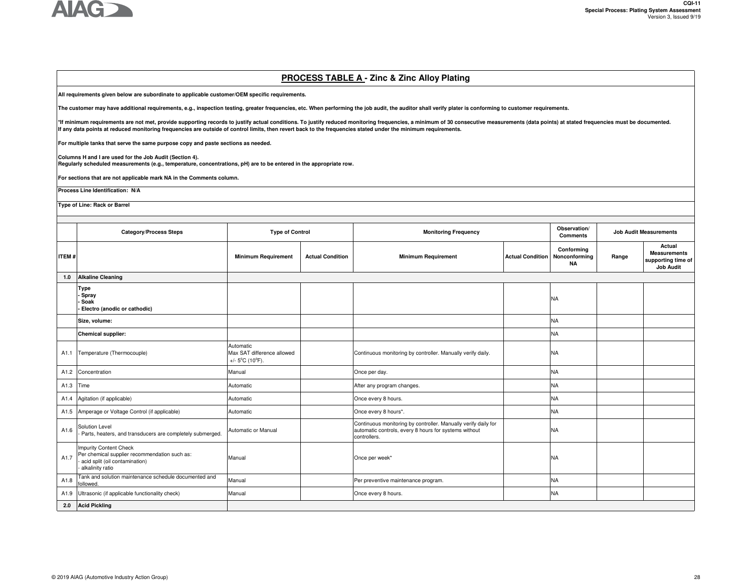## PROCESS TABLE A - Zinc & Zinc Alloy Plating

**All requirements given below are subordinate to applicable customer/OEM specific requirements.**

**The customer may have additional requirements, e.g., inspection testing, greater frequencies, etc. When performing the job audit, the auditor shall verify plater is conforming to customer requirements.**

**\*If minimum requirements are not met, provide supporting records to justify actual conditions. To justify reduced monitoring frequencies, a minimum of 30 consecutive measurements (data points) at stated frequencies must be documented. If any data points at reduced monitoring frequencies are outside of control limits, then revert back to the frequencies stated under the minimum requirements.**

**For multiple tanks that serve the same purpose copy and paste sections as needed.**

**Columns H and I are used for the Job Audit (Section 4).**
**Regularly scheduled measurements (e.g., temperature, concentrations, pH) are to be entered in the appropriate row.**

**For sections that are not applicable mark NA in the Comments column.**

**Process Line Identification: N/A**

**Type of Line: Rack or Barrel**

| | Category/Process Steps | Type of Control | | Monitoring Frequency | | Observation/ Comments | Job Audit Measurements | |
|---|---|---|---|---|---|---|---|---|
| **ITEM #** | | **Minimum Requirement** | **Actual Condition** | **Minimum Requirement** | **Actual Condition** | **Conforming Nonconforming NA** | **Range** | **Actual Measurements supporting time of Job Audit** |
| **1.0** | **Alkaline Cleaning** | | | | | | | |
| | **Type**<br>**- Spray**<br>**- Soak**<br>**- Electro (anodic or cathodic)** | | | | | NA | | |
| | **Size, volume:** | | | | | NA | | |
| | **Chemical supplier:** | | | | | NA | | |
| A1.1 | Temperature (Thermocouple) | Automatic<br>Max SAT difference allowed +/- 5°C (10°F). | | Continuous monitoring by controller. Manually verify daily. | | NA | | |
| A1.2 | Concentration | Manual | | Once per day. | | NA | | |
| A1.3 | Time | Automatic | | After any program changes. | | NA | | |
| A1.4 | Agitation (if applicable) | Automatic | | Once every 8 hours. | | NA | | |
| A1.5 | Amperage or Voltage Control (if applicable) | Automatic | | Once every 8 hours*. | | NA | | |
| A1.6 | Solution Level<br>- Parts, heaters, and transducers are completely submerged. | Automatic or Manual | | Continuous monitoring by controller. Manually verify daily for automatic controls, every 8 hours for systems without controllers. | | NA | | |
| A1.7 | Impurity Content Check<br>Per chemical supplier recommendation such as:<br>- acid split (oil contamination)<br>- alkalinity ratio | Manual | | Once per week* | | NA | | |
| A1.8 | Tank and solution maintenance schedule documented and followed. | Manual | | Per preventive maintenance program. | | NA | | |
| A1.9 | Ultrasonic (if applicable functionality check) | Manual | | Once every 8 hours. | | NA | | |
| **2.0** | **Acid Pickling** | | | | | | | |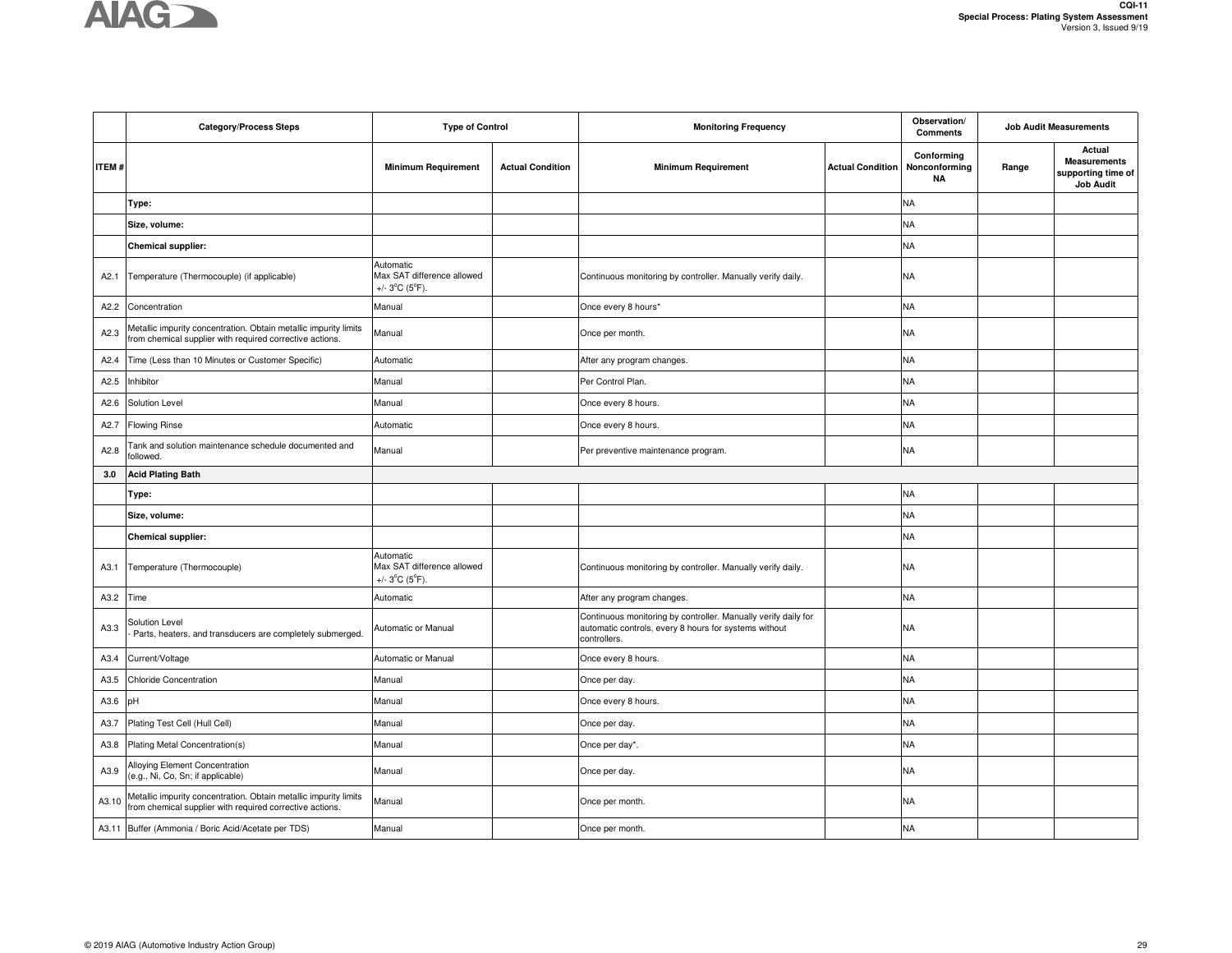| | Category/Process Steps | Type of Control | | Monitoring Frequency | | Observation/ Comments | Job Audit Measurements | |
|---|---|---|---|---|---|---|---|---|
| ITEM # | | Minimum Requirement | Actual Condition | Minimum Requirement | Actual Condition | Conforming Nonconforming NA | Range | Actual Measurements supporting time of Job Audit |
| | **Type:** | | | | | NA | | |
| | **Size, volume:** | | | | | NA | | |
| | **Chemical supplier:** | | | | | NA | | |
| A2.1 | Temperature (Thermocouple) (if applicable) | Automatic Max SAT difference allowed +/- 3°C (5°F). | | Continuous monitoring by controller. Manually verify daily. | | NA | | |
| A2.2 | Concentration | Manual | | Once every 8 hours* | | NA | | |
| A2.3 | Metallic impurity concentration. Obtain metallic impurity limits from chemical supplier with required corrective actions. | Manual | | Once per month. | | NA | | |
| A2.4 | Time (Less than 10 Minutes or Customer Specific) | Automatic | | After any program changes. | | NA | | |
| A2.5 | Inhibitor | Manual | | Per Control Plan. | | NA | | |
| A2.6 | Solution Level | Manual | | Once every 8 hours. | | NA | | |
| A2.7 | Flowing Rinse | Automatic | | Once every 8 hours. | | NA | | |
| A2.8 | Tank and solution maintenance schedule documented and followed. | Manual | | Per preventive maintenance program. | | NA | | |
| **3.0** | **Acid Plating Bath** | | | | | | | |
| | **Type:** | | | | | NA | | |
| | **Size, volume:** | | | | | NA | | |
| | **Chemical supplier:** | | | | | NA | | |
| A3.1 | Temperature (Thermocouple) | Automatic Max SAT difference allowed +/- 3°C (5°F). | | Continuous monitoring by controller. Manually verify daily. | | NA | | |
| A3.2 | Time | Automatic | | After any program changes. | | NA | | |
| A3.3 | Solution Level - Parts, heaters, and transducers are completely submerged. | Automatic or Manual | | Continuous monitoring by controller. Manually verify daily for automatic controls, every 8 hours for systems without controllers. | | NA | | |
| A3.4 | Current/Voltage | Automatic or Manual | | Once every 8 hours. | | NA | | |
| A3.5 | Chloride Concentration | Manual | | Once per day. | | NA | | |
| A3.6 | pH | Manual | | Once every 8 hours. | | NA | | |
| A3.7 | Plating Test Cell (Hull Cell) | Manual | | Once per day. | | NA | | |
| A3.8 | Plating Metal Concentration(s) | Manual | | Once per day*. | | NA | | |
| A3.9 | Alloying Element Concentration (e.g., Ni, Co, Sn; if applicable) | Manual | | Once per day. | | NA | | |
| A3.10 | Metallic impurity concentration. Obtain metallic impurity limits from chemical supplier with required corrective actions. | Manual | | Once per month. | | NA | | |
| A3.11 | Buffer (Ammonia / Boric Acid/Acetate per TDS) | Manual | | Once per month. | | NA | | |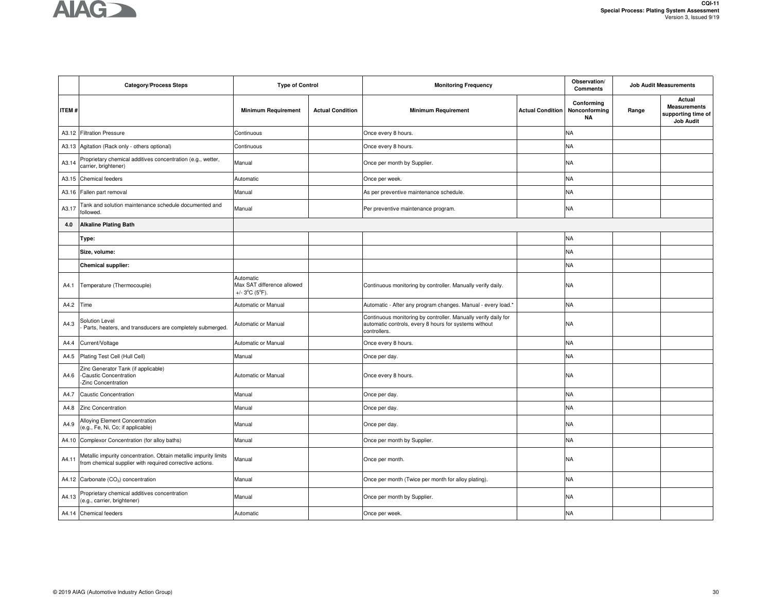| ITEM # | Category/Process Steps | Type of Control | | Monitoring Frequency | | Observation/ Comments | Job Audit Measurements | |
|---|---|---|---|---|---|---|---|---|
| | | Minimum Requirement | Actual Condition | Minimum Requirement | Actual Condition | Conforming Nonconforming NA | Range | Actual Measurements supporting time of Job Audit |
| A3.12 | Filtration Pressure | Continuous | | Once every 8 hours. | | NA | | |
| A3.13 | Agitation (Rack only - others optional) | Continuous | | Once every 8 hours. | | NA | | |
| A3.14 | Proprietary chemical additives concentration (e.g., wetter, carrier, brightener) | Manual | | Once per month by Supplier. | | NA | | |
| A3.15 | Chemical feeders | Automatic | | Once per week. | | NA | | |
| A3.16 | Fallen part removal | Manual | | As per preventive maintenance schedule. | | NA | | |
| A3.17 | Tank and solution maintenance schedule documented and followed. | Manual | | Per preventive maintenance program. | | NA | | |
| **4.0** | **Alkaline Plating Bath** | | | | | | | |
| | **Type:** | | | | | NA | | |
| | **Size, volume:** | | | | | NA | | |
| | **Chemical supplier:** | | | | | NA | | |
| A4.1 | Temperature (Thermocouple) | Automatic Max SAT difference allowed +/- 3°C (5°F). | | Continuous monitoring by controller. Manually verify daily. | | NA | | |
| A4.2 | Time | Automatic or Manual | | Automatic - After any program changes. Manual - every load.* | | NA | | |
| A4.3 | Solution Level - Parts, heaters, and transducers are completely submerged. | Automatic or Manual | | Continuous monitoring by controller. Manually verify daily for automatic controls, every 8 hours for systems without controllers. | | NA | | |
| A4.4 | Current/Voltage | Automatic or Manual | | Once every 8 hours. | | NA | | |
| A4.5 | Plating Test Cell (Hull Cell) | Manual | | Once per day. | | NA | | |
| A4.6 | Zinc Generator Tank (if applicable) -Caustic Concentration -Zinc Concentration | Automatic or Manual | | Once every 8 hours. | | NA | | |
| A4.7 | Caustic Concentration | Manual | | Once per day. | | NA | | |
| A4.8 | Zinc Concentration | Manual | | Once per day. | | NA | | |
| A4.9 | Alloying Element Concentration (e.g., Fe, Ni, Co; if applicable) | Manual | | Once per day. | | NA | | |
| A4.10 | Complexor Concentration (for alloy baths) | Manual | | Once per month by Supplier. | | NA | | |
| A4.11 | Metallic impurity concentration. Obtain metallic impurity limits from chemical supplier with required corrective actions. | Manual | | Once per month. | | NA | | |
| A4.12 | Carbonate ($CO_3$) concentration | Manual | | Once per month (Twice per month for alloy plating). | | NA | | |
| A4.13 | Proprietary chemical additives concentration (e.g., carrier, brightener) | Manual | | Once per month by Supplier. | | NA | | |
| A4.14 | Chemical feeders | Automatic | | Once per week. | | NA | | |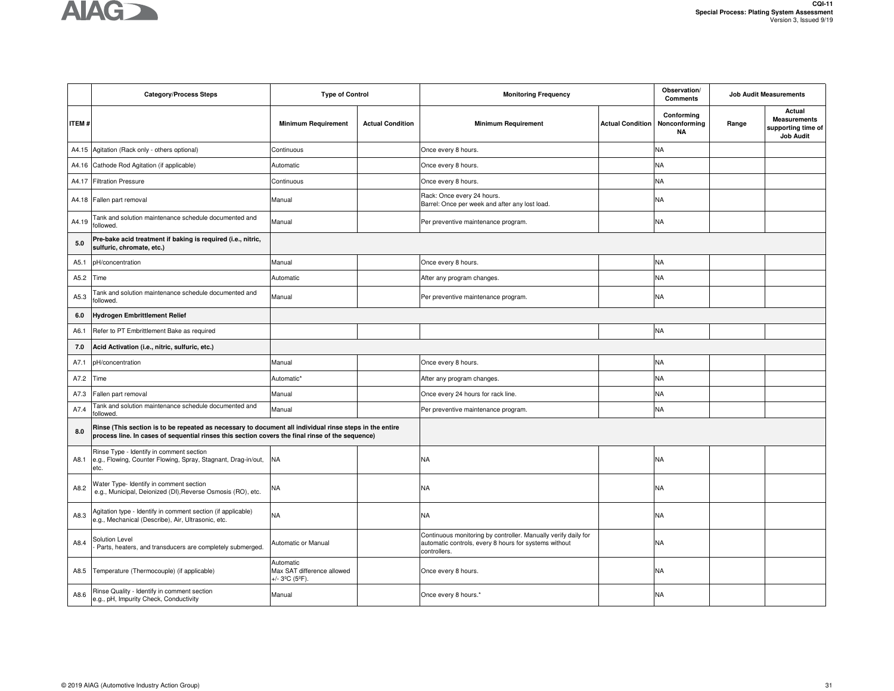| | Category/Process Steps | Type of Control | | Monitoring Frequency | | Observation/ Comments | Job Audit Measurements | |
|---|---|---|---|---|---|---|---|---|
| ITEM # | | Minimum Requirement | Actual Condition | Minimum Requirement | Actual Condition | Conforming Nonconforming NA | Range | Actual Measurements supporting time of Job Audit |
| A4.15 | Agitation (Rack only - others optional) | Continuous | | Once every 8 hours. | | NA | | |
| A4.16 | Cathode Rod Agitation (if applicable) | Automatic | | Once every 8 hours. | | NA | | |
| A4.17 | Filtration Pressure | Continuous | | Once every 8 hours. | | NA | | |
| A4.18 | Fallen part removal | Manual | | Rack: Once every 24 hours.<br>Barrel: Once per week and after any lost load. | | NA | | |
| A4.19 | Tank and solution maintenance schedule documented and followed. | Manual | | Per preventive maintenance program. | | NA | | |
| **5.0** | **Pre-bake acid treatment if baking is required (i.e., nitric, sulfuric, chromate, etc.)** | | | | | | | |
| A5.1 | pH/concentration | Manual | | Once every 8 hours. | | NA | | |
| A5.2 | Time | Automatic | | After any program changes. | | NA | | |
| A5.3 | Tank and solution maintenance schedule documented and followed. | Manual | | Per preventive maintenance program. | | NA | | |
| **6.0** | **Hydrogen Embrittlement Relief** | | | | | | | |
| A6.1 | Refer to PT Embrittlement Bake as required | | | | | NA | | |
| **7.0** | **Acid Activation (i.e., nitric, sulfuric, etc.)** | | | | | | | |
| A7.1 | pH/concentration | Manual | | Once every 8 hours. | | NA | | |
| A7.2 | Time | Automatic* | | After any program changes. | | NA | | |
| A7.3 | Fallen part removal | Manual | | Once every 24 hours for rack line. | | NA | | |
| A7.4 | Tank and solution maintenance schedule documented and followed. | Manual | | Per preventive maintenance program. | | NA | | |
| **8.0** | **Rinse (This section is to be repeated as necessary to document all individual rinse steps in the entire process line. In cases of sequential rinses this section covers the final rinse of the sequence)** | | | | | | | |
| A8.1 | Rinse Type - Identify in comment section<br>e.g., Flowing, Counter Flowing, Spray, Stagnant, Drag-in/out, etc. | NA | | NA | | NA | | |
| A8.2 | Water Type- Identify in comment section<br>e.g., Municipal, Deionized (DI), Reverse Osmosis (RO), etc. | NA | | NA | | NA | | |
| A8.3 | Agitation type - Identify in comment section (if applicable)<br>e.g., Mechanical (Describe), Air, Ultrasonic, etc. | NA | | NA | | NA | | |
| A8.4 | Solution Level<br>- Parts, heaters, and transducers are completely submerged. | Automatic or Manual | | Continuous monitoring by controller. Manually verify daily for automatic controls, every 8 hours for systems without controllers. | | NA | | |
| A8.5 | Temperature (Thermocouple) (if applicable) | Automatic<br>Max SAT difference allowed +/- 3ºC (5ºF). | | Once every 8 hours. | | NA | | |
| A8.6 | Rinse Quality - Identify in comment section<br>e.g., pH, Impurity Check, Conductivity | Manual | | Once every 8 hours.* | | NA | | |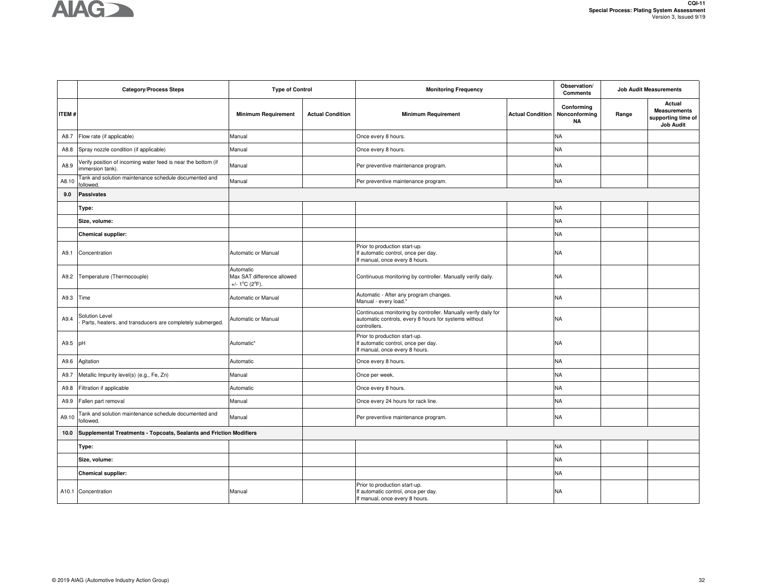| ITEM # | Category/Process Steps | Type of Control | | Monitoring Frequency | | Observation/ Comments | Job Audit Measurements | |
|---|---|---|---|---|---|---|---|---|
| | | Minimum Requirement | Actual Condition | Minimum Requirement | Actual Condition | Conforming Nonconforming NA | Range | Actual Measurements supporting time of Job Audit |
| A8.7 | Flow rate (if applicable) | Manual | | Once every 8 hours. | | NA | | |
| A8.8 | Spray nozzle condition (if applicable) | Manual | | Once every 8 hours. | | NA | | |
| A8.9 | Verify position of incoming water feed is near the bottom (if immersion tank). | Manual | | Per preventive maintenance program. | | NA | | |
| A8.10 | Tank and solution maintenance schedule documented and followed. | Manual | | Per preventive maintenance program. | | NA | | |
| **9.0** | **Passivates** | | | | | | | |
| | **Type:** | | | | | NA | | |
| | **Size, volume:** | | | | | NA | | |
| | **Chemical supplier:** | | | | | NA | | |
| A9.1 | Concentration | Automatic or Manual | | Prior to production start-up.<br>If automatic control, once per day.<br>If manual, once every 8 hours. | | NA | | |
| A9.2 | Temperature (Thermocouple) | Automatic<br>Max SAT difference allowed +/- 1°C (2°F). | | Continuous monitoring by controller. Manually verify daily. | | NA | | |
| A9.3 | Time | Automatic or Manual | | Automatic - After any program changes.<br>Manual - every load.* | | NA | | |
| A9.4 | Solution Level<br>- Parts, heaters, and transducers are completely submerged. | Automatic or Manual | | Continuous monitoring by controller. Manually verify daily for automatic controls, every 8 hours for systems without controllers. | | NA | | |
| A9.5 | pH | Automatic* | | Prior to production start-up.<br>If automatic control, once per day.<br>If manual, once every 8 hours. | | NA | | |
| A9.6 | Agitation | Automatic | | Once every 8 hours. | | NA | | |
| A9.7 | Metallic Impurity level(s) (e.g., Fe, Zn) | Manual | | Once per week. | | NA | | |
| A9.8 | Filtration if applicable | Automatic | | Once every 8 hours. | | NA | | |
| A9.9 | Fallen part removal | Manual | | Once every 24 hours for rack line. | | NA | | |
| A9.10 | Tank and solution maintenance schedule documented and followed. | Manual | | Per preventive maintenance program. | | NA | | |
| **10.0** | **Supplemental Treatments - Topcoats, Sealants and Friction Modifiers** | | | | | | | |
| | **Type:** | | | | | NA | | |
| | **Size, volume:** | | | | | NA | | |
| | **Chemical supplier:** | | | | | NA | | |
| A10.1 | Concentration | Manual | | Prior to production start-up.<br>If automatic control, once per day.<br>If manual, once every 8 hours. | | NA | | |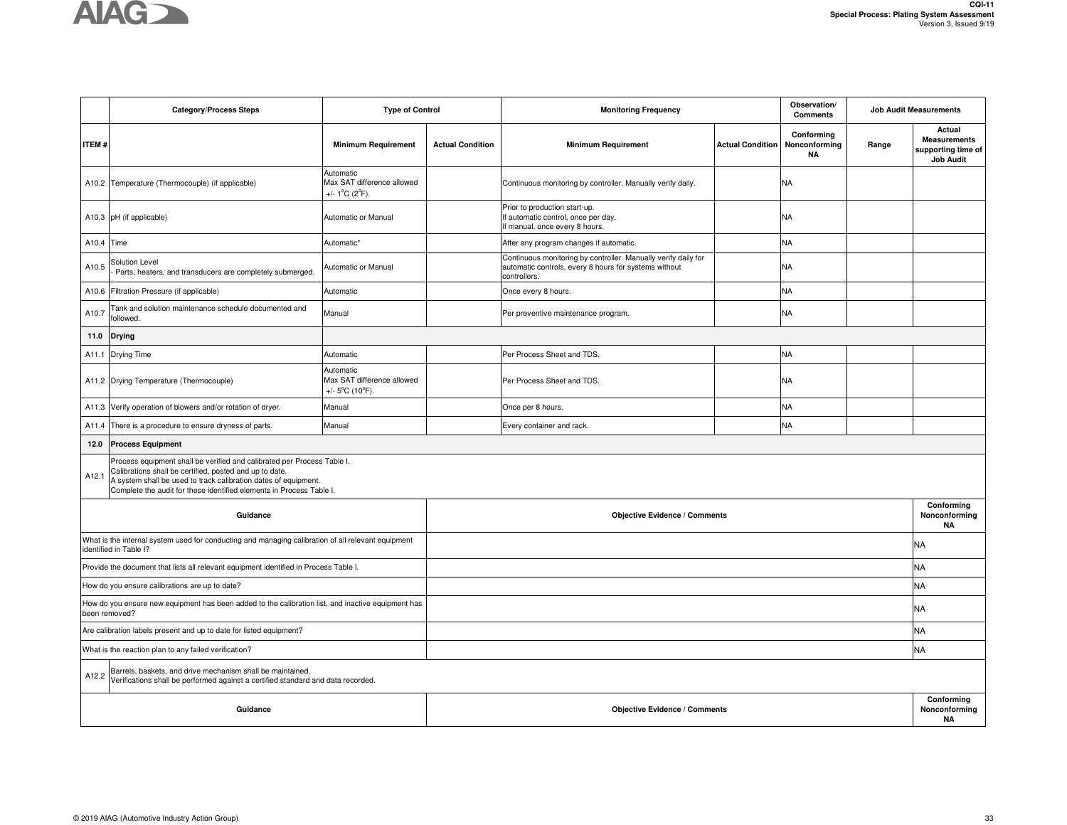| | Category/Process Steps | Type of Control | | Monitoring Frequency | | Observation/ Comments | Job Audit Measurements | |
|---|---|---|---|---|---|---|---|---|
| ITEM # | | Minimum Requirement | Actual Condition | Minimum Requirement | Actual Condition | Conforming Nonconforming NA | Range | Actual Measurements supporting time of Job Audit |
| A10.2 | Temperature (Thermocouple) (if applicable) | Automatic<br>Max SAT difference allowed +/- 1°C (2°F). | | Continuous monitoring by controller. Manually verify daily. | | NA | | |
| A10.3 | pH (if applicable) | Automatic or Manual | | Prior to production start-up.<br>If automatic control, once per day.<br>If manual, once every 8 hours. | | NA | | |
| A10.4 | Time | Automatic* | | After any program changes if automatic. | | NA | | |
| A10.5 | Solution Level<br>- Parts, heaters, and transducers are completely submerged. | Automatic or Manual | | Continuous monitoring by controller. Manually verify daily for automatic controls, every 8 hours for systems without controllers. | | NA | | |
| A10.6 | Filtration Pressure (if applicable) | Automatic | | Once every 8 hours. | | NA | | |
| A10.7 | Tank and solution maintenance schedule documented and followed. | Manual | | Per preventive maintenance program. | | NA | | |
| **11.0** | **Drying** | | | | | | | |
| A11.1 | Drying Time | Automatic | | Per Process Sheet and TDS. | | NA | | |
| A11.2 | Drying Temperature (Thermocouple) | Automatic<br>Max SAT difference allowed +/- 5°C (10°F). | | Per Process Sheet and TDS. | | NA | | |
| A11.3 | Verify operation of blowers and/or rotation of dryer. | Manual | | Once per 8 hours. | | NA | | |
| A11.4 | There is a procedure to ensure dryness of parts. | Manual | | Every container and rack. | | NA | | |
| **12.0** | **Process Equipment** | | | | | | | |

| A12.1 | Process equipment shall be verified and calibrated per Process Table I.<br>Calibrations shall be certified, posted and up to date.<br>A system shall be used to track calibration dates of equipment.<br>Complete the audit for these identified elements in Process Table I. | |
|---|---|---|
| **Guidance** | **Objective Evidence / Comments** | **Conforming Nonconforming NA** |
| What is the internal system used for conducting and managing calibration of all relevant equipment identified in Table I? | | NA |
| Provide the document that lists all relevant equipment identified in Process Table I. | | NA |
| How do you ensure calibrations are up to date? | | NA |
| How do you ensure new equipment has been added to the calibration list, and inactive equipment has been removed? | | NA |
| Are calibration labels present and up to date for listed equipment? | | NA |
| What is the reaction plan to any failed verification? | | NA |

| A12.2 | Barrels, baskets, and drive mechanism shall be maintained.<br>Verifications shall be performed against a certified standard and data recorded. | |
|---|---|---|
| **Guidance** | **Objective Evidence / Comments** | **Conforming Nonconforming NA** |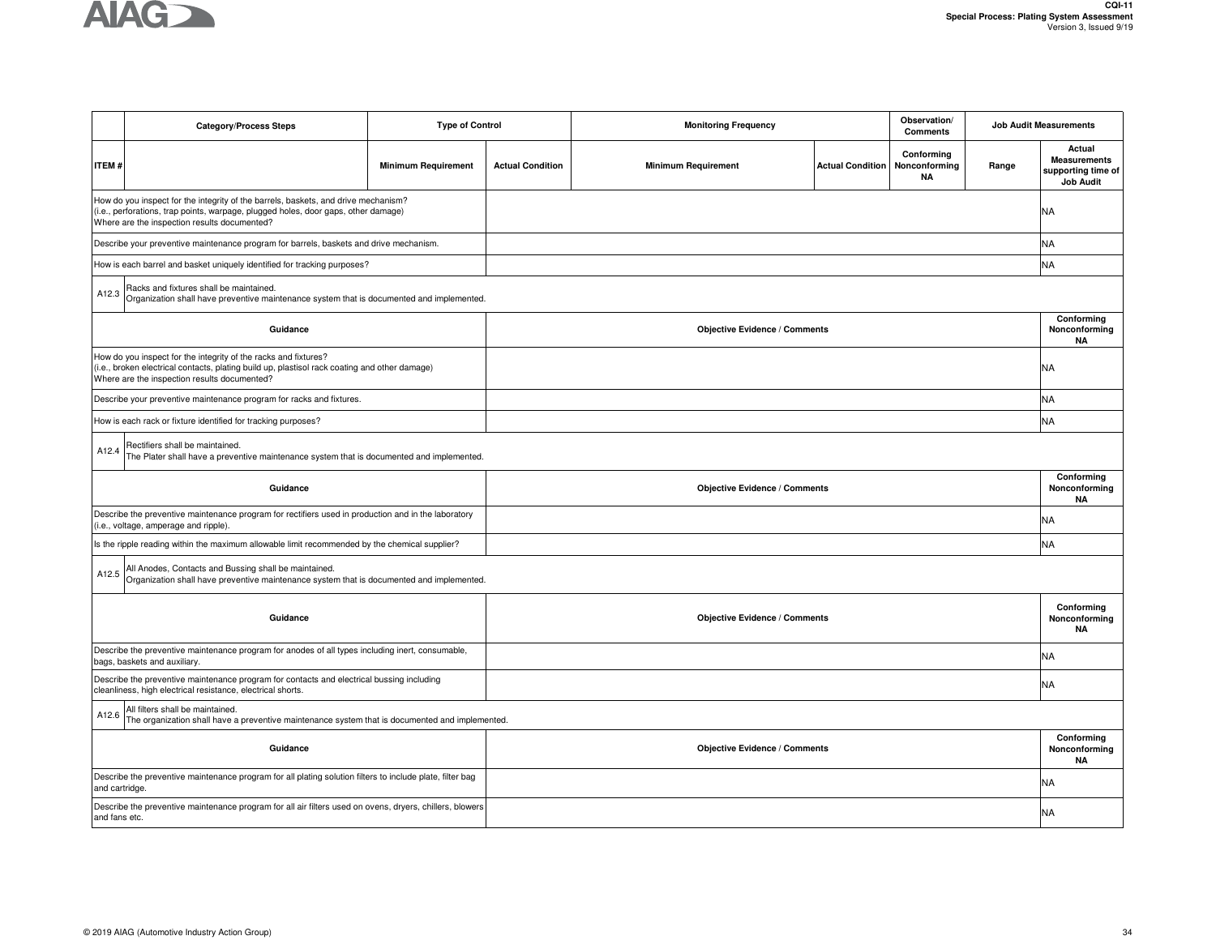| ITEM # | Category/Process Steps | Type of Control – Minimum Requirement | Type of Control – Actual Condition | Monitoring Frequency – Minimum Requirement | Monitoring Frequency – Actual Condition | Observation/ Comments – Conforming Nonconforming NA | Job Audit Measurements – Range | Job Audit Measurements – Actual Measurements supporting time of Job Audit |
|---|---|---|---|---|---|---|---|---|

| Guidance | Objective Evidence / Comments | Conforming Nonconforming NA |
|---|---|---|
| How do you inspect for the integrity of the barrels, baskets, and drive mechanism? (i.e., perforations, trap points, warpage, plugged holes, door gaps, other damage) Where are the inspection results documented? | | NA |
| Describe your preventive maintenance program for barrels, baskets and drive mechanism. | | NA |
| How is each barrel and basket uniquely identified for tracking purposes? | | NA |

**A12.3** Racks and fixtures shall be maintained.
Organization shall have preventive maintenance system that is documented and implemented.

| Guidance | Objective Evidence / Comments | Conforming Nonconforming NA |
|---|---|---|
| How do you inspect for the integrity of the racks and fixtures? (i.e., broken electrical contacts, plating build up, plastisol rack coating and other damage) Where are the inspection results documented? | | NA |
| Describe your preventive maintenance program for racks and fixtures. | | NA |
| How is each rack or fixture identified for tracking purposes? | | NA |

**A12.4** Rectifiers shall be maintained.
The Plater shall have a preventive maintenance system that is documented and implemented.

| Guidance | Objective Evidence / Comments | Conforming Nonconforming NA |
|---|---|---|
| Describe the preventive maintenance program for rectifiers used in production and in the laboratory (i.e., voltage, amperage and ripple). | | NA |
| Is the ripple reading within the maximum allowable limit recommended by the chemical supplier? | | NA |

**A12.5** All Anodes, Contacts and Bussing shall be maintained.
Organization shall have preventive maintenance system that is documented and implemented.

| Guidance | Objective Evidence / Comments | Conforming Nonconforming NA |
|---|---|---|
| Describe the preventive maintenance program for anodes of all types including inert, consumable, bags, baskets and auxiliary. | | NA |
| Describe the preventive maintenance program for contacts and electrical bussing including cleanliness, high electrical resistance, electrical shorts. | | NA |

**A12.6** All filters shall be maintained.
The organization shall have a preventive maintenance system that is documented and implemented.

| Guidance | Objective Evidence / Comments | Conforming Nonconforming NA |
|---|---|---|
| Describe the preventive maintenance program for all plating solution filters to include plate, filter bag and cartridge. | | NA |
| Describe the preventive maintenance program for all air filters used on ovens, dryers, chillers, blowers and fans etc. | | NA |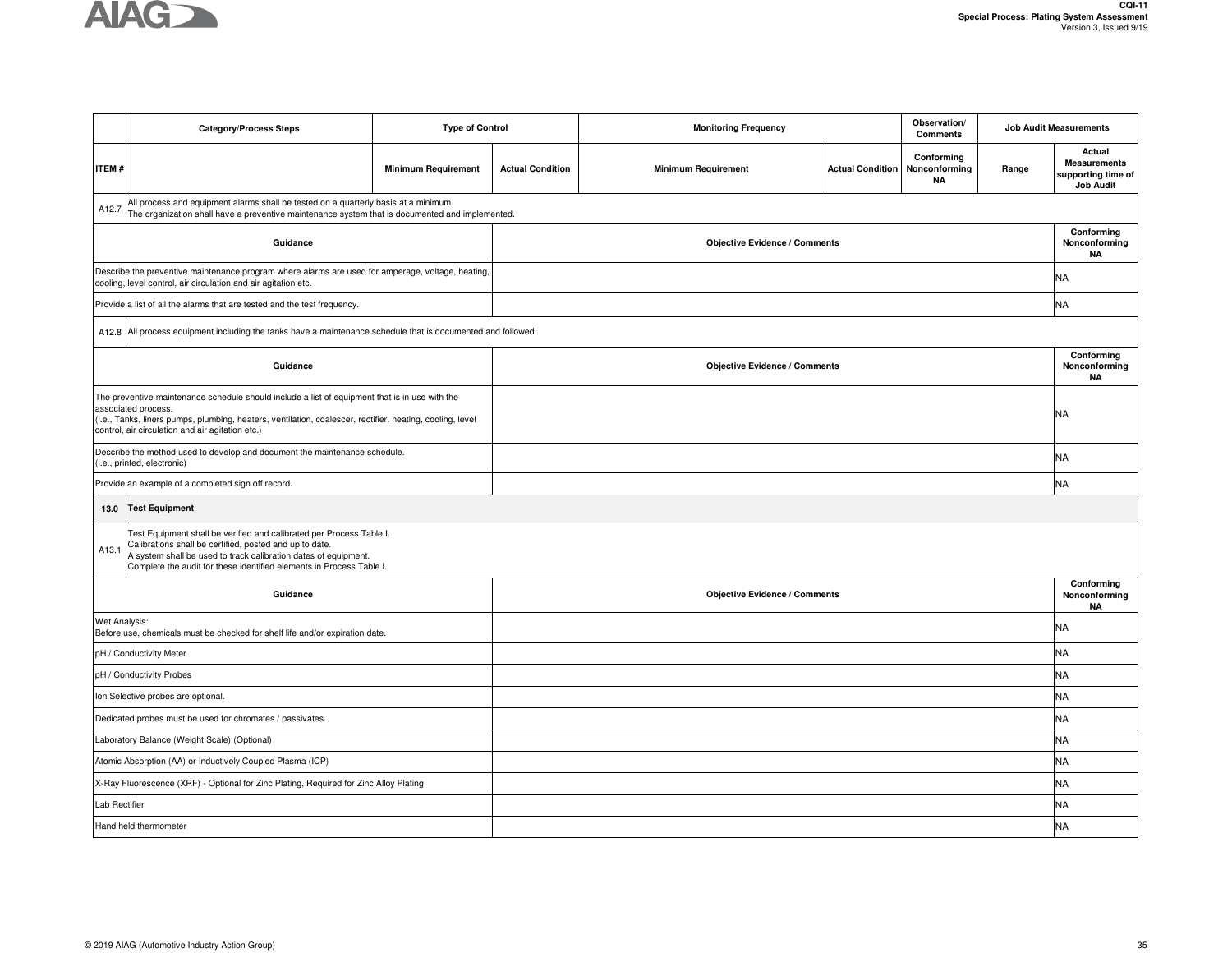|  | Category/Process Steps | Type of Control | | Monitoring Frequency | | Observation/ Comments | Job Audit Measurements | |
|---|---|---|---|---|---|---|---|---|
| ITEM # |  | Minimum Requirement | Actual Condition | Minimum Requirement | Actual Condition | Conforming Nonconforming NA | Range | Actual Measurements supporting time of Job Audit |

| A12.7 | All process and equipment alarms shall be tested on a quarterly basis at a minimum. The organization shall have a preventive maintenance system that is documented and implemented. | |
|---|---|---|
| **Guidance** | **Objective Evidence / Comments** | **Conforming Nonconforming NA** |
| Describe the preventive maintenance program where alarms are used for amperage, voltage, heating, cooling, level control, air circulation and air agitation etc. |  | NA |
| Provide a list of all the alarms that are tested and the test frequency. |  | NA |

| A12.8 | All process equipment including the tanks have a maintenance schedule that is documented and followed. | |
|---|---|---|
| **Guidance** | **Objective Evidence / Comments** | **Conforming Nonconforming NA** |
| The preventive maintenance schedule should include a list of equipment that is in use with the associated process. (i.e., Tanks, liners pumps, plumbing, heaters, ventilation, coalescer, rectifier, heating, cooling, level control, air circulation and air agitation etc.) |  | NA |
| Describe the method used to develop and document the maintenance schedule. (i.e., printed, electronic) |  | NA |
| Provide an example of a completed sign off record. |  | NA |

## 13.0 Test Equipment

| A13.1 | Test Equipment shall be verified and calibrated per Process Table I. Calibrations shall be certified, posted and up to date. A system shall be used to track calibration dates of equipment. Complete the audit for these identified elements in Process Table I. | |
|---|---|---|
| **Guidance** | **Objective Evidence / Comments** | **Conforming Nonconforming NA** |
| Wet Analysis: Before use, chemicals must be checked for shelf life and/or expiration date. |  | NA |
| pH / Conductivity Meter |  | NA |
| pH / Conductivity Probes |  | NA |
| Ion Selective probes are optional. |  | NA |
| Dedicated probes must be used for chromates / passivates. |  | NA |
| Laboratory Balance (Weight Scale) (Optional) |  | NA |
| Atomic Absorption (AA) or Inductively Coupled Plasma (ICP) |  | NA |
| X-Ray Fluorescence (XRF) - Optional for Zinc Plating, Required for Zinc Alloy Plating |  | NA |
| Lab Rectifier |  | NA |
| Hand held thermometer |  | NA |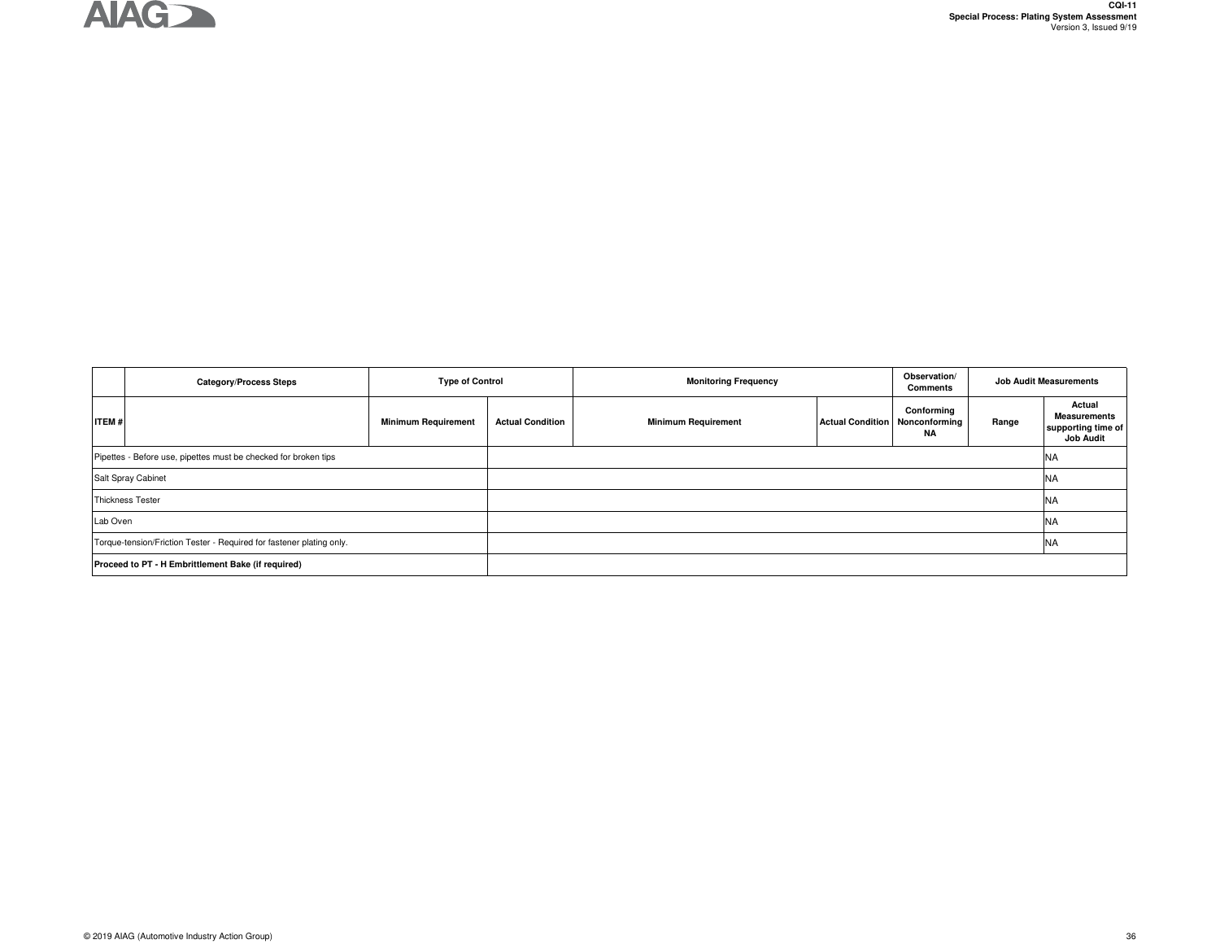| | Category/Process Steps | Type of Control | | Monitoring Frequency | | Observation/ Comments | Job Audit Measurements | |
|---|---|---|---|---|---|---|---|---|
| ITEM # | | Minimum Requirement | Actual Condition | Minimum Requirement | Actual Condition | Conforming Nonconforming NA | Range | Actual Measurements supporting time of Job Audit |
| Pipettes - Before use, pipettes must be checked for broken tips | | | | | | | | NA |
| Salt Spray Cabinet | | | | | | | | NA |
| Thickness Tester | | | | | | | | NA |
| Lab Oven | | | | | | | | NA |
| Torque-tension/Friction Tester - Required for fastener plating only. | | | | | | | | NA |
| **Proceed to PT - H Embrittlement Bake (if required)** | | | | | | | | |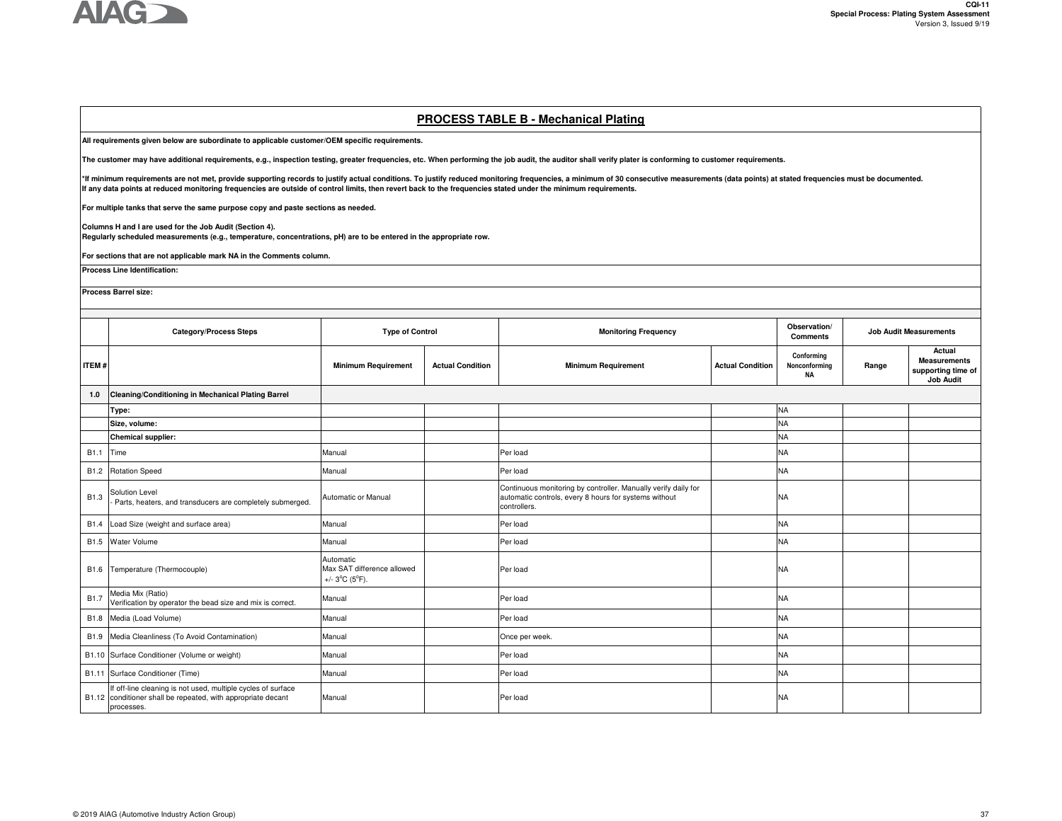## PROCESS TABLE B - Mechanical Plating

**All requirements given below are subordinate to applicable customer/OEM specific requirements.**

**The customer may have additional requirements, e.g., inspection testing, greater frequencies, etc. When performing the job audit, the auditor shall verify plater is conforming to customer requirements.**

***If minimum requirements are not met, provide supporting records to justify actual conditions. To justify reduced monitoring frequencies, a minimum of 30 consecutive measurements (data points) at stated frequencies must be documented. If any data points at reduced monitoring frequencies are outside of control limits, then revert back to the frequencies stated under the minimum requirements.**

**For multiple tanks that serve the same purpose copy and paste sections as needed.**

**Columns H and I are used for the Job Audit (Section 4).**
**Regularly scheduled measurements (e.g., temperature, concentrations, pH) are to be entered in the appropriate row.**

**For sections that are not applicable mark NA in the Comments column.**

**Process Line Identification:**

**Process Barrel size:**

| | Category/Process Steps | Type of Control | | Monitoring Frequency | | Observation/ Comments | Job Audit Measurements | |
|---|---|---|---|---|---|---|---|---|
| ITEM # | | Minimum Requirement | Actual Condition | Minimum Requirement | Actual Condition | Conforming Nonconforming NA | Range | Actual Measurements supporting time of Job Audit |
| **1.0** | **Cleaning/Conditioning in Mechanical Plating Barrel** | | | | | | | |
| | **Type:** | | | | | NA | | |
| | **Size, volume:** | | | | | NA | | |
| | **Chemical supplier:** | | | | | NA | | |
| B1.1 | Time | Manual | | Per load | | NA | | |
| B1.2 | Rotation Speed | Manual | | Per load | | NA | | |
| B1.3 | Solution Level - Parts, heaters, and transducers are completely submerged. | Automatic or Manual | | Continuous monitoring by controller. Manually verify daily for automatic controls, every 8 hours for systems without controllers. | | NA | | |
| B1.4 | Load Size (weight and surface area) | Manual | | Per load | | NA | | |
| B1.5 | Water Volume | Manual | | Per load | | NA | | |
| B1.6 | Temperature (Thermocouple) | Automatic Max SAT difference allowed +/- 3°C (5°F). | | Per load | | NA | | |
| B1.7 | Media Mix (Ratio) Verification by operator the bead size and mix is correct. | Manual | | Per load | | NA | | |
| B1.8 | Media (Load Volume) | Manual | | Per load | | NA | | |
| B1.9 | Media Cleanliness (To Avoid Contamination) | Manual | | Once per week. | | NA | | |
| B1.10 | Surface Conditioner (Volume or weight) | Manual | | Per load | | NA | | |
| B1.11 | Surface Conditioner (Time) | Manual | | Per load | | NA | | |
| B1.12 | If off-line cleaning is not used, multiple cycles of surface conditioner shall be repeated, with appropriate decant processes. | Manual | | Per load | | NA | | |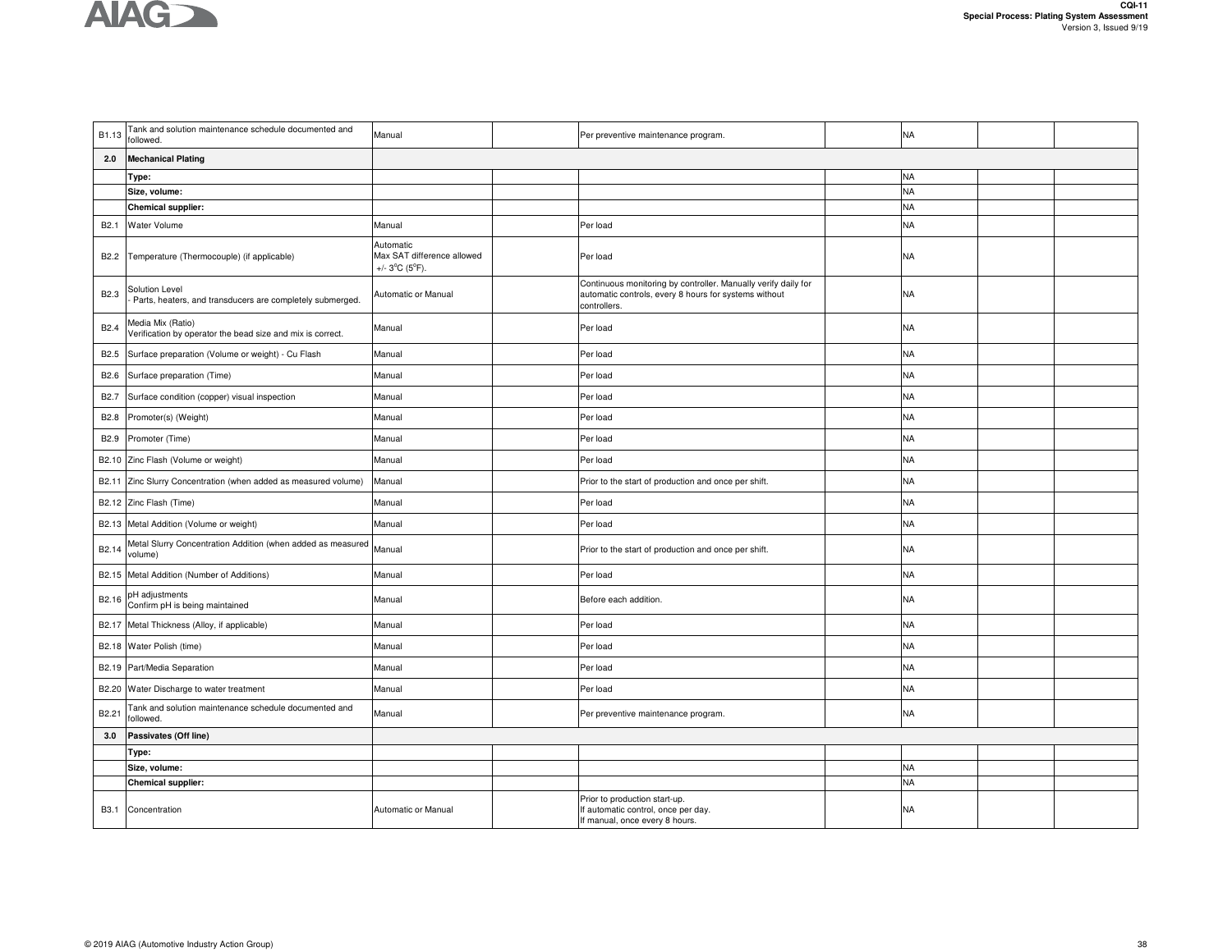| | | | | | | | | |
|---|---|---|---|---|---|---|---|---|
| B1.13 | Tank and solution maintenance schedule documented and followed. | Manual | | Per preventive maintenance program. | | NA | | |
| **2.0** | **Mechanical Plating** | | | | | | | |
| | **Type:** | | | | | NA | | |
| | **Size, volume:** | | | | | NA | | |
| | **Chemical supplier:** | | | | | NA | | |
| B2.1 | Water Volume | Manual | | Per load | | NA | | |
| B2.2 | Temperature (Thermocouple) (if applicable) | Automatic<br>Max SAT difference allowed +/- 3°C (5°F). | | Per load | | NA | | |
| B2.3 | Solution Level<br>- Parts, heaters, and transducers are completely submerged. | Automatic or Manual | | Continuous monitoring by controller. Manually verify daily for automatic controls, every 8 hours for systems without controllers. | | NA | | |
| B2.4 | Media Mix (Ratio)<br>Verification by operator the bead size and mix is correct. | Manual | | Per load | | NA | | |
| B2.5 | Surface preparation (Volume or weight) - Cu Flash | Manual | | Per load | | NA | | |
| B2.6 | Surface preparation (Time) | Manual | | Per load | | NA | | |
| B2.7 | Surface condition (copper) visual inspection | Manual | | Per load | | NA | | |
| B2.8 | Promoter(s) (Weight) | Manual | | Per load | | NA | | |
| B2.9 | Promoter (Time) | Manual | | Per load | | NA | | |
| B2.10 | Zinc Flash (Volume or weight) | Manual | | Per load | | NA | | |
| B2.11 | Zinc Slurry Concentration (when added as measured volume) | Manual | | Prior to the start of production and once per shift. | | NA | | |
| B2.12 | Zinc Flash (Time) | Manual | | Per load | | NA | | |
| B2.13 | Metal Addition (Volume or weight) | Manual | | Per load | | NA | | |
| B2.14 | Metal Slurry Concentration Addition (when added as measured volume) | Manual | | Prior to the start of production and once per shift. | | NA | | |
| B2.15 | Metal Addition (Number of Additions) | Manual | | Per load | | NA | | |
| B2.16 | pH adjustments<br>Confirm pH is being maintained | Manual | | Before each addition. | | NA | | |
| B2.17 | Metal Thickness (Alloy, if applicable) | Manual | | Per load | | NA | | |
| B2.18 | Water Polish (time) | Manual | | Per load | | NA | | |
| B2.19 | Part/Media Separation | Manual | | Per load | | NA | | |
| B2.20 | Water Discharge to water treatment | Manual | | Per load | | NA | | |
| B2.21 | Tank and solution maintenance schedule documented and followed. | Manual | | Per preventive maintenance program. | | NA | | |
| **3.0** | **Passivates (Off line)** | | | | | | | |
| | **Type:** | | | | | | | |
| | **Size, volume:** | | | | | NA | | |
| | **Chemical supplier:** | | | | | NA | | |
| B3.1 | Concentration | Automatic or Manual | | Prior to production start-up.<br>If automatic control, once per day.<br>If manual, once every 8 hours. | | NA | | |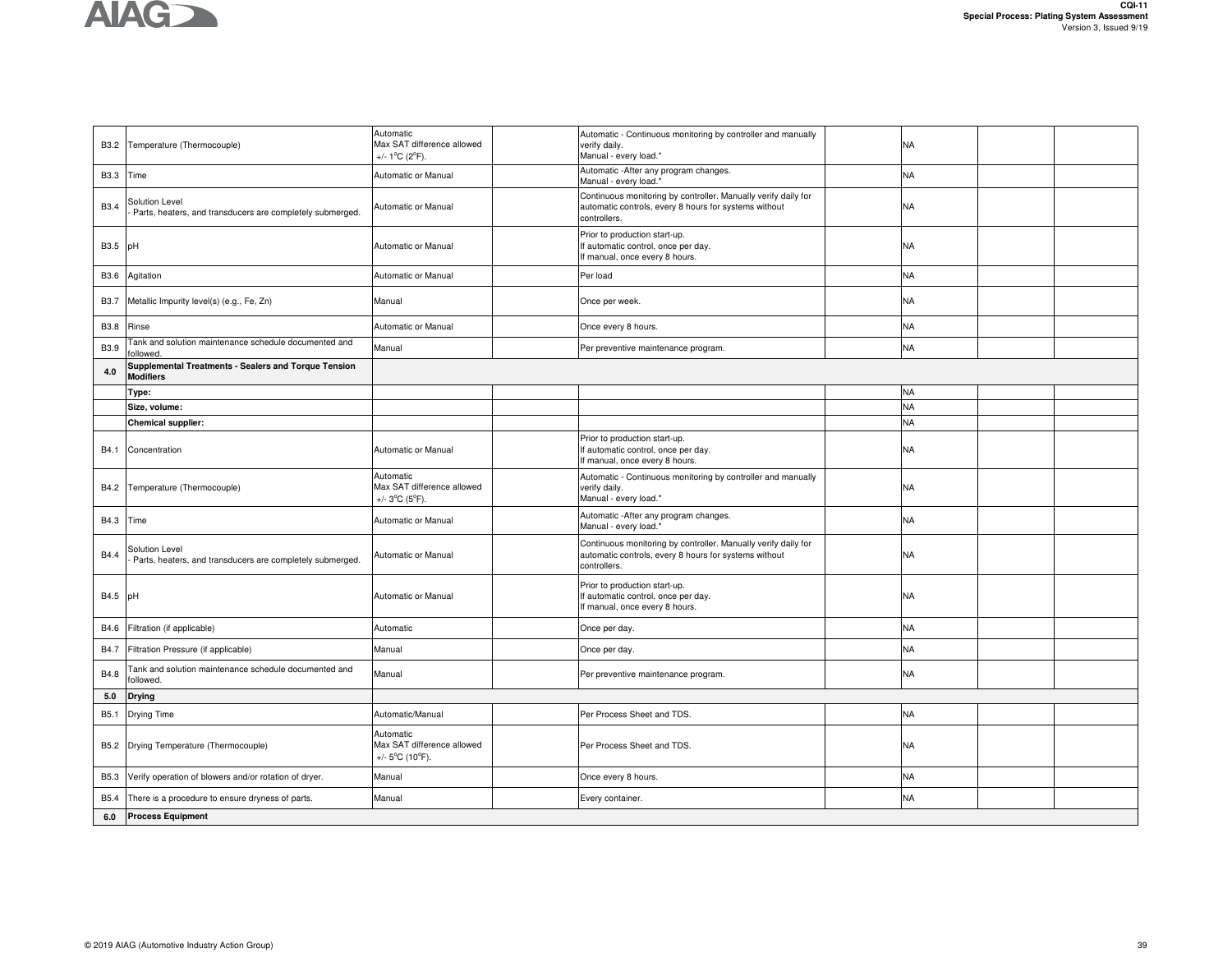| | | | | | | | | |
|---|---|---|---|---|---|---|---|---|
| B3.2 | Temperature (Thermocouple) | Automatic<br>Max SAT difference allowed<br>+/- 1°C (2°F). | | Automatic - Continuous monitoring by controller and manually verify daily.<br>Manual - every load.* | | NA | | |
| B3.3 | Time | Automatic or Manual | | Automatic -After any program changes.<br>Manual - every load.* | | NA | | |
| B3.4 | Solution Level<br>- Parts, heaters, and transducers are completely submerged. | Automatic or Manual | | Continuous monitoring by controller. Manually verify daily for automatic controls, every 8 hours for systems without controllers. | | NA | | |
| B3.5 | pH | Automatic or Manual | | Prior to production start-up.<br>If automatic control, once per day.<br>If manual, once every 8 hours. | | NA | | |
| B3.6 | Agitation | Automatic or Manual | | Per load | | NA | | |
| B3.7 | Metallic Impurity level(s) (e.g., Fe, Zn) | Manual | | Once per week. | | NA | | |
| B3.8 | Rinse | Automatic or Manual | | Once every 8 hours. | | NA | | |
| B3.9 | Tank and solution maintenance schedule documented and followed. | Manual | | Per preventive maintenance program. | | NA | | |
| **4.0** | **Supplemental Treatments - Sealers and Torque Tension Modifiers** | | | | | | | |
| | **Type:** | | | | | NA | | |
| | **Size, volume:** | | | | | NA | | |
| | **Chemical supplier:** | | | | | NA | | |
| B4.1 | Concentration | Automatic or Manual | | Prior to production start-up.<br>If automatic control, once per day.<br>If manual, once every 8 hours. | | NA | | |
| B4.2 | Temperature (Thermocouple) | Automatic<br>Max SAT difference allowed<br>+/- 3°C (5°F). | | Automatic - Continuous monitoring by controller and manually verify daily.<br>Manual - every load.* | | NA | | |
| B4.3 | Time | Automatic or Manual | | Automatic -After any program changes.<br>Manual - every load.* | | NA | | |
| B4.4 | Solution Level<br>- Parts, heaters, and transducers are completely submerged. | Automatic or Manual | | Continuous monitoring by controller. Manually verify daily for automatic controls, every 8 hours for systems without controllers. | | NA | | |
| B4.5 | pH | Automatic or Manual | | Prior to production start-up.<br>If automatic control, once per day.<br>If manual, once every 8 hours. | | NA | | |
| B4.6 | Filtration (if applicable) | Automatic | | Once per day. | | NA | | |
| B4.7 | Filtration Pressure (if applicable) | Manual | | Once per day. | | NA | | |
| B4.8 | Tank and solution maintenance schedule documented and followed. | Manual | | Per preventive maintenance program. | | NA | | |
| **5.0** | **Drying** | | | | | | | |
| B5.1 | Drying Time | Automatic/Manual | | Per Process Sheet and TDS. | | NA | | |
| B5.2 | Drying Temperature (Thermocouple) | Automatic<br>Max SAT difference allowed<br>+/- 5°C (10°F). | | Per Process Sheet and TDS. | | NA | | |
| B5.3 | Verify operation of blowers and/or rotation of dryer. | Manual | | Once every 8 hours. | | NA | | |
| B5.4 | There is a procedure to ensure dryness of parts. | Manual | | Every container. | | NA | | |
| **6.0** | **Process Equipment** | | | | | | | |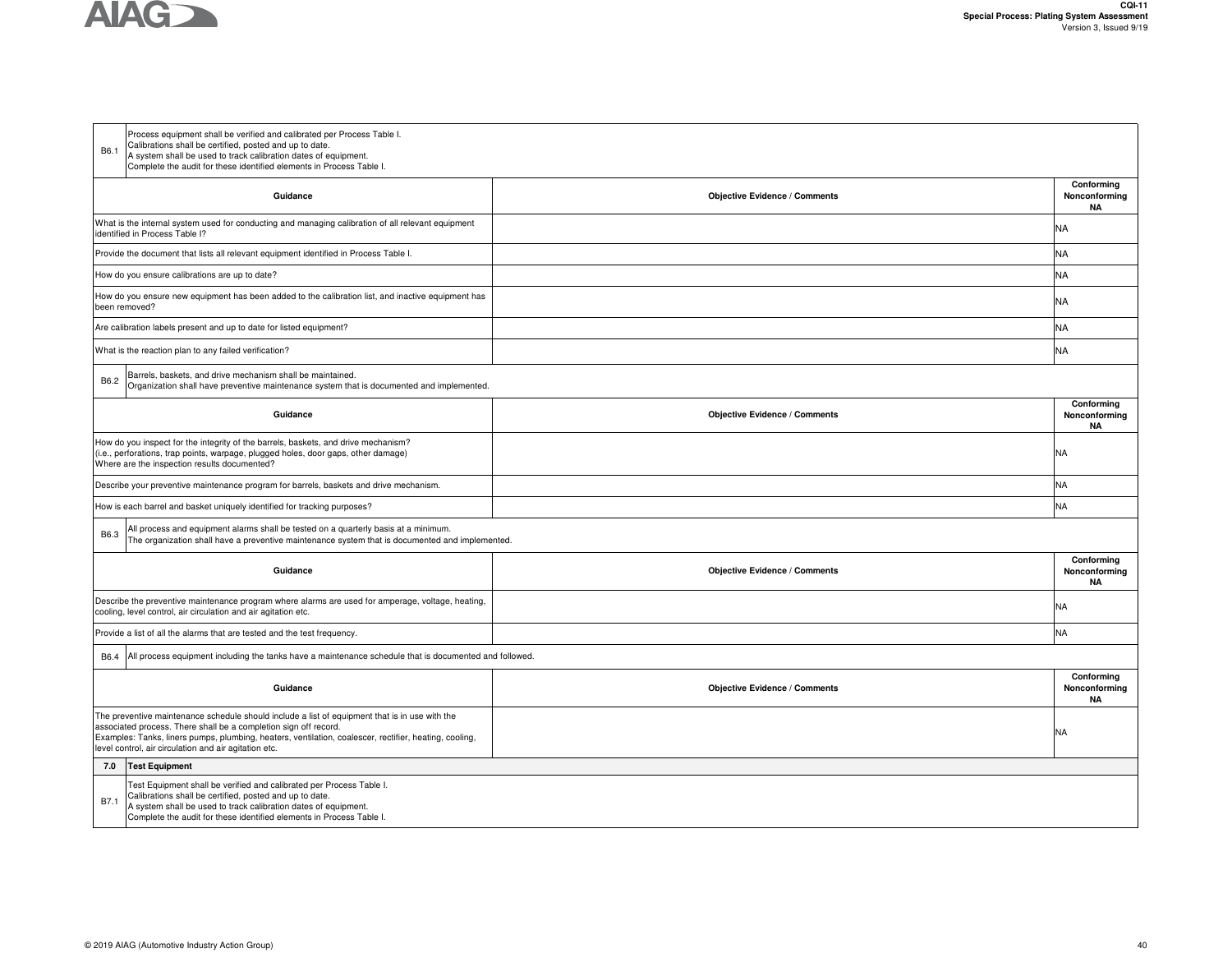| B6.1 | Process equipment shall be verified and calibrated per Process Table I.<br>Calibrations shall be certified, posted and up to date.<br>A system shall be used to track calibration dates of equipment.<br>Complete the audit for these identified elements in Process Table I. | |
|---|---|---|
| **Guidance** | **Objective Evidence / Comments** | **Conforming Nonconforming NA** |
| What is the internal system used for conducting and managing calibration of all relevant equipment identified in Process Table I? | | NA |
| Provide the document that lists all relevant equipment identified in Process Table I. | | NA |
| How do you ensure calibrations are up to date? | | NA |
| How do you ensure new equipment has been added to the calibration list, and inactive equipment has been removed? | | NA |
| Are calibration labels present and up to date for listed equipment? | | NA |
| What is the reaction plan to any failed verification? | | NA |

| B6.2 | Barrels, baskets, and drive mechanism shall be maintained.<br>Organization shall have preventive maintenance system that is documented and implemented. | |
|---|---|---|
| **Guidance** | **Objective Evidence / Comments** | **Conforming Nonconforming NA** |
| How do you inspect for the integrity of the barrels, baskets, and drive mechanism?<br>(i.e., perforations, trap points, warpage, plugged holes, door gaps, other damage)<br>Where are the inspection results documented? | | NA |
| Describe your preventive maintenance program for barrels, baskets and drive mechanism. | | NA |
| How is each barrel and basket uniquely identified for tracking purposes? | | NA |

| B6.3 | All process and equipment alarms shall be tested on a quarterly basis at a minimum.<br>The organization shall have a preventive maintenance system that is documented and implemented. | |
|---|---|---|
| **Guidance** | **Objective Evidence / Comments** | **Conforming Nonconforming NA** |
| Describe the preventive maintenance program where alarms are used for amperage, voltage, heating, cooling, level control, air circulation and air agitation etc. | | NA |
| Provide a list of all the alarms that are tested and the test frequency. | | NA |

| B6.4 | All process equipment including the tanks have a maintenance schedule that is documented and followed. | |
|---|---|---|
| **Guidance** | **Objective Evidence / Comments** | **Conforming Nonconforming NA** |
| The preventive maintenance schedule should include a list of equipment that is in use with the associated process. There shall be a completion sign off record.<br>Examples: Tanks, liners pumps, plumbing, heaters, ventilation, coalescer, rectifier, heating, cooling, level control, air circulation and air agitation etc. | | NA |

| **7.0** | **Test Equipment** |
|---|---|
| B7.1 | Test Equipment shall be verified and calibrated per Process Table I.<br>Calibrations shall be certified, posted and up to date.<br>A system shall be used to track calibration dates of equipment.<br>Complete the audit for these identified elements in Process Table I. |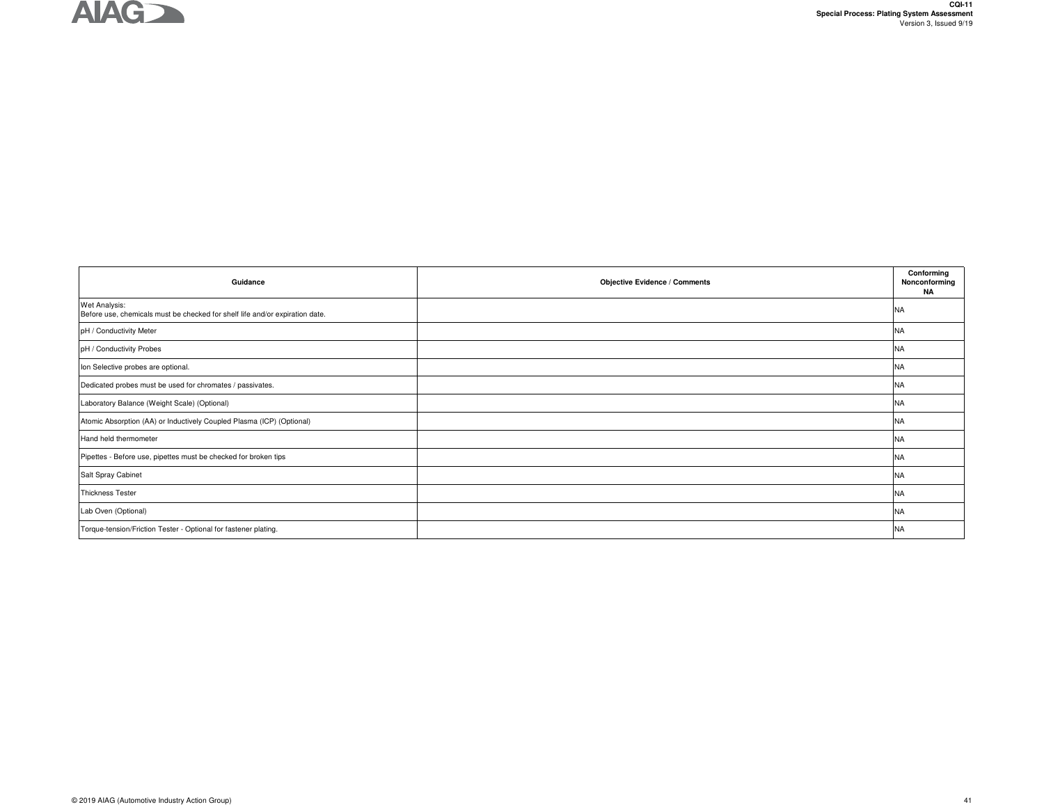| Guidance | Objective Evidence / Comments | Conforming<br>Nonconforming<br>NA |
|---|---|---|
| Wet Analysis:<br>Before use, chemicals must be checked for shelf life and/or expiration date. | | NA |
| pH / Conductivity Meter | | NA |
| pH / Conductivity Probes | | NA |
| Ion Selective probes are optional. | | NA |
| Dedicated probes must be used for chromates / passivates. | | NA |
| Laboratory Balance (Weight Scale) (Optional) | | NA |
| Atomic Absorption (AA) or Inductively Coupled Plasma (ICP) (Optional) | | NA |
| Hand held thermometer | | NA |
| Pipettes - Before use, pipettes must be checked for broken tips | | NA |
| Salt Spray Cabinet | | NA |
| Thickness Tester | | NA |
| Lab Oven (Optional) | | NA |
| Torque-tension/Friction Tester - Optional for fastener plating. | | NA |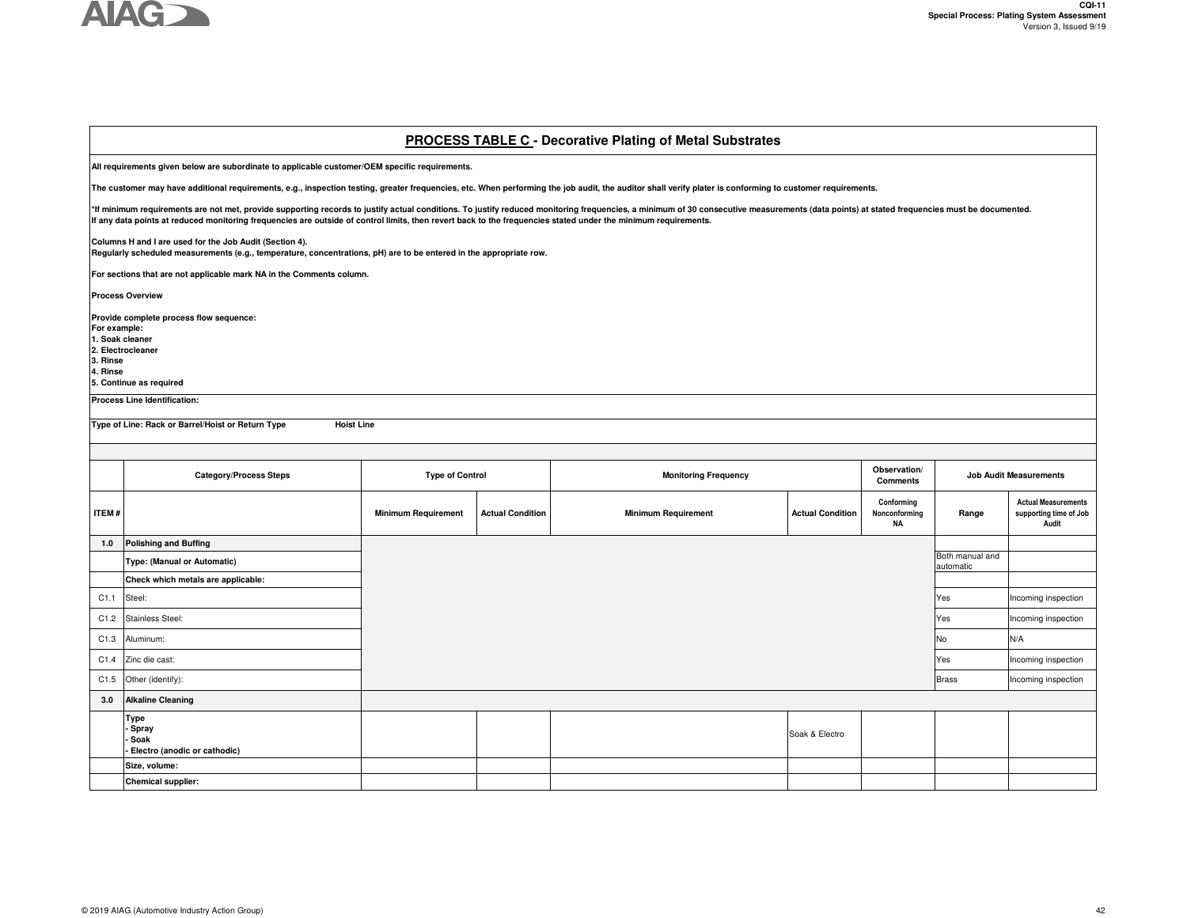## PROCESS TABLE C - Decorative Plating of Metal Substrates

**All requirements given below are subordinate to applicable customer/OEM specific requirements.**

**The customer may have additional requirements, e.g., inspection testing, greater frequencies, etc. When performing the job audit, the auditor shall verify plater is conforming to customer requirements.**

**\*If minimum requirements are not met, provide supporting records to justify actual conditions. To justify reduced monitoring frequencies, a minimum of 30 consecutive measurements (data points) at stated frequencies must be documented. If any data points at reduced monitoring frequencies are outside of control limits, then revert back to the frequencies stated under the minimum requirements.**

**Columns H and I are used for the Job Audit (Section 4).**
**Regularly scheduled measurements (e.g., temperature, concentrations, pH) are to be entered in the appropriate row.**

**For sections that are not applicable mark NA in the Comments column.**

**Process Overview**

**Provide complete process flow sequence:**
**For example:**
**1. Soak cleaner**
**2. Electrocleaner**
**3. Rinse**
**4. Rinse**
**5. Continue as required**

**Process Line Identification:**

**Type of Line: Rack or Barrel/Hoist or Return Type** Hoist Line

| | Category/Process Steps | Type of Control | | Monitoring Frequency | | Observation/ Comments | Job Audit Measurements | |
|---|---|---|---|---|---|---|---|---|
| ITEM # | | Minimum Requirement | Actual Condition | Minimum Requirement | Actual Condition | Conforming Nonconforming NA | Range | Actual Measurements supporting time of Job Audit |
| **1.0** | **Polishing and Buffing** | | | | | | | |
| | **Type: (Manual or Automatic)** | | | | | | Both manual and automatic | |
| | **Check which metals are applicable:** | | | | | | | |
| C1.1 | Steel: | | | | | | Yes | Incoming inspection |
| C1.2 | Stainless Steel: | | | | | | Yes | Incoming inspection |
| C1.3 | Aluminum: | | | | | | No | N/A |
| C1.4 | Zinc die cast: | | | | | | Yes | Incoming inspection |
| C1.5 | Other (identify): | | | | | | Brass | Incoming inspection |
| **3.0** | **Alkaline Cleaning** | | | | | | | |
| | **Type**<br>**- Spray**<br>**- Soak**<br>**- Electro (anodic or cathodic)** | | | | Soak & Electro | | | |
| | **Size, volume:** | | | | | | | |
| | **Chemical supplier:** | | | | | | | |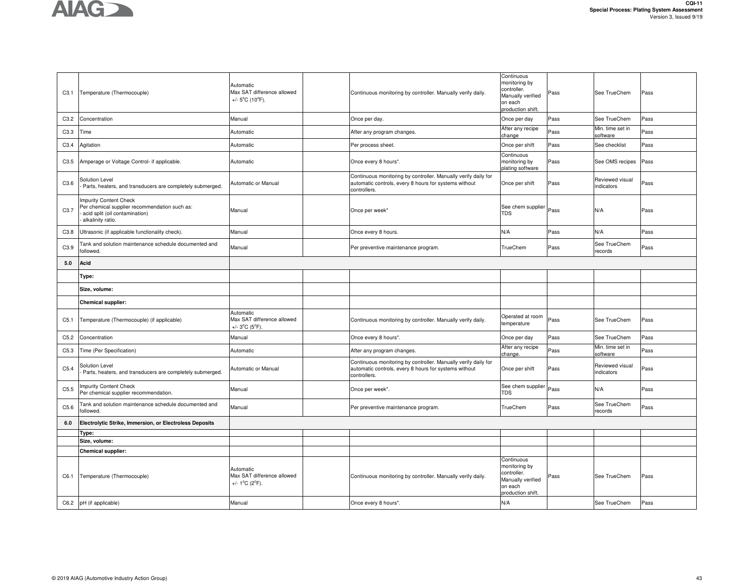| | | | | | | | | |
|---|---|---|---|---|---|---|---|---|
| C3.1 | Temperature (Thermocouple) | Automatic<br>Max SAT difference allowed<br>+/- 5°C (10°F). | | Continuous monitoring by controller. Manually verify daily. | Continuous monitoring by controller. Manually verified on each production shift. | Pass | See TrueChem | Pass |
| C3.2 | Concentration | Manual | | Once per day. | Once per day | Pass | See TrueChem | Pass |
| C3.3 | Time | Automatic | | After any program changes. | After any recipe change | Pass | Min. time set in software | Pass |
| C3.4 | Agitation | Automatic | | Per process sheet. | Once per shift | Pass | See checklist | Pass |
| C3.5 | Amperage or Voltage Control- if applicable. | Automatic | | Once every 8 hours*. | Continuous monitoring by plating software | Pass | See OMS recipes | Pass |
| C3.6 | Solution Level<br>- Parts, heaters, and transducers are completely submerged. | Automatic or Manual | | Continuous monitoring by controller. Manually verify daily for automatic controls, every 8 hours for systems without controllers. | Once per shift | Pass | Reviewed visual indicators | Pass |
| C3.7 | Impurity Content Check<br>Per chemical supplier recommendation such as:<br>- acid split (oil contamination)<br>- alkalinity ratio. | Manual | | Once per week* | See chem supplier TDS | Pass | N/A | Pass |
| C3.8 | Ultrasonic (if applicable functionality check). | Manual | | Once every 8 hours. | N/A | Pass | N/A | Pass |
| C3.9 | Tank and solution maintenance schedule documented and followed. | Manual | | Per preventive maintenance program. | TrueChem | Pass | See TrueChem records | Pass |
| **5.0** | **Acid** | | | | | | | |
| | **Type:** | | | | | | | |
| | **Size, volume:** | | | | | | | |
| | **Chemical supplier:** | | | | | | | |
| C5.1 | Temperature (Thermocouple) (if applicable) | Automatic<br>Max SAT difference allowed<br>+/- 3°C (5°F). | | Continuous monitoring by controller. Manually verify daily. | Operated at room temperature | Pass | See TrueChem | Pass |
| C5.2 | Concentration | Manual | | Once every 8 hours*. | Once per day | Pass | See TrueChem | Pass |
| C5.3 | Time (Per Specification) | Automatic | | After any program changes. | After any recipe change. | Pass | Min. time set in software | Pass |
| C5.4 | Solution Level<br>- Parts, heaters, and transducers are completely submerged. | Automatic or Manual | | Continuous monitoring by controller. Manually verify daily for automatic controls, every 8 hours for systems without controllers. | Once per shift | Pass | Reviewed visual indicators | Pass |
| C5.5 | Impurity Content Check<br>Per chemical supplier recommendation. | Manual | | Once per week*. | See chem supplier TDS | Pass | N/A | Pass |
| C5.6 | Tank and solution maintenance schedule documented and followed. | Manual | | Per preventive maintenance program. | TrueChem | Pass | See TrueChem records | Pass |
| **6.0** | **Electrolytic Strike, Immersion, or Electroless Deposits** | | | | | | | |
| | **Type:** | | | | | | | |
| | **Size, volume:** | | | | | | | |
| | **Chemical supplier:** | | | | | | | |
| C6.1 | Temperature (Thermocouple) | Automatic<br>Max SAT difference allowed<br>+/- 1°C (2°F). | | Continuous monitoring by controller. Manually verify daily. | Continuous monitoring by controller. Manually verified on each production shift. | Pass | See TrueChem | Pass |
| C6.2 | pH (if applicable) | Manual | | Once every 8 hours*. | N/A | | See TrueChem | Pass |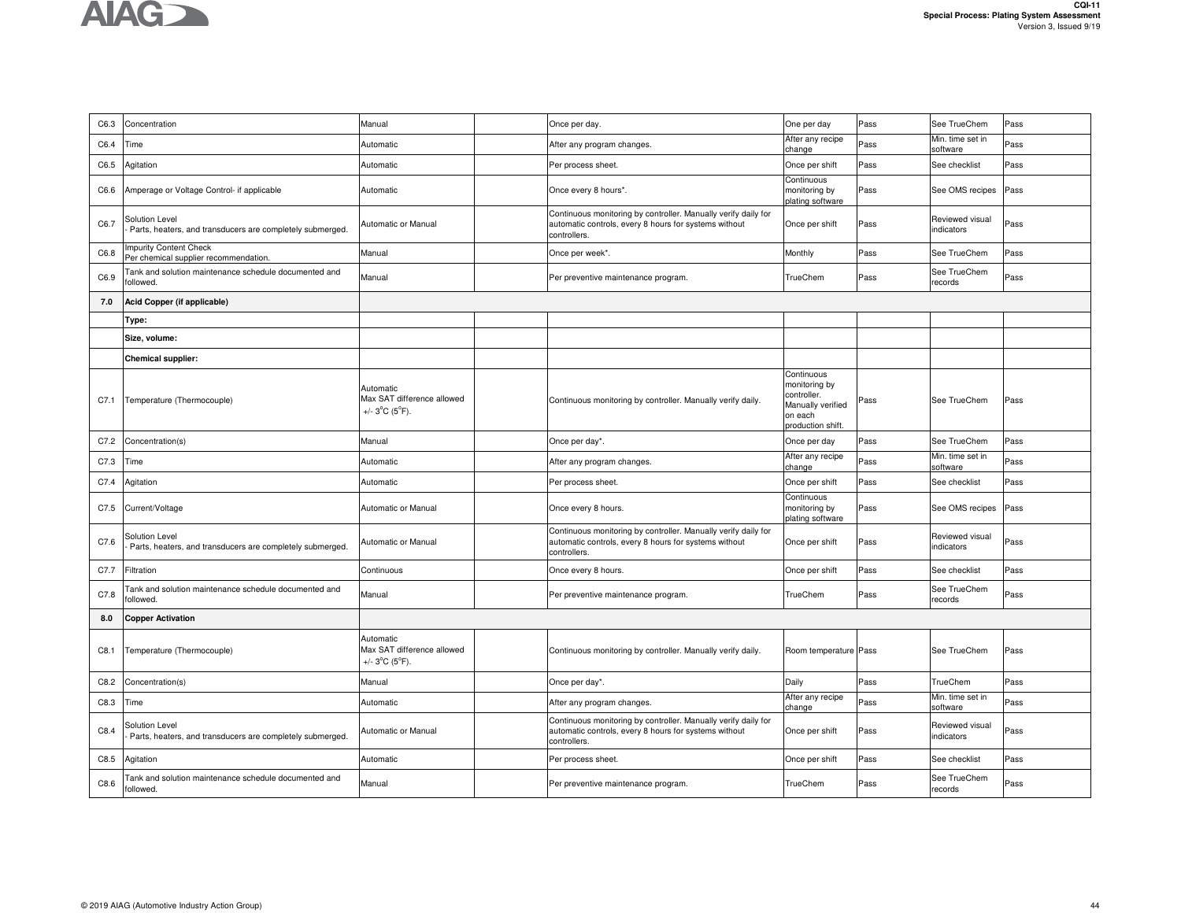| | | | | | | | | |
|---|---|---|---|---|---|---|---|---|
| C6.3 | Concentration | Manual | | Once per day. | One per day | Pass | See TrueChem | Pass |
| C6.4 | Time | Automatic | | After any program changes. | After any recipe change | Pass | Min. time set in software | Pass |
| C6.5 | Agitation | Automatic | | Per process sheet. | Once per shift | Pass | See checklist | Pass |
| C6.6 | Amperage or Voltage Control- if applicable | Automatic | | Once every 8 hours*. | Continuous monitoring by plating software | Pass | See OMS recipes | Pass |
| C6.7 | Solution Level<br>- Parts, heaters, and transducers are completely submerged. | Automatic or Manual | | Continuous monitoring by controller. Manually verify daily for automatic controls, every 8 hours for systems without controllers. | Once per shift | Pass | Reviewed visual indicators | Pass |
| C6.8 | Impurity Content Check<br>Per chemical supplier recommendation. | Manual | | Once per week*. | Monthly | Pass | See TrueChem | Pass |
| C6.9 | Tank and solution maintenance schedule documented and followed. | Manual | | Per preventive maintenance program. | TrueChem | Pass | See TrueChem records | Pass |
| **7.0** | **Acid Copper (if applicable)** | | | | | | | |
| | **Type:** | | | | | | | |
| | **Size, volume:** | | | | | | | |
| | **Chemical supplier:** | | | | | | | |
| C7.1 | Temperature (Thermocouple) | Automatic<br>Max SAT difference allowed +/- 3°C (5°F). | | Continuous monitoring by controller. Manually verify daily. | Continuous monitoring by controller. Manually verified on each production shift. | Pass | See TrueChem | Pass |
| C7.2 | Concentration(s) | Manual | | Once per day*. | Once per day | Pass | See TrueChem | Pass |
| C7.3 | Time | Automatic | | After any program changes. | After any recipe change | Pass | Min. time set in software | Pass |
| C7.4 | Agitation | Automatic | | Per process sheet. | Once per shift | Pass | See checklist | Pass |
| C7.5 | Current/Voltage | Automatic or Manual | | Once every 8 hours. | Continuous monitoring by plating software | Pass | See OMS recipes | Pass |
| C7.6 | Solution Level<br>- Parts, heaters, and transducers are completely submerged. | Automatic or Manual | | Continuous monitoring by controller. Manually verify daily for automatic controls, every 8 hours for systems without controllers. | Once per shift | Pass | Reviewed visual indicators | Pass |
| C7.7 | Filtration | Continuous | | Once every 8 hours. | Once per shift | Pass | See checklist | Pass |
| C7.8 | Tank and solution maintenance schedule documented and followed. | Manual | | Per preventive maintenance program. | TrueChem | Pass | See TrueChem records | Pass |
| **8.0** | **Copper Activation** | | | | | | | |
| C8.1 | Temperature (Thermocouple) | Automatic<br>Max SAT difference allowed +/- 3°C (5°F). | | Continuous monitoring by controller. Manually verify daily. | Room temperature | Pass | See TrueChem | Pass |
| C8.2 | Concentration(s) | Manual | | Once per day*. | Daily | Pass | TrueChem | Pass |
| C8.3 | Time | Automatic | | After any program changes. | After any recipe change | Pass | Min. time set in software | Pass |
| C8.4 | Solution Level<br>- Parts, heaters, and transducers are completely submerged. | Automatic or Manual | | Continuous monitoring by controller. Manually verify daily for automatic controls, every 8 hours for systems without controllers. | Once per shift | Pass | Reviewed visual indicators | Pass |
| C8.5 | Agitation | Automatic | | Per process sheet. | Once per shift | Pass | See checklist | Pass |
| C8.6 | Tank and solution maintenance schedule documented and followed. | Manual | | Per preventive maintenance program. | TrueChem | Pass | See TrueChem records | Pass |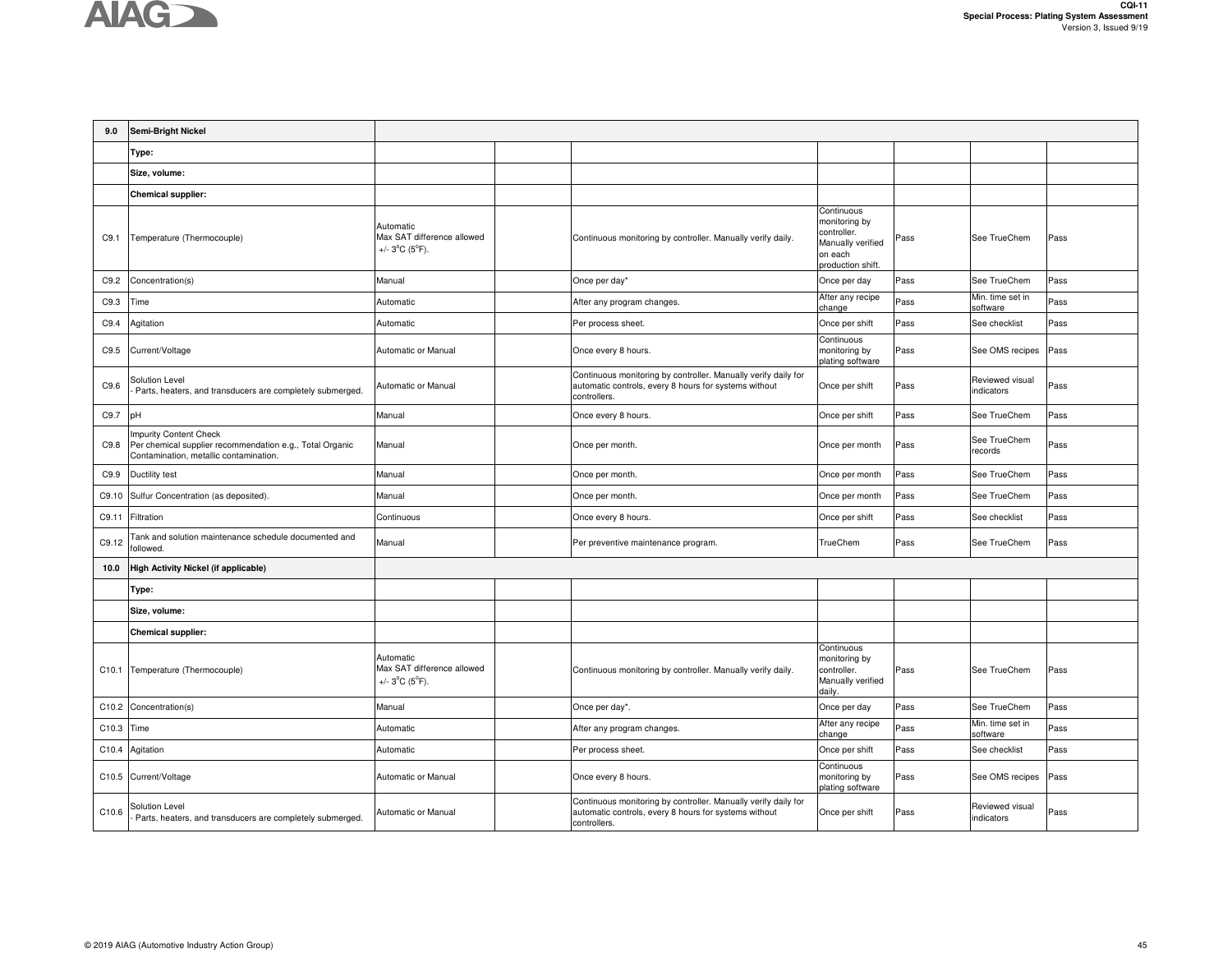| 9.0 | Semi-Bright Nickel | | | | | | | |
|---|---|---|---|---|---|---|---|---|
| | Type: | | | | | | | |
| | Size, volume: | | | | | | | |
| | Chemical supplier: | | | | | | | |
| C9.1 | Temperature (Thermocouple) | Automatic Max SAT difference allowed +/- 3°C (5°F). | | Continuous monitoring by controller. Manually verify daily. | Continuous monitoring by controller. Manually verified on each production shift. | Pass | See TrueChem | Pass |
| C9.2 | Concentration(s) | Manual | | Once per day* | Once per day | Pass | See TrueChem | Pass |
| C9.3 | Time | Automatic | | After any program changes. | After any recipe change | Pass | Min. time set in software | Pass |
| C9.4 | Agitation | Automatic | | Per process sheet. | Once per shift | Pass | See checklist | Pass |
| C9.5 | Current/Voltage | Automatic or Manual | | Once every 8 hours. | Continuous monitoring by plating software | Pass | See OMS recipes | Pass |
| C9.6 | Solution Level - Parts, heaters, and transducers are completely submerged. | Automatic or Manual | | Continuous monitoring by controller. Manually verify daily for automatic controls, every 8 hours for systems without controllers. | Once per shift | Pass | Reviewed visual indicators | Pass |
| C9.7 | pH | Manual | | Once every 8 hours. | Once per shift | Pass | See TrueChem | Pass |
| C9.8 | Impurity Content Check Per chemical supplier recommendation e.g., Total Organic Contamination, metallic contamination. | Manual | | Once per month. | Once per month | Pass | See TrueChem records | Pass |
| C9.9 | Ductility test | Manual | | Once per month. | Once per month | Pass | See TrueChem | Pass |
| C9.10 | Sulfur Concentration (as deposited). | Manual | | Once per month. | Once per month | Pass | See TrueChem | Pass |
| C9.11 | Filtration | Continuous | | Once every 8 hours. | Once per shift | Pass | See checklist | Pass |
| C9.12 | Tank and solution maintenance schedule documented and followed. | Manual | | Per preventive maintenance program. | TrueChem | Pass | See TrueChem | Pass |
| **10.0** | **High Activity Nickel (if applicable)** | | | | | | | |
| | Type: | | | | | | | |
| | Size, volume: | | | | | | | |
| | Chemical supplier: | | | | | | | |
| C10.1 | Temperature (Thermocouple) | Automatic Max SAT difference allowed +/- 3°C (5°F). | | Continuous monitoring by controller. Manually verify daily. | Continuous monitoring by controller. Manually verified daily. | Pass | See TrueChem | Pass |
| C10.2 | Concentration(s) | Manual | | Once per day*. | Once per day | Pass | See TrueChem | Pass |
| C10.3 | Time | Automatic | | After any program changes. | After any recipe change | Pass | Min. time set in software | Pass |
| C10.4 | Agitation | Automatic | | Per process sheet. | Once per shift | Pass | See checklist | Pass |
| C10.5 | Current/Voltage | Automatic or Manual | | Once every 8 hours. | Continuous monitoring by plating software | Pass | See OMS recipes | Pass |
| C10.6 | Solution Level - Parts, heaters, and transducers are completely submerged. | Automatic or Manual | | Continuous monitoring by controller. Manually verify daily for automatic controls, every 8 hours for systems without controllers. | Once per shift | Pass | Reviewed visual indicators | Pass |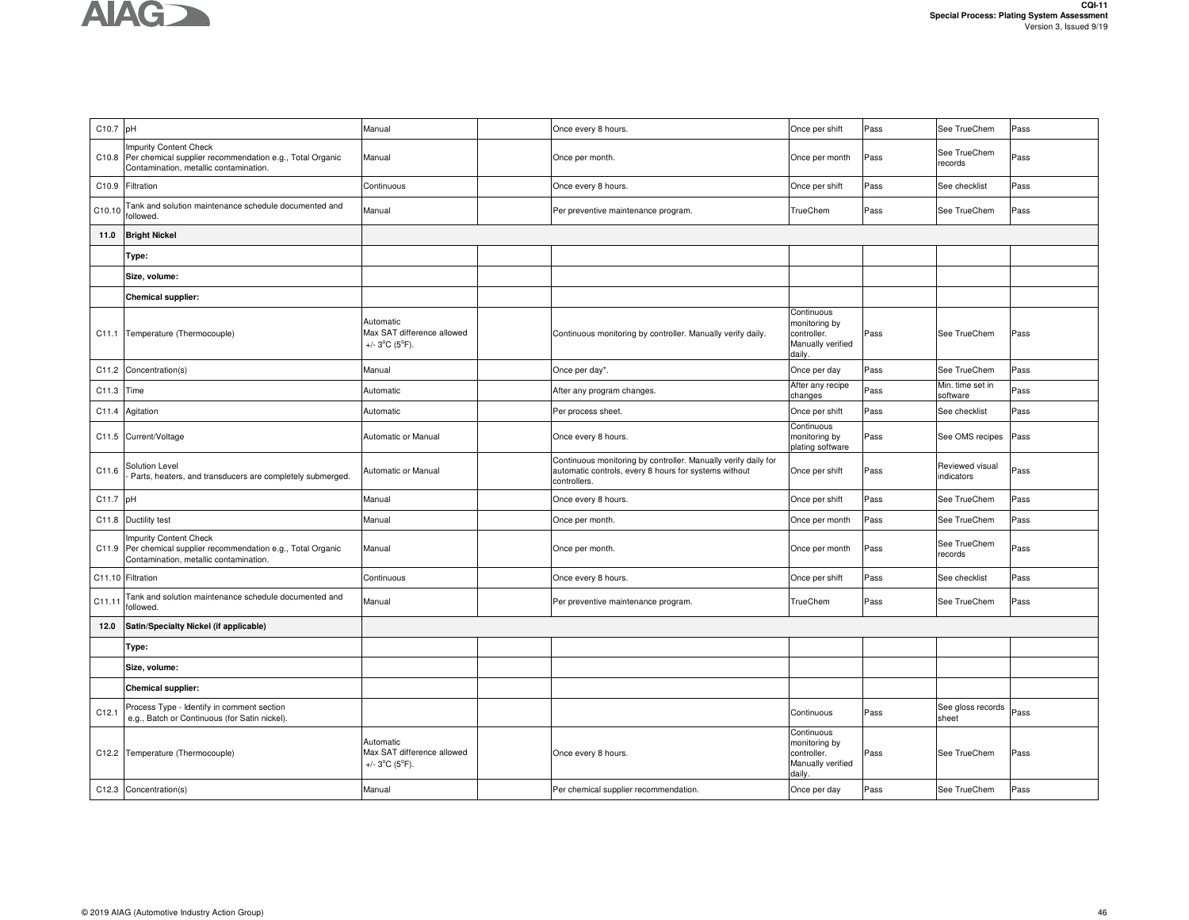| | | | | | | | | |
|---|---|---|---|---|---|---|---|---|
| C10.7 | pH | Manual | | Once every 8 hours. | Once per shift | Pass | See TrueChem | Pass |
| C10.8 | Impurity Content Check<br>Per chemical supplier recommendation e.g., Total Organic Contamination, metallic contamination. | Manual | | Once per month. | Once per month | Pass | See TrueChem records | Pass |
| C10.9 | Filtration | Continuous | | Once every 8 hours. | Once per shift | Pass | See checklist | Pass |
| C10.10 | Tank and solution maintenance schedule documented and followed. | Manual | | Per preventive maintenance program. | TrueChem | Pass | See TrueChem | Pass |
| **11.0** | **Bright Nickel** | | | | | | | |
| | **Type:** | | | | | | | |
| | **Size, volume:** | | | | | | | |
| | **Chemical supplier:** | | | | | | | |
| C11.1 | Temperature (Thermocouple) | Automatic<br>Max SAT difference allowed +/- 3°C (5°F). | | Continuous monitoring by controller. Manually verify daily. | Continuous monitoring by controller. Manually verified daily. | Pass | See TrueChem | Pass |
| C11.2 | Concentration(s) | Manual | | Once per day*. | Once per day | Pass | See TrueChem | Pass |
| C11.3 | Time | Automatic | | After any program changes. | After any recipe changes | Pass | Min. time set in software | Pass |
| C11.4 | Agitation | Automatic | | Per process sheet. | Once per shift | Pass | See checklist | Pass |
| C11.5 | Current/Voltage | Automatic or Manual | | Once every 8 hours. | Continuous monitoring by plating software | Pass | See OMS recipes | Pass |
| C11.6 | Solution Level<br>- Parts, heaters, and transducers are completely submerged. | Automatic or Manual | | Continuous monitoring by controller. Manually verify daily for automatic controls, every 8 hours for systems without controllers. | Once per shift | Pass | Reviewed visual indicators | Pass |
| C11.7 | pH | Manual | | Once every 8 hours. | Once per shift | Pass | See TrueChem | Pass |
| C11.8 | Ductility test | Manual | | Once per month. | Once per month | Pass | See TrueChem | Pass |
| C11.9 | Impurity Content Check<br>Per chemical supplier recommendation e.g., Total Organic Contamination, metallic contamination. | Manual | | Once per month. | Once per month | Pass | See TrueChem records | Pass |
| C11.10 | Filtration | Continuous | | Once every 8 hours. | Once per shift | Pass | See checklist | Pass |
| C11.11 | Tank and solution maintenance schedule documented and followed. | Manual | | Per preventive maintenance program. | TrueChem | Pass | See TrueChem | Pass |
| **12.0** | **Satin/Specialty Nickel (if applicable)** | | | | | | | |
| | **Type:** | | | | | | | |
| | **Size, volume:** | | | | | | | |
| | **Chemical supplier:** | | | | | | | |
| C12.1 | Process Type - Identify in comment section<br>e.g., Batch or Continuous (for Satin nickel). | | | | Continuous | Pass | See gloss records sheet | Pass |
| C12.2 | Temperature (Thermocouple) | Automatic<br>Max SAT difference allowed +/- 3°C (5°F). | | Once every 8 hours. | Continuous monitoring by controller. Manually verified daily. | Pass | See TrueChem | Pass |
| C12.3 | Concentration(s) | Manual | | Per chemical supplier recommendation. | Once per day | Pass | See TrueChem | Pass |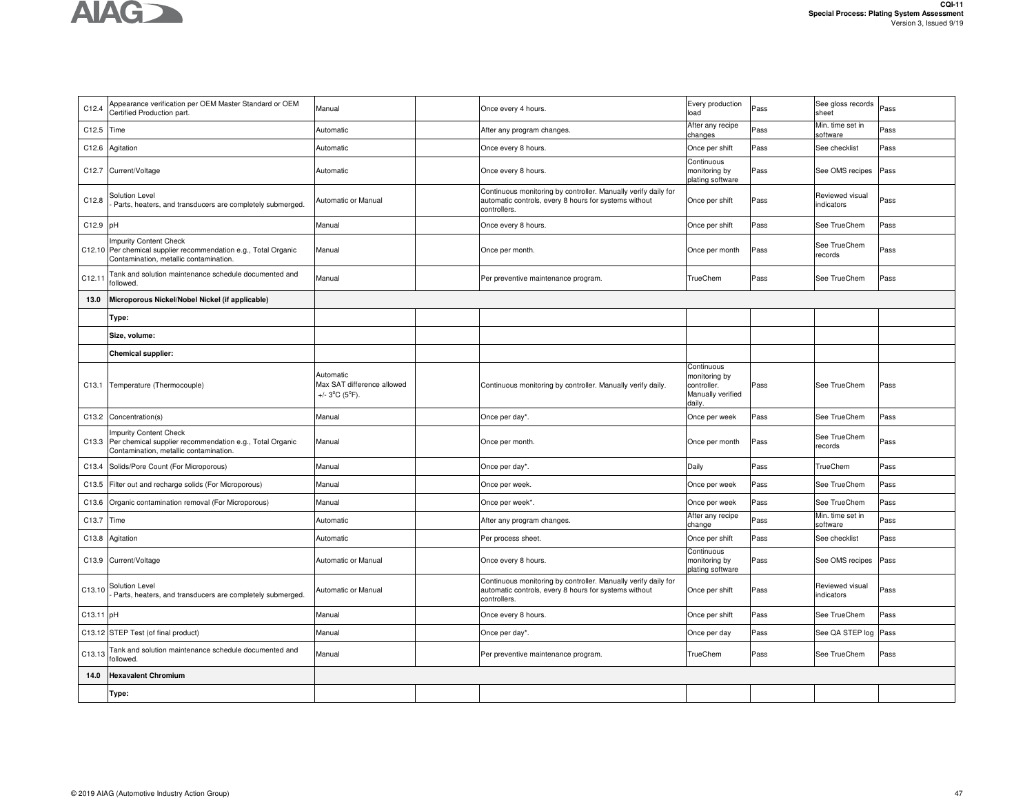| | | | | | | | | |
|---|---|---|---|---|---|---|---|---|
| C12.4 | Appearance verification per OEM Master Standard or OEM Certified Production part. | Manual | | Once every 4 hours. | Every production load | Pass | See gloss records sheet | Pass |
| C12.5 | Time | Automatic | | After any program changes. | After any recipe changes | Pass | Min. time set in software | Pass |
| C12.6 | Agitation | Automatic | | Once every 8 hours. | Once per shift | Pass | See checklist | Pass |
| C12.7 | Current/Voltage | Automatic | | Once every 8 hours. | Continuous monitoring by plating software | Pass | See OMS recipes | Pass |
| C12.8 | Solution Level<br>- Parts, heaters, and transducers are completely submerged. | Automatic or Manual | | Continuous monitoring by controller. Manually verify daily for automatic controls, every 8 hours for systems without controllers. | Once per shift | Pass | Reviewed visual indicators | Pass |
| C12.9 | pH | Manual | | Once every 8 hours. | Once per shift | Pass | See TrueChem | Pass |
| C12.10 | Impurity Content Check<br>Per chemical supplier recommendation e.g., Total Organic Contamination, metallic contamination. | Manual | | Once per month. | Once per month | Pass | See TrueChem records | Pass |
| C12.11 | Tank and solution maintenance schedule documented and followed. | Manual | | Per preventive maintenance program. | TrueChem | Pass | See TrueChem | Pass |
| **13.0** | **Microporous Nickel/Nobel Nickel (if applicable)** | | | | | | | |
| | **Type:** | | | | | | | |
| | **Size, volume:** | | | | | | | |
| | **Chemical supplier:** | | | | | | | |
| C13.1 | Temperature (Thermocouple) | Automatic<br>Max SAT difference allowed +/- 3°C (5°F). | | Continuous monitoring by controller. Manually verify daily. | Continuous monitoring by controller. Manually verified daily. | Pass | See TrueChem | Pass |
| C13.2 | Concentration(s) | Manual | | Once per day*. | Once per week | Pass | See TrueChem | Pass |
| C13.3 | Impurity Content Check<br>Per chemical supplier recommendation e.g., Total Organic Contamination, metallic contamination. | Manual | | Once per month. | Once per month | Pass | See TrueChem records | Pass |
| C13.4 | Solids/Pore Count (For Microporous) | Manual | | Once per day*. | Daily | Pass | TrueChem | Pass |
| C13.5 | Filter out and recharge solids (For Microporous) | Manual | | Once per week. | Once per week | Pass | See TrueChem | Pass |
| C13.6 | Organic contamination removal (For Microporous) | Manual | | Once per week*. | Once per week | Pass | See TrueChem | Pass |
| C13.7 | Time | Automatic | | After any program changes. | After any recipe change | Pass | Min. time set in software | Pass |
| C13.8 | Agitation | Automatic | | Per process sheet. | Once per shift | Pass | See checklist | Pass |
| C13.9 | Current/Voltage | Automatic or Manual | | Once every 8 hours. | Continuous monitoring by plating software | Pass | See OMS recipes | Pass |
| C13.10 | Solution Level<br>- Parts, heaters, and transducers are completely submerged. | Automatic or Manual | | Continuous monitoring by controller. Manually verify daily for automatic controls, every 8 hours for systems without controllers. | Once per shift | Pass | Reviewed visual indicators | Pass |
| C13.11 | pH | Manual | | Once every 8 hours. | Once per shift | Pass | See TrueChem | Pass |
| C13.12 | STEP Test (of final product) | Manual | | Once per day*. | Once per day | Pass | See QA STEP log | Pass |
| C13.13 | Tank and solution maintenance schedule documented and followed. | Manual | | Per preventive maintenance program. | TrueChem | Pass | See TrueChem | Pass |
| **14.0** | **Hexavalent Chromium** | | | | | | | |
| | **Type:** | | | | | | | |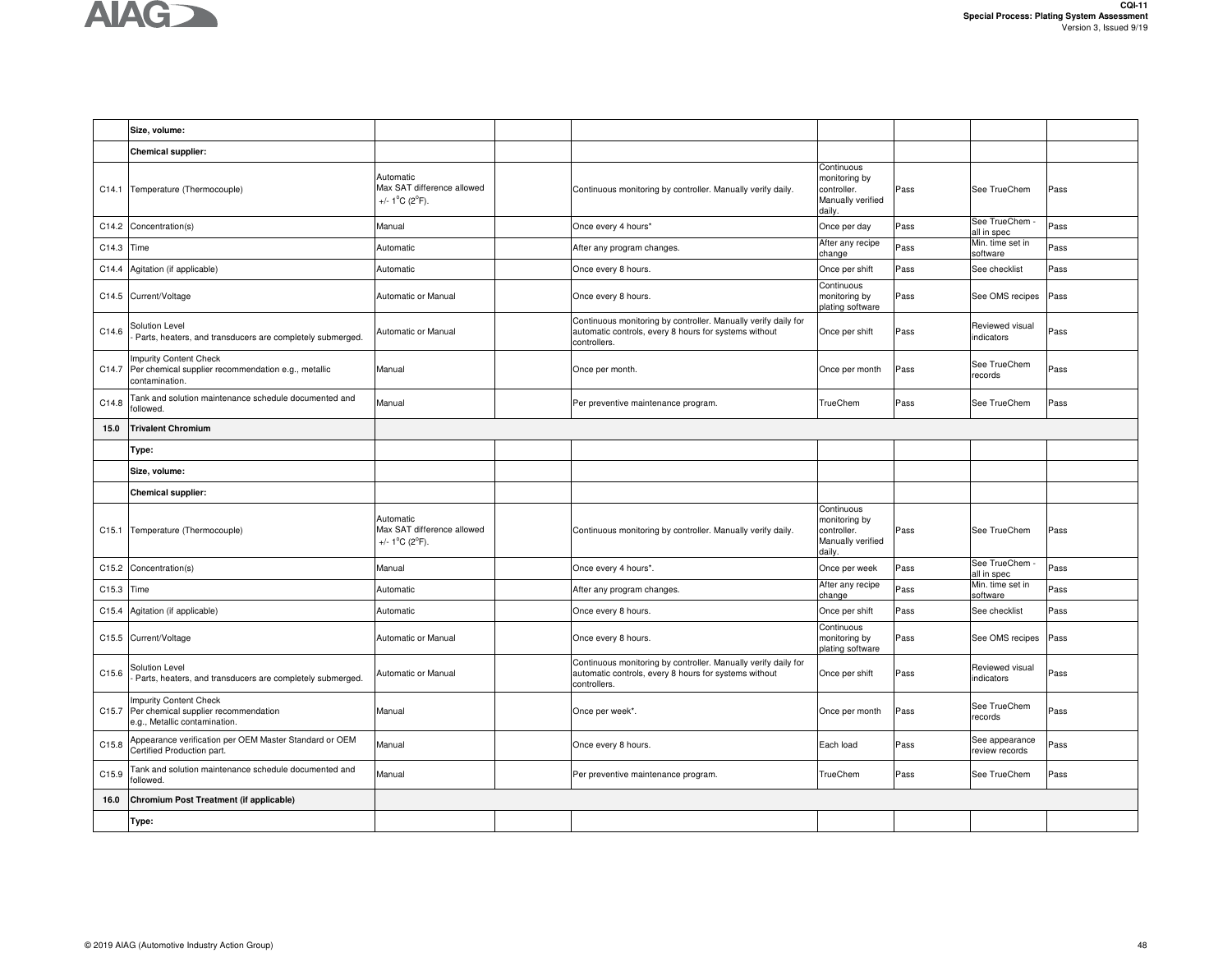|  |  |  |  |  |  |  |  |  |
|---|---|---|---|---|---|---|---|---|
|  | **Size, volume:** |  |  |  |  |  |  |  |
|  | **Chemical supplier:** |  |  |  |  |  |  |  |
| C14.1 | Temperature (Thermocouple) | Automatic Max SAT difference allowed +/- 1°C (2°F). |  | Continuous monitoring by controller. Manually verify daily. | Continuous monitoring by controller. Manually verified daily. | Pass | See TrueChem | Pass |
| C14.2 | Concentration(s) | Manual |  | Once every 4 hours* | Once per day | Pass | See TrueChem - all in spec | Pass |
| C14.3 | Time | Automatic |  | After any program changes. | After any recipe change | Pass | Min. time set in software | Pass |
| C14.4 | Agitation (if applicable) | Automatic |  | Once every 8 hours. | Once per shift | Pass | See checklist | Pass |
| C14.5 | Current/Voltage | Automatic or Manual |  | Once every 8 hours. | Continuous monitoring by plating software | Pass | See OMS recipes | Pass |
| C14.6 | Solution Level - Parts, heaters, and transducers are completely submerged. | Automatic or Manual |  | Continuous monitoring by controller. Manually verify daily for automatic controls, every 8 hours for systems without controllers. | Once per shift | Pass | Reviewed visual indicators | Pass |
| C14.7 | Impurity Content Check Per chemical supplier recommendation e.g., metallic contamination. | Manual |  | Once per month. | Once per month | Pass | See TrueChem records | Pass |
| C14.8 | Tank and solution maintenance schedule documented and followed. | Manual |  | Per preventive maintenance program. | TrueChem | Pass | See TrueChem | Pass |
| **15.0** | **Trivalent Chromium** |  |  |  |  |  |  |  |
|  | **Type:** |  |  |  |  |  |  |  |
|  | **Size, volume:** |  |  |  |  |  |  |  |
|  | **Chemical supplier:** |  |  |  |  |  |  |  |
| C15.1 | Temperature (Thermocouple) | Automatic Max SAT difference allowed +/- 1°C (2°F). |  | Continuous monitoring by controller. Manually verify daily. | Continuous monitoring by controller. Manually verified daily. | Pass | See TrueChem | Pass |
| C15.2 | Concentration(s) | Manual |  | Once every 4 hours*. | Once per week | Pass | See TrueChem - all in spec | Pass |
| C15.3 | Time | Automatic |  | After any program changes. | After any recipe change | Pass | Min. time set in software | Pass |
| C15.4 | Agitation (if applicable) | Automatic |  | Once every 8 hours. | Once per shift | Pass | See checklist | Pass |
| C15.5 | Current/Voltage | Automatic or Manual |  | Once every 8 hours. | Continuous monitoring by plating software | Pass | See OMS recipes | Pass |
| C15.6 | Solution Level - Parts, heaters, and transducers are completely submerged. | Automatic or Manual |  | Continuous monitoring by controller. Manually verify daily for automatic controls, every 8 hours for systems without controllers. | Once per shift | Pass | Reviewed visual indicators | Pass |
| C15.7 | Impurity Content Check Per chemical supplier recommendation e.g., Metallic contamination. | Manual |  | Once per week*. | Once per month | Pass | See TrueChem records | Pass |
| C15.8 | Appearance verification per OEM Master Standard or OEM Certified Production part. | Manual |  | Once every 8 hours. | Each load | Pass | See appearance review records | Pass |
| C15.9 | Tank and solution maintenance schedule documented and followed. | Manual |  | Per preventive maintenance program. | TrueChem | Pass | See TrueChem | Pass |
| **16.0** | **Chromium Post Treatment (if applicable)** |  |  |  |  |  |  |  |
|  | **Type:** |  |  |  |  |  |  |  |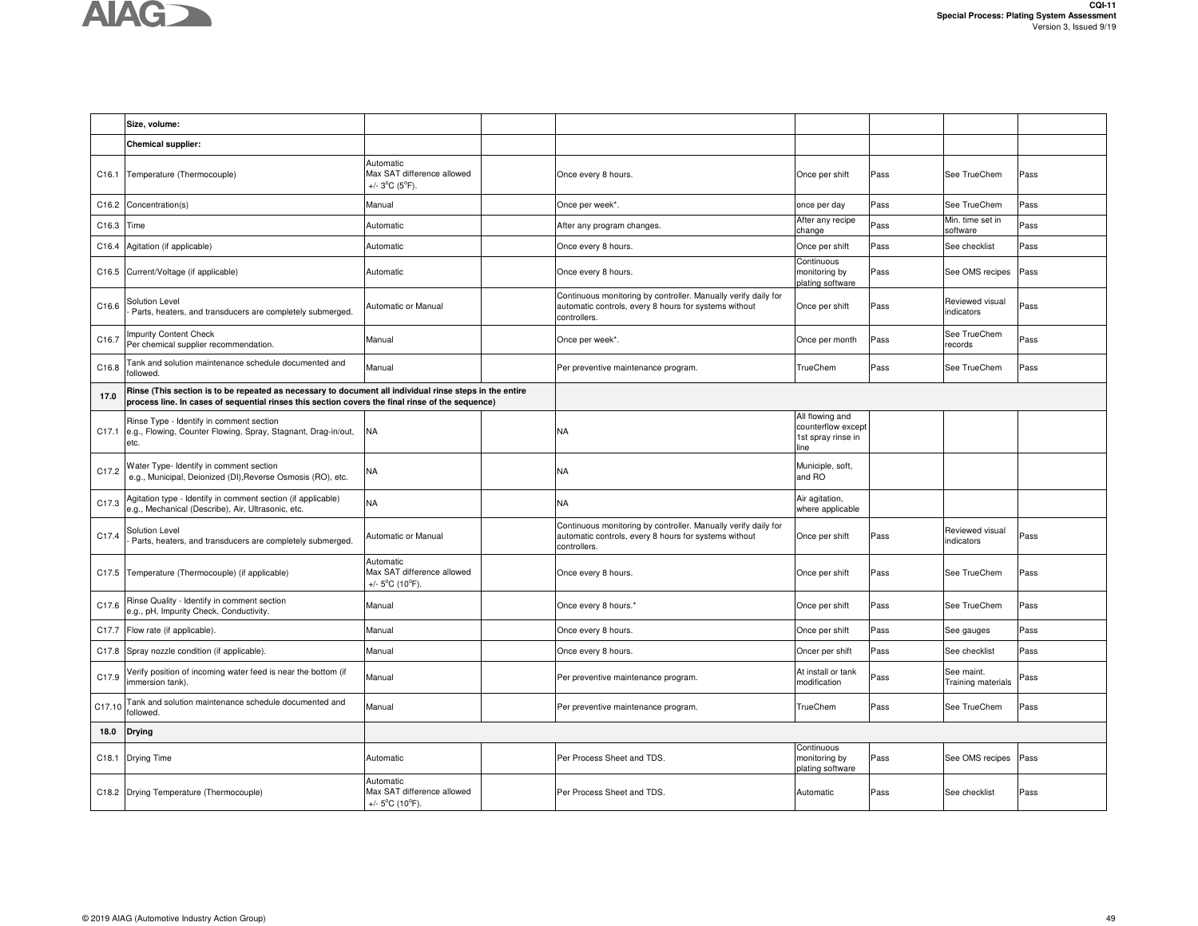| | | | | | | | | |
|---|---|---|---|---|---|---|---|---|
| | **Size, volume:** | | | | | | | |
| | **Chemical supplier:** | | | | | | | |
| C16.1 | Temperature (Thermocouple) | Automatic<br>Max SAT difference allowed<br>+/- 3°C (5°F). | | Once every 8 hours. | Once per shift | Pass | See TrueChem | Pass |
| C16.2 | Concentration(s) | Manual | | Once per week*. | once per day | Pass | See TrueChem | Pass |
| C16.3 | Time | Automatic | | After any program changes. | After any recipe change | Pass | Min. time set in software | Pass |
| C16.4 | Agitation (if applicable) | Automatic | | Once every 8 hours. | Once per shift | Pass | See checklist | Pass |
| C16.5 | Current/Voltage (if applicable) | Automatic | | Once every 8 hours. | Continuous monitoring by plating software | Pass | See OMS recipes | Pass |
| C16.6 | Solution Level<br>- Parts, heaters, and transducers are completely submerged. | Automatic or Manual | | Continuous monitoring by controller. Manually verify daily for automatic controls, every 8 hours for systems without controllers. | Once per shift | Pass | Reviewed visual indicators | Pass |
| C16.7 | Impurity Content Check<br>Per chemical supplier recommendation. | Manual | | Once per week*. | Once per month | Pass | See TrueChem records | Pass |
| C16.8 | Tank and solution maintenance schedule documented and followed. | Manual | | Per preventive maintenance program. | TrueChem | Pass | See TrueChem | Pass |
| **17.0** | **Rinse (This section is to be repeated as necessary to document all individual rinse steps in the entire process line. In cases of sequential rinses this section covers the final rinse of the sequence)** | | | | | | | |
| C17.1 | Rinse Type - Identify in comment section<br>e.g., Flowing, Counter Flowing, Spray, Stagnant, Drag-in/out, etc. | NA | | NA | All flowing and counterflow except 1st spray rinse in line | | | |
| C17.2 | Water Type- Identify in comment section<br>e.g., Municipal, Deionized (DI),Reverse Osmosis (RO), etc. | NA | | NA | Municiple, soft, and RO | | | |
| C17.3 | Agitation type - Identify in comment section (if applicable)<br>e.g., Mechanical (Describe), Air, Ultrasonic, etc. | NA | | NA | Air agitation, where applicable | | | |
| C17.4 | Solution Level<br>- Parts, heaters, and transducers are completely submerged. | Automatic or Manual | | Continuous monitoring by controller. Manually verify daily for automatic controls, every 8 hours for systems without controllers. | Once per shift | Pass | Reviewed visual indicators | Pass |
| C17.5 | Temperature (Thermocouple) (if applicable) | Automatic<br>Max SAT difference allowed<br>+/- 5°C (10°F). | | Once every 8 hours. | Once per shift | Pass | See TrueChem | Pass |
| C17.6 | Rinse Quality - Identify in comment section<br>e.g., pH, Impurity Check, Conductivity. | Manual | | Once every 8 hours.* | Once per shift | Pass | See TrueChem | Pass |
| C17.7 | Flow rate (if applicable). | Manual | | Once every 8 hours. | Once per shift | Pass | See gauges | Pass |
| C17.8 | Spray nozzle condition (if applicable). | Manual | | Once every 8 hours. | Oncer per shift | Pass | See checklist | Pass |
| C17.9 | Verify position of incoming water feed is near the bottom (if immersion tank). | Manual | | Per preventive maintenance program. | At install or tank modification | Pass | See maint. Training materials | Pass |
| C17.10 | Tank and solution maintenance schedule documented and followed. | Manual | | Per preventive maintenance program. | TrueChem | Pass | See TrueChem | Pass |
| **18.0** | **Drying** | | | | | | | |
| C18.1 | Drying Time | Automatic | | Per Process Sheet and TDS. | Continuous monitoring by plating software | Pass | See OMS recipes | Pass |
| C18.2 | Drying Temperature (Thermocouple) | Automatic<br>Max SAT difference allowed<br>+/- 5°C (10°F). | | Per Process Sheet and TDS. | Automatic | Pass | See checklist | Pass |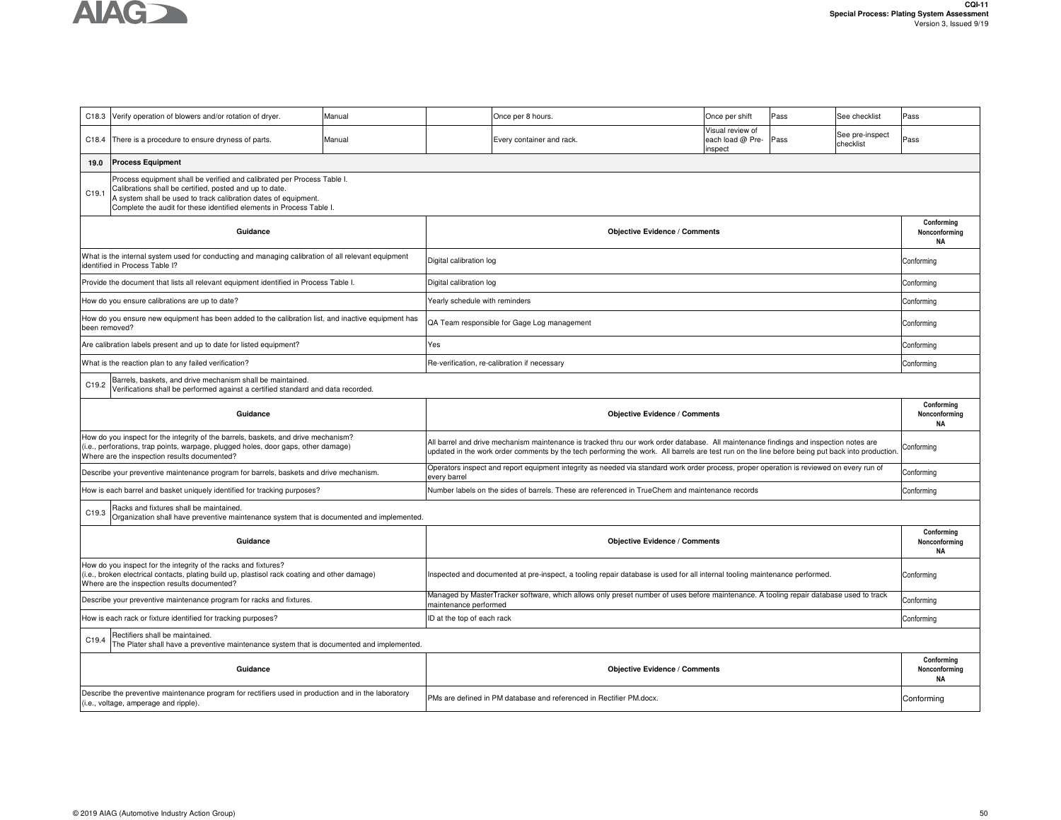| | | | | | | | | |
|---|---|---|---|---|---|---|---|---|
| C18.3 | Verify operation of blowers and/or rotation of dryer. | Manual | | Once per 8 hours. | Once per shift | Pass | See checklist | Pass |
| C18.4 | There is a procedure to ensure dryness of parts. | Manual | | Every container and rack. | Visual review of each load @ Pre-inspect | Pass | See pre-inspect checklist | Pass |

**19.0 Process Equipment**

**C19.1** Process equipment shall be verified and calibrated per Process Table I.
Calibrations shall be certified, posted and up to date.
A system shall be used to track calibration dates of equipment.
Complete the audit for these identified elements in Process Table I.

| Guidance | Objective Evidence / Comments | Conforming Nonconforming NA |
|---|---|---|
| What is the internal system used for conducting and managing calibration of all relevant equipment identified in Process Table I? | Digital calibration log | Conforming |
| Provide the document that lists all relevant equipment identified in Process Table I. | Digital calibration log | Conforming |
| How do you ensure calibrations are up to date? | Yearly schedule with reminders | Conforming |
| How do you ensure new equipment has been added to the calibration list, and inactive equipment has been removed? | QA Team responsible for Gage Log management | Conforming |
| Are calibration labels present and up to date for listed equipment? | Yes | Conforming |
| What is the reaction plan to any failed verification? | Re-verification, re-calibration if necessary | Conforming |

**C19.2** Barrels, baskets, and drive mechanism shall be maintained.
Verifications shall be performed against a certified standard and data recorded.

| Guidance | Objective Evidence / Comments | Conforming Nonconforming NA |
|---|---|---|
| How do you inspect for the integrity of the barrels, baskets, and drive mechanism? (i.e., perforations, trap points, warpage, plugged holes, door gaps, other damage) Where are the inspection results documented? | All barrel and drive mechanism maintenance is tracked thru our work order database. All maintenance findings and inspection notes are updated in the work order comments by the tech performing the work. All barrels are test run on the line before being put back into production. | Conforming |
| Describe your preventive maintenance program for barrels, baskets and drive mechanism. | Operators inspect and report equipment integrity as needed via standard work order process, proper operation is reviewed on every run of every barrel | Conforming |
| How is each barrel and basket uniquely identified for tracking purposes? | Number labels on the sides of barrels. These are referenced in TrueChem and maintenance records | Conforming |

**C19.3** Racks and fixtures shall be maintained.
Organization shall have preventive maintenance system that is documented and implemented.

| Guidance | Objective Evidence / Comments | Conforming Nonconforming NA |
|---|---|---|
| How do you inspect for the integrity of the racks and fixtures? (i.e., broken electrical contacts, plating build up, plastisol rack coating and other damage) Where are the inspection results documented? | Inspected and documented at pre-inspect, a tooling repair database is used for all internal tooling maintenance performed. | Conforming |
| Describe your preventive maintenance program for racks and fixtures. | Managed by MasterTracker software, which allows only preset number of uses before maintenance. A tooling repair database used to track maintenance performed | Conforming |
| How is each rack or fixture identified for tracking purposes? | ID at the top of each rack | Conforming |

**C19.4** Rectifiers shall be maintained.
The Plater shall have a preventive maintenance system that is documented and implemented.

| Guidance | Objective Evidence / Comments | Conforming Nonconforming NA |
|---|---|---|
| Describe the preventive maintenance program for rectifiers used in production and in the laboratory (i.e., voltage, amperage and ripple). | PMs are defined in PM database and referenced in Rectifier PM.docx. | Conforming |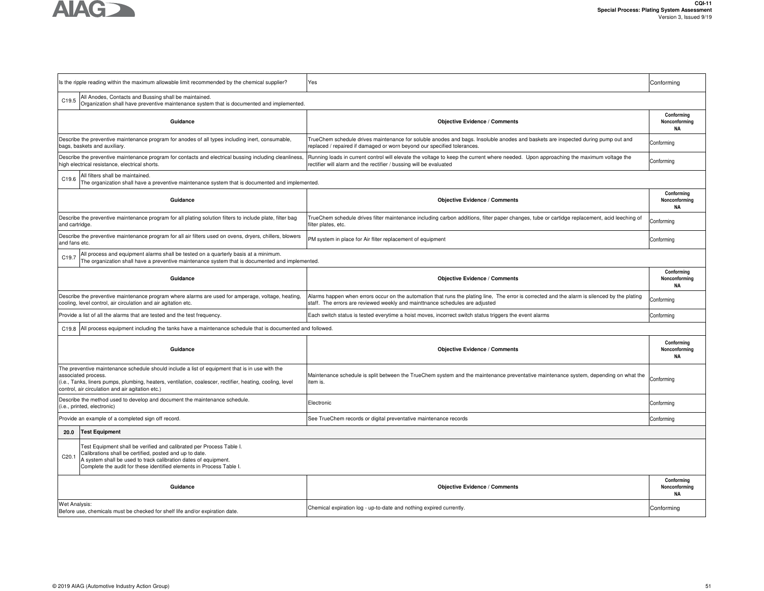| | | |
|---|---|---|
| Is the ripple reading within the maximum allowable limit recommended by the chemical supplier? | Yes | Conforming |

**C19.5** All Anodes, Contacts and Bussing shall be maintained.
Organization shall have preventive maintenance system that is documented and implemented.

| Guidance | Objective Evidence / Comments | Conforming Nonconforming NA |
|---|---|---|
| Describe the preventive maintenance program for anodes of all types including inert, consumable, bags, baskets and auxiliary. | TrueChem schedule drives maintenance for soluble anodes and bags. Insoluble anodes and baskets are inspected during pump out and replaced / repaired if damaged or worn beyond our specified tolerances. | Conforming |
| Describe the preventive maintenance program for contacts and electrical bussing including cleanliness, high electrical resistance, electrical shorts. | Running loads in current control will elevate the voltage to keep the current where needed. Upon approaching the maximum voltage the rectifier will alarm and the rectifier / bussing will be evaluated | Conforming |

**C19.6** All filters shall be maintained.
The organization shall have a preventive maintenance system that is documented and implemented.

| Guidance | Objective Evidence / Comments | Conforming Nonconforming NA |
|---|---|---|
| Describe the preventive maintenance program for all plating solution filters to include plate, filter bag and cartridge. | TrueChem schedule drives filter maintenance including carbon additions, filter paper changes, tube or cartidge replacement, acid leeching of filter plates, etc. | Conforming |
| Describe the preventive maintenance program for all air filters used on ovens, dryers, chillers, blowers and fans etc. | PM system in place for Air fliter replacement of equipment | Conforming |

**C19.7** All process and equipment alarms shall be tested on a quarterly basis at a minimum.
The organization shall have a preventive maintenance system that is documented and implemented.

| Guidance | Objective Evidence / Comments | Conforming Nonconforming NA |
|---|---|---|
| Describe the preventive maintenance program where alarms are used for amperage, voltage, heating, cooling, level control, air circulation and air agitation etc. | Alarms happen when errors occur on the automation that runs the plating line, The error is corrected and the alarm is silenced by the plating staff. The errors are reviewed weekly and mainttnance schedules are adjusted | Conforming |
| Provide a list of all the alarms that are tested and the test frequency. | Each switch status is tested everytime a hoist moves, incorrect switch status triggers the event alarms | Conforming |

**C19.8** All process equipment including the tanks have a maintenance schedule that is documented and followed.

| Guidance | Objective Evidence / Comments | Conforming Nonconforming NA |
|---|---|---|
| The preventive maintenance schedule should include a list of equipment that is in use with the associated process.<br>(i.e., Tanks, liners pumps, plumbing, heaters, ventilation, coalescer, rectifier, heating, cooling, level control, air circulation and air agitation etc.) | Maintenance schedule is split between the TrueChem system and the maintenance preventative maintenance system, depending on what the item is. | Conforming |
| Describe the method used to develop and document the maintenance schedule.<br>(i.e., printed, electronic) | Electronic | Conforming |
| Provide an example of a completed sign off record. | See TrueChem records or digital preventative maintenance records | Conforming |

## 20.0 Test Equipment

**C20.1** Test Equipment shall be verified and calibrated per Process Table I.
Calibrations shall be certified, posted and up to date.
A system shall be used to track calibration dates of equipment.
Complete the audit for these identified elements in Process Table I.

| Guidance | Objective Evidence / Comments | Conforming Nonconforming NA |
|---|---|---|
| Wet Analysis:<br>Before use, chemicals must be checked for shelf life and/or expiration date. | Chemical expiration log - up-to-date and nothing expired currently. | Conforming |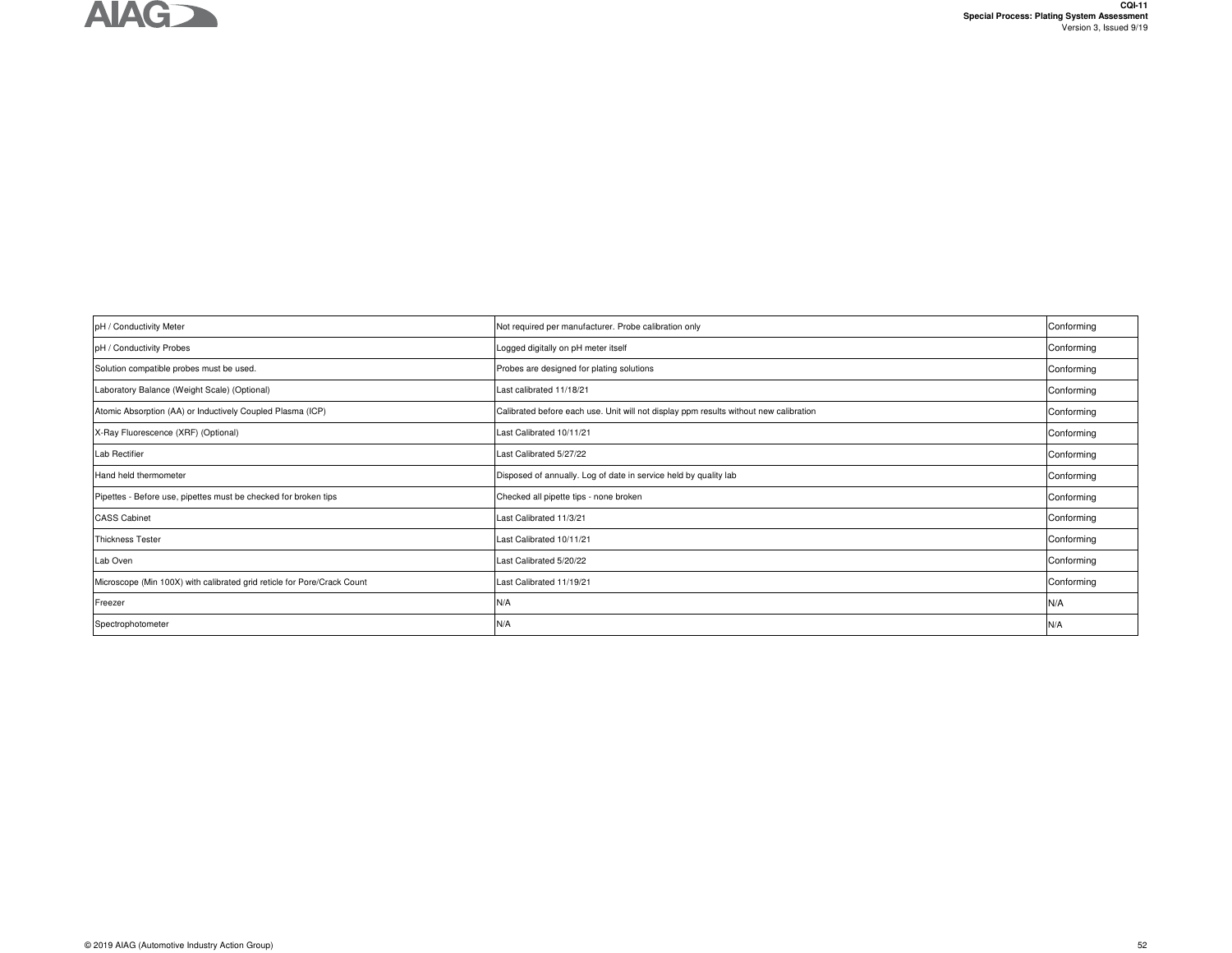| | | |
|---|---|---|
| pH / Conductivity Meter | Not required per manufacturer. Probe calibration only | Conforming |
| pH / Conductivity Probes | Logged digitally on pH meter itself | Conforming |
| Solution compatible probes must be used. | Probes are designed for plating solutions | Conforming |
| Laboratory Balance (Weight Scale) (Optional) | Last calibrated 11/18/21 | Conforming |
| Atomic Absorption (AA) or Inductively Coupled Plasma (ICP) | Calibrated before each use. Unit will not display ppm results without new calibration | Conforming |
| X-Ray Fluorescence (XRF) (Optional) | Last Calibrated 10/11/21 | Conforming |
| Lab Rectifier | Last Calibrated 5/27/22 | Conforming |
| Hand held thermometer | Disposed of annually. Log of date in service held by quality lab | Conforming |
| Pipettes - Before use, pipettes must be checked for broken tips | Checked all pipette tips - none broken | Conforming |
| CASS Cabinet | Last Calibrated 11/3/21 | Conforming |
| Thickness Tester | Last Calibrated 10/11/21 | Conforming |
| Lab Oven | Last Calibrated 5/20/22 | Conforming |
| Microscope (Min 100X) with calibrated grid reticle for Pore/Crack Count | Last Calibrated 11/19/21 | Conforming |
| Freezer | N/A | N/A |
| Spectrophotometer | N/A | N/A |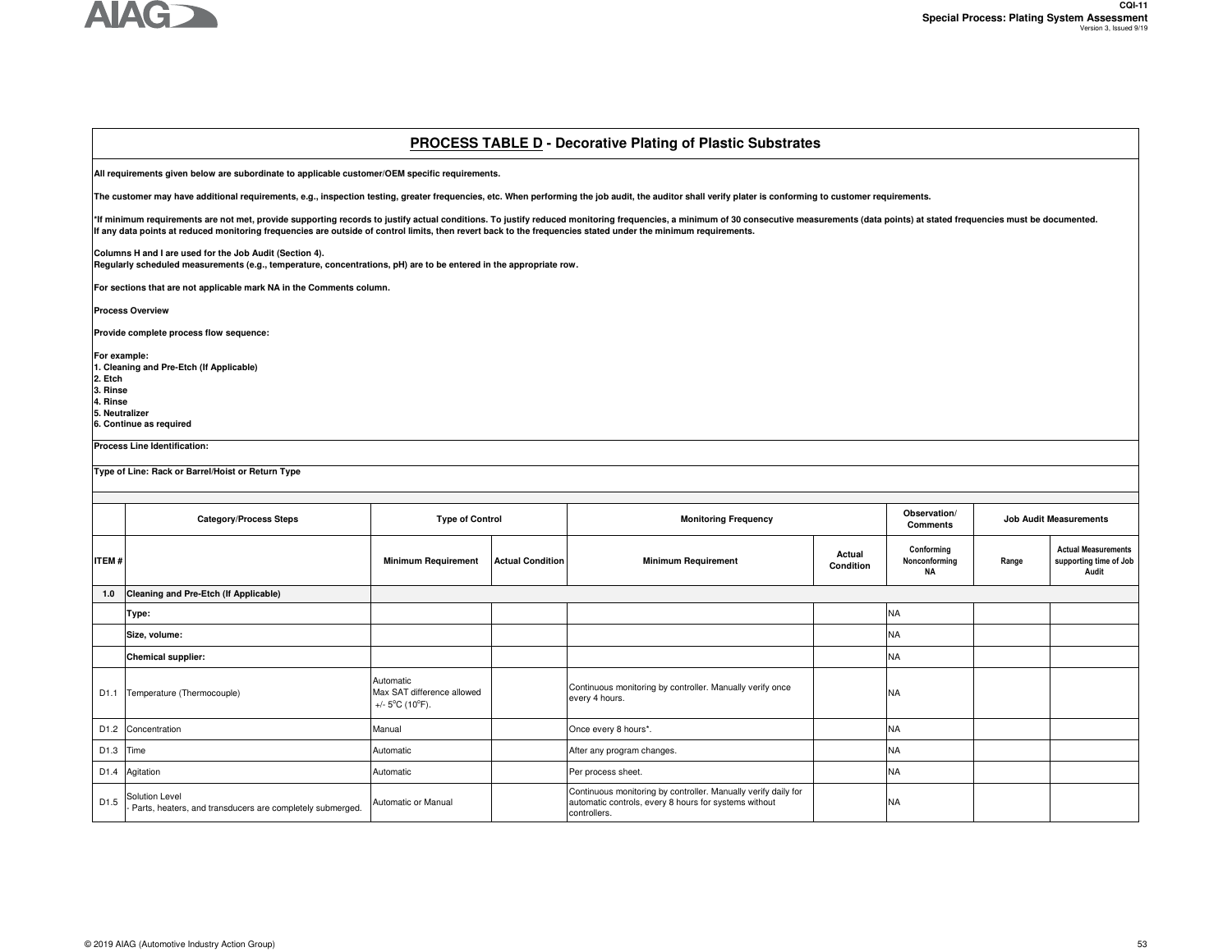## PROCESS TABLE D - Decorative Plating of Plastic Substrates

**All requirements given below are subordinate to applicable customer/OEM specific requirements.**

**The customer may have additional requirements, e.g., inspection testing, greater frequencies, etc. When performing the job audit, the auditor shall verify plater is conforming to customer requirements.**

***If minimum requirements are not met, provide supporting records to justify actual conditions. To justify reduced monitoring frequencies, a minimum of 30 consecutive measurements (data points) at stated frequencies must be documented. If any data points at reduced monitoring frequencies are outside of control limits, then revert back to the frequencies stated under the minimum requirements.**

**Columns H and I are used for the Job Audit (Section 4).**
**Regularly scheduled measurements (e.g., temperature, concentrations, pH) are to be entered in the appropriate row.**

**For sections that are not applicable mark NA in the Comments column.**

**Process Overview**

**Provide complete process flow sequence:**

**For example:**
**1. Cleaning and Pre-Etch (If Applicable)**
**2. Etch**
**3. Rinse**
**4. Rinse**
**5. Neutralizer**
**6. Continue as required**

**Process Line Identification:**

**Type of Line: Rack or Barrel/Hoist or Return Type**

| | Category/Process Steps | Type of Control | | Monitoring Frequency | | Observation/ Comments | Job Audit Measurements | |
|---|---|---|---|---|---|---|---|---|
| **ITEM #** | | **Minimum Requirement** | **Actual Condition** | **Minimum Requirement** | **Actual Condition** | **Conforming Nonconforming NA** | **Range** | **Actual Measurements supporting time of Job Audit** |
| **1.0** | **Cleaning and Pre-Etch (If Applicable)** | | | | | | | |
| | **Type:** | | | | | NA | | |
| | **Size, volume:** | | | | | NA | | |
| | **Chemical supplier:** | | | | | NA | | |
| D1.1 | Temperature (Thermocouple) | Automatic Max SAT difference allowed +/- 5°C (10°F). | | Continuous monitoring by controller. Manually verify once every 4 hours. | | NA | | |
| D1.2 | Concentration | Manual | | Once every 8 hours*. | | NA | | |
| D1.3 | Time | Automatic | | After any program changes. | | NA | | |
| D1.4 | Agitation | Automatic | | Per process sheet. | | NA | | |
| D1.5 | Solution Level - Parts, heaters, and transducers are completely submerged. | Automatic or Manual | | Continuous monitoring by controller. Manually verify daily for automatic controls, every 8 hours for systems without controllers. | | NA | | |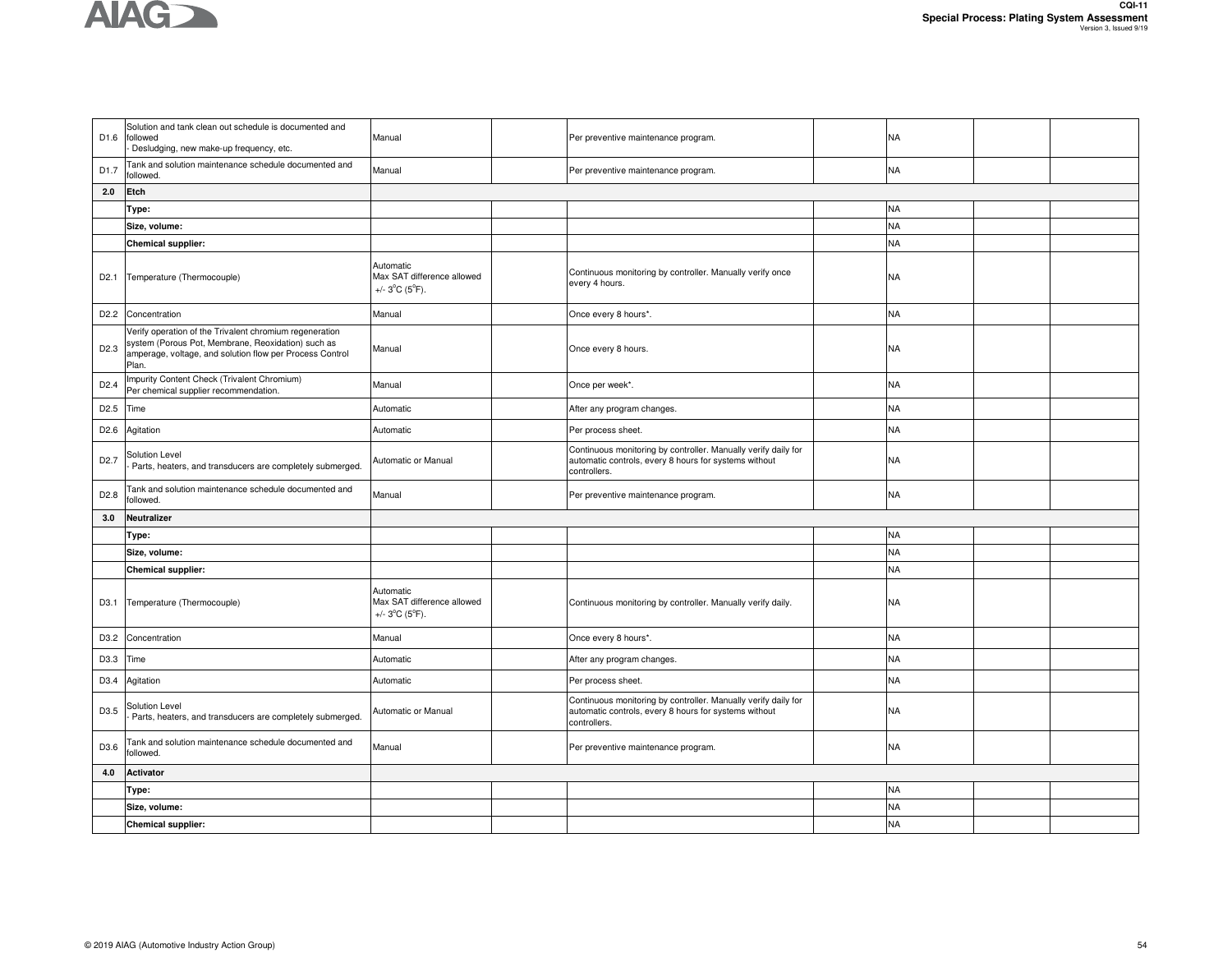| | | | | | | | | |
|---|---|---|---|---|---|---|---|---|
| D1.6 | Solution and tank clean out schedule is documented and followed<br>- Desludging, new make-up frequency, etc. | Manual | | Per preventive maintenance program. | | NA | | |
| D1.7 | Tank and solution maintenance schedule documented and followed. | Manual | | Per preventive maintenance program. | | NA | | |
| **2.0** | **Etch** | | | | | | | |
| | **Type:** | | | | | NA | | |
| | **Size, volume:** | | | | | NA | | |
| | **Chemical supplier:** | | | | | NA | | |
| D2.1 | Temperature (Thermocouple) | Automatic<br>Max SAT difference allowed<br>+/- 3°C (5°F). | | Continuous monitoring by controller. Manually verify once every 4 hours. | | NA | | |
| D2.2 | Concentration | Manual | | Once every 8 hours*. | | NA | | |
| D2.3 | Verify operation of the Trivalent chromium regeneration system (Porous Pot, Membrane, Reoxidation) such as amperage, voltage, and solution flow per Process Control Plan. | Manual | | Once every 8 hours. | | NA | | |
| D2.4 | Impurity Content Check (Trivalent Chromium)<br>Per chemical supplier recommendation. | Manual | | Once per week*. | | NA | | |
| D2.5 | Time | Automatic | | After any program changes. | | NA | | |
| D2.6 | Agitation | Automatic | | Per process sheet. | | NA | | |
| D2.7 | Solution Level<br>- Parts, heaters, and transducers are completely submerged. | Automatic or Manual | | Continuous monitoring by controller. Manually verify daily for automatic controls, every 8 hours for systems without controllers. | | NA | | |
| D2.8 | Tank and solution maintenance schedule documented and followed. | Manual | | Per preventive maintenance program. | | NA | | |
| **3.0** | **Neutralizer** | | | | | | | |
| | **Type:** | | | | | NA | | |
| | **Size, volume:** | | | | | NA | | |
| | **Chemical supplier:** | | | | | NA | | |
| D3.1 | Temperature (Thermocouple) | Automatic<br>Max SAT difference allowed<br>+/- 3°C (5°F). | | Continuous monitoring by controller. Manually verify daily. | | NA | | |
| D3.2 | Concentration | Manual | | Once every 8 hours*. | | NA | | |
| D3.3 | Time | Automatic | | After any program changes. | | NA | | |
| D3.4 | Agitation | Automatic | | Per process sheet. | | NA | | |
| D3.5 | Solution Level<br>- Parts, heaters, and transducers are completely submerged. | Automatic or Manual | | Continuous monitoring by controller. Manually verify daily for automatic controls, every 8 hours for systems without controllers. | | NA | | |
| D3.6 | Tank and solution maintenance schedule documented and followed. | Manual | | Per preventive maintenance program. | | NA | | |
| **4.0** | **Activator** | | | | | | | |
| | **Type:** | | | | | NA | | |
| | **Size, volume:** | | | | | NA | | |
| | **Chemical supplier:** | | | | | NA | | |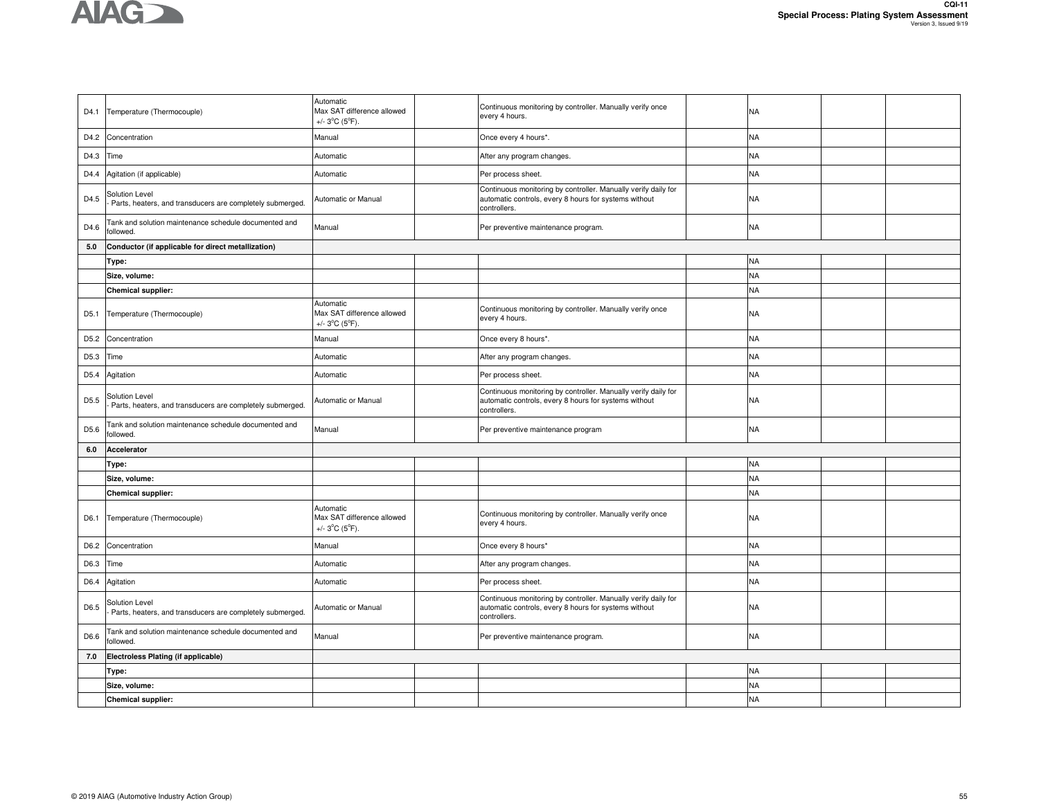| | | | | | | | | |
|---|---|---|---|---|---|---|---|---|
| D4.1 | Temperature (Thermocouple) | Automatic<br>Max SAT difference allowed<br>+/- 3°C (5°F). | | Continuous monitoring by controller. Manually verify once every 4 hours. | | NA | | |
| D4.2 | Concentration | Manual | | Once every 4 hours*. | | NA | | |
| D4.3 | Time | Automatic | | After any program changes. | | NA | | |
| D4.4 | Agitation (if applicable) | Automatic | | Per process sheet. | | NA | | |
| D4.5 | Solution Level<br>- Parts, heaters, and transducers are completely submerged. | Automatic or Manual | | Continuous monitoring by controller. Manually verify daily for automatic controls, every 8 hours for systems without controllers. | | NA | | |
| D4.6 | Tank and solution maintenance schedule documented and followed. | Manual | | Per preventive maintenance program. | | NA | | |
| **5.0** | **Conductor (if applicable for direct metallization)** | | | | | | | |
| | **Type:** | | | | | NA | | |
| | **Size, volume:** | | | | | NA | | |
| | **Chemical supplier:** | | | | | NA | | |
| D5.1 | Temperature (Thermocouple) | Automatic<br>Max SAT difference allowed<br>+/- 3°C (5°F). | | Continuous monitoring by controller. Manually verify once every 4 hours. | | NA | | |
| D5.2 | Concentration | Manual | | Once every 8 hours*. | | NA | | |
| D5.3 | Time | Automatic | | After any program changes. | | NA | | |
| D5.4 | Agitation | Automatic | | Per process sheet. | | NA | | |
| D5.5 | Solution Level<br>- Parts, heaters, and transducers are completely submerged. | Automatic or Manual | | Continuous monitoring by controller. Manually verify daily for automatic controls, every 8 hours for systems without controllers. | | NA | | |
| D5.6 | Tank and solution maintenance schedule documented and followed. | Manual | | Per preventive maintenance program | | NA | | |
| **6.0** | **Accelerator** | | | | | | | |
| | **Type:** | | | | | NA | | |
| | **Size, volume:** | | | | | NA | | |
| | **Chemical supplier:** | | | | | NA | | |
| D6.1 | Temperature (Thermocouple) | Automatic<br>Max SAT difference allowed<br>+/- 3°C (5°F). | | Continuous monitoring by controller. Manually verify once every 4 hours. | | NA | | |
| D6.2 | Concentration | Manual | | Once every 8 hours* | | NA | | |
| D6.3 | Time | Automatic | | After any program changes. | | NA | | |
| D6.4 | Agitation | Automatic | | Per process sheet. | | NA | | |
| D6.5 | Solution Level<br>- Parts, heaters, and transducers are completely submerged. | Automatic or Manual | | Continuous monitoring by controller. Manually verify daily for automatic controls, every 8 hours for systems without controllers. | | NA | | |
| D6.6 | Tank and solution maintenance schedule documented and followed. | Manual | | Per preventive maintenance program. | | NA | | |
| **7.0** | **Electroless Plating (if applicable)** | | | | | | | |
| | **Type:** | | | | | NA | | |
| | **Size, volume:** | | | | | NA | | |
| | **Chemical supplier:** | | | | | NA | | |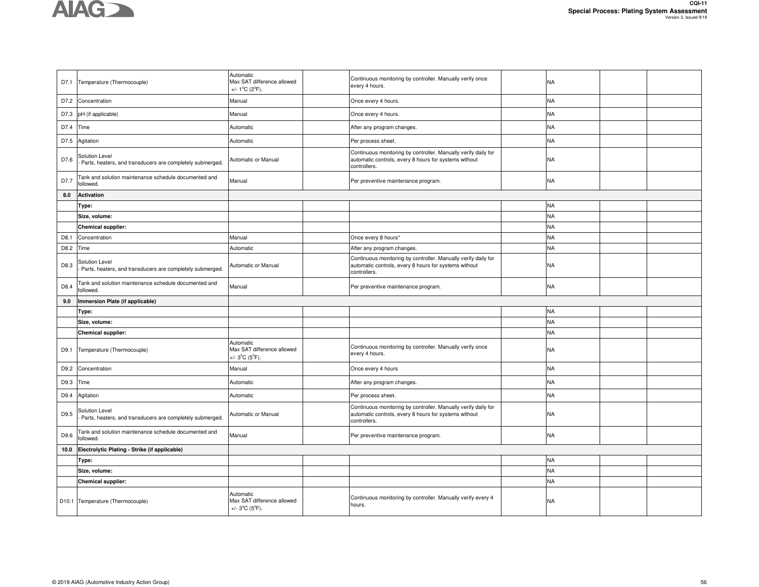| | | | | | | | | |
|---|---|---|---|---|---|---|---|---|
| D7.1 | Temperature (Thermocouple) | Automatic<br>Max SAT difference allowed<br>+/- 1°C (2°F). | | Continuous monitoring by controller. Manually verify once every 4 hours. | | NA | | |
| D7.2 | Concentration | Manual | | Once every 4 hours. | | NA | | |
| D7.3 | pH (if applicable) | Manual | | Once every 4 hours. | | NA | | |
| D7.4 | Time | Automatic | | After any program changes. | | NA | | |
| D7.5 | Agitation | Automatic | | Per process sheet. | | NA | | |
| D7.6 | Solution Level<br>- Parts, heaters, and transducers are completely submerged. | Automatic or Manual | | Continuous monitoring by controller. Manually verify daily for automatic controls, every 8 hours for systems without controllers. | | NA | | |
| D7.7 | Tank and solution maintenance schedule documented and followed. | Manual | | Per preventive maintenance program. | | NA | | |
| **8.0** | **Activation** | | | | | | | |
| | **Type:** | | | | | NA | | |
| | **Size, volume:** | | | | | NA | | |
| | **Chemical supplier:** | | | | | NA | | |
| D8.1 | Concentration | Manual | | Once every 8 hours* | | NA | | |
| D8.2 | Time | Automatic | | After any program changes. | | NA | | |
| D8.3 | Solution Level<br>- Parts, heaters, and transducers are completely submerged. | Automatic or Manual | | Continuous monitoring by controller. Manually verify daily for automatic controls, every 8 hours for systems without controllers. | | NA | | |
| D8.4 | Tank and solution maintenance schedule documented and followed. | Manual | | Per preventive maintenance program. | | NA | | |
| **9.0** | **Immersion Plate (if applicable)** | | | | | | | |
| | **Type:** | | | | | NA | | |
| | **Size, volume:** | | | | | NA | | |
| | **Chemical supplier:** | | | | | NA | | |
| D9.1 | Temperature (Thermocouple) | Automatic<br>Max SAT difference allowed<br>+/- 3°C (5°F). | | Continuous monitoring by controller. Manually verify once every 4 hours. | | NA | | |
| D9.2 | Concentration | Manual | | Once every 4 hours | | NA | | |
| D9.3 | Time | Automatic | | After any program changes. | | NA | | |
| D9.4 | Agitation | Automatic | | Per process sheet. | | NA | | |
| D9.5 | Solution Level<br>- Parts, heaters, and transducers are completely submerged. | Automatic or Manual | | Continuous monitoring by controller. Manually verify daily for automatic controls, every 8 hours for systems without controllers. | | NA | | |
| D9.6 | Tank and solution maintenance schedule documented and followed. | Manual | | Per preventive maintenance program. | | NA | | |
| **10.0** | **Electrolytic Plating - Strike (if applicable)** | | | | | | | |
| | **Type:** | | | | | NA | | |
| | **Size, volume:** | | | | | NA | | |
| | **Chemical supplier:** | | | | | NA | | |
| D10.1 | Temperature (Thermocouple) | Automatic<br>Max SAT difference allowed<br>+/- 3°C (5°F). | | Continuous monitoring by controller. Manually verify every 4 hours. | | NA | | |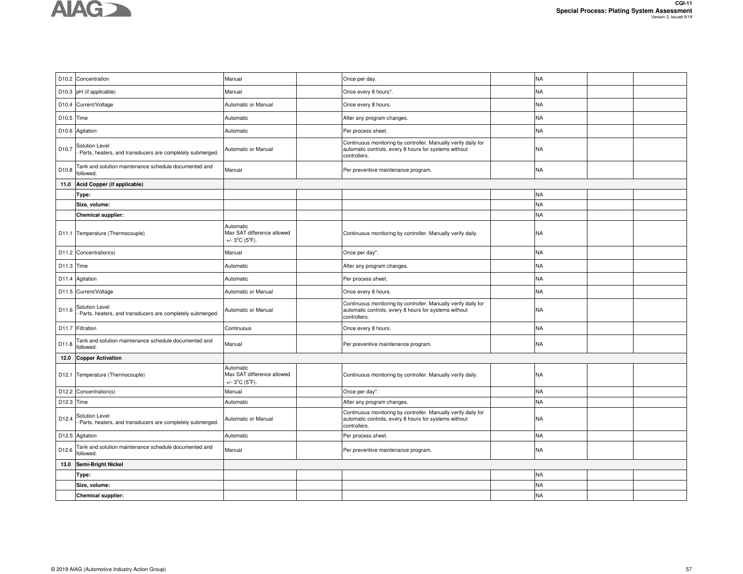| | | | | | | | | |
|---|---|---|---|---|---|---|---|---|
| D10.2 | Concentration | Manual | | Once per day. | | NA | | |
| D10.3 | pH (if applicable) | Manual | | Once every 8 hours*. | | NA | | |
| D10.4 | Current/Voltage | Automatic or Manual | | Once every 8 hours. | | NA | | |
| D10.5 | Time | Automatic | | After any program changes. | | NA | | |
| D10.6 | Agitation | Automatic | | Per process sheet. | | NA | | |
| D10.7 | Solution Level<br>- Parts, heaters, and transducers are completely submerged. | Automatic or Manual | | Continuous monitoring by controller. Manually verify daily for automatic controls, every 8 hours for systems without controllers. | | NA | | |
| D10.8 | Tank and solution maintenance schedule documented and followed. | Manual | | Per preventive maintenance program. | | NA | | |
| **11.0** | **Acid Copper (if applicable)** | | | | | | | |
| | **Type:** | | | | | NA | | |
| | **Size, volume:** | | | | | NA | | |
| | **Chemical supplier:** | | | | | NA | | |
| D11.1 | Temperature (Thermocouple) | Automatic<br>Max SAT difference allowed<br>+/- 3°C (5°F). | | Continuous monitoring by controller. Manually verify daily. | | NA | | |
| D11.2 | Concentration(s) | Manual | | Once per day*. | | NA | | |
| D11.3 | Time | Automatic | | After any program changes. | | NA | | |
| D11.4 | Agitation | Automatic | | Per process sheet. | | NA | | |
| D11.5 | Current/Voltage | Automatic or Manual | | Once every 8 hours. | | NA | | |
| D11.6 | Solution Level<br>- Parts, heaters, and transducers are completely submerged. | Automatic or Manual | | Continuous monitoring by controller. Manually verify daily for automatic controls, every 8 hours for systems without controllers. | | NA | | |
| D11.7 | Filtration | Continuous | | Once every 8 hours. | | NA | | |
| D11.8 | Tank and solution maintenance schedule documented and followed. | Manual | | Per preventive maintenance program. | | NA | | |
| **12.0** | **Copper Activation** | | | | | | | |
| D12.1 | Temperature (Thermocouple) | Automatic<br>Max SAT difference allowed<br>+/- 3°C (5°F). | | Continuous monitoring by controller. Manually verify daily. | | NA | | |
| D12.2 | Concentration(s) | Manual | | Once per day*. | | NA | | |
| D12.3 | Time | Automatic | | After any program changes. | | NA | | |
| D12.4 | Solution Level<br>- Parts, heaters, and transducers are completely submerged. | Automatic or Manual | | Continuous monitoring by controller. Manually verify daily for automatic controls, every 8 hours for systems without controllers. | | NA | | |
| D12.5 | Agitation | Automatic | | Per process sheet. | | NA | | |
| D12.6 | Tank and solution maintenance schedule documented and followed. | Manual | | Per preventive maintenance program. | | NA | | |
| **13.0** | **Semi-Bright Nickel** | | | | | | | |
| | **Type:** | | | | | NA | | |
| | **Size, volume:** | | | | | NA | | |
| | **Chemical supplier:** | | | | | NA | | |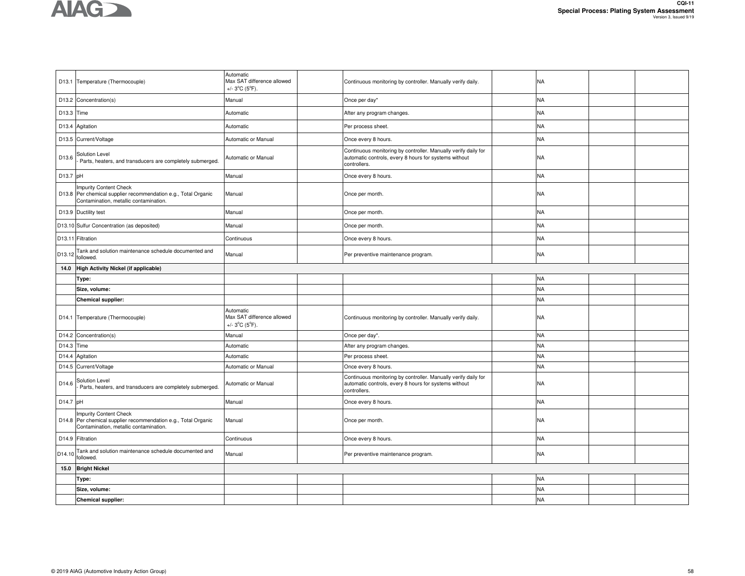| | | | | | | | | |
|---|---|---|---|---|---|---|---|---|
| D13.1 | Temperature (Thermocouple) | Automatic<br>Max SAT difference allowed<br>+/- 3°C (5°F). | | Continuous monitoring by controller. Manually verify daily. | | NA | | |
| D13.2 | Concentration(s) | Manual | | Once per day* | | NA | | |
| D13.3 | Time | Automatic | | After any program changes. | | NA | | |
| D13.4 | Agitation | Automatic | | Per process sheet. | | NA | | |
| D13.5 | Current/Voltage | Automatic or Manual | | Once every 8 hours. | | NA | | |
| D13.6 | Solution Level<br>- Parts, heaters, and transducers are completely submerged. | Automatic or Manual | | Continuous monitoring by controller. Manually verify daily for automatic controls, every 8 hours for systems without controllers. | | NA | | |
| D13.7 | pH | Manual | | Once every 8 hours. | | NA | | |
| D13.8 | Impurity Content Check<br>Per chemical supplier recommendation e.g., Total Organic Contamination, metallic contamination. | Manual | | Once per month. | | NA | | |
| D13.9 | Ductility test | Manual | | Once per month. | | NA | | |
| D13.10 | Sulfur Concentration (as deposited) | Manual | | Once per month. | | NA | | |
| D13.11 | Filtration | Continuous | | Once every 8 hours. | | NA | | |
| D13.12 | Tank and solution maintenance schedule documented and followed. | Manual | | Per preventive maintenance program. | | NA | | |
| **14.0** | **High Activity Nickel (if applicable)** | | | | | | | |
| | **Type:** | | | | | NA | | |
| | **Size, volume:** | | | | | NA | | |
| | **Chemical supplier:** | | | | | NA | | |
| D14.1 | Temperature (Thermocouple) | Automatic<br>Max SAT difference allowed<br>+/- 3°C (5°F). | | Continuous monitoring by controller. Manually verify daily. | | NA | | |
| D14.2 | Concentration(s) | Manual | | Once per day*. | | NA | | |
| D14.3 | Time | Automatic | | After any program changes. | | NA | | |
| D14.4 | Agitation | Automatic | | Per process sheet. | | NA | | |
| D14.5 | Current/Voltage | Automatic or Manual | | Once every 8 hours. | | NA | | |
| D14.6 | Solution Level<br>- Parts, heaters, and transducers are completely submerged. | Automatic or Manual | | Continuous monitoring by controller. Manually verify daily for automatic controls, every 8 hours for systems without controllers. | | NA | | |
| D14.7 | pH | Manual | | Once every 8 hours. | | NA | | |
| D14.8 | Impurity Content Check<br>Per chemical supplier recommendation e.g., Total Organic Contamination, metallic contamination. | Manual | | Once per month. | | NA | | |
| D14.9 | Filtration | Continuous | | Once every 8 hours. | | NA | | |
| D14.10 | Tank and solution maintenance schedule documented and followed. | Manual | | Per preventive maintenance program. | | NA | | |
| **15.0** | **Bright Nickel** | | | | | | | |
| | **Type:** | | | | | NA | | |
| | **Size, volume:** | | | | | NA | | |
| | **Chemical supplier:** | | | | | NA | | |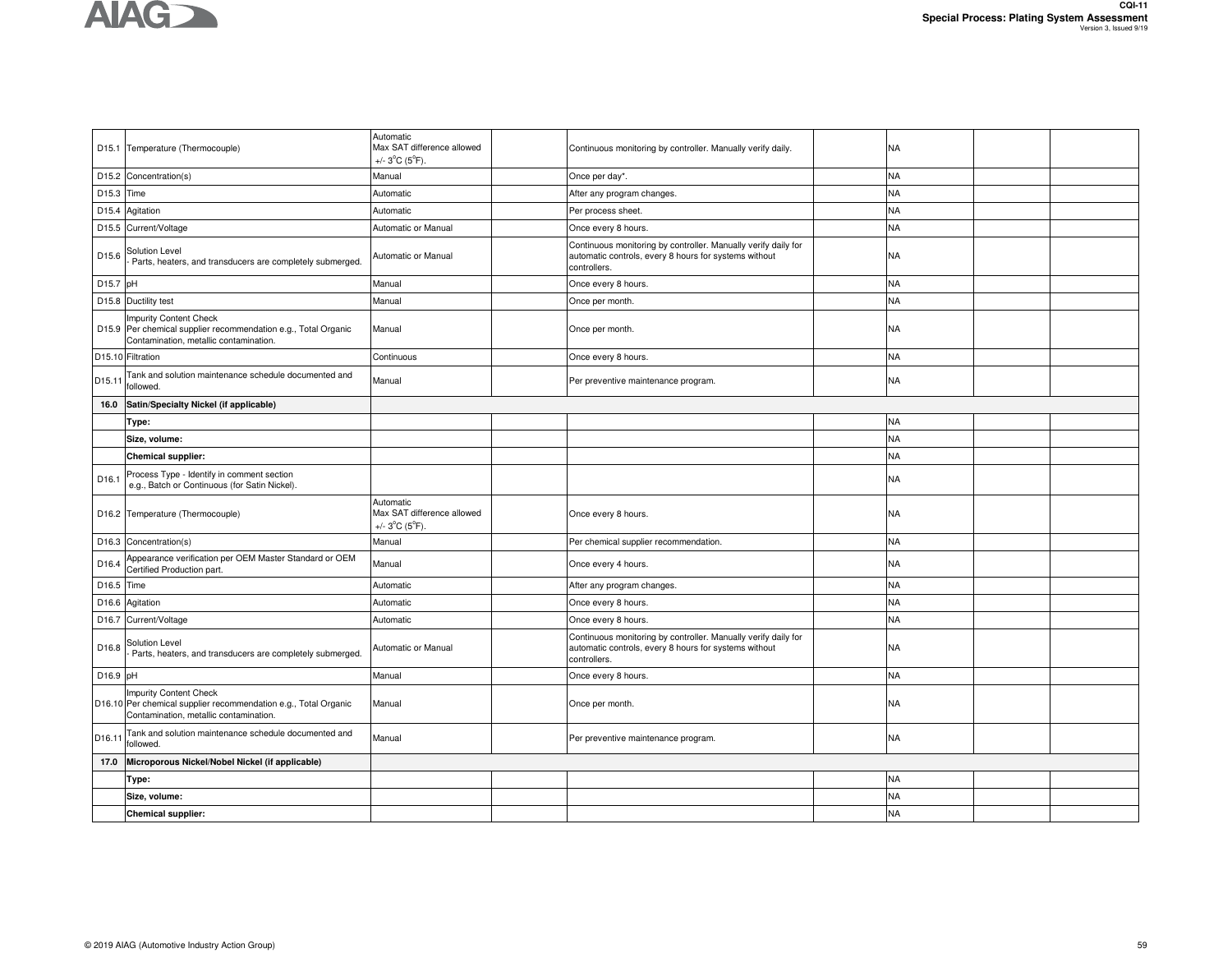| | | | | | | | | |
|---|---|---|---|---|---|---|---|---|
| D15.1 | Temperature (Thermocouple) | Automatic<br>Max SAT difference allowed<br>+/- 3°C (5°F). | | Continuous monitoring by controller. Manually verify daily. | | NA | | |
| D15.2 | Concentration(s) | Manual | | Once per day*. | | NA | | |
| D15.3 | Time | Automatic | | After any program changes. | | NA | | |
| D15.4 | Agitation | Automatic | | Per process sheet. | | NA | | |
| D15.5 | Current/Voltage | Automatic or Manual | | Once every 8 hours. | | NA | | |
| D15.6 | Solution Level<br>- Parts, heaters, and transducers are completely submerged. | Automatic or Manual | | Continuous monitoring by controller. Manually verify daily for automatic controls, every 8 hours for systems without controllers. | | NA | | |
| D15.7 | pH | Manual | | Once every 8 hours. | | NA | | |
| D15.8 | Ductility test | Manual | | Once per month. | | NA | | |
| D15.9 | Impurity Content Check<br>Per chemical supplier recommendation e.g., Total Organic Contamination, metallic contamination. | Manual | | Once per month. | | NA | | |
| D15.10 | Filtration | Continuous | | Once every 8 hours. | | NA | | |
| D15.11 | Tank and solution maintenance schedule documented and followed. | Manual | | Per preventive maintenance program. | | NA | | |
| **16.0** | **Satin/Specialty Nickel (if applicable)** | | | | | | | |
| | **Type:** | | | | | NA | | |
| | **Size, volume:** | | | | | NA | | |
| | **Chemical supplier:** | | | | | NA | | |
| D16.1 | Process Type - Identify in comment section<br>e.g., Batch or Continuous (for Satin Nickel). | | | | | NA | | |
| D16.2 | Temperature (Thermocouple) | Automatic<br>Max SAT difference allowed<br>+/- 3°C (5°F). | | Once every 8 hours. | | NA | | |
| D16.3 | Concentration(s) | Manual | | Per chemical supplier recommendation. | | NA | | |
| D16.4 | Appearance verification per OEM Master Standard or OEM Certified Production part. | Manual | | Once every 4 hours. | | NA | | |
| D16.5 | Time | Automatic | | After any program changes. | | NA | | |
| D16.6 | Agitation | Automatic | | Once every 8 hours. | | NA | | |
| D16.7 | Current/Voltage | Automatic | | Once every 8 hours. | | NA | | |
| D16.8 | Solution Level<br>- Parts, heaters, and transducers are completely submerged. | Automatic or Manual | | Continuous monitoring by controller. Manually verify daily for automatic controls, every 8 hours for systems without controllers. | | NA | | |
| D16.9 | pH | Manual | | Once every 8 hours. | | NA | | |
| D16.10 | Impurity Content Check<br>Per chemical supplier recommendation e.g., Total Organic Contamination, metallic contamination. | Manual | | Once per month. | | NA | | |
| D16.11 | Tank and solution maintenance schedule documented and followed. | Manual | | Per preventive maintenance program. | | NA | | |
| **17.0** | **Microporous Nickel/Nobel Nickel (if applicable)** | | | | | | | |
| | **Type:** | | | | | NA | | |
| | **Size, volume:** | | | | | NA | | |
| | **Chemical supplier:** | | | | | NA | | |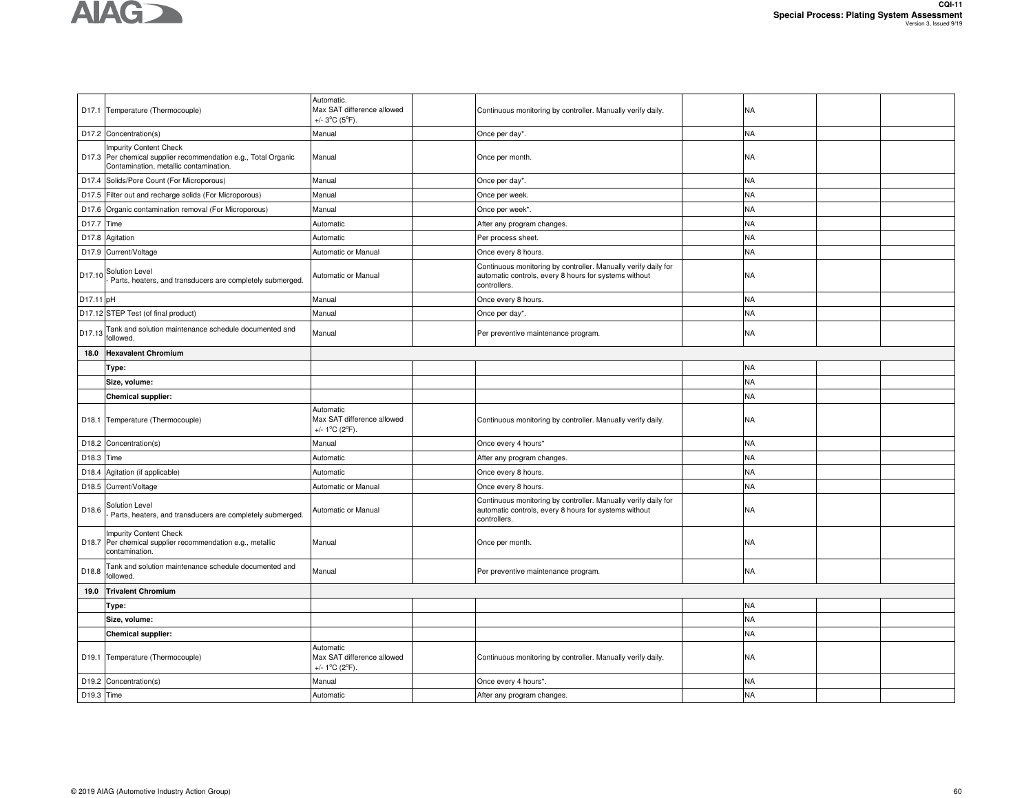| | | | | | | | | |
|---|---|---|---|---|---|---|---|---|
| D17.1 | Temperature (Thermocouple) | Automatic.<br>Max SAT difference allowed<br>+/- 3°C (5°F). | | Continuous monitoring by controller. Manually verify daily. | | NA | | |
| D17.2 | Concentration(s) | Manual | | Once per day*. | | NA | | |
| D17.3 | Impurity Content Check<br>Per chemical supplier recommendation e.g., Total Organic Contamination, metallic contamination. | Manual | | Once per month. | | NA | | |
| D17.4 | Solids/Pore Count (For Microporous) | Manual | | Once per day*. | | NA | | |
| D17.5 | Filter out and recharge solids (For Microporous) | Manual | | Once per week. | | NA | | |
| D17.6 | Organic contamination removal (For Microporous) | Manual | | Once per week*. | | NA | | |
| D17.7 | Time | Automatic | | After any program changes. | | NA | | |
| D17.8 | Agitation | Automatic | | Per process sheet. | | NA | | |
| D17.9 | Current/Voltage | Automatic or Manual | | Once every 8 hours. | | NA | | |
| D17.10 | Solution Level<br>- Parts, heaters, and transducers are completely submerged. | Automatic or Manual | | Continuous monitoring by controller. Manually verify daily for automatic controls, every 8 hours for systems without controllers. | | NA | | |
| D17.11 | pH | Manual | | Once every 8 hours. | | NA | | |
| D17.12 | STEP Test (of final product) | Manual | | Once per day*. | | NA | | |
| D17.13 | Tank and solution maintenance schedule documented and followed. | Manual | | Per preventive maintenance program. | | NA | | |
| **18.0** | **Hexavalent Chromium** | | | | | | | |
| | **Type:** | | | | | NA | | |
| | **Size, volume:** | | | | | NA | | |
| | **Chemical supplier:** | | | | | NA | | |
| D18.1 | Temperature (Thermocouple) | Automatic<br>Max SAT difference allowed<br>+/- 1°C (2°F). | | Continuous monitoring by controller. Manually verify daily. | | NA | | |
| D18.2 | Concentration(s) | Manual | | Once every 4 hours* | | NA | | |
| D18.3 | Time | Automatic | | After any program changes. | | NA | | |
| D18.4 | Agitation (if applicable) | Automatic | | Once every 8 hours. | | NA | | |
| D18.5 | Current/Voltage | Automatic or Manual | | Once every 8 hours. | | NA | | |
| D18.6 | Solution Level<br>- Parts, heaters, and transducers are completely submerged. | Automatic or Manual | | Continuous monitoring by controller. Manually verify daily for automatic controls, every 8 hours for systems without controllers. | | NA | | |
| D18.7 | Impurity Content Check<br>Per chemical supplier recommendation e.g., metallic contamination. | Manual | | Once per month. | | NA | | |
| D18.8 | Tank and solution maintenance schedule documented and followed. | Manual | | Per preventive maintenance program. | | NA | | |
| **19.0** | **Trivalent Chromium** | | | | | | | |
| | **Type:** | | | | | NA | | |
| | **Size, volume:** | | | | | NA | | |
| | **Chemical supplier:** | | | | | NA | | |
| D19.1 | Temperature (Thermocouple) | Automatic<br>Max SAT difference allowed<br>+/- 1°C (2°F). | | Continuous monitoring by controller. Manually verify daily. | | NA | | |
| D19.2 | Concentration(s) | Manual | | Once every 4 hours*. | | NA | | |
| D19.3 | Time | Automatic | | After any program changes. | | NA | | |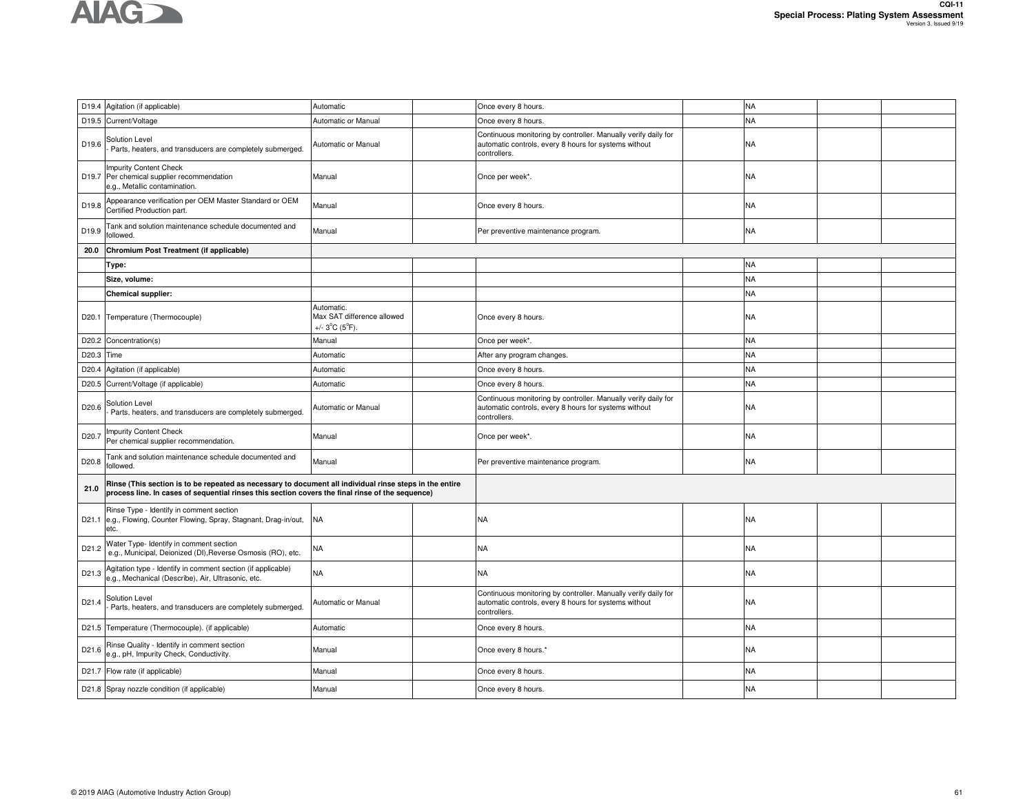| | | | | | | | | |
|---|---|---|---|---|---|---|---|---|
| D19.4 | Agitation (if applicable) | Automatic | | Once every 8 hours. | | NA | | |
| D19.5 | Current/Voltage | Automatic or Manual | | Once every 8 hours. | | NA | | |
| D19.6 | Solution Level<br>- Parts, heaters, and transducers are completely submerged. | Automatic or Manual | | Continuous monitoring by controller. Manually verify daily for automatic controls, every 8 hours for systems without controllers. | | NA | | |
| D19.7 | Impurity Content Check<br>Per chemical supplier recommendation<br>e.g., Metallic contamination. | Manual | | Once per week*. | | NA | | |
| D19.8 | Appearance verification per OEM Master Standard or OEM Certified Production part. | Manual | | Once every 8 hours. | | NA | | |
| D19.9 | Tank and solution maintenance schedule documented and followed. | Manual | | Per preventive maintenance program. | | NA | | |
| **20.0** | **Chromium Post Treatment (if applicable)** | | | | | | | |
| | **Type:** | | | | | NA | | |
| | **Size, volume:** | | | | | NA | | |
| | **Chemical supplier:** | | | | | NA | | |
| D20.1 | Temperature (Thermocouple) | Automatic.<br>Max SAT difference allowed<br>+/- 3°C (5°F). | | Once every 8 hours. | | NA | | |
| D20.2 | Concentration(s) | Manual | | Once per week*. | | NA | | |
| D20.3 | Time | Automatic | | After any program changes. | | NA | | |
| D20.4 | Agitation (if applicable) | Automatic | | Once every 8 hours. | | NA | | |
| D20.5 | Current/Voltage (if applicable) | Automatic | | Once every 8 hours. | | NA | | |
| D20.6 | Solution Level<br>- Parts, heaters, and transducers are completely submerged. | Automatic or Manual | | Continuous monitoring by controller. Manually verify daily for automatic controls, every 8 hours for systems without controllers. | | NA | | |
| D20.7 | Impurity Content Check<br>Per chemical supplier recommendation. | Manual | | Once per week*. | | NA | | |
| D20.8 | Tank and solution maintenance schedule documented and followed. | Manual | | Per preventive maintenance program. | | NA | | |
| **21.0** | **Rinse (This section is to be repeated as necessary to document all individual rinse steps in the entire process line. In cases of sequential rinses this section covers the final rinse of the sequence)** | | | | | | | |
| D21.1 | Rinse Type - Identify in comment section<br>e.g., Flowing, Counter Flowing, Spray, Stagnant, Drag-in/out, etc. | NA | | NA | | NA | | |
| D21.2 | Water Type- Identify in comment section<br>e.g., Municipal, Deionized (DI),Reverse Osmosis (RO), etc. | NA | | NA | | NA | | |
| D21.3 | Agitation type - Identify in comment section (if applicable)<br>e.g., Mechanical (Describe), Air, Ultrasonic, etc. | NA | | NA | | NA | | |
| D21.4 | Solution Level<br>- Parts, heaters, and transducers are completely submerged. | Automatic or Manual | | Continuous monitoring by controller. Manually verify daily for automatic controls, every 8 hours for systems without controllers. | | NA | | |
| D21.5 | Temperature (Thermocouple). (if applicable) | Automatic | | Once every 8 hours. | | NA | | |
| D21.6 | Rinse Quality - Identify in comment section<br>e.g., pH, Impurity Check, Conductivity. | Manual | | Once every 8 hours.* | | NA | | |
| D21.7 | Flow rate (if applicable) | Manual | | Once every 8 hours. | | NA | | |
| D21.8 | Spray nozzle condition (if applicable) | Manual | | Once every 8 hours. | | NA | | |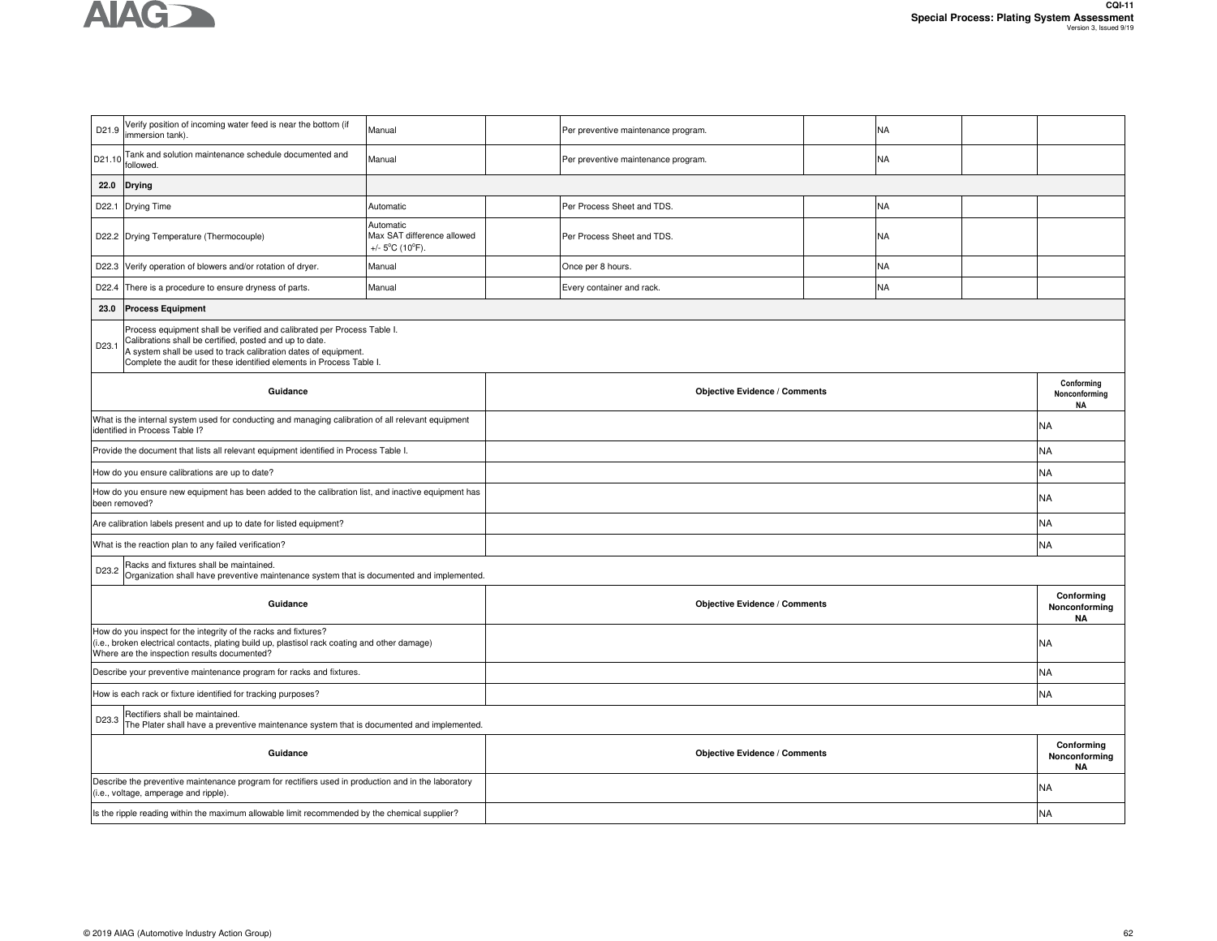| | | | | | | | | |
|---|---|---|---|---|---|---|---|---|
| D21.9 | Verify position of incoming water feed is near the bottom (if immersion tank). | Manual | | Per preventive maintenance program. | | NA | | |
| D21.10 | Tank and solution maintenance schedule documented and followed. | Manual | | Per preventive maintenance program. | | NA | | |
| **22.0** | **Drying** | | | | | | | |
| D22.1 | Drying Time | Automatic | | Per Process Sheet and TDS. | | NA | | |
| D22.2 | Drying Temperature (Thermocouple) | Automatic<br>Max SAT difference allowed<br>+/- 5°C (10°F). | | Per Process Sheet and TDS. | | NA | | |
| D22.3 | Verify operation of blowers and/or rotation of dryer. | Manual | | Once per 8 hours. | | NA | | |
| D22.4 | There is a procedure to ensure dryness of parts. | Manual | | Every container and rack. | | NA | | |
| **23.0** | **Process Equipment** | | | | | | | |

**D23.1** Process equipment shall be verified and calibrated per Process Table I.
Calibrations shall be certified, posted and up to date.
A system shall be used to track calibration dates of equipment.
Complete the audit for these identified elements in Process Table I.

| Guidance | Objective Evidence / Comments | Conforming<br>Nonconforming<br>NA |
|---|---|---|
| What is the internal system used for conducting and managing calibration of all relevant equipment identified in Process Table I? | | NA |
| Provide the document that lists all relevant equipment identified in Process Table I. | | NA |
| How do you ensure calibrations are up to date? | | NA |
| How do you ensure new equipment has been added to the calibration list, and inactive equipment has been removed? | | NA |
| Are calibration labels present and up to date for listed equipment? | | NA |
| What is the reaction plan to any failed verification? | | NA |

**D23.2** Racks and fixtures shall be maintained.
Organization shall have preventive maintenance system that is documented and implemented.

| Guidance | Objective Evidence / Comments | Conforming<br>Nonconforming<br>NA |
|---|---|---|
| How do you inspect for the integrity of the racks and fixtures?<br>(i.e., broken electrical contacts, plating build up, plastisol rack coating and other damage)<br>Where are the inspection results documented? | | NA |
| Describe your preventive maintenance program for racks and fixtures. | | NA |
| How is each rack or fixture identified for tracking purposes? | | NA |

**D23.3** Rectifiers shall be maintained.
The Plater shall have a preventive maintenance system that is documented and implemented.

| Guidance | Objective Evidence / Comments | Conforming<br>Nonconforming<br>NA |
|---|---|---|
| Describe the preventive maintenance program for rectifiers used in production and in the laboratory (i.e., voltage, amperage and ripple). | | NA |
| Is the ripple reading within the maximum allowable limit recommended by the chemical supplier? | | NA |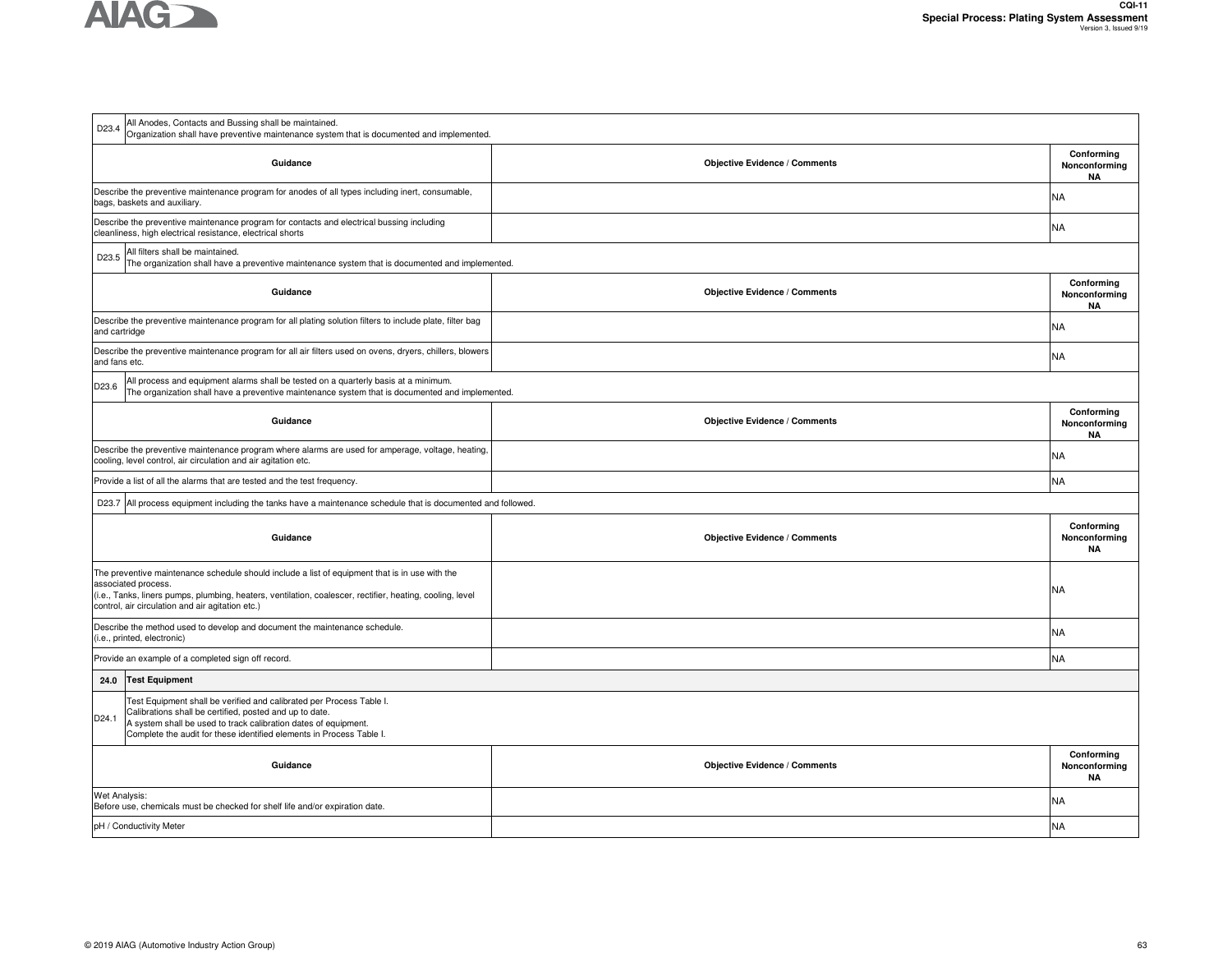| D23.4 | All Anodes, Contacts and Bussing shall be maintained.<br>Organization shall have preventive maintenance system that is documented and implemented. | |
|---|---|---|
| **Guidance** | **Objective Evidence / Comments** | **Conforming<br>Nonconforming<br>NA** |
| Describe the preventive maintenance program for anodes of all types including inert, consumable, bags, baskets and auxiliary. | | NA |
| Describe the preventive maintenance program for contacts and electrical bussing including cleanliness, high electrical resistance, electrical shorts | | NA |

| D23.5 | All filters shall be maintained.<br>The organization shall have a preventive maintenance system that is documented and implemented. | |
|---|---|---|
| **Guidance** | **Objective Evidence / Comments** | **Conforming<br>Nonconforming<br>NA** |
| Describe the preventive maintenance program for all plating solution filters to include plate, filter bag and cartridge | | NA |
| Describe the preventive maintenance program for all air filters used on ovens, dryers, chillers, blowers and fans etc. | | NA |

| D23.6 | All process and equipment alarms shall be tested on a quarterly basis at a minimum.<br>The organization shall have a preventive maintenance system that is documented and implemented. | |
|---|---|---|
| **Guidance** | **Objective Evidence / Comments** | **Conforming<br>Nonconforming<br>NA** |
| Describe the preventive maintenance program where alarms are used for amperage, voltage, heating, cooling, level control, air circulation and air agitation etc. | | NA |
| Provide a list of all the alarms that are tested and the test frequency. | | NA |

| D23.7 | All process equipment including the tanks have a maintenance schedule that is documented and followed. | |
|---|---|---|
| **Guidance** | **Objective Evidence / Comments** | **Conforming<br>Nonconforming<br>NA** |
| The preventive maintenance schedule should include a list of equipment that is in use with the associated process.<br>(i.e., Tanks, liners pumps, plumbing, heaters, ventilation, coalescer, rectifier, heating, cooling, level control, air circulation and air agitation etc.) | | NA |
| Describe the method used to develop and document the maintenance schedule.<br>(i.e., printed, electronic) | | NA |
| Provide an example of a completed sign off record. | | NA |

## 24.0 Test Equipment

| D24.1 | Test Equipment shall be verified and calibrated per Process Table I.<br>Calibrations shall be certified, posted and up to date.<br>A system shall be used to track calibration dates of equipment.<br>Complete the audit for these identified elements in Process Table I. | |
|---|---|---|
| **Guidance** | **Objective Evidence / Comments** | **Conforming<br>Nonconforming<br>NA** |
| Wet Analysis:<br>Before use, chemicals must be checked for shelf life and/or expiration date. | | NA |
| pH / Conductivity Meter | | NA |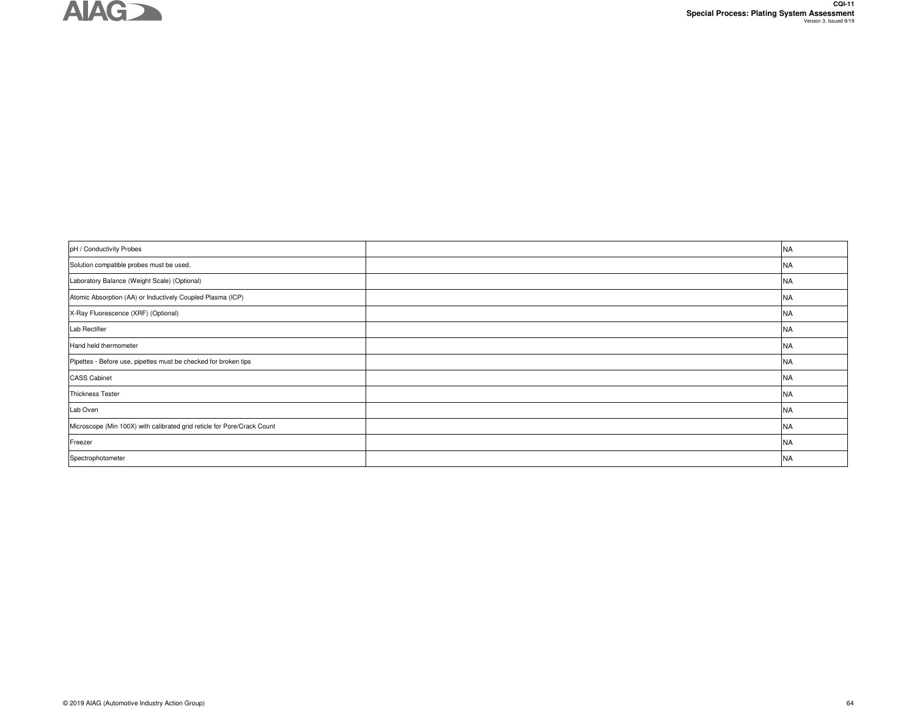| | | |
|---|---|---|
| pH / Conductivity Probes | | NA |
| Solution compatible probes must be used. | | NA |
| Laboratory Balance (Weight Scale) (Optional) | | NA |
| Atomic Absorption (AA) or Inductively Coupled Plasma (ICP) | | NA |
| X-Ray Fluorescence (XRF) (Optional) | | NA |
| Lab Rectifier | | NA |
| Hand held thermometer | | NA |
| Pipettes - Before use, pipettes must be checked for broken tips | | NA |
| CASS Cabinet | | NA |
| Thickness Tester | | NA |
| Lab Oven | | NA |
| Microscope (Min 100X) with calibrated grid reticle for Pore/Crack Count | | NA |
| Freezer | | NA |
| Spectrophotometer | | NA |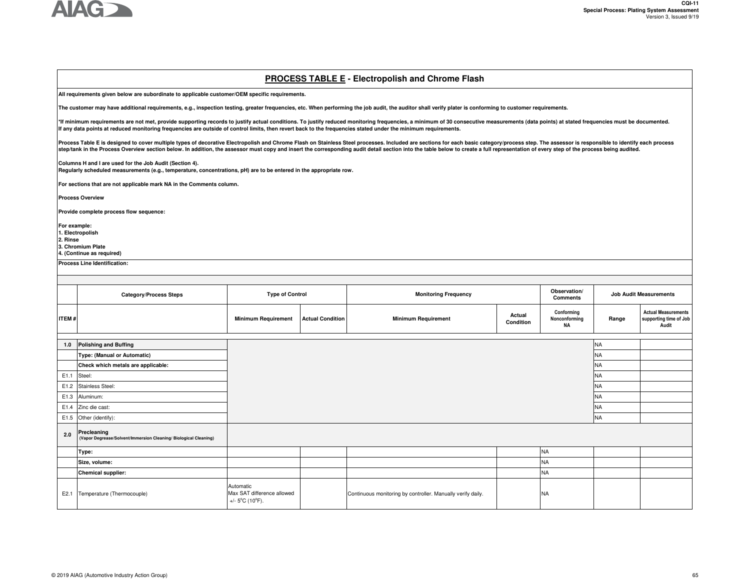## PROCESS TABLE E - Electropolish and Chrome Flash

**All requirements given below are subordinate to applicable customer/OEM specific requirements.**

**The customer may have additional requirements, e.g., inspection testing, greater frequencies, etc. When performing the job audit, the auditor shall verify plater is conforming to customer requirements.**

***If minimum requirements are not met, provide supporting records to justify actual conditions. To justify reduced monitoring frequencies, a minimum of 30 consecutive measurements (data points) at stated frequencies must be documented. If any data points at reduced monitoring frequencies are outside of control limits, then revert back to the frequencies stated under the minimum requirements.**

**Process Table E is designed to cover multiple types of decorative Electropolish and Chrome Flash on Stainless Steel processes. Included are sections for each basic category/process step. The assessor is responsible to identify each process step/tank in the Process Overview section below. In addition, the assessor must copy and insert the corresponding audit detail section into the table below to create a full representation of every step of the process being audited.**

**Columns H and I are used for the Job Audit (Section 4).**
**Regularly scheduled measurements (e.g., temperature, concentrations, pH) are to be entered in the appropriate row.**

**For sections that are not applicable mark NA in the Comments column.**

**Process Overview**

**Provide complete process flow sequence:**

**For example:**
**1. Electropolish**
**2. Rinse**
**3. Chromium Plate**
**4. (Continue as required)**

**Process Line Identification:**

| | Category/Process Steps | Type of Control | | Monitoring Frequency | | Observation/ Comments | Job Audit Measurements | |
|---|---|---|---|---|---|---|---|---|
| ITEM # | | Minimum Requirement | Actual Condition | Minimum Requirement | Actual Condition | Conforming Nonconforming NA | Range | Actual Measurements supporting time of Job Audit |
| **1.0** | **Polishing and Buffing** | | | | | | NA | |
| | **Type: (Manual or Automatic)** | | | | | | NA | |
| | **Check which metals are applicable:** | | | | | | NA | |
| E1.1 | Steel: | | | | | | NA | |
| E1.2 | Stainless Steel: | | | | | | NA | |
| E1.3 | Aluminum: | | | | | | NA | |
| E1.4 | Zinc die cast: | | | | | | NA | |
| E1.5 | Other (identify): | | | | | | NA | |
| **2.0** | **Precleaning** (Vapor Degrease/Solvent/Immersion Cleaning/ Biological Cleaning) | | | | | | | |
| | **Type:** | | | | | NA | | |
| | **Size, volume:** | | | | | NA | | |
| | **Chemical supplier:** | | | | | NA | | |
| E2.1 | Temperature (Thermocouple) | Automatic Max SAT difference allowed +/- 5°C (10°F). | | Continuous monitoring by controller. Manually verify daily. | | NA | | |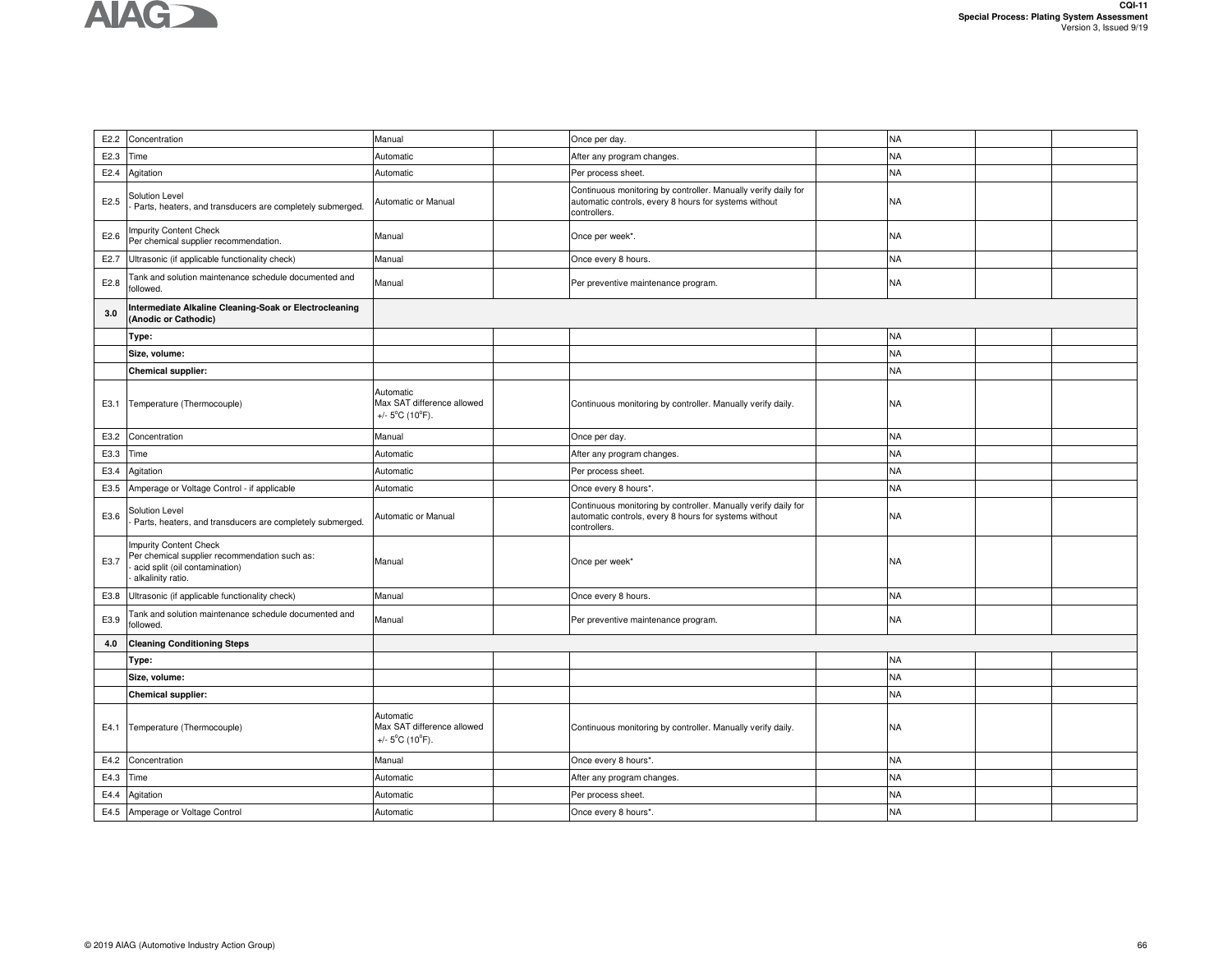| | | | | | | | | |
|---|---|---|---|---|---|---|---|---|
| E2.2 | Concentration | Manual | | Once per day. | | NA | | |
| E2.3 | Time | Automatic | | After any program changes. | | NA | | |
| E2.4 | Agitation | Automatic | | Per process sheet. | | NA | | |
| E2.5 | Solution Level<br>- Parts, heaters, and transducers are completely submerged. | Automatic or Manual | | Continuous monitoring by controller. Manually verify daily for automatic controls, every 8 hours for systems without controllers. | | NA | | |
| E2.6 | Impurity Content Check<br>Per chemical supplier recommendation. | Manual | | Once per week*. | | NA | | |
| E2.7 | Ultrasonic (if applicable functionality check) | Manual | | Once every 8 hours. | | NA | | |
| E2.8 | Tank and solution maintenance schedule documented and followed. | Manual | | Per preventive maintenance program. | | NA | | |
| **3.0** | **Intermediate Alkaline Cleaning-Soak or Electrocleaning (Anodic or Cathodic)** | | | | | | | |
| | **Type:** | | | | | NA | | |
| | **Size, volume:** | | | | | NA | | |
| | **Chemical supplier:** | | | | | NA | | |
| E3.1 | Temperature (Thermocouple) | Automatic<br>Max SAT difference allowed<br>+/- 5°C (10°F). | | Continuous monitoring by controller. Manually verify daily. | | NA | | |
| E3.2 | Concentration | Manual | | Once per day. | | NA | | |
| E3.3 | Time | Automatic | | After any program changes. | | NA | | |
| E3.4 | Agitation | Automatic | | Per process sheet. | | NA | | |
| E3.5 | Amperage or Voltage Control - if applicable | Automatic | | Once every 8 hours*. | | NA | | |
| E3.6 | Solution Level<br>- Parts, heaters, and transducers are completely submerged. | Automatic or Manual | | Continuous monitoring by controller. Manually verify daily for automatic controls, every 8 hours for systems without controllers. | | NA | | |
| E3.7 | Impurity Content Check<br>Per chemical supplier recommendation such as:<br>- acid split (oil contamination)<br>- alkalinity ratio. | Manual | | Once per week* | | NA | | |
| E3.8 | Ultrasonic (if applicable functionality check) | Manual | | Once every 8 hours. | | NA | | |
| E3.9 | Tank and solution maintenance schedule documented and followed. | Manual | | Per preventive maintenance program. | | NA | | |
| **4.0** | **Cleaning Conditioning Steps** | | | | | | | |
| | **Type:** | | | | | NA | | |
| | **Size, volume:** | | | | | NA | | |
| | **Chemical supplier:** | | | | | NA | | |
| E4.1 | Temperature (Thermocouple) | Automatic<br>Max SAT difference allowed<br>+/- 5°C (10°F). | | Continuous monitoring by controller. Manually verify daily. | | NA | | |
| E4.2 | Concentration | Manual | | Once every 8 hours*. | | NA | | |
| E4.3 | Time | Automatic | | After any program changes. | | NA | | |
| E4.4 | Agitation | Automatic | | Per process sheet. | | NA | | |
| E4.5 | Amperage or Voltage Control | Automatic | | Once every 8 hours*. | | NA | | |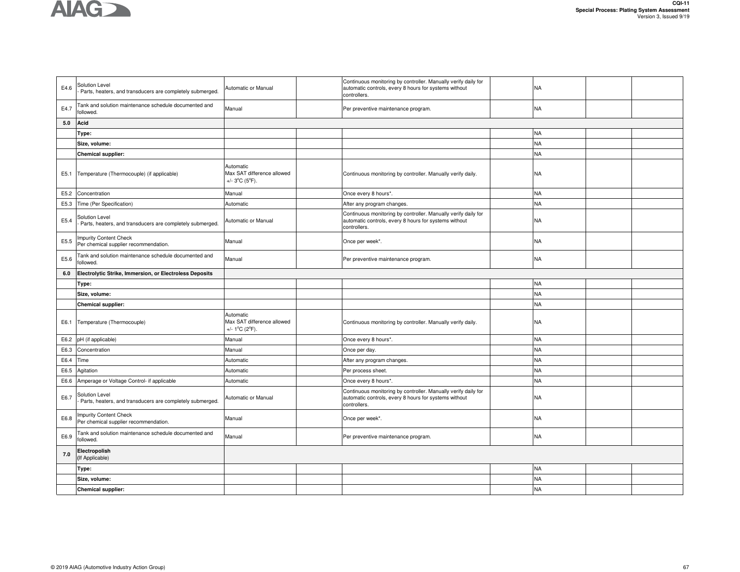| | | | | | | | | |
|---|---|---|---|---|---|---|---|---|
| E4.6 | Solution Level<br>- Parts, heaters, and transducers are completely submerged. | Automatic or Manual | | Continuous monitoring by controller. Manually verify daily for automatic controls, every 8 hours for systems without controllers. | | NA | | |
| E4.7 | Tank and solution maintenance schedule documented and followed. | Manual | | Per preventive maintenance program. | | NA | | |
| **5.0** | **Acid** | | | | | | | |
| | **Type:** | | | | | NA | | |
| | **Size, volume:** | | | | | NA | | |
| | **Chemical supplier:** | | | | | NA | | |
| E5.1 | Temperature (Thermocouple) (if applicable) | Automatic<br>Max SAT difference allowed<br>+/- 3°C (5°F). | | Continuous monitoring by controller. Manually verify daily. | | NA | | |
| E5.2 | Concentration | Manual | | Once every 8 hours*. | | NA | | |
| E5.3 | Time (Per Specification) | Automatic | | After any program changes. | | NA | | |
| E5.4 | Solution Level<br>- Parts, heaters, and transducers are completely submerged. | Automatic or Manual | | Continuous monitoring by controller. Manually verify daily for automatic controls, every 8 hours for systems without controllers. | | NA | | |
| E5.5 | Impurity Content Check<br>Per chemical supplier recommendation. | Manual | | Once per week*. | | NA | | |
| E5.6 | Tank and solution maintenance schedule documented and followed. | Manual | | Per preventive maintenance program. | | NA | | |
| **6.0** | **Electrolytic Strike, Immersion, or Electroless Deposits** | | | | | | | |
| | **Type:** | | | | | NA | | |
| | **Size, volume:** | | | | | NA | | |
| | **Chemical supplier:** | | | | | NA | | |
| E6.1 | Temperature (Thermocouple) | Automatic<br>Max SAT difference allowed<br>+/- 1°C (2°F). | | Continuous monitoring by controller. Manually verify daily. | | NA | | |
| E6.2 | pH (if applicable) | Manual | | Once every 8 hours*. | | NA | | |
| E6.3 | Concentration | Manual | | Once per day. | | NA | | |
| E6.4 | Time | Automatic | | After any program changes. | | NA | | |
| E6.5 | Agitation | Automatic | | Per process sheet. | | NA | | |
| E6.6 | Amperage or Voltage Control- if applicable | Automatic | | Once every 8 hours*. | | NA | | |
| E6.7 | Solution Level<br>- Parts, heaters, and transducers are completely submerged. | Automatic or Manual | | Continuous monitoring by controller. Manually verify daily for automatic controls, every 8 hours for systems without controllers. | | NA | | |
| E6.8 | Impurity Content Check<br>Per chemical supplier recommendation. | Manual | | Once per week*. | | NA | | |
| E6.9 | Tank and solution maintenance schedule documented and followed. | Manual | | Per preventive maintenance program. | | NA | | |
| **7.0** | **Electropolish**<br>(If Applicable) | | | | | | | |
| | **Type:** | | | | | NA | | |
| | **Size, volume:** | | | | | NA | | |
| | **Chemical supplier:** | | | | | NA | | |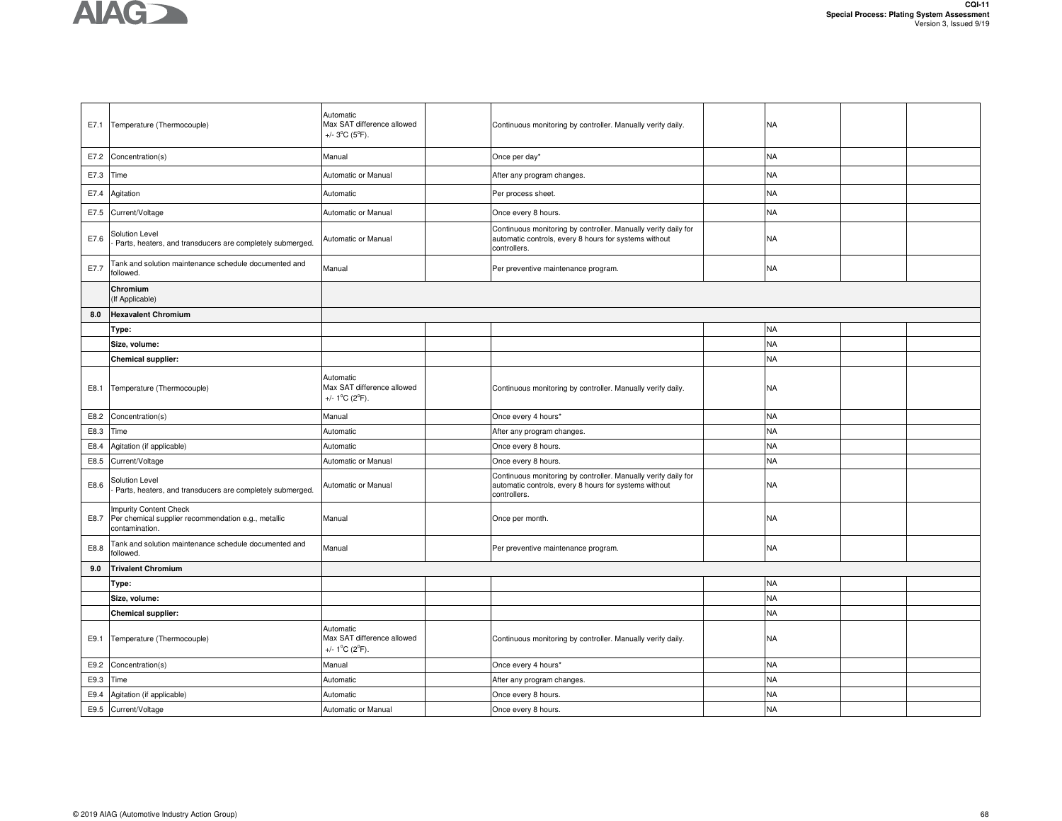| | | | | | | | | |
|---|---|---|---|---|---|---|---|---|
| E7.1 | Temperature (Thermocouple) | Automatic<br>Max SAT difference allowed<br>+/- 3°C (5°F). | | Continuous monitoring by controller. Manually verify daily. | | NA | | |
| E7.2 | Concentration(s) | Manual | | Once per day* | | NA | | |
| E7.3 | Time | Automatic or Manual | | After any program changes. | | NA | | |
| E7.4 | Agitation | Automatic | | Per process sheet. | | NA | | |
| E7.5 | Current/Voltage | Automatic or Manual | | Once every 8 hours. | | NA | | |
| E7.6 | Solution Level<br>- Parts, heaters, and transducers are completely submerged. | Automatic or Manual | | Continuous monitoring by controller. Manually verify daily for automatic controls, every 8 hours for systems without controllers. | | NA | | |
| E7.7 | Tank and solution maintenance schedule documented and followed. | Manual | | Per preventive maintenance program. | | NA | | |
| | **Chromium**<br>(If Applicable) | | | | | | | |
| **8.0** | **Hexavalent Chromium** | | | | | | | |
| | **Type:** | | | | | NA | | |
| | **Size, volume:** | | | | | NA | | |
| | **Chemical supplier:** | | | | | NA | | |
| E8.1 | Temperature (Thermocouple) | Automatic<br>Max SAT difference allowed<br>+/- 1°C (2°F). | | Continuous monitoring by controller. Manually verify daily. | | NA | | |
| E8.2 | Concentration(s) | Manual | | Once every 4 hours* | | NA | | |
| E8.3 | Time | Automatic | | After any program changes. | | NA | | |
| E8.4 | Agitation (if applicable) | Automatic | | Once every 8 hours. | | NA | | |
| E8.5 | Current/Voltage | Automatic or Manual | | Once every 8 hours. | | NA | | |
| E8.6 | Solution Level<br>- Parts, heaters, and transducers are completely submerged. | Automatic or Manual | | Continuous monitoring by controller. Manually verify daily for automatic controls, every 8 hours for systems without controllers. | | NA | | |
| E8.7 | Impurity Content Check<br>Per chemical supplier recommendation e.g., metallic contamination. | Manual | | Once per month. | | NA | | |
| E8.8 | Tank and solution maintenance schedule documented and followed. | Manual | | Per preventive maintenance program. | | NA | | |
| **9.0** | **Trivalent Chromium** | | | | | | | |
| | **Type:** | | | | | NA | | |
| | **Size, volume:** | | | | | NA | | |
| | **Chemical supplier:** | | | | | NA | | |
| E9.1 | Temperature (Thermocouple) | Automatic<br>Max SAT difference allowed<br>+/- 1°C (2°F). | | Continuous monitoring by controller. Manually verify daily. | | NA | | |
| E9.2 | Concentration(s) | Manual | | Once every 4 hours* | | NA | | |
| E9.3 | Time | Automatic | | After any program changes. | | NA | | |
| E9.4 | Agitation (if applicable) | Automatic | | Once every 8 hours. | | NA | | |
| E9.5 | Current/Voltage | Automatic or Manual | | Once every 8 hours. | | NA | | |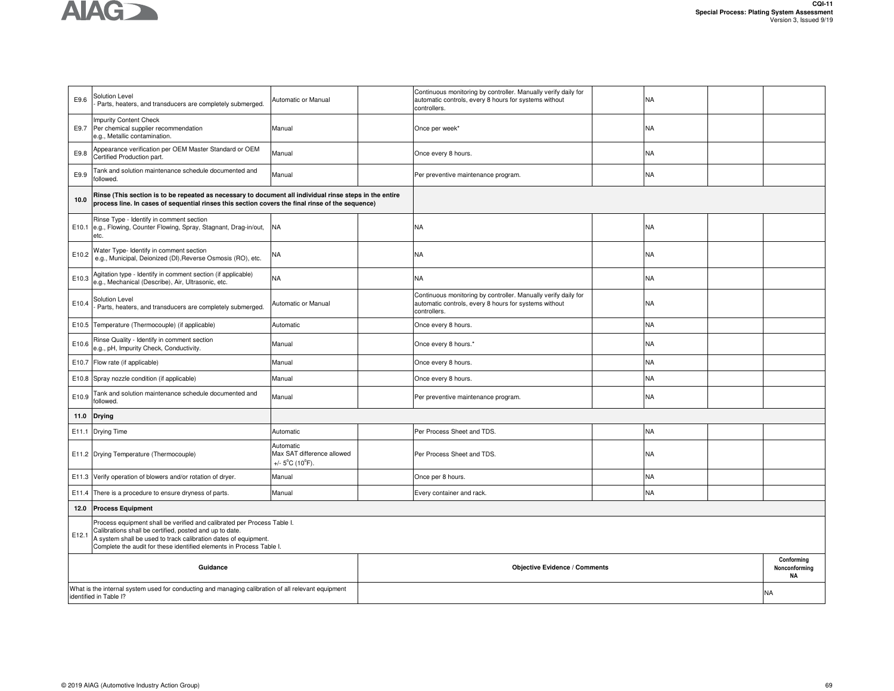| | | | | | | | | |
|---|---|---|---|---|---|---|---|---|
| E9.6 | Solution Level<br>- Parts, heaters, and transducers are completely submerged. | Automatic or Manual | | Continuous monitoring by controller. Manually verify daily for automatic controls, every 8 hours for systems without controllers. | | NA | | |
| E9.7 | Impurity Content Check<br>Per chemical supplier recommendation<br>e.g., Metallic contamination. | Manual | | Once per week* | | NA | | |
| E9.8 | Appearance verification per OEM Master Standard or OEM Certified Production part. | Manual | | Once every 8 hours. | | NA | | |
| E9.9 | Tank and solution maintenance schedule documented and followed. | Manual | | Per preventive maintenance program. | | NA | | |
| **10.0** | **Rinse (This section is to be repeated as necessary to document all individual rinse steps in the entire process line. In cases of sequential rinses this section covers the final rinse of the sequence)** | | | | | | | |
| E10.1 | Rinse Type - Identify in comment section<br>e.g., Flowing, Counter Flowing, Spray, Stagnant, Drag-in/out, etc. | NA | | NA | | NA | | |
| E10.2 | Water Type- Identify in comment section<br>e.g., Municipal, Deionized (DI),Reverse Osmosis (RO), etc. | NA | | NA | | NA | | |
| E10.3 | Agitation type - Identify in comment section (if applicable)<br>e.g., Mechanical (Describe), Air, Ultrasonic, etc. | NA | | NA | | NA | | |
| E10.4 | Solution Level<br>- Parts, heaters, and transducers are completely submerged. | Automatic or Manual | | Continuous monitoring by controller. Manually verify daily for automatic controls, every 8 hours for systems without controllers. | | NA | | |
| E10.5 | Temperature (Thermocouple) (if applicable) | Automatic | | Once every 8 hours. | | NA | | |
| E10.6 | Rinse Quality - Identify in comment section<br>e.g., pH, Impurity Check, Conductivity. | Manual | | Once every 8 hours.* | | NA | | |
| E10.7 | Flow rate (if applicable) | Manual | | Once every 8 hours. | | NA | | |
| E10.8 | Spray nozzle condition (if applicable) | Manual | | Once every 8 hours. | | NA | | |
| E10.9 | Tank and solution maintenance schedule documented and followed. | Manual | | Per preventive maintenance program. | | NA | | |
| **11.0** | **Drying** | | | | | | | |
| E11.1 | Drying Time | Automatic | | Per Process Sheet and TDS. | | NA | | |
| E11.2 | Drying Temperature (Thermocouple) | Automatic<br>Max SAT difference allowed<br>+/- 5°C (10°F). | | Per Process Sheet and TDS. | | NA | | |
| E11.3 | Verify operation of blowers and/or rotation of dryer. | Manual | | Once per 8 hours. | | NA | | |
| E11.4 | There is a procedure to ensure dryness of parts. | Manual | | Every container and rack. | | NA | | |
| **12.0** | **Process Equipment** | | | | | | | |
| E12.1 | Process equipment shall be verified and calibrated per Process Table I.<br>Calibrations shall be certified, posted and up to date.<br>A system shall be used to track calibration dates of equipment.<br>Complete the audit for these identified elements in Process Table I. | | | | | | | |

| Guidance | Objective Evidence / Comments | Conforming<br>Nonconforming<br>NA |
|---|---|---|
| What is the internal system used for conducting and managing calibration of all relevant equipment identified in Table I? | | NA |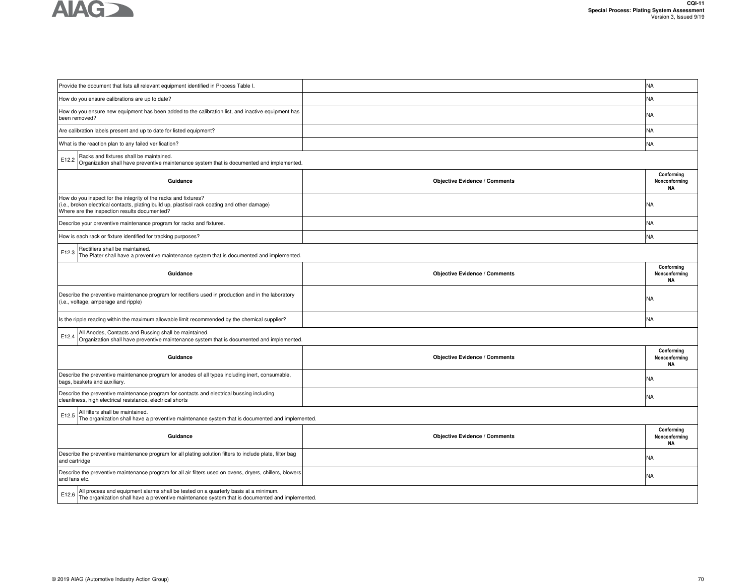| Guidance | Objective Evidence / Comments | Conforming Nonconforming NA |
|---|---|---|
| Provide the document that lists all relevant equipment identified in Process Table I. | | NA |
| How do you ensure calibrations are up to date? | | NA |
| How do you ensure new equipment has been added to the calibration list, and inactive equipment has been removed? | | NA |
| Are calibration labels present and up to date for listed equipment? | | NA |
| What is the reaction plan to any failed verification? | | NA |

**E12.2** Racks and fixtures shall be maintained.
Organization shall have preventive maintenance system that is documented and implemented.

| Guidance | Objective Evidence / Comments | Conforming Nonconforming NA |
|---|---|---|
| How do you inspect for the integrity of the racks and fixtures? (i.e., broken electrical contacts, plating build up, plastisol rack coating and other damage) Where are the inspection results documented? | | NA |
| Describe your preventive maintenance program for racks and fixtures. | | NA |
| How is each rack or fixture identified for tracking purposes? | | NA |

**E12.3** Rectifiers shall be maintained.
The Plater shall have a preventive maintenance system that is documented and implemented.

| Guidance | Objective Evidence / Comments | Conforming Nonconforming NA |
|---|---|---|
| Describe the preventive maintenance program for rectifiers used in production and in the laboratory (i.e., voltage, amperage and ripple) | | NA |
| Is the ripple reading within the maximum allowable limit recommended by the chemical supplier? | | NA |

**E12.4** All Anodes, Contacts and Bussing shall be maintained.
Organization shall have preventive maintenance system that is documented and implemented.

| Guidance | Objective Evidence / Comments | Conforming Nonconforming NA |
|---|---|---|
| Describe the preventive maintenance program for anodes of all types including inert, consumable, bags, baskets and auxiliary. | | NA |
| Describe the preventive maintenance program for contacts and electrical bussing including cleanliness, high electrical resistance, electrical shorts | | NA |

**E12.5** All filters shall be maintained.
The organization shall have a preventive maintenance system that is documented and implemented.

| Guidance | Objective Evidence / Comments | Conforming Nonconforming NA |
|---|---|---|
| Describe the preventive maintenance program for all plating solution filters to include plate, filter bag and cartridge | | NA |
| Describe the preventive maintenance program for all air filters used on ovens, dryers, chillers, blowers and fans etc. | | NA |

**E12.6** All process and equipment alarms shall be tested on a quarterly basis at a minimum.
The organization shall have a preventive maintenance system that is documented and implemented.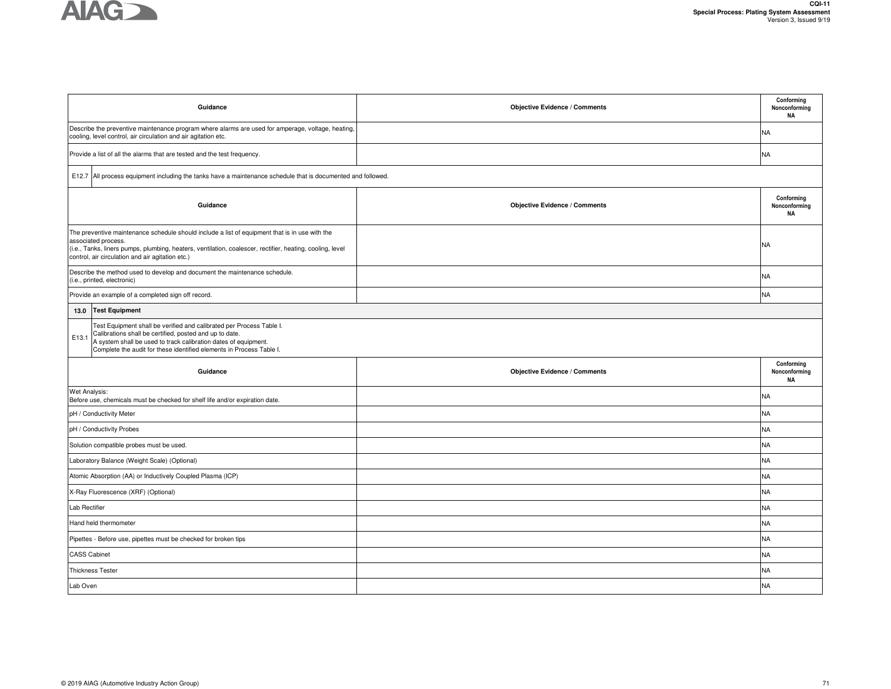| Guidance | Objective Evidence / Comments | Conforming Nonconforming NA |
|---|---|---|
| Describe the preventive maintenance program where alarms are used for amperage, voltage, heating, cooling, level control, air circulation and air agitation etc. | | NA |
| Provide a list of all the alarms that are tested and the test frequency. | | NA |

| E12.7 | All process equipment including the tanks have a maintenance schedule that is documented and followed. |
|---|---|

| Guidance | Objective Evidence / Comments | Conforming Nonconforming NA |
|---|---|---|
| The preventive maintenance schedule should include a list of equipment that is in use with the associated process.<br>(i.e., Tanks, liners pumps, plumbing, heaters, ventilation, coalescer, rectifier, heating, cooling, level control, air circulation and air agitation etc.) | | NA |
| Describe the method used to develop and document the maintenance schedule.<br>(i.e., printed, electronic) | | NA |
| Provide an example of a completed sign off record. | | NA |

| 13.0 | Test Equipment |
|---|---|
| E13.1 | Test Equipment shall be verified and calibrated per Process Table I.<br>Calibrations shall be certified, posted and up to date.<br>A system shall be used to track calibration dates of equipment.<br>Complete the audit for these identified elements in Process Table I. |

| Guidance | Objective Evidence / Comments | Conforming Nonconforming NA |
|---|---|---|
| Wet Analysis:<br>Before use, chemicals must be checked for shelf life and/or expiration date. | | NA |
| pH / Conductivity Meter | | NA |
| pH / Conductivity Probes | | NA |
| Solution compatible probes must be used. | | NA |
| Laboratory Balance (Weight Scale) (Optional) | | NA |
| Atomic Absorption (AA) or Inductively Coupled Plasma (ICP) | | NA |
| X-Ray Fluorescence (XRF) (Optional) | | NA |
| Lab Rectifier | | NA |
| Hand held thermometer | | NA |
| Pipettes - Before use, pipettes must be checked for broken tips | | NA |
| CASS Cabinet | | NA |
| Thickness Tester | | NA |
| Lab Oven | | NA |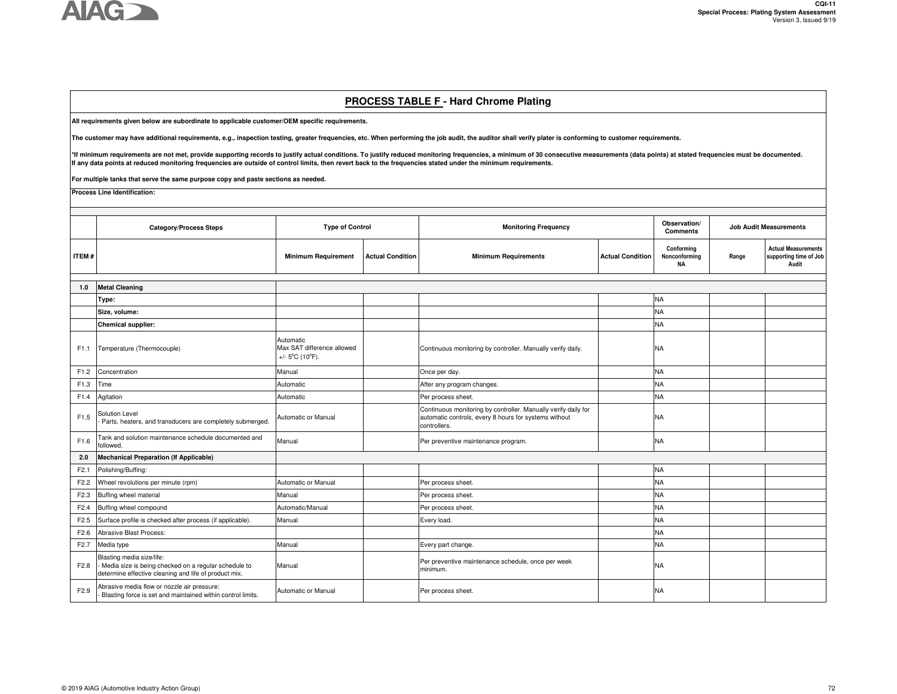## PROCESS TABLE F - Hard Chrome Plating

**All requirements given below are subordinate to applicable customer/OEM specific requirements.**

**The customer may have additional requirements, e.g., inspection testing, greater frequencies, etc. When performing the job audit, the auditor shall verify plater is conforming to customer requirements.**

**\*If minimum requirements are not met, provide supporting records to justify actual conditions. To justify reduced monitoring frequencies, a minimum of 30 consecutive measurements (data points) at stated frequencies must be documented. If any data points at reduced monitoring frequencies are outside of control limits, then revert back to the frequencies stated under the minimum requirements.**

**For multiple tanks that serve the same purpose copy and paste sections as needed.**

**Process Line Identification:**

| | Category/Process Steps | Type of Control | | Monitoring Frequency | | Observation/ Comments | Job Audit Measurements | |
|---|---|---|---|---|---|---|---|---|
| ITEM # | | Minimum Requirement | Actual Condition | Minimum Requirements | Actual Condition | Conforming Nonconforming NA | Range | Actual Measurements supporting time of Job Audit |
| **1.0** | **Metal Cleaning** | | | | | | | |
| | **Type:** | | | | | NA | | |
| | **Size, volume:** | | | | | NA | | |
| | **Chemical supplier:** | | | | | NA | | |
| F1.1 | Temperature (Thermocouple) | Automatic Max SAT difference allowed +/- 5°C (10°F). | | Continuous monitoring by controller. Manually verify daily. | | NA | | |
| F1.2 | Concentration | Manual | | Once per day. | | NA | | |
| F1.3 | Time | Automatic | | After any program changes. | | NA | | |
| F1.4 | Agitation | Automatic | | Per process sheet. | | NA | | |
| F1.5 | Solution Level - Parts, heaters, and transducers are completely submerged. | Automatic or Manual | | Continuous monitoring by controller. Manually verify daily for automatic controls, every 8 hours for systems without controllers. | | NA | | |
| F1.6 | Tank and solution maintenance schedule documented and followed. | Manual | | Per preventive maintenance program. | | NA | | |
| **2.0** | **Mechanical Preparation (If Applicable)** | | | | | | | |
| F2.1 | Polishing/Buffing: | | | | | NA | | |
| F2.2 | Wheel revolutions per minute (rpm) | Automatic or Manual | | Per process sheet. | | NA | | |
| F2.3 | Buffing wheel material | Manual | | Per process sheet. | | NA | | |
| F2.4 | Buffing wheel compound | Automatic/Manual | | Per process sheet. | | NA | | |
| F2.5 | Surface profile is checked after process (if applicable). | Manual | | Every load. | | NA | | |
| F2.6 | Abrasive Blast Process: | | | | | NA | | |
| F2.7 | Media type | Manual | | Every part change. | | NA | | |
| F2.8 | Blasting media size/life: - Media size is being checked on a regular schedule to determine effective cleaning and life of product mix. | Manual | | Per preventive maintenance schedule, once per week minimum. | | NA | | |
| F2.9 | Abrasive media flow or nozzle air pressure: - Blasting force is set and maintained within control limits. | Automatic or Manual | | Per process sheet. | | NA | | |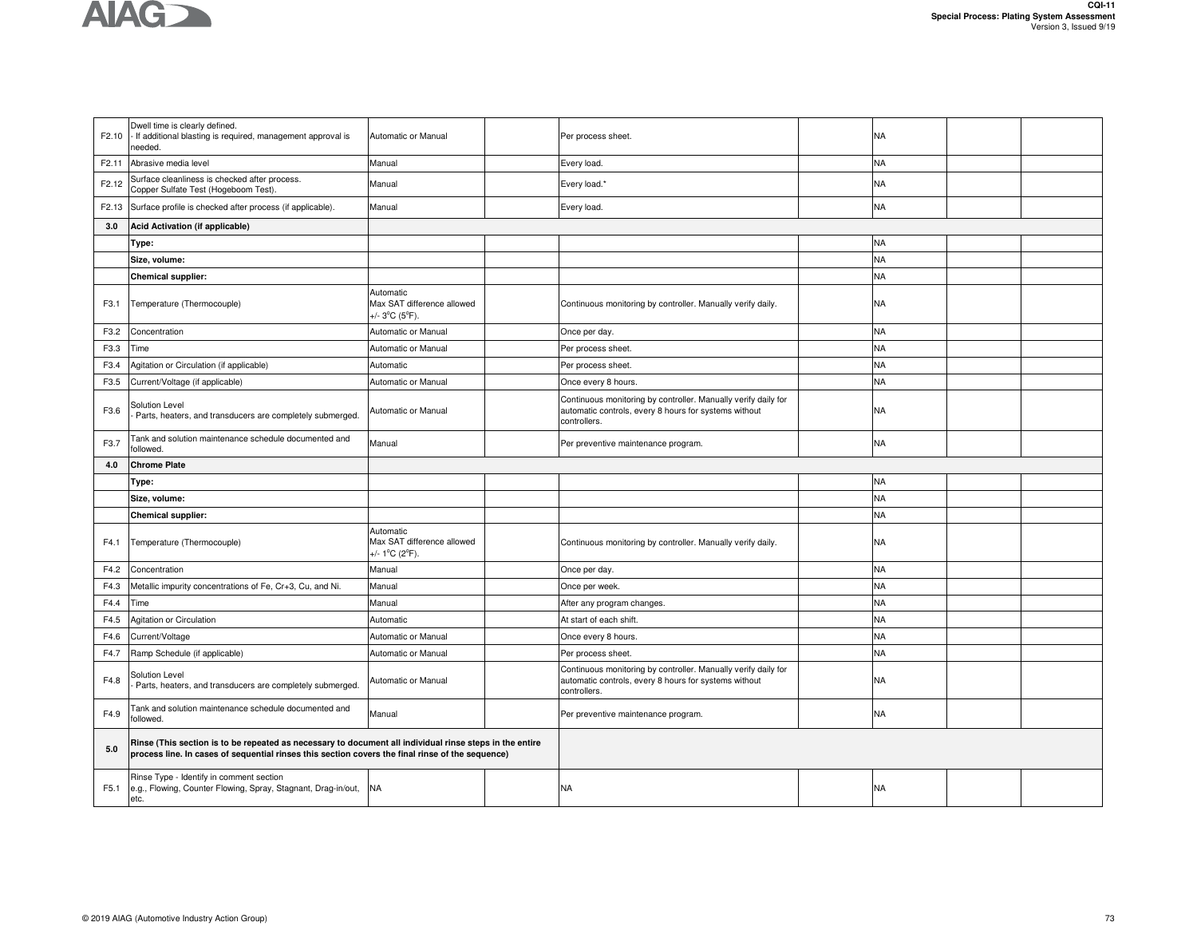| | | | | | | | | |
|---|---|---|---|---|---|---|---|---|
| F2.10 | Dwell time is clearly defined.<br>- If additional blasting is required, management approval is needed. | Automatic or Manual | | Per process sheet. | | NA | | |
| F2.11 | Abrasive media level | Manual | | Every load. | | NA | | |
| F2.12 | Surface cleanliness is checked after process.<br>Copper Sulfate Test (Hogeboom Test). | Manual | | Every load.* | | NA | | |
| F2.13 | Surface profile is checked after process (if applicable). | Manual | | Every load. | | NA | | |
| **3.0** | **Acid Activation (if applicable)** | | | | | | | |
| | **Type:** | | | | | NA | | |
| | **Size, volume:** | | | | | NA | | |
| | **Chemical supplier:** | | | | | NA | | |
| F3.1 | Temperature (Thermocouple) | Automatic<br>Max SAT difference allowed<br>+/- 3°C (5°F). | | Continuous monitoring by controller. Manually verify daily. | | NA | | |
| F3.2 | Concentration | Automatic or Manual | | Once per day. | | NA | | |
| F3.3 | Time | Automatic or Manual | | Per process sheet. | | NA | | |
| F3.4 | Agitation or Circulation (if applicable) | Automatic | | Per process sheet. | | NA | | |
| F3.5 | Current/Voltage (if applicable) | Automatic or Manual | | Once every 8 hours. | | NA | | |
| F3.6 | Solution Level<br>- Parts, heaters, and transducers are completely submerged. | Automatic or Manual | | Continuous monitoring by controller. Manually verify daily for automatic controls, every 8 hours for systems without controllers. | | NA | | |
| F3.7 | Tank and solution maintenance schedule documented and followed. | Manual | | Per preventive maintenance program. | | NA | | |
| **4.0** | **Chrome Plate** | | | | | | | |
| | **Type:** | | | | | NA | | |
| | **Size, volume:** | | | | | NA | | |
| | **Chemical supplier:** | | | | | NA | | |
| F4.1 | Temperature (Thermocouple) | Automatic<br>Max SAT difference allowed<br>+/- 1°C (2°F). | | Continuous monitoring by controller. Manually verify daily. | | NA | | |
| F4.2 | Concentration | Manual | | Once per day. | | NA | | |
| F4.3 | Metallic impurity concentrations of Fe, Cr+3, Cu, and Ni. | Manual | | Once per week. | | NA | | |
| F4.4 | Time | Manual | | After any program changes. | | NA | | |
| F4.5 | Agitation or Circulation | Automatic | | At start of each shift. | | NA | | |
| F4.6 | Current/Voltage | Automatic or Manual | | Once every 8 hours. | | NA | | |
| F4.7 | Ramp Schedule (if applicable) | Automatic or Manual | | Per process sheet. | | NA | | |
| F4.8 | Solution Level<br>- Parts, heaters, and transducers are completely submerged. | Automatic or Manual | | Continuous monitoring by controller. Manually verify daily for automatic controls, every 8 hours for systems without controllers. | | NA | | |
| F4.9 | Tank and solution maintenance schedule documented and followed. | Manual | | Per preventive maintenance program. | | NA | | |
| **5.0** | **Rinse (This section is to be repeated as necessary to document all individual rinse steps in the entire process line. In cases of sequential rinses this section covers the final rinse of the sequence)** | | | | | | | |
| F5.1 | Rinse Type - Identify in comment section<br>e.g., Flowing, Counter Flowing, Spray, Stagnant, Drag-in/out, etc. | NA | | NA | | NA | | |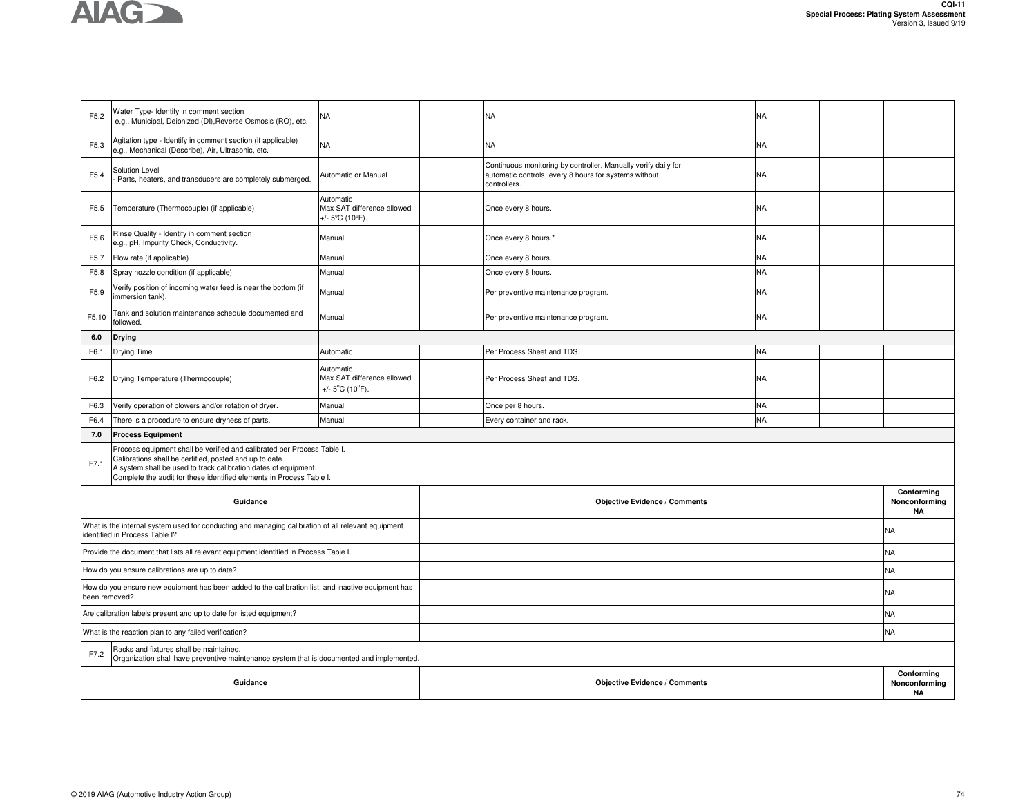| | | | | | | | | |
|---|---|---|---|---|---|---|---|---|
| F5.2 | Water Type- Identify in comment section<br>e.g., Municipal, Deionized (DI),Reverse Osmosis (RO), etc. | NA | | NA | | NA | | |
| F5.3 | Agitation type - Identify in comment section (if applicable)<br>e.g., Mechanical (Describe), Air, Ultrasonic, etc. | NA | | NA | | NA | | |
| F5.4 | Solution Level<br>- Parts, heaters, and transducers are completely submerged. | Automatic or Manual | | Continuous monitoring by controller. Manually verify daily for automatic controls, every 8 hours for systems without controllers. | | NA | | |
| F5.5 | Temperature (Thermocouple) (if applicable) | Automatic<br>Max SAT difference allowed +/- 5ºC (10ºF). | | Once every 8 hours. | | NA | | |
| F5.6 | Rinse Quality - Identify in comment section<br>e.g., pH, Impurity Check, Conductivity. | Manual | | Once every 8 hours.* | | NA | | |
| F5.7 | Flow rate (if applicable) | Manual | | Once every 8 hours. | | NA | | |
| F5.8 | Spray nozzle condition (if applicable) | Manual | | Once every 8 hours. | | NA | | |
| F5.9 | Verify position of incoming water feed is near the bottom (if immersion tank). | Manual | | Per preventive maintenance program. | | NA | | |
| F5.10 | Tank and solution maintenance schedule documented and followed. | Manual | | Per preventive maintenance program. | | NA | | |
| **6.0** | **Drying** | | | | | | | |
| F6.1 | Drying Time | Automatic | | Per Process Sheet and TDS. | | NA | | |
| F6.2 | Drying Temperature (Thermocouple) | Automatic<br>Max SAT difference allowed +/- 5°C (10°F). | | Per Process Sheet and TDS. | | NA | | |
| F6.3 | Verify operation of blowers and/or rotation of dryer. | Manual | | Once per 8 hours. | | NA | | |
| F6.4 | There is a procedure to ensure dryness of parts. | Manual | | Every container and rack. | | NA | | |
| **7.0** | **Process Equipment** | | | | | | | |
| F7.1 | Process equipment shall be verified and calibrated per Process Table I.<br>Calibrations shall be certified, posted and up to date.<br>A system shall be used to track calibration dates of equipment.<br>Complete the audit for these identified elements in Process Table I. | | | | | | | |

| Guidance | Objective Evidence / Comments | Conforming<br>Nonconforming<br>NA |
|---|---|---|
| What is the internal system used for conducting and managing calibration of all relevant equipment identified in Process Table I? | | NA |
| Provide the document that lists all relevant equipment identified in Process Table I. | | NA |
| How do you ensure calibrations are up to date? | | NA |
| How do you ensure new equipment has been added to the calibration list, and inactive equipment has been removed? | | NA |
| Are calibration labels present and up to date for listed equipment? | | NA |
| What is the reaction plan to any failed verification? | | NA |

| | |
|---|---|
| F7.2 | Racks and fixtures shall be maintained.<br>Organization shall have preventive maintenance system that is documented and implemented. |

| Guidance | Objective Evidence / Comments | Conforming<br>Nonconforming<br>NA |
|---|---|---|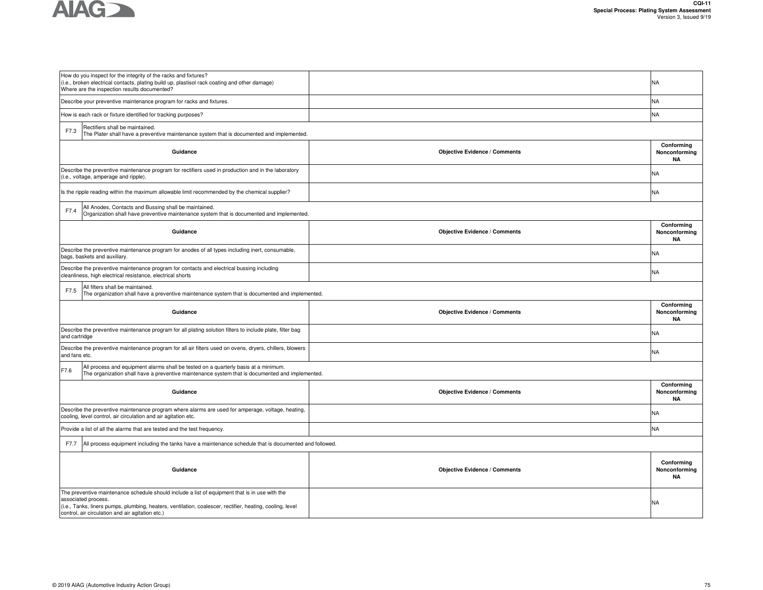| Guidance | Objective Evidence / Comments | Conforming Nonconforming NA |
|---|---|---|
| How do you inspect for the integrity of the racks and fixtures? (i.e., broken electrical contacts, plating build up, plastisol rack coating and other damage) Where are the inspection results documented? | | NA |
| Describe your preventive maintenance program for racks and fixtures. | | NA |
| How is each rack or fixture identified for tracking purposes? | | NA |

**F7.3** Rectifiers shall be maintained.
The Plater shall have a preventive maintenance system that is documented and implemented.

| Guidance | Objective Evidence / Comments | Conforming Nonconforming NA |
|---|---|---|
| Describe the preventive maintenance program for rectifiers used in production and in the laboratory (i.e., voltage, amperage and ripple). | | NA |
| Is the ripple reading within the maximum allowable limit recommended by the chemical supplier? | | NA |

**F7.4** All Anodes, Contacts and Bussing shall be maintained.
Organization shall have preventive maintenance system that is documented and implemented.

| Guidance | Objective Evidence / Comments | Conforming Nonconforming NA |
|---|---|---|
| Describe the preventive maintenance program for anodes of all types including inert, consumable, bags, baskets and auxiliary. | | NA |
| Describe the preventive maintenance program for contacts and electrical bussing including cleanliness, high electrical resistance, electrical shorts | | NA |

**F7.5** All filters shall be maintained.
The organization shall have a preventive maintenance system that is documented and implemented.

| Guidance | Objective Evidence / Comments | Conforming Nonconforming NA |
|---|---|---|
| Describe the preventive maintenance program for all plating solution filters to include plate, filter bag and cartridge | | NA |
| Describe the preventive maintenance program for all air filters used on ovens, dryers, chillers, blowers and fans etc. | | NA |

**F7.6** All process and equipment alarms shall be tested on a quarterly basis at a minimum.
The organization shall have a preventive maintenance system that is documented and implemented.

| Guidance | Objective Evidence / Comments | Conforming Nonconforming NA |
|---|---|---|
| Describe the preventive maintenance program where alarms are used for amperage, voltage, heating, cooling, level control, air circulation and air agitation etc. | | NA |
| Provide a list of all the alarms that are tested and the test frequency. | | NA |

**F7.7** All process equipment including the tanks have a maintenance schedule that is documented and followed.

| Guidance | Objective Evidence / Comments | Conforming Nonconforming NA |
|---|---|---|
| The preventive maintenance schedule should include a list of equipment that is in use with the associated process. (i.e., Tanks, liners pumps, plumbing, heaters, ventilation, coalescer, rectifier, heating, cooling, level control, air circulation and air agitation etc.) | | NA |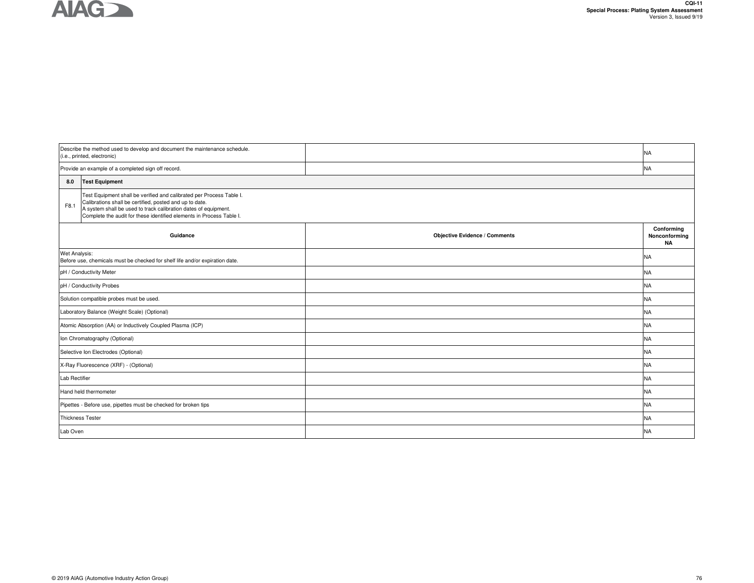| | | |
|---|---|---|
| Describe the method used to develop and document the maintenance schedule. (i.e., printed, electronic) | | NA |
| Provide an example of a completed sign off record. | | NA |

| | |
|---|---|
| **8.0** | **Test Equipment** |
| F8.1 | Test Equipment shall be verified and calibrated per Process Table I.<br>Calibrations shall be certified, posted and up to date.<br>A system shall be used to track calibration dates of equipment.<br>Complete the audit for these identified elements in Process Table I. |

| Guidance | Objective Evidence / Comments | Conforming Nonconforming NA |
|---|---|---|
| Wet Analysis:<br>Before use, chemicals must be checked for shelf life and/or expiration date. | | NA |
| pH / Conductivity Meter | | NA |
| pH / Conductivity Probes | | NA |
| Solution compatible probes must be used. | | NA |
| Laboratory Balance (Weight Scale) (Optional) | | NA |
| Atomic Absorption (AA) or Inductively Coupled Plasma (ICP) | | NA |
| Ion Chromatography (Optional) | | NA |
| Selective Ion Electrodes (Optional) | | NA |
| X-Ray Fluorescence (XRF) - (Optional) | | NA |
| Lab Rectifier | | NA |
| Hand held thermometer | | NA |
| Pipettes - Before use, pipettes must be checked for broken tips | | NA |
| Thickness Tester | | NA |
| Lab Oven | | NA |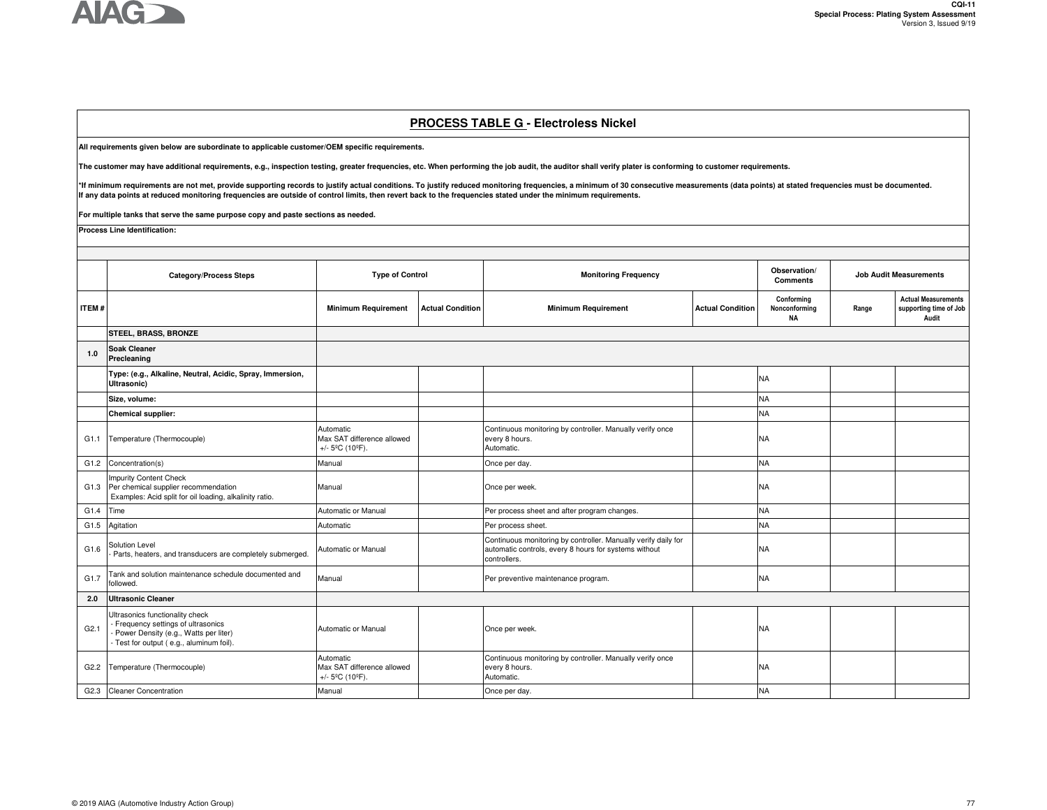## PROCESS TABLE G - Electroless Nickel

**All requirements given below are subordinate to applicable customer/OEM specific requirements.**

**The customer may have additional requirements, e.g., inspection testing, greater frequencies, etc. When performing the job audit, the auditor shall verify plater is conforming to customer requirements.**

**\*If minimum requirements are not met, provide supporting records to justify actual conditions. To justify reduced monitoring frequencies, a minimum of 30 consecutive measurements (data points) at stated frequencies must be documented. If any data points at reduced monitoring frequencies are outside of control limits, then revert back to the frequencies stated under the minimum requirements.**

**For multiple tanks that serve the same purpose copy and paste sections as needed.**

**Process Line Identification:**

| | Category/Process Steps | Type of Control | | Monitoring Frequency | | Observation/ Comments | Job Audit Measurements | |
|---|---|---|---|---|---|---|---|---|
| **ITEM #** | | **Minimum Requirement** | **Actual Condition** | **Minimum Requirement** | **Actual Condition** | **Conforming Nonconforming NA** | **Range** | **Actual Measurements supporting time of Job Audit** |
| | **STEEL, BRASS, BRONZE** | | | | | | | |
| **1.0** | **Soak Cleaner Precleaning** | | | | | | | |
| | **Type: (e.g., Alkaline, Neutral, Acidic, Spray, Immersion, Ultrasonic)** | | | | | NA | | |
| | **Size, volume:** | | | | | NA | | |
| | **Chemical supplier:** | | | | | NA | | |
| G1.1 | Temperature (Thermocouple) | Automatic Max SAT difference allowed +/- 5ºC (10ºF). | | Continuous monitoring by controller. Manually verify once every 8 hours. Automatic. | | NA | | |
| G1.2 | Concentration(s) | Manual | | Once per day. | | NA | | |
| G1.3 | Impurity Content Check Per chemical supplier recommendation Examples: Acid split for oil loading, alkalinity ratio. | Manual | | Once per week. | | NA | | |
| G1.4 | Time | Automatic or Manual | | Per process sheet and after program changes. | | NA | | |
| G1.5 | Agitation | Automatic | | Per process sheet. | | NA | | |
| G1.6 | Solution Level - Parts, heaters, and transducers are completely submerged. | Automatic or Manual | | Continuous monitoring by controller. Manually verify daily for automatic controls, every 8 hours for systems without controllers. | | NA | | |
| G1.7 | Tank and solution maintenance schedule documented and followed. | Manual | | Per preventive maintenance program. | | NA | | |
| **2.0** | **Ultrasonic Cleaner** | | | | | | | |
| G2.1 | Ultrasonics functionality check - Frequency settings of ultrasonics - Power Density (e.g., Watts per liter) - Test for output ( e.g., aluminum foil). | Automatic or Manual | | Once per week. | | NA | | |
| G2.2 | Temperature (Thermocouple) | Automatic Max SAT difference allowed +/- 5ºC (10ºF). | | Continuous monitoring by controller. Manually verify once every 8 hours. Automatic. | | NA | | |
| G2.3 | Cleaner Concentration | Manual | | Once per day. | | NA | | |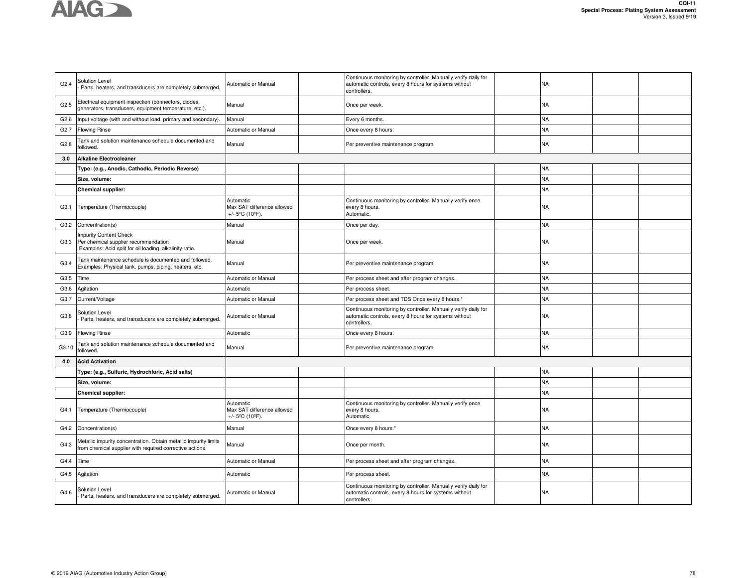| | | | | | | | | |
|---|---|---|---|---|---|---|---|---|
| G2.4 | Solution Level<br>- Parts, heaters, and transducers are completely submerged. | Automatic or Manual | | Continuous monitoring by controller. Manually verify daily for automatic controls, every 8 hours for systems without controllers. | | NA | | |
| G2.5 | Electrical equipment inspection (connectors, diodes, generators, transducers, equipment temperature, etc.). | Manual | | Once per week. | | NA | | |
| G2.6 | Input voltage (with and without load, primary and secondary). | Manual | | Every 6 months. | | NA | | |
| G2.7 | Flowing Rinse | Automatic or Manual | | Once every 8 hours. | | NA | | |
| G2.8 | Tank and solution maintenance schedule documented and followed. | Manual | | Per preventive maintenance program. | | NA | | |
| **3.0** | **Alkaline Electrocleaner** | | | | | | | |
| | **Type: (e.g., Anodic, Cathodic, Periodic Reverse)** | | | | | NA | | |
| | **Size, volume:** | | | | | NA | | |
| | **Chemical supplier:** | | | | | NA | | |
| G3.1 | Temperature (Thermocouple) | Automatic<br>Max SAT difference allowed +/- 5ºC (10ºF). | | Continuous monitoring by controller. Manually verify once every 8 hours.<br>Automatic. | | NA | | |
| G3.2 | Concentration(s) | Manual | | Once per day. | | NA | | |
| G3.3 | Impurity Content Check<br>Per chemical supplier recommendation<br>Examples: Acid split for oil loading, alkalinity ratio. | Manual | | Once per week. | | NA | | |
| G3.4 | Tank maintenance schedule is documented and followed. Examples: Physical tank, pumps, piping, heaters, etc. | Manual | | Per preventive maintenance program. | | NA | | |
| G3.5 | Time | Automatic or Manual | | Per process sheet and after program changes. | | NA | | |
| G3.6 | Agitation | Automatic | | Per process sheet. | | NA | | |
| G3.7 | Current/Voltage | Automatic or Manual | | Per process sheet and TDS Once every 8 hours.* | | NA | | |
| G3.8 | Solution Level<br>- Parts, heaters, and transducers are completely submerged. | Automatic or Manual | | Continuous monitoring by controller. Manually verify daily for automatic controls, every 8 hours for systems without controllers. | | NA | | |
| G3.9 | Flowing Rinse | Automatic | | Once every 8 hours. | | NA | | |
| G3.10 | Tank and solution maintenance schedule documented and followed. | Manual | | Per preventive maintenance program. | | NA | | |
| **4.0** | **Acid Activation** | | | | | | | |
| | **Type: (e.g., Sulfuric, Hydrochloric, Acid salts)** | | | | | NA | | |
| | **Size, volume:** | | | | | NA | | |
| | **Chemical supplier:** | | | | | NA | | |
| G4.1 | Temperature (Thermocouple) | Automatic<br>Max SAT difference allowed +/- 5ºC (10ºF). | | Continuous monitoring by controller. Manually verify once every 8 hours.<br>Automatic. | | NA | | |
| G4.2 | Concentration(s) | Manual | | Once every 8 hours.* | | NA | | |
| G4.3 | Metallic impurity concentration. Obtain metallic impurity limits from chemical supplier with required corrective actions. | Manual | | Once per month. | | NA | | |
| G4.4 | Time | Automatic or Manual | | Per process sheet and after program changes. | | NA | | |
| G4.5 | Agitation | Automatic | | Per process sheet. | | NA | | |
| G4.6 | Solution Level<br>- Parts, heaters, and transducers are completely submerged. | Automatic or Manual | | Continuous monitoring by controller. Manually verify daily for automatic controls, every 8 hours for systems without controllers. | | NA | | |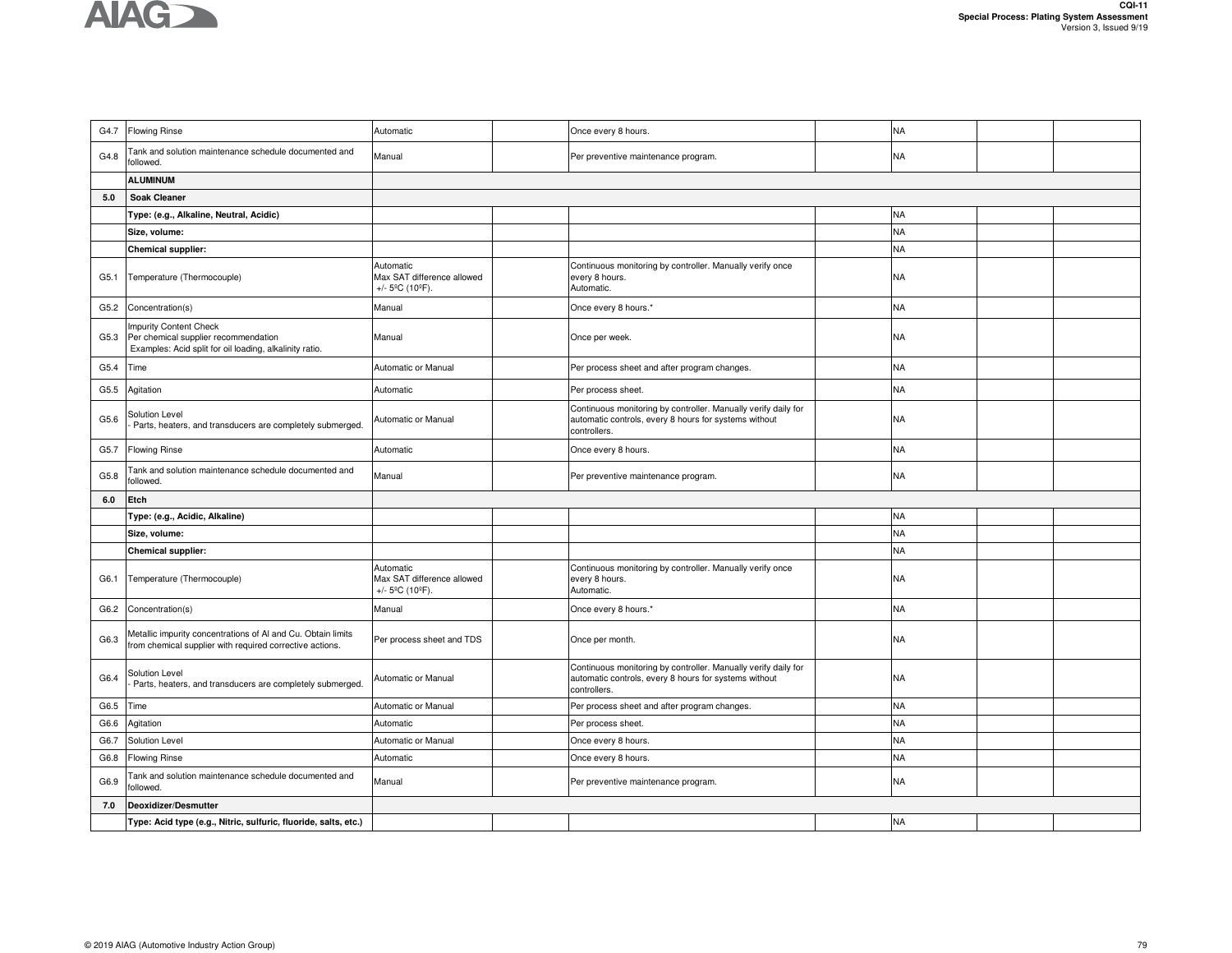| | | | | | | | | |
|---|---|---|---|---|---|---|---|---|
| G4.7 | Flowing Rinse | Automatic | | Once every 8 hours. | | NA | | |
| G4.8 | Tank and solution maintenance schedule documented and followed. | Manual | | Per preventive maintenance program. | | NA | | |
| | **ALUMINUM** | | | | | | | |
| **5.0** | **Soak Cleaner** | | | | | | | |
| | **Type: (e.g., Alkaline, Neutral, Acidic)** | | | | | NA | | |
| | **Size, volume:** | | | | | NA | | |
| | **Chemical supplier:** | | | | | NA | | |
| G5.1 | Temperature (Thermocouple) | Automatic<br>Max SAT difference allowed<br>+/- 5ºC (10ºF). | | Continuous monitoring by controller. Manually verify once every 8 hours.<br>Automatic. | | NA | | |
| G5.2 | Concentration(s) | Manual | | Once every 8 hours.* | | NA | | |
| G5.3 | Impurity Content Check<br>Per chemical supplier recommendation<br>Examples: Acid split for oil loading, alkalinity ratio. | Manual | | Once per week. | | NA | | |
| G5.4 | Time | Automatic or Manual | | Per process sheet and after program changes. | | NA | | |
| G5.5 | Agitation | Automatic | | Per process sheet. | | NA | | |
| G5.6 | Solution Level<br>- Parts, heaters, and transducers are completely submerged. | Automatic or Manual | | Continuous monitoring by controller. Manually verify daily for automatic controls, every 8 hours for systems without controllers. | | NA | | |
| G5.7 | Flowing Rinse | Automatic | | Once every 8 hours. | | NA | | |
| G5.8 | Tank and solution maintenance schedule documented and followed. | Manual | | Per preventive maintenance program. | | NA | | |
| **6.0** | **Etch** | | | | | | | |
| | **Type: (e.g., Acidic, Alkaline)** | | | | | NA | | |
| | **Size, volume:** | | | | | NA | | |
| | **Chemical supplier:** | | | | | NA | | |
| G6.1 | Temperature (Thermocouple) | Automatic<br>Max SAT difference allowed<br>+/- 5ºC (10ºF). | | Continuous monitoring by controller. Manually verify once every 8 hours.<br>Automatic. | | NA | | |
| G6.2 | Concentration(s) | Manual | | Once every 8 hours.* | | NA | | |
| G6.3 | Metallic impurity concentrations of Al and Cu. Obtain limits from chemical supplier with required corrective actions. | Per process sheet and TDS | | Once per month. | | NA | | |
| G6.4 | Solution Level<br>- Parts, heaters, and transducers are completely submerged. | Automatic or Manual | | Continuous monitoring by controller. Manually verify daily for automatic controls, every 8 hours for systems without controllers. | | NA | | |
| G6.5 | Time | Automatic or Manual | | Per process sheet and after program changes. | | NA | | |
| G6.6 | Agitation | Automatic | | Per process sheet. | | NA | | |
| G6.7 | Solution Level | Automatic or Manual | | Once every 8 hours. | | NA | | |
| G6.8 | Flowing Rinse | Automatic | | Once every 8 hours. | | NA | | |
| G6.9 | Tank and solution maintenance schedule documented and followed. | Manual | | Per preventive maintenance program. | | NA | | |
| **7.0** | **Deoxidizer/Desmutter** | | | | | | | |
| | **Type: Acid type (e.g., Nitric, sulfuric, fluoride, salts, etc.)** | | | | | NA | | |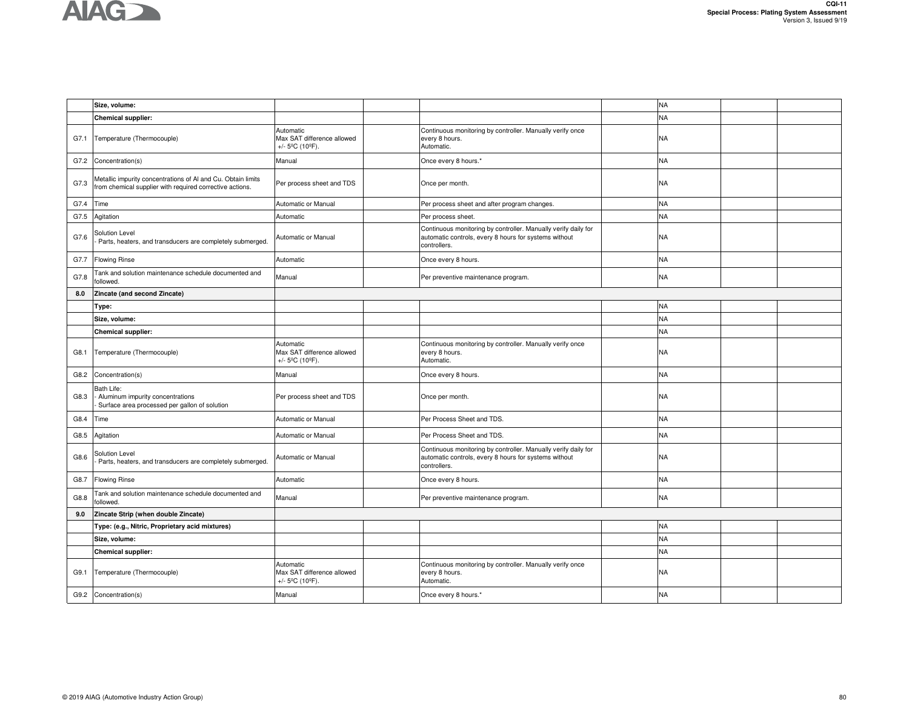| | | | | | | | | |
|---|---|---|---|---|---|---|---|---|
| | **Size, volume:** | | | | | NA | | |
| | **Chemical supplier:** | | | | | NA | | |
| G7.1 | Temperature (Thermocouple) | Automatic<br>Max SAT difference allowed<br>+/- 5ºC (10ºF). | | Continuous monitoring by controller. Manually verify once every 8 hours.<br>Automatic. | | NA | | |
| G7.2 | Concentration(s) | Manual | | Once every 8 hours.* | | NA | | |
| G7.3 | Metallic impurity concentrations of Al and Cu. Obtain limits from chemical supplier with required corrective actions. | Per process sheet and TDS | | Once per month. | | NA | | |
| G7.4 | Time | Automatic or Manual | | Per process sheet and after program changes. | | NA | | |
| G7.5 | Agitation | Automatic | | Per process sheet. | | NA | | |
| G7.6 | Solution Level<br>- Parts, heaters, and transducers are completely submerged. | Automatic or Manual | | Continuous monitoring by controller. Manually verify daily for automatic controls, every 8 hours for systems without controllers. | | NA | | |
| G7.7 | Flowing Rinse | Automatic | | Once every 8 hours. | | NA | | |
| G7.8 | Tank and solution maintenance schedule documented and followed. | Manual | | Per preventive maintenance program. | | NA | | |
| **8.0** | **Zincate (and second Zincate)** | | | | | | | |
| | **Type:** | | | | | NA | | |
| | **Size, volume:** | | | | | NA | | |
| | **Chemical supplier:** | | | | | NA | | |
| G8.1 | Temperature (Thermocouple) | Automatic<br>Max SAT difference allowed<br>+/- 5ºC (10ºF). | | Continuous monitoring by controller. Manually verify once every 8 hours.<br>Automatic. | | NA | | |
| G8.2 | Concentration(s) | Manual | | Once every 8 hours. | | NA | | |
| G8.3 | Bath Life:<br>- Aluminum impurity concentrations<br>- Surface area processed per gallon of solution | Per process sheet and TDS | | Once per month. | | NA | | |
| G8.4 | Time | Automatic or Manual | | Per Process Sheet and TDS. | | NA | | |
| G8.5 | Agitation | Automatic or Manual | | Per Process Sheet and TDS. | | NA | | |
| G8.6 | Solution Level<br>- Parts, heaters, and transducers are completely submerged. | Automatic or Manual | | Continuous monitoring by controller. Manually verify daily for automatic controls, every 8 hours for systems without controllers. | | NA | | |
| G8.7 | Flowing Rinse | Automatic | | Once every 8 hours. | | NA | | |
| G8.8 | Tank and solution maintenance schedule documented and followed. | Manual | | Per preventive maintenance program. | | NA | | |
| **9.0** | **Zincate Strip (when double Zincate)** | | | | | | | |
| | **Type: (e.g., Nitric, Proprietary acid mixtures)** | | | | | NA | | |
| | **Size, volume:** | | | | | NA | | |
| | **Chemical supplier:** | | | | | NA | | |
| G9.1 | Temperature (Thermocouple) | Automatic<br>Max SAT difference allowed<br>+/- 5ºC (10ºF). | | Continuous monitoring by controller. Manually verify once every 8 hours.<br>Automatic. | | NA | | |
| G9.2 | Concentration(s) | Manual | | Once every 8 hours.* | | NA | | |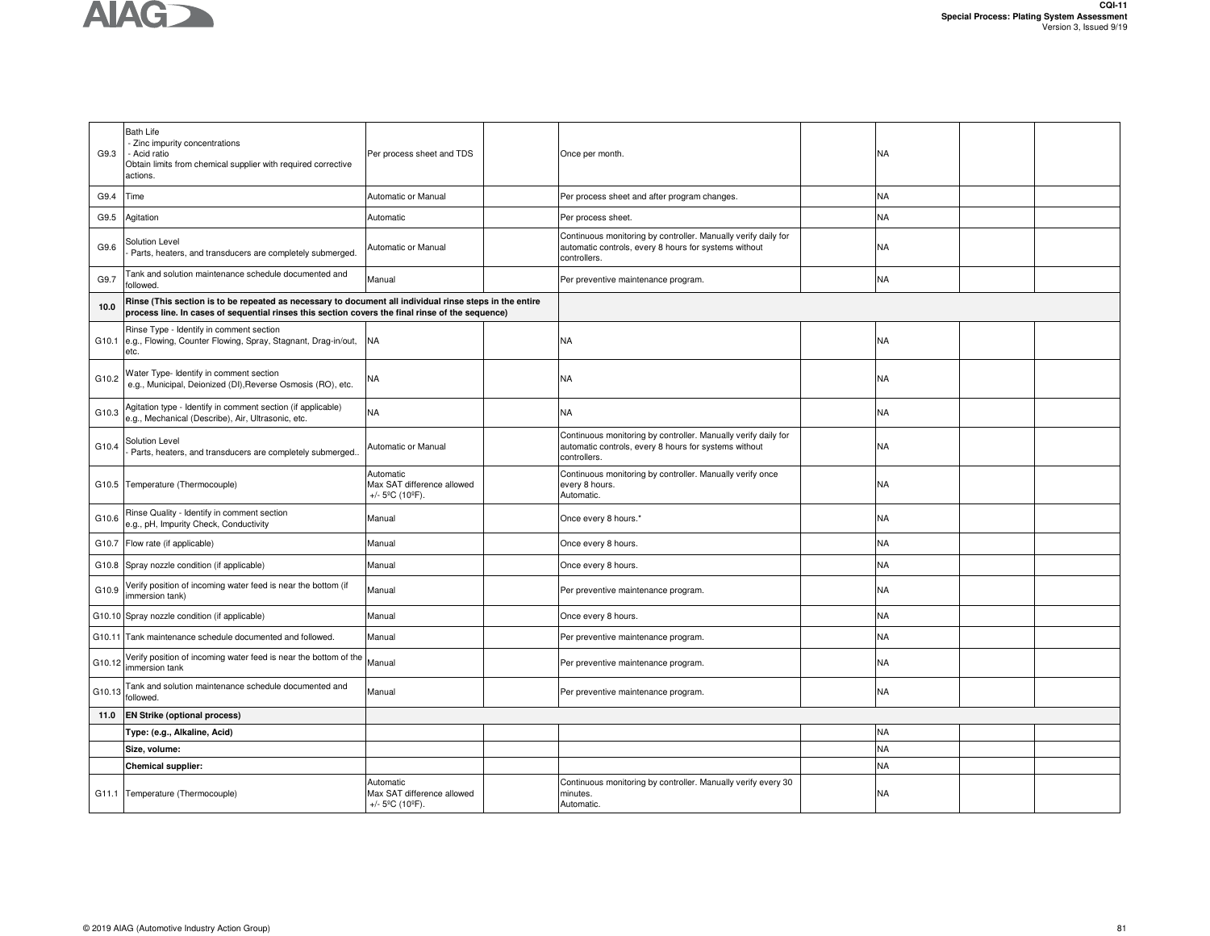| | | | | | | | | |
|---|---|---|---|---|---|---|---|---|
| G9.3 | Bath Life<br>- Zinc impurity concentrations<br>- Acid ratio<br>Obtain limits from chemical supplier with required corrective actions. | Per process sheet and TDS | | Once per month. | | NA | | |
| G9.4 | Time | Automatic or Manual | | Per process sheet and after program changes. | | NA | | |
| G9.5 | Agitation | Automatic | | Per process sheet. | | NA | | |
| G9.6 | Solution Level<br>- Parts, heaters, and transducers are completely submerged. | Automatic or Manual | | Continuous monitoring by controller. Manually verify daily for automatic controls, every 8 hours for systems without controllers. | | NA | | |
| G9.7 | Tank and solution maintenance schedule documented and followed. | Manual | | Per preventive maintenance program. | | NA | | |
| **10.0** | **Rinse (This section is to be repeated as necessary to document all individual rinse steps in the entire process line. In cases of sequential rinses this section covers the final rinse of the sequence)** | | | | | | | |
| G10.1 | Rinse Type - Identify in comment section<br>e.g., Flowing, Counter Flowing, Spray, Stagnant, Drag-in/out, etc. | NA | | NA | | NA | | |
| G10.2 | Water Type- Identify in comment section<br>e.g., Municipal, Deionized (DI),Reverse Osmosis (RO), etc. | NA | | NA | | NA | | |
| G10.3 | Agitation type - Identify in comment section (if applicable)<br>e.g., Mechanical (Describe), Air, Ultrasonic, etc. | NA | | NA | | NA | | |
| G10.4 | Solution Level<br>- Parts, heaters, and transducers are completely submerged.. | Automatic or Manual | | Continuous monitoring by controller. Manually verify daily for automatic controls, every 8 hours for systems without controllers. | | NA | | |
| G10.5 | Temperature (Thermocouple) | Automatic<br>Max SAT difference allowed<br>+/- 5ºC (10ºF). | | Continuous monitoring by controller. Manually verify once every 8 hours.<br>Automatic. | | NA | | |
| G10.6 | Rinse Quality - Identify in comment section<br>e.g., pH, Impurity Check, Conductivity | Manual | | Once every 8 hours.* | | NA | | |
| G10.7 | Flow rate (if applicable) | Manual | | Once every 8 hours. | | NA | | |
| G10.8 | Spray nozzle condition (if applicable) | Manual | | Once every 8 hours. | | NA | | |
| G10.9 | Verify position of incoming water feed is near the bottom (if immersion tank) | Manual | | Per preventive maintenance program. | | NA | | |
| G10.10 | Spray nozzle condition (if applicable) | Manual | | Once every 8 hours. | | NA | | |
| G10.11 | Tank maintenance schedule documented and followed. | Manual | | Per preventive maintenance program. | | NA | | |
| G10.12 | Verify position of incoming water feed is near the bottom of the immersion tank | Manual | | Per preventive maintenance program. | | NA | | |
| G10.13 | Tank and solution maintenance schedule documented and followed. | Manual | | Per preventive maintenance program. | | NA | | |
| **11.0** | **EN Strike (optional process)** | | | | | | | |
| | **Type: (e.g., Alkaline, Acid)** | | | | | NA | | |
| | **Size, volume:** | | | | | NA | | |
| | **Chemical supplier:** | | | | | NA | | |
| G11.1 | Temperature (Thermocouple) | Automatic<br>Max SAT difference allowed<br>+/- 5ºC (10ºF). | | Continuous monitoring by controller. Manually verify every 30 minutes.<br>Automatic. | | NA | | |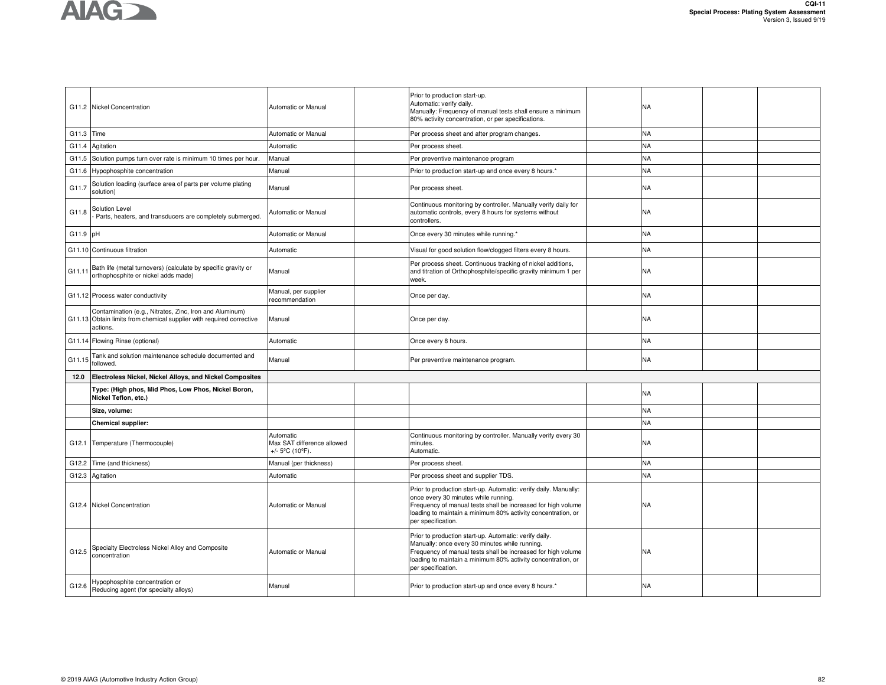| | | | | | | | | |
|---|---|---|---|---|---|---|---|---|
| G11.2 | Nickel Concentration | Automatic or Manual | | Prior to production start-up.<br>Automatic: verify daily.<br>Manually: Frequency of manual tests shall ensure a minimum 80% activity concentration, or per specifications. | | NA | | |
| G11.3 | Time | Automatic or Manual | | Per process sheet and after program changes. | | NA | | |
| G11.4 | Agitation | Automatic | | Per process sheet. | | NA | | |
| G11.5 | Solution pumps turn over rate is minimum 10 times per hour. | Manual | | Per preventive maintenance program | | NA | | |
| G11.6 | Hypophosphite concentration | Manual | | Prior to production start-up and once every 8 hours.* | | NA | | |
| G11.7 | Solution loading (surface area of parts per volume plating solution) | Manual | | Per process sheet. | | NA | | |
| G11.8 | Solution Level<br>- Parts, heaters, and transducers are completely submerged. | Automatic or Manual | | Continuous monitoring by controller. Manually verify daily for automatic controls, every 8 hours for systems without controllers. | | NA | | |
| G11.9 | pH | Automatic or Manual | | Once every 30 minutes while running.* | | NA | | |
| G11.10 | Continuous filtration | Automatic | | Visual for good solution flow/clogged filters every 8 hours. | | NA | | |
| G11.11 | Bath life (metal turnovers) (calculate by specific gravity or orthophosphite or nickel adds made) | Manual | | Per process sheet. Continuous tracking of nickel additions, and titration of Orthophosphite/specific gravity minimum 1 per week. | | NA | | |
| G11.12 | Process water conductivity | Manual, per supplier recommendation | | Once per day. | | NA | | |
| G11.13 | Contamination (e.g., Nitrates, Zinc, Iron and Aluminum) Obtain limits from chemical supplier with required corrective actions. | Manual | | Once per day. | | NA | | |
| G11.14 | Flowing Rinse (optional) | Automatic | | Once every 8 hours. | | NA | | |
| G11.15 | Tank and solution maintenance schedule documented and followed. | Manual | | Per preventive maintenance program. | | NA | | |
| **12.0** | **Electroless Nickel, Nickel Alloys, and Nickel Composites** | | | | | | | |
| | **Type: (High phos, Mid Phos, Low Phos, Nickel Boron, Nickel Teflon, etc.)** | | | | | NA | | |
| | **Size, volume:** | | | | | NA | | |
| | **Chemical supplier:** | | | | | NA | | |
| G12.1 | Temperature (Thermocouple) | Automatic<br>Max SAT difference allowed +/- 5ºC (10ºF). | | Continuous monitoring by controller. Manually verify every 30 minutes.<br>Automatic. | | NA | | |
| G12.2 | Time (and thickness) | Manual (per thickness) | | Per process sheet. | | NA | | |
| G12.3 | Agitation | Automatic | | Per process sheet and supplier TDS. | | NA | | |
| G12.4 | Nickel Concentration | Automatic or Manual | | Prior to production start-up. Automatic: verify daily. Manually: once every 30 minutes while running.<br>Frequency of manual tests shall be increased for high volume loading to maintain a minimum 80% activity concentration, or per specification. | | NA | | |
| G12.5 | Specialty Electroless Nickel Alloy and Composite concentration | Automatic or Manual | | Prior to production start-up. Automatic: verify daily.<br>Manually: once every 30 minutes while running.<br>Frequency of manual tests shall be increased for high volume loading to maintain a minimum 80% activity concentration, or per specification. | | NA | | |
| G12.6 | Hypophosphite concentration or<br>Reducing agent (for specialty alloys) | Manual | | Prior to production start-up and once every 8 hours.* | | NA | | |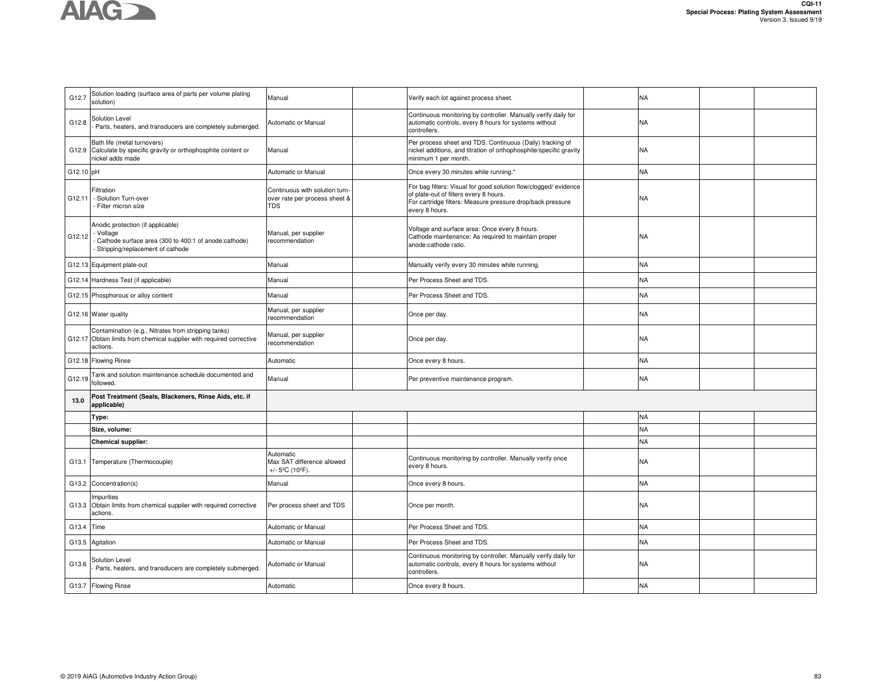| | | | | | | | | |
|---|---|---|---|---|---|---|---|---|
| G12.7 | Solution loading (surface area of parts per volume plating solution) | Manual | | Verify each lot against process sheet. | | NA | | |
| G12.8 | Solution Level<br>- Parts, heaters, and transducers are completely submerged. | Automatic or Manual | | Continuous monitoring by controller. Manually verify daily for automatic controls, every 8 hours for systems without controllers. | | NA | | |
| G12.9 | Bath life (metal turnovers)<br>Calculate by specific gravity or orthophosphite content or nickel adds made | Manual | | Per process sheet and TDS. Continuous (Daily) tracking of nickel additions, and titration of orthophosphite/specific gravity minimum 1 per month. | | NA | | |
| G12.10 | pH | Automatic or Manual | | Once every 30 minutes while running.* | | NA | | |
| G12.11 | Filtration<br>- Solution Turn-over<br>- Filter micron size | Continuous with solution turn-over rate per process sheet & TDS | | For bag filters: Visual for good solution flow/clogged/ evidence of plate-out of filters every 8 hours.<br>For cartridge filters: Measure pressure drop/back pressure every 8 hours. | | NA | | |
| G12.12 | Anodic protection (if applicable)<br>- Voltage<br>- Cathode surface area (300 to 400:1 of anode:cathode)<br>- Stripping/replacement of cathode | Manual, per supplier recommendation | | Voltage and surface area: Once every 8 hours.<br>Cathode maintenance: As required to maintain proper anode:cathode ratio. | | NA | | |
| G12.13 | Equipment plate-out | Manual | | Manually verify every 30 minutes while running. | | NA | | |
| G12.14 | Hardness Test (if applicable) | Manual | | Per Process Sheet and TDS. | | NA | | |
| G12.15 | Phosphorous or alloy content | Manual | | Per Process Sheet and TDS. | | NA | | |
| G12.16 | Water quality | Manual, per supplier recommendation | | Once per day. | | NA | | |
| G12.17 | Contamination (e.g., Nitrates from stripping tanks)<br>Obtain limits from chemical supplier with required corrective actions. | Manual, per supplier recommendation | | Once per day. | | NA | | |
| G12.18 | Flowing Rinse | Automatic | | Once every 8 hours. | | NA | | |
| G12.19 | Tank and solution maintenance schedule documented and followed. | Manual | | Per preventive maintenance program. | | NA | | |
| **13.0** | **Post Treatment (Seals, Blackeners, Rinse Aids, etc. if applicable)** | | | | | | | |
| | **Type:** | | | | | NA | | |
| | **Size, volume:** | | | | | NA | | |
| | **Chemical supplier:** | | | | | NA | | |
| G13.1 | Temperature (Thermocouple) | Automatic<br>Max SAT difference allowed +/- 5ºC (10ºF). | | Continuous monitoring by controller. Manually verify once every 8 hours. | | NA | | |
| G13.2 | Concentration(s) | Manual | | Once every 8 hours. | | NA | | |
| G13.3 | Impurities<br>Obtain limits from chemical supplier with required corrective actions. | Per process sheet and TDS | | Once per month. | | NA | | |
| G13.4 | Time | Automatic or Manual | | Per Process Sheet and TDS. | | NA | | |
| G13.5 | Agitation | Automatic or Manual | | Per Process Sheet and TDS. | | NA | | |
| G13.6 | Solution Level<br>- Parts, heaters, and transducers are completely submerged. | Automatic or Manual | | Continuous monitoring by controller. Manually verify daily for automatic controls, every 8 hours for systems without controllers. | | NA | | |
| G13.7 | Flowing Rinse | Automatic | | Once every 8 hours. | | NA | | |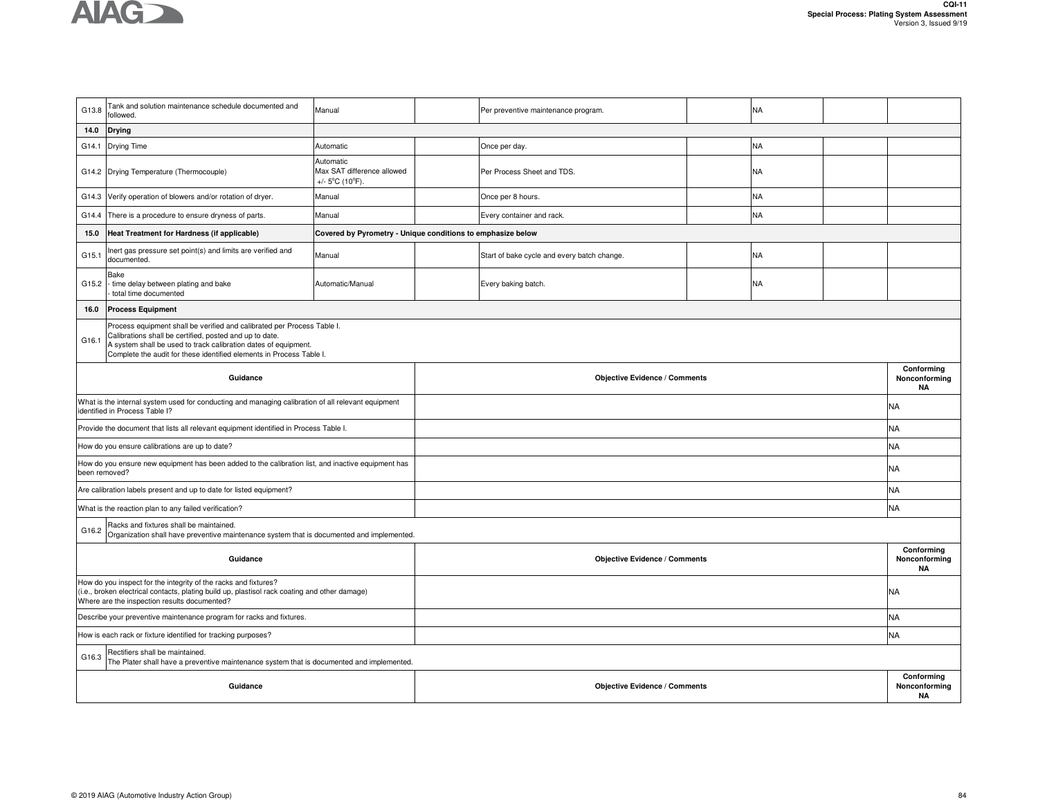| | | | | | | | | |
|---|---|---|---|---|---|---|---|---|
| G13.8 | Tank and solution maintenance schedule documented and followed. | Manual | | Per preventive maintenance program. | | NA | | |
| **14.0** | **Drying** | | | | | | | |
| G14.1 | Drying Time | Automatic | | Once per day. | | NA | | |
| G14.2 | Drying Temperature (Thermocouple) | Automatic<br>Max SAT difference allowed +/- 5°C (10°F). | | Per Process Sheet and TDS. | | NA | | |
| G14.3 | Verify operation of blowers and/or rotation of dryer. | Manual | | Once per 8 hours. | | NA | | |
| G14.4 | There is a procedure to ensure dryness of parts. | Manual | | Every container and rack. | | NA | | |
| **15.0** | **Heat Treatment for Hardness (if applicable)** | **Covered by Pyrometry - Unique conditions to emphasize below** | | | | | | |
| G15.1 | Inert gas pressure set point(s) and limits are verified and documented. | Manual | | Start of bake cycle and every batch change. | | NA | | |
| G15.2 | Bake<br>- time delay between plating and bake<br>- total time documented | Automatic/Manual | | Every baking batch. | | NA | | |
| **16.0** | **Process Equipment** | | | | | | | |

**G16.1** Process equipment shall be verified and calibrated per Process Table I.
Calibrations shall be certified, posted and up to date.
A system shall be used to track calibration dates of equipment.
Complete the audit for these identified elements in Process Table I.

| Guidance | Objective Evidence / Comments | Conforming Nonconforming NA |
|---|---|---|
| What is the internal system used for conducting and managing calibration of all relevant equipment identified in Process Table I? | | NA |
| Provide the document that lists all relevant equipment identified in Process Table I. | | NA |
| How do you ensure calibrations are up to date? | | NA |
| How do you ensure new equipment has been added to the calibration list, and inactive equipment has been removed? | | NA |
| Are calibration labels present and up to date for listed equipment? | | NA |
| What is the reaction plan to any failed verification? | | NA |

**G16.2** Racks and fixtures shall be maintained.
Organization shall have preventive maintenance system that is documented and implemented.

| Guidance | Objective Evidence / Comments | Conforming Nonconforming NA |
|---|---|---|
| How do you inspect for the integrity of the racks and fixtures?<br>(i.e., broken electrical contacts, plating build up, plastisol rack coating and other damage)<br>Where are the inspection results documented? | | NA |
| Describe your preventive maintenance program for racks and fixtures. | | NA |
| How is each rack or fixture identified for tracking purposes? | | NA |

**G16.3** Rectifiers shall be maintained.
The Plater shall have a preventive maintenance system that is documented and implemented.

| Guidance | Objective Evidence / Comments | Conforming Nonconforming NA |
|---|---|---|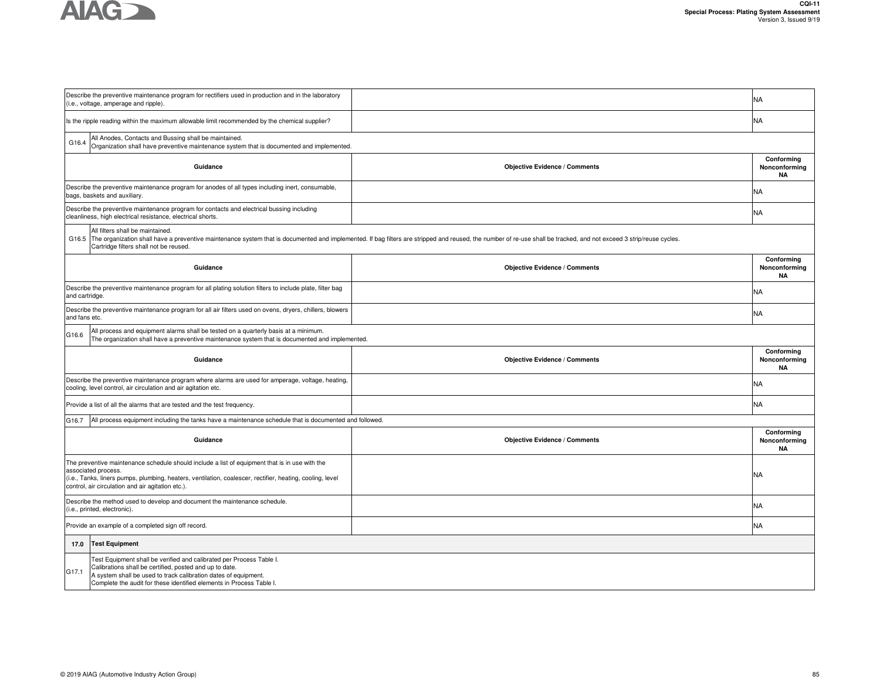| Guidance | Objective Evidence / Comments | Conforming Nonconforming NA |
|---|---|---|
| Describe the preventive maintenance program for rectifiers used in production and in the laboratory (i.e., voltage, amperage and ripple). | | NA |
| Is the ripple reading within the maximum allowable limit recommended by the chemical supplier? | | NA |

**G16.4** All Anodes, Contacts and Bussing shall be maintained.
Organization shall have preventive maintenance system that is documented and implemented.

| Guidance | Objective Evidence / Comments | Conforming Nonconforming NA |
|---|---|---|
| Describe the preventive maintenance program for anodes of all types including inert, consumable, bags, baskets and auxiliary. | | NA |
| Describe the preventive maintenance program for contacts and electrical bussing including cleanliness, high electrical resistance, electrical shorts. | | NA |

**G16.5** All filters shall be maintained.
The organization shall have a preventive maintenance system that is documented and implemented. If bag filters are stripped and reused, the number of re-use shall be tracked, and not exceed 3 strip/reuse cycles.
Cartridge filters shall not be reused.

| Guidance | Objective Evidence / Comments | Conforming Nonconforming NA |
|---|---|---|
| Describe the preventive maintenance program for all plating solution filters to include plate, filter bag and cartridge. | | NA |
| Describe the preventive maintenance program for all air filters used on ovens, dryers, chillers, blowers and fans etc. | | NA |

**G16.6** All process and equipment alarms shall be tested on a quarterly basis at a minimum.
The organization shall have a preventive maintenance system that is documented and implemented.

| Guidance | Objective Evidence / Comments | Conforming Nonconforming NA |
|---|---|---|
| Describe the preventive maintenance program where alarms are used for amperage, voltage, heating, cooling, level control, air circulation and air agitation etc. | | NA |
| Provide a list of all the alarms that are tested and the test frequency. | | NA |

**G16.7** All process equipment including the tanks have a maintenance schedule that is documented and followed.

| Guidance | Objective Evidence / Comments | Conforming Nonconforming NA |
|---|---|---|
| The preventive maintenance schedule should include a list of equipment that is in use with the associated process. (i.e., Tanks, liners pumps, plumbing, heaters, ventilation, coalescer, rectifier, heating, cooling, level control, air circulation and air agitation etc.). | | NA |
| Describe the method used to develop and document the maintenance schedule. (i.e., printed, electronic). | | NA |
| Provide an example of a completed sign off record. | | NA |

## 17.0 Test Equipment

**G17.1** Test Equipment shall be verified and calibrated per Process Table I.
Calibrations shall be certified, posted and up to date.
A system shall be used to track calibration dates of equipment.
Complete the audit for these identified elements in Process Table I.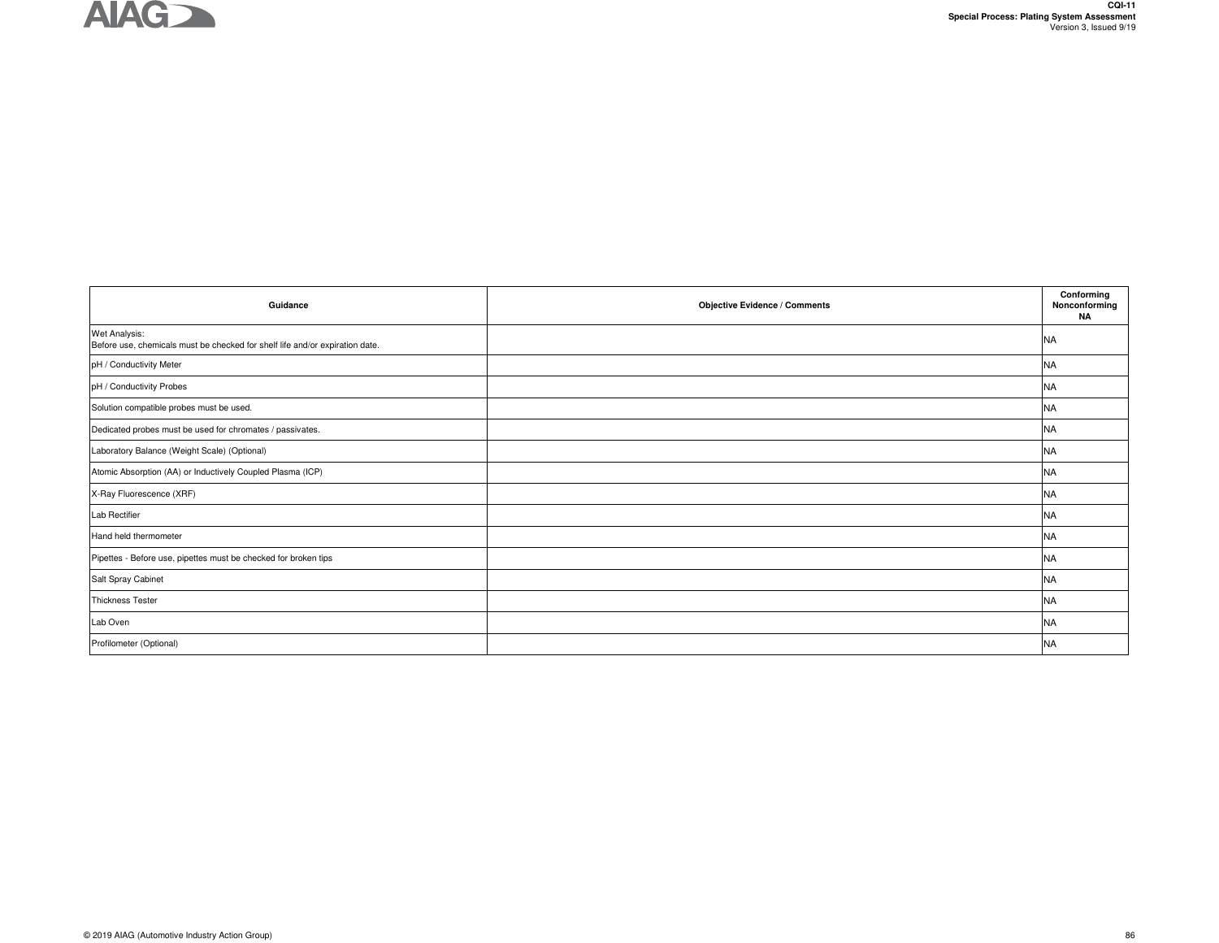| Guidance | Objective Evidence / Comments | Conforming Nonconforming NA |
|---|---|---|
| Wet Analysis:<br>Before use, chemicals must be checked for shelf life and/or expiration date. | | NA |
| pH / Conductivity Meter | | NA |
| pH / Conductivity Probes | | NA |
| Solution compatible probes must be used. | | NA |
| Dedicated probes must be used for chromates / passivates. | | NA |
| Laboratory Balance (Weight Scale) (Optional) | | NA |
| Atomic Absorption (AA) or Inductively Coupled Plasma (ICP) | | NA |
| X-Ray Fluorescence (XRF) | | NA |
| Lab Rectifier | | NA |
| Hand held thermometer | | NA |
| Pipettes - Before use, pipettes must be checked for broken tips | | NA |
| Salt Spray Cabinet | | NA |
| Thickness Tester | | NA |
| Lab Oven | | NA |
| Profilometer (Optional) | | NA |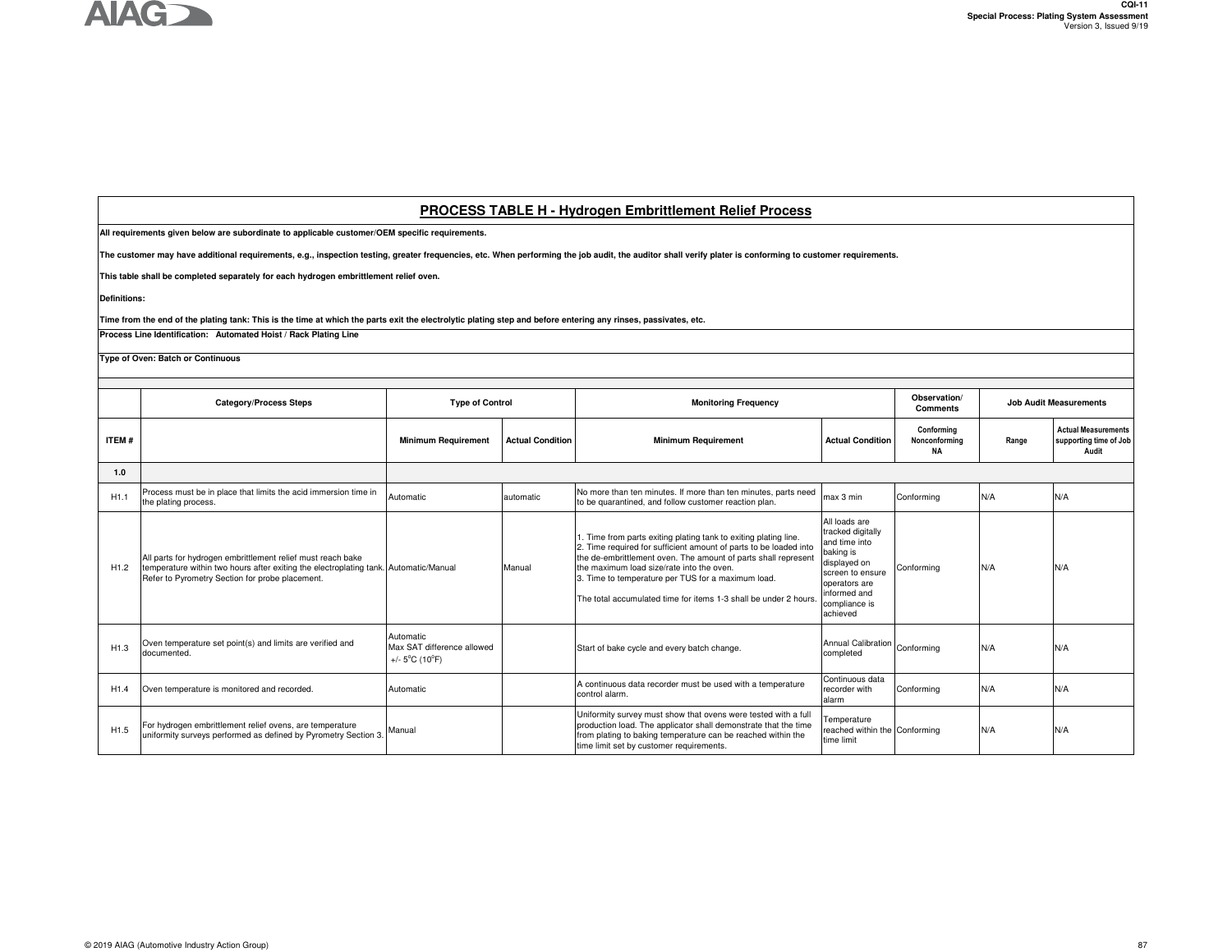## PROCESS TABLE H - Hydrogen Embrittlement Relief Process

**All requirements given below are subordinate to applicable customer/OEM specific requirements.**

**The customer may have additional requirements, e.g., inspection testing, greater frequencies, etc. When performing the job audit, the auditor shall verify plater is conforming to customer requirements.**

**This table shall be completed separately for each hydrogen embrittlement relief oven.**

**Definitions:**

**Time from the end of the plating tank: This is the time at which the parts exit the electrolytic plating step and before entering any rinses, passivates, etc.**

**Process Line Identification: Automated Hoist / Rack Plating Line**

**Type of Oven: Batch or Continuous**

| | Category/Process Steps | Type of Control | | Monitoring Frequency | | Observation/ Comments | Job Audit Measurements | |
|---|---|---|---|---|---|---|---|---|
| **ITEM #** | | **Minimum Requirement** | **Actual Condition** | **Minimum Requirement** | **Actual Condition** | **Conforming Nonconforming NA** | **Range** | **Actual Measurements supporting time of Job Audit** |
| **1.0** | | | | | | | | |
| H1.1 | Process must be in place that limits the acid immersion time in the plating process. | Automatic | automatic | No more than ten minutes. If more than ten minutes, parts need to be quarantined, and follow customer reaction plan. | max 3 min | Conforming | N/A | N/A |
| H1.2 | All parts for hydrogen embrittlement relief must reach bake temperature within two hours after exiting the electroplating tank. Refer to Pyrometry Section for probe placement. | Automatic/Manual | Manual | 1. Time from parts exiting plating tank to exiting plating line.<br>2. Time required for sufficient amount of parts to be loaded into the de-embrittlement oven. The amount of parts shall represent the maximum load size/rate into the oven.<br>3. Time to temperature per TUS for a maximum load.<br><br>The total accumulated time for items 1-3 shall be under 2 hours. | All loads are tracked digitally and time into baking is displayed on screen to ensure operators are informed and compliance is achieved | Conforming | N/A | N/A |
| H1.3 | Oven temperature set point(s) and limits are verified and documented. | Automatic<br>Max SAT difference allowed +/- 5°C (10°F) | | Start of bake cycle and every batch change. | Annual Calibration completed | Conforming | N/A | N/A |
| H1.4 | Oven temperature is monitored and recorded. | Automatic | | A continuous data recorder must be used with a temperature control alarm. | Continuous data recorder with alarm | Conforming | N/A | N/A |
| H1.5 | For hydrogen embrittlement relief ovens, are temperature uniformity surveys performed as defined by Pyrometry Section 3. | Manual | | Uniformity survey must show that ovens were tested with a full production load. The applicator shall demonstrate that the time from plating to baking temperature can be reached within the time limit set by customer requirements. | Temperature reached within the time limit | Conforming | N/A | N/A |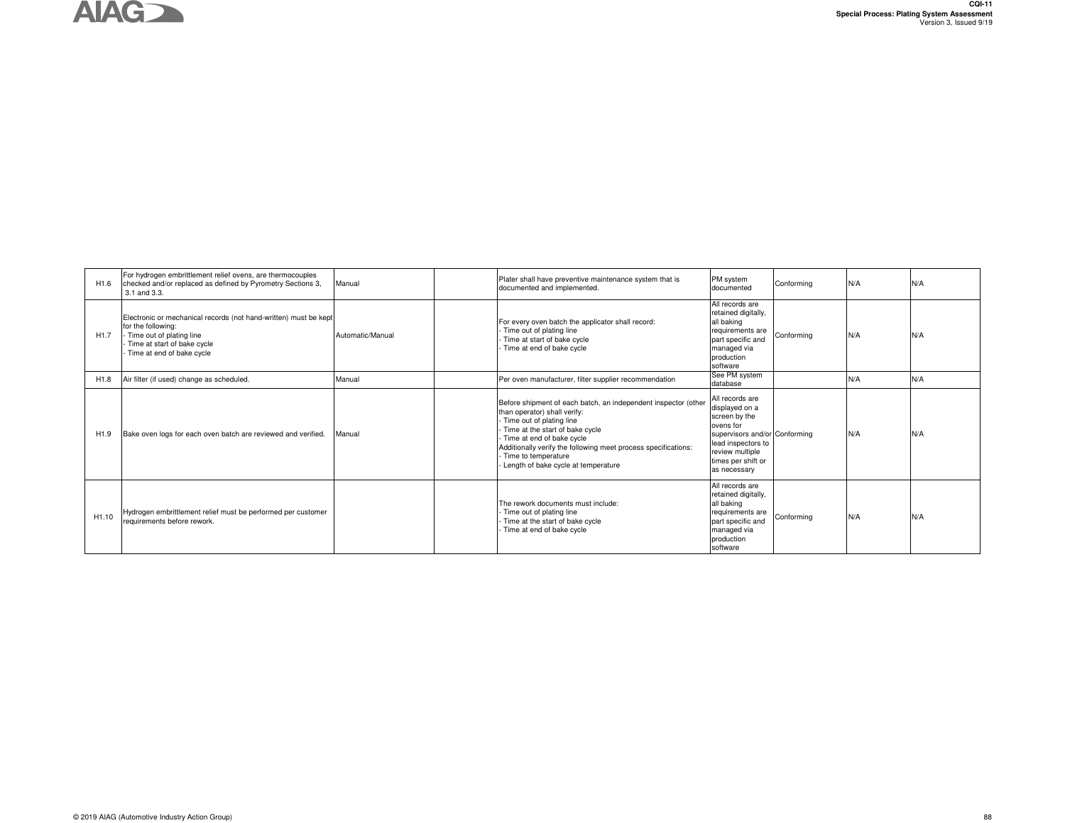| H1.6 | For hydrogen embrittlement relief ovens, are thermocouples checked and/or replaced as defined by Pyrometry Sections 3, 3.1 and 3.3. | Manual | | Plater shall have preventive maintenance system that is documented and implemented. | PM system documented | Conforming | N/A | N/A |
|---|---|---|---|---|---|---|---|---|
| H1.7 | Electronic or mechanical records (not hand-written) must be kept for the following:<br>- Time out of plating line<br>- Time at start of bake cycle<br>- Time at end of bake cycle | Automatic/Manual | | For every oven batch the applicator shall record:<br>- Time out of plating line<br>- Time at start of bake cycle<br>- Time at end of bake cycle | All records are retained digitally, all baking requirements are part specific and managed via production software | Conforming | N/A | N/A |
| H1.8 | Air filter (if used) change as scheduled. | Manual | | Per oven manufacturer, filter supplier recommendation | See PM system database | | N/A | N/A |
| H1.9 | Bake oven logs for each oven batch are reviewed and verified. | Manual | | Before shipment of each batch, an independent inspector (other than operator) shall verify:<br>- Time out of plating line<br>- Time at the start of bake cycle<br>- Time at end of bake cycle<br>Additionally verify the following meet process specifications:<br>- Time to temperature<br>- Length of bake cycle at temperature | All records are displayed on a screen by the ovens for supervisors and/or lead inspectors to review multiple times per shift or as necessary | Conforming | N/A | N/A |
| H1.10 | Hydrogen embrittlement relief must be performed per customer requirements before rework. | | | The rework documents must include:<br>- Time out of plating line<br>- Time at the start of bake cycle<br>- Time at end of bake cycle | All records are retained digitally, all baking requirements are part specific and managed via production software | Conforming | N/A | N/A |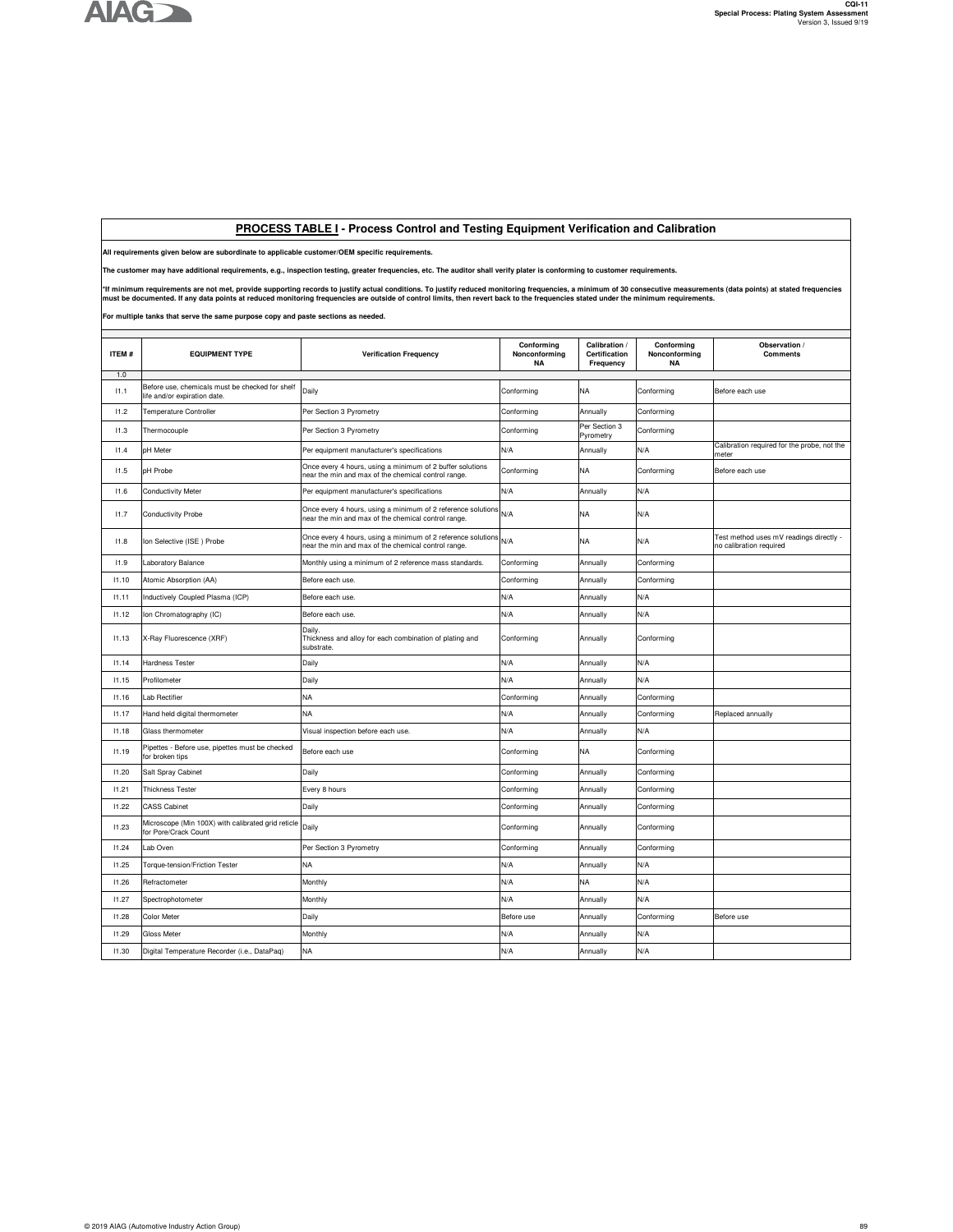## PROCESS TABLE I - Process Control and Testing Equipment Verification and Calibration

**All requirements given below are subordinate to applicable customer/OEM specific requirements.**

**The customer may have additional requirements, e.g., inspection testing, greater frequencies, etc. The auditor shall verify plater is conforming to customer requirements.**

**\*If minimum requirements are not met, provide supporting records to justify actual conditions. To justify reduced monitoring frequencies, a minimum of 30 consecutive measurements (data points) at stated frequencies must be documented. If any data points at reduced monitoring frequencies are outside of control limits, then revert back to the frequencies stated under the minimum requirements.**

**For multiple tanks that serve the same purpose copy and paste sections as needed.**

| ITEM # | EQUIPMENT TYPE | Verification Frequency | Conforming Nonconforming NA | Calibration / Certification Frequency | Conforming Nonconforming NA | Observation / Comments |
|---|---|---|---|---|---|---|
| 1.0 | | | | | | |
| I1.1 | Before use, chemicals must be checked for shelf life and/or expiration date. | Daily | Conforming | NA | Conforming | Before each use |
| I1.2 | Temperature Controller | Per Section 3 Pyrometry | Conforming | Annually | Conforming | |
| I1.3 | Thermocouple | Per Section 3 Pyrometry | Conforming | Per Section 3 Pyrometry | Conforming | |
| I1.4 | pH Meter | Per equipment manufacturer's specifications | N/A | Annually | N/A | Calibration required for the probe, not the meter |
| I1.5 | pH Probe | Once every 4 hours, using a minimum of 2 buffer solutions near the min and max of the chemical control range. | Conforming | NA | Conforming | Before each use |
| I1.6 | Conductivity Meter | Per equipment manufacturer's specifications | N/A | Annually | N/A | |
| I1.7 | Conductivity Probe | Once every 4 hours, using a minimum of 2 reference solutions near the min and max of the chemical control range. | N/A | NA | N/A | |
| I1.8 | Ion Selective (ISE ) Probe | Once every 4 hours, using a minimum of 2 reference solutions near the min and max of the chemical control range. | N/A | NA | N/A | Test method uses mV readings directly - no calibration required |
| I1.9 | Laboratory Balance | Monthly using a minimum of 2 reference mass standards. | Conforming | Annually | Conforming | |
| I1.10 | Atomic Absorption (AA) | Before each use. | Conforming | Annually | Conforming | |
| I1.11 | Inductively Coupled Plasma (ICP) | Before each use. | N/A | Annually | N/A | |
| I1.12 | Ion Chromatography (IC) | Before each use. | N/A | Annually | N/A | |
| I1.13 | X-Ray Fluorescence (XRF) | Daily. Thickness and alloy for each combination of plating and substrate. | Conforming | Annually | Conforming | |
| I1.14 | Hardness Tester | Daily | N/A | Annually | N/A | |
| I1.15 | Profilometer | Daily | N/A | Annually | N/A | |
| I1.16 | Lab Rectifier | NA | Conforming | Annually | Conforming | |
| I1.17 | Hand held digital thermometer | NA | N/A | Annually | Conforming | Replaced annually |
| I1.18 | Glass thermometer | Visual inspection before each use. | N/A | Annually | N/A | |
| I1.19 | Pipettes - Before use, pipettes must be checked for broken tips | Before each use | Conforming | NA | Conforming | |
| I1.20 | Salt Spray Cabinet | Daily | Conforming | Annually | Conforming | |
| I1.21 | Thickness Tester | Every 8 hours | Conforming | Annually | Conforming | |
| I1.22 | CASS Cabinet | Daily | Conforming | Annually | Conforming | |
| I1.23 | Microscope (Min 100X) with calibrated grid reticle for Pore/Crack Count | Daily | Conforming | Annually | Conforming | |
| I1.24 | Lab Oven | Per Section 3 Pyrometry | Conforming | Annually | Conforming | |
| I1.25 | Torque-tension/Friction Tester | NA | N/A | Annually | N/A | |
| I1.26 | Refractometer | Monthly | N/A | NA | N/A | |
| I1.27 | Spectrophotometer | Monthly | N/A | Annually | N/A | |
| I1.28 | Color Meter | Daily | Before use | Annually | Conforming | Before use |
| I1.29 | Gloss Meter | Monthly | N/A | Annually | N/A | |
| I1.30 | Digital Temperature Recorder (i.e., DataPaq) | NA | N/A | Annually | N/A | |